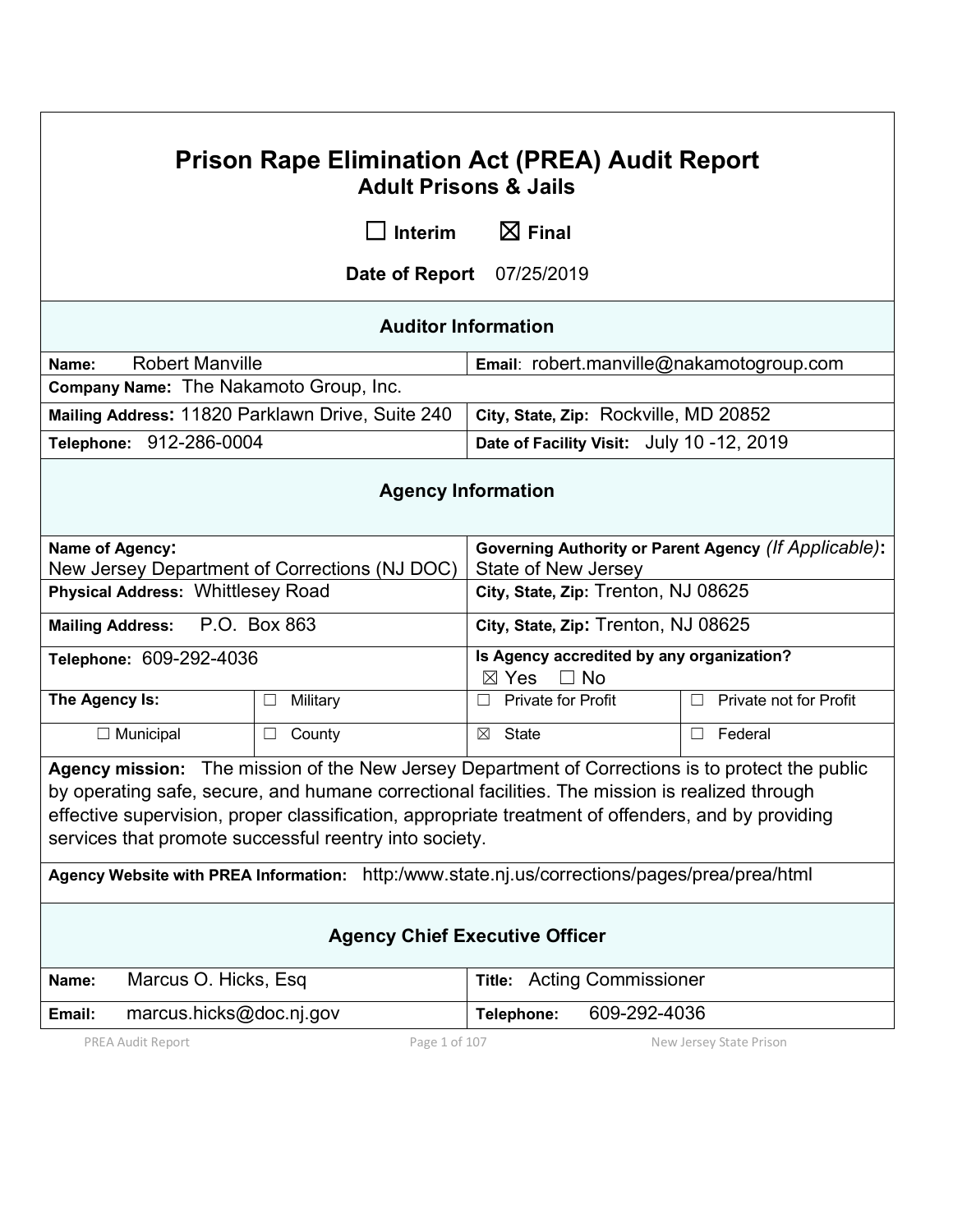# Prison Rape Elimination Act (PREA) Audit Report

## Adult Prisons & Jails

☐ **Interim** ☒ **Final**

**Date of Report** 07/25/2019

### Auditor Information

| | |
|---|---|
| **Name:** Robert Manville | **Email**: robert.manville@nakamotogroup.com |
| **Company Name:** The Nakamoto Group, Inc. | |
| **Mailing Address:** 11820 Parklawn Drive, Suite 240 | **City, State, Zip:** Rockville, MD 20852 |
| **Telephone:** 912-286-0004 | **Date of Facility Visit:** July 10 -12, 2019 |

### Agency Information

| | | | |
|---|---|---|---|
| **Name of Agency:** New Jersey Department of Corrections (NJ DOC) | | **Governing Authority or Parent Agency** *(If Applicable)*: State of New Jersey | |
| **Physical Address:** Whittlesey Road | | **City, State, Zip:** Trenton, NJ 08625 | |
| **Mailing Address:** P.O. Box 863 | | **City, State, Zip:** Trenton, NJ 08625 | |
| **Telephone:** 609-292-4036 | | **Is Agency accredited by any organization?** ☒ Yes ☐ No | |
| **The Agency Is:** | ☐ Military | ☐ Private for Profit | ☐ Private not for Profit |
| ☐ Municipal | ☐ County | ☒ State | ☐ Federal |

**Agency mission:** The mission of the New Jersey Department of Corrections is to protect the public by operating safe, secure, and humane correctional facilities. The mission is realized through effective supervision, proper classification, appropriate treatment of offenders, and by providing services that promote successful reentry into society.

**Agency Website with PREA Information:** http:/www.state.nj.us/corrections/pages/prea/prea/html

### Agency Chief Executive Officer

| | |
|---|---|
| **Name:** Marcus O. Hicks, Esq | **Title:** Acting Commissioner |
| **Email:** marcus.hicks@doc.nj.gov | **Telephone:** 609-292-4036 |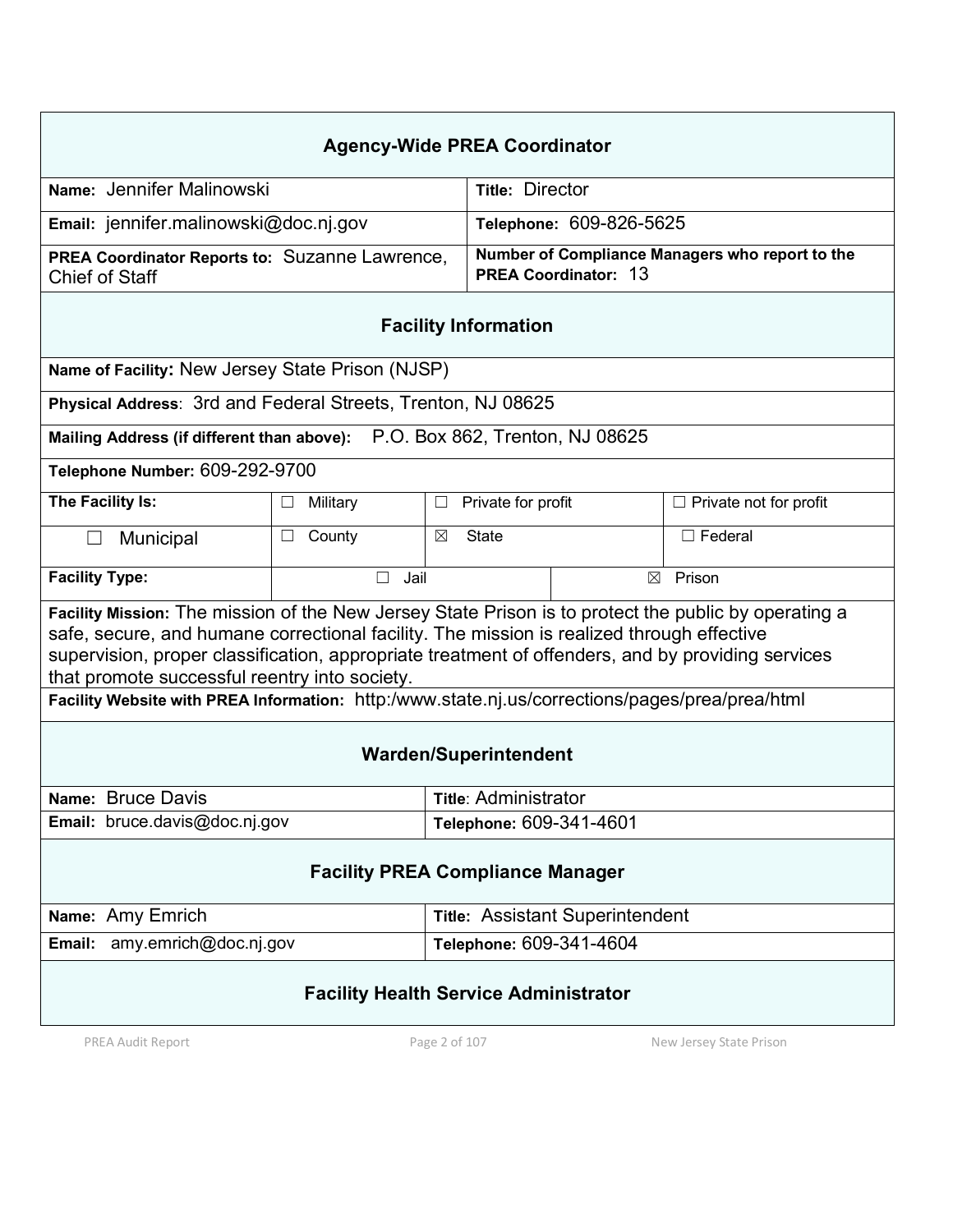## Agency-Wide PREA Coordinator

| | |
|---|---|
| **Name:** Jennifer Malinowski | **Title:** Director |
| **Email:** jennifer.malinowski@doc.nj.gov | **Telephone:** 609-826-5625 |
| **PREA Coordinator Reports to:** Suzanne Lawrence, Chief of Staff | **Number of Compliance Managers who report to the PREA Coordinator:** 13 |

## Facility Information

**Name of Facility:** New Jersey State Prison (NJSP)

**Physical Address**: 3rd and Federal Streets, Trenton, NJ 08625

**Mailing Address (if different than above):** P.O. Box 862, Trenton, NJ 08625

**Telephone Number:** 609-292-9700

| **The Facility Is:** | ☐ Military | ☐ Private for profit | ☐ Private not for profit |
|---|---|---|---|
| ☐ Municipal | ☐ County | ☒ State | ☐ Federal |

| **Facility Type:** | ☐ Jail | ☒ Prison |
|---|---|---|

**Facility Mission:** The mission of the New Jersey State Prison is to protect the public by operating a safe, secure, and humane correctional facility. The mission is realized through effective supervision, proper classification, appropriate treatment of offenders, and by providing services that promote successful reentry into society.

**Facility Website with PREA Information:** http:/www.state.nj.us/corrections/pages/prea/prea/html

## Warden/Superintendent

| | |
|---|---|
| **Name:** Bruce Davis | **Title**: Administrator |
| **Email:** bruce.davis@doc.nj.gov | **Telephone:** 609-341-4601 |

## Facility PREA Compliance Manager

| | |
|---|---|
| **Name:** Amy Emrich | **Title:** Assistant Superintendent |
| **Email:** amy.emrich@doc.nj.gov | **Telephone:** 609-341-4604 |

## Facility Health Service Administrator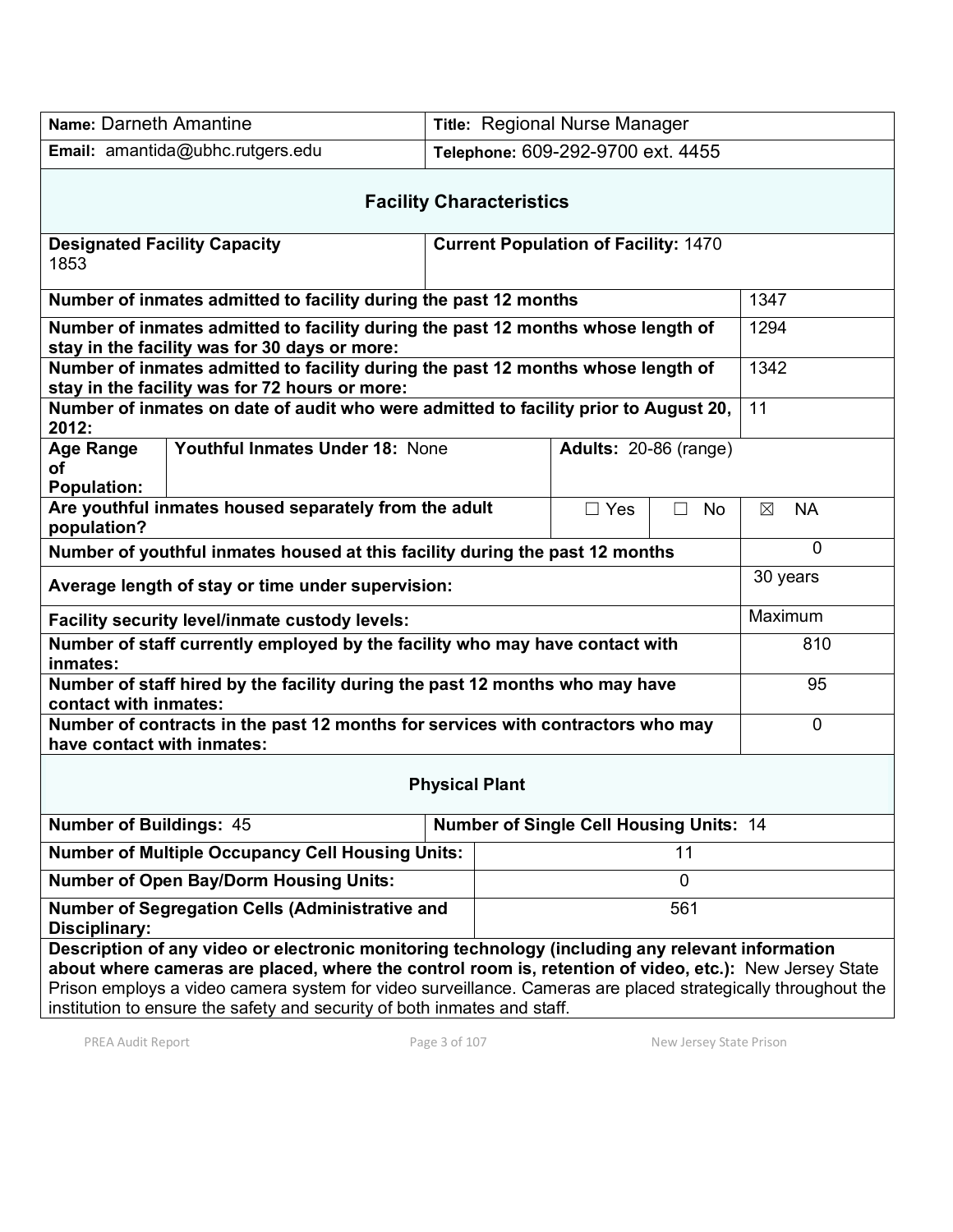| **Name:** Darneth Amantine | **Title:** Regional Nurse Manager |
|---|---|
| **Email:** amantida@ubhc.rutgers.edu | **Telephone:** 609-292-9700 ext. 4455 |

## Facility Characteristics

| **Designated Facility Capacity** 1853 | **Current Population of Facility:** 1470 |
|---|---|

| | |
|---|---|
| **Number of inmates admitted to facility during the past 12 months** | 1347 |
| **Number of inmates admitted to facility during the past 12 months whose length of stay in the facility was for 30 days or more:** | 1294 |
| **Number of inmates admitted to facility during the past 12 months whose length of stay in the facility was for 72 hours or more:** | 1342 |
| **Number of inmates on date of audit who were admitted to facility prior to August 20, 2012:** | 11 |

| **Age Range of Population:** | **Youthful Inmates Under 18:** None | **Adults:** 20-86 (range) |
|---|---|---|

| **Are youthful inmates housed separately from the adult population?** | ☐ Yes | ☐ No | ☒ NA |
|---|---|---|---|

| | |
|---|---|
| **Number of youthful inmates housed at this facility during the past 12 months** | 0 |
| **Average length of stay or time under supervision:** | 30 years |
| **Facility security level/inmate custody levels:** | Maximum |
| **Number of staff currently employed by the facility who may have contact with inmates:** | 810 |
| **Number of staff hired by the facility during the past 12 months who may have contact with inmates:** | 95 |
| **Number of contracts in the past 12 months for services with contractors who may have contact with inmates:** | 0 |

## Physical Plant

| **Number of Buildings:** 45 | **Number of Single Cell Housing Units:** 14 |
|---|---|
| **Number of Multiple Occupancy Cell Housing Units:** | 11 |
| **Number of Open Bay/Dorm Housing Units:** | 0 |
| **Number of Segregation Cells (Administrative and Disciplinary:** | 561 |

**Description of any video or electronic monitoring technology (including any relevant information about where cameras are placed, where the control room is, retention of video, etc.):** New Jersey State Prison employs a video camera system for video surveillance. Cameras are placed strategically throughout the institution to ensure the safety and security of both inmates and staff.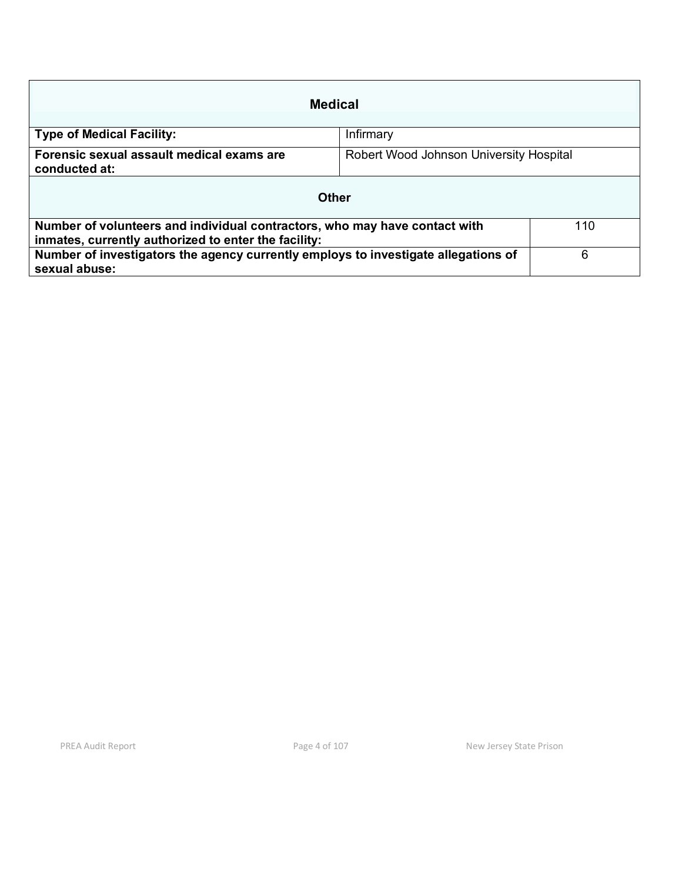| Medical | |
|---|---|
| **Type of Medical Facility:** | Infirmary |
| **Forensic sexual assault medical exams are conducted at:** | Robert Wood Johnson University Hospital |

| Other | |
|---|---|
| **Number of volunteers and individual contractors, who may have contact with inmates, currently authorized to enter the facility:** | 110 |
| **Number of investigators the agency currently employs to investigate allegations of sexual abuse:** | 6 |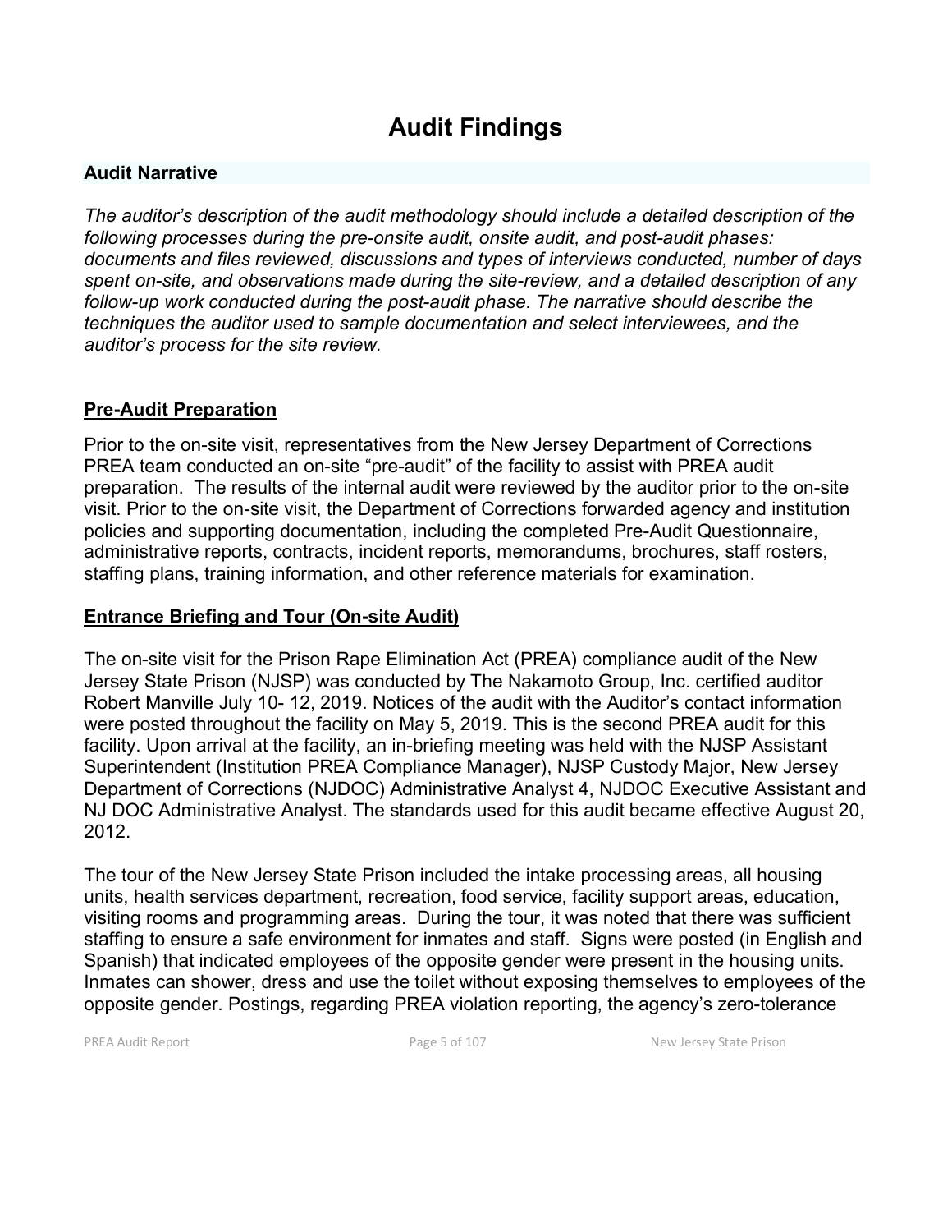# Audit Findings

## Audit Narrative

*The auditor's description of the audit methodology should include a detailed description of the following processes during the pre-onsite audit, onsite audit, and post-audit phases: documents and files reviewed, discussions and types of interviews conducted, number of days spent on-site, and observations made during the site-review, and a detailed description of any follow-up work conducted during the post-audit phase. The narrative should describe the techniques the auditor used to sample documentation and select interviewees, and the auditor's process for the site review.*

### Pre-Audit Preparation

Prior to the on-site visit, representatives from the New Jersey Department of Corrections PREA team conducted an on-site "pre-audit" of the facility to assist with PREA audit preparation. The results of the internal audit were reviewed by the auditor prior to the on-site visit. Prior to the on-site visit, the Department of Corrections forwarded agency and institution policies and supporting documentation, including the completed Pre-Audit Questionnaire, administrative reports, contracts, incident reports, memorandums, brochures, staff rosters, staffing plans, training information, and other reference materials for examination.

### Entrance Briefing and Tour (On-site Audit)

The on-site visit for the Prison Rape Elimination Act (PREA) compliance audit of the New Jersey State Prison (NJSP) was conducted by The Nakamoto Group, Inc. certified auditor Robert Manville July 10- 12, 2019. Notices of the audit with the Auditor's contact information were posted throughout the facility on May 5, 2019. This is the second PREA audit for this facility. Upon arrival at the facility, an in-briefing meeting was held with the NJSP Assistant Superintendent (Institution PREA Compliance Manager), NJSP Custody Major, New Jersey Department of Corrections (NJDOC) Administrative Analyst 4, NJDOC Executive Assistant and NJ DOC Administrative Analyst. The standards used for this audit became effective August 20, 2012.

The tour of the New Jersey State Prison included the intake processing areas, all housing units, health services department, recreation, food service, facility support areas, education, visiting rooms and programming areas. During the tour, it was noted that there was sufficient staffing to ensure a safe environment for inmates and staff. Signs were posted (in English and Spanish) that indicated employees of the opposite gender were present in the housing units. Inmates can shower, dress and use the toilet without exposing themselves to employees of the opposite gender. Postings, regarding PREA violation reporting, the agency's zero-tolerance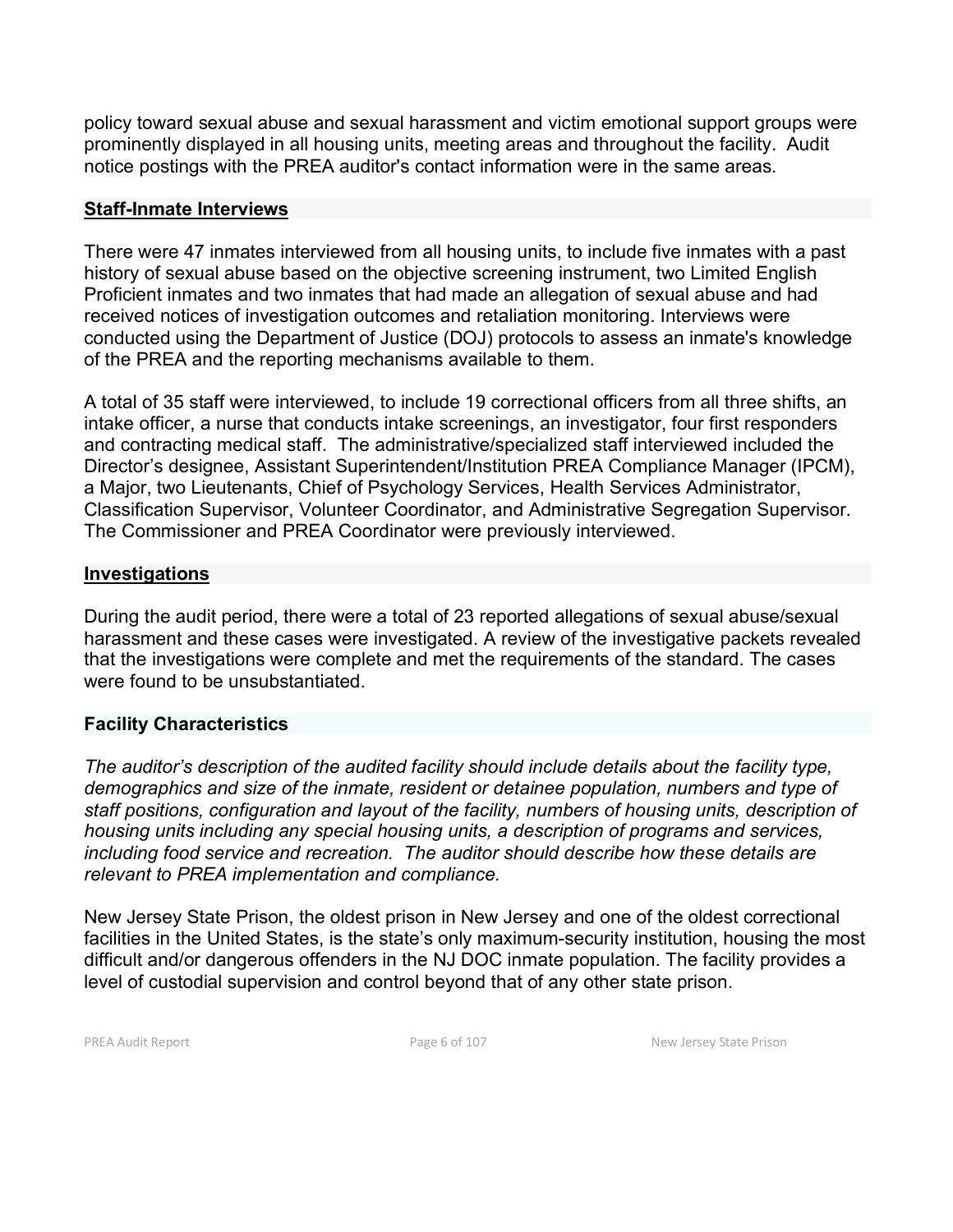policy toward sexual abuse and sexual harassment and victim emotional support groups were prominently displayed in all housing units, meeting areas and throughout the facility. Audit notice postings with the PREA auditor's contact information were in the same areas.

**Staff-Inmate Interviews**

There were 47 inmates interviewed from all housing units, to include five inmates with a past history of sexual abuse based on the objective screening instrument, two Limited English Proficient inmates and two inmates that had made an allegation of sexual abuse and had received notices of investigation outcomes and retaliation monitoring. Interviews were conducted using the Department of Justice (DOJ) protocols to assess an inmate's knowledge of the PREA and the reporting mechanisms available to them.

A total of 35 staff were interviewed, to include 19 correctional officers from all three shifts, an intake officer, a nurse that conducts intake screenings, an investigator, four first responders and contracting medical staff. The administrative/specialized staff interviewed included the Director's designee, Assistant Superintendent/Institution PREA Compliance Manager (IPCM), a Major, two Lieutenants, Chief of Psychology Services, Health Services Administrator, Classification Supervisor, Volunteer Coordinator, and Administrative Segregation Supervisor. The Commissioner and PREA Coordinator were previously interviewed.

**Investigations**

During the audit period, there were a total of 23 reported allegations of sexual abuse/sexual harassment and these cases were investigated. A review of the investigative packets revealed that the investigations were complete and met the requirements of the standard. The cases were found to be unsubstantiated.

## Facility Characteristics

*The auditor's description of the audited facility should include details about the facility type, demographics and size of the inmate, resident or detainee population, numbers and type of staff positions, configuration and layout of the facility, numbers of housing units, description of housing units including any special housing units, a description of programs and services, including food service and recreation. The auditor should describe how these details are relevant to PREA implementation and compliance.*

New Jersey State Prison, the oldest prison in New Jersey and one of the oldest correctional facilities in the United States, is the state's only maximum-security institution, housing the most difficult and/or dangerous offenders in the NJ DOC inmate population. The facility provides a level of custodial supervision and control beyond that of any other state prison.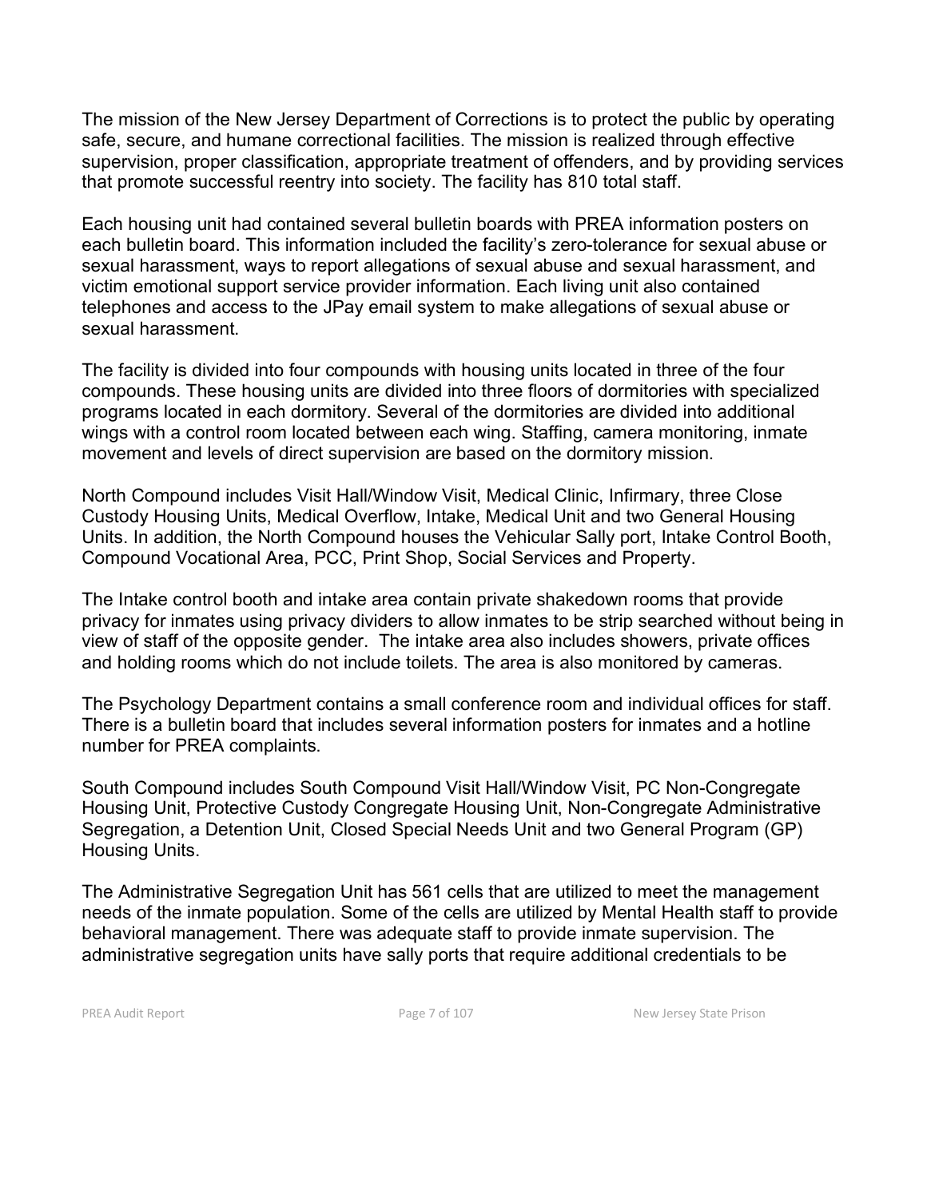The mission of the New Jersey Department of Corrections is to protect the public by operating safe, secure, and humane correctional facilities. The mission is realized through effective supervision, proper classification, appropriate treatment of offenders, and by providing services that promote successful reentry into society. The facility has 810 total staff.

Each housing unit had contained several bulletin boards with PREA information posters on each bulletin board. This information included the facility's zero-tolerance for sexual abuse or sexual harassment, ways to report allegations of sexual abuse and sexual harassment, and victim emotional support service provider information. Each living unit also contained telephones and access to the JPay email system to make allegations of sexual abuse or sexual harassment.

The facility is divided into four compounds with housing units located in three of the four compounds. These housing units are divided into three floors of dormitories with specialized programs located in each dormitory. Several of the dormitories are divided into additional wings with a control room located between each wing. Staffing, camera monitoring, inmate movement and levels of direct supervision are based on the dormitory mission.

North Compound includes Visit Hall/Window Visit, Medical Clinic, Infirmary, three Close Custody Housing Units, Medical Overflow, Intake, Medical Unit and two General Housing Units. In addition, the North Compound houses the Vehicular Sally port, Intake Control Booth, Compound Vocational Area, PCC, Print Shop, Social Services and Property.

The Intake control booth and intake area contain private shakedown rooms that provide privacy for inmates using privacy dividers to allow inmates to be strip searched without being in view of staff of the opposite gender. The intake area also includes showers, private offices and holding rooms which do not include toilets. The area is also monitored by cameras.

The Psychology Department contains a small conference room and individual offices for staff. There is a bulletin board that includes several information posters for inmates and a hotline number for PREA complaints.

South Compound includes South Compound Visit Hall/Window Visit, PC Non-Congregate Housing Unit, Protective Custody Congregate Housing Unit, Non-Congregate Administrative Segregation, a Detention Unit, Closed Special Needs Unit and two General Program (GP) Housing Units.

The Administrative Segregation Unit has 561 cells that are utilized to meet the management needs of the inmate population. Some of the cells are utilized by Mental Health staff to provide behavioral management. There was adequate staff to provide inmate supervision. The administrative segregation units have sally ports that require additional credentials to be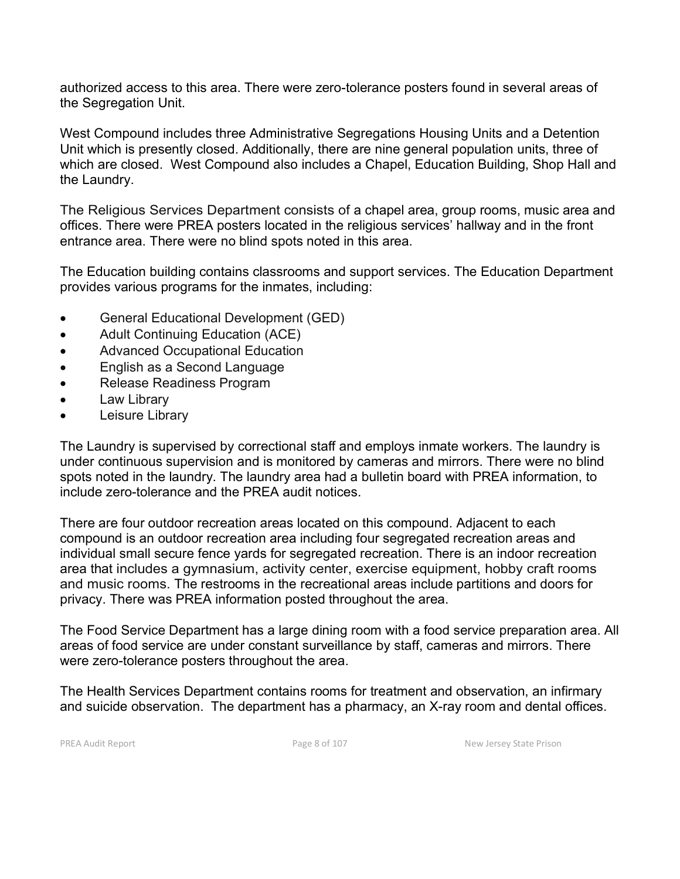authorized access to this area. There were zero-tolerance posters found in several areas of the Segregation Unit.

West Compound includes three Administrative Segregations Housing Units and a Detention Unit which is presently closed. Additionally, there are nine general population units, three of which are closed. West Compound also includes a Chapel, Education Building, Shop Hall and the Laundry.

The Religious Services Department consists of a chapel area, group rooms, music area and offices. There were PREA posters located in the religious services' hallway and in the front entrance area. There were no blind spots noted in this area.

The Education building contains classrooms and support services. The Education Department provides various programs for the inmates, including:

- General Educational Development (GED)
- Adult Continuing Education (ACE)
- Advanced Occupational Education
- English as a Second Language
- Release Readiness Program
- Law Library
- Leisure Library

The Laundry is supervised by correctional staff and employs inmate workers. The laundry is under continuous supervision and is monitored by cameras and mirrors. There were no blind spots noted in the laundry. The laundry area had a bulletin board with PREA information, to include zero-tolerance and the PREA audit notices.

There are four outdoor recreation areas located on this compound. Adjacent to each compound is an outdoor recreation area including four segregated recreation areas and individual small secure fence yards for segregated recreation. There is an indoor recreation area that includes a gymnasium, activity center, exercise equipment, hobby craft rooms and music rooms. The restrooms in the recreational areas include partitions and doors for privacy. There was PREA information posted throughout the area.

The Food Service Department has a large dining room with a food service preparation area. All areas of food service are under constant surveillance by staff, cameras and mirrors. There were zero-tolerance posters throughout the area.

The Health Services Department contains rooms for treatment and observation, an infirmary and suicide observation. The department has a pharmacy, an X-ray room and dental offices.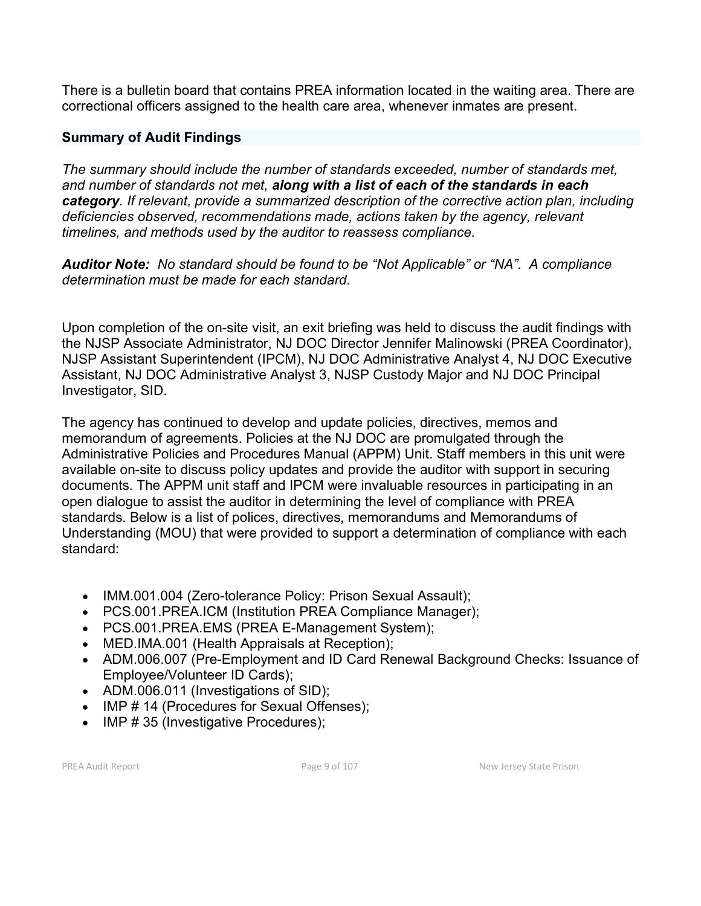There is a bulletin board that contains PREA information located in the waiting area. There are correctional officers assigned to the health care area, whenever inmates are present.

### Summary of Audit Findings

*The summary should include the number of standards exceeded, number of standards met, and number of standards not met,* ***along with a list of each of the standards in each category****. If relevant, provide a summarized description of the corrective action plan, including deficiencies observed, recommendations made, actions taken by the agency, relevant timelines, and methods used by the auditor to reassess compliance.*

***Auditor Note:*** *No standard should be found to be "Not Applicable" or "NA". A compliance determination must be made for each standard.*

Upon completion of the on-site visit, an exit briefing was held to discuss the audit findings with the NJSP Associate Administrator, NJ DOC Director Jennifer Malinowski (PREA Coordinator), NJSP Assistant Superintendent (IPCM), NJ DOC Administrative Analyst 4, NJ DOC Executive Assistant, NJ DOC Administrative Analyst 3, NJSP Custody Major and NJ DOC Principal Investigator, SID.

The agency has continued to develop and update policies, directives, memos and memorandum of agreements. Policies at the NJ DOC are promulgated through the Administrative Policies and Procedures Manual (APPM) Unit. Staff members in this unit were available on-site to discuss policy updates and provide the auditor with support in securing documents. The APPM unit staff and IPCM were invaluable resources in participating in an open dialogue to assist the auditor in determining the level of compliance with PREA standards. Below is a list of polices, directives, memorandums and Memorandums of Understanding (MOU) that were provided to support a determination of compliance with each standard:

- IMM.001.004 (Zero-tolerance Policy: Prison Sexual Assault);
- PCS.001.PREA.ICM (Institution PREA Compliance Manager);
- PCS.001.PREA.EMS (PREA E-Management System);
- MED.IMA.001 (Health Appraisals at Reception);
- ADM.006.007 (Pre-Employment and ID Card Renewal Background Checks: Issuance of Employee/Volunteer ID Cards);
- ADM.006.011 (Investigations of SID);
- IMP # 14 (Procedures for Sexual Offenses);
- IMP # 35 (Investigative Procedures);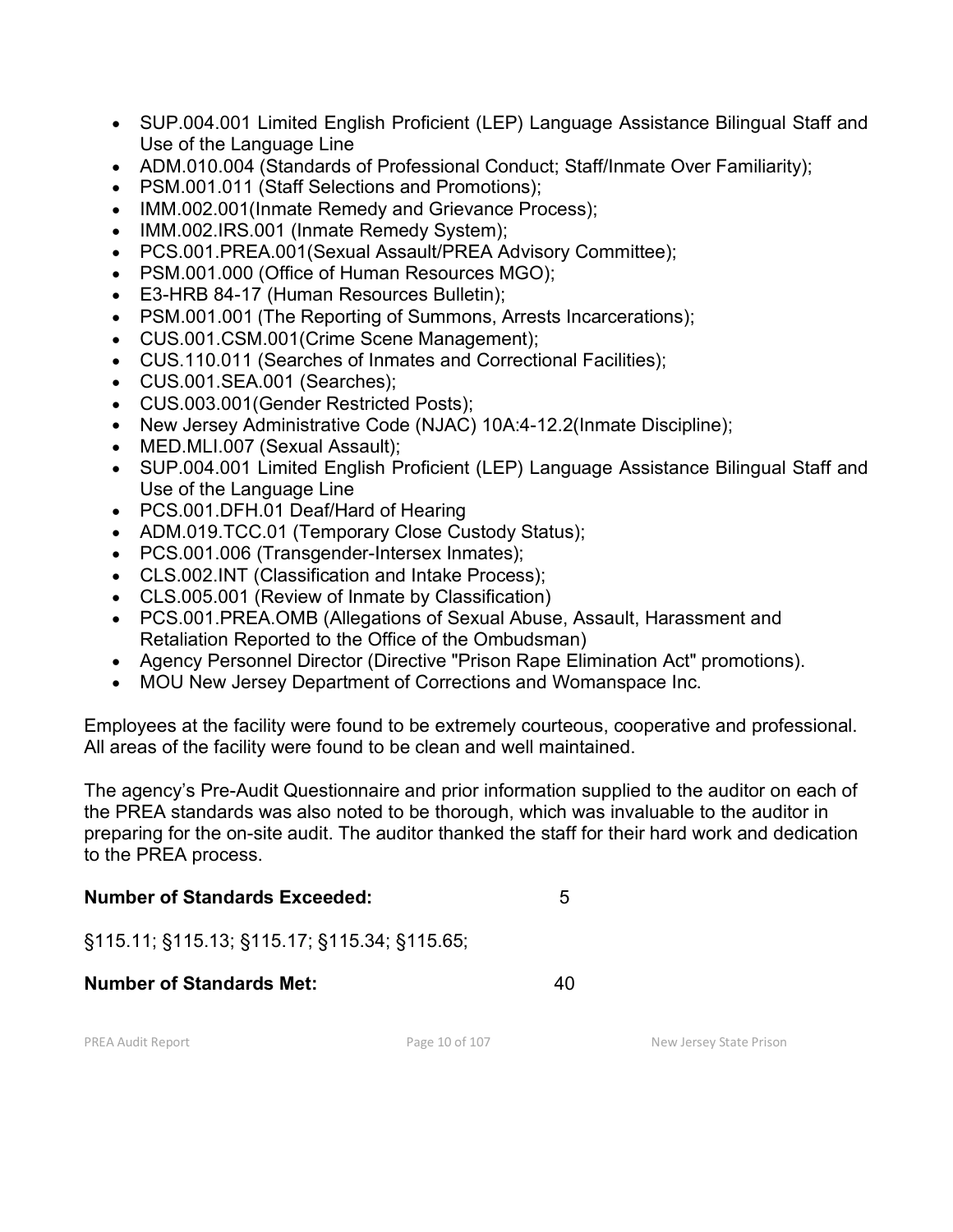- SUP.004.001 Limited English Proficient (LEP) Language Assistance Bilingual Staff and Use of the Language Line
- ADM.010.004 (Standards of Professional Conduct; Staff/Inmate Over Familiarity);
- PSM.001.011 (Staff Selections and Promotions);
- IMM.002.001(Inmate Remedy and Grievance Process);
- IMM.002.IRS.001 (Inmate Remedy System);
- PCS.001.PREA.001(Sexual Assault/PREA Advisory Committee);
- PSM.001.000 (Office of Human Resources MGO);
- E3-HRB 84-17 (Human Resources Bulletin);
- PSM.001.001 (The Reporting of Summons, Arrests Incarcerations);
- CUS.001.CSM.001(Crime Scene Management);
- CUS.110.011 (Searches of Inmates and Correctional Facilities);
- CUS.001.SEA.001 (Searches);
- CUS.003.001(Gender Restricted Posts);
- New Jersey Administrative Code (NJAC) 10A:4-12.2(Inmate Discipline);
- MED.MLI.007 (Sexual Assault);
- SUP.004.001 Limited English Proficient (LEP) Language Assistance Bilingual Staff and Use of the Language Line
- PCS.001.DFH.01 Deaf/Hard of Hearing
- ADM.019.TCC.01 (Temporary Close Custody Status);
- PCS.001.006 (Transgender-Intersex Inmates);
- CLS.002.INT (Classification and Intake Process);
- CLS.005.001 (Review of Inmate by Classification)
- PCS.001.PREA.OMB (Allegations of Sexual Abuse, Assault, Harassment and Retaliation Reported to the Office of the Ombudsman)
- Agency Personnel Director (Directive "Prison Rape Elimination Act" promotions).
- MOU New Jersey Department of Corrections and Womanspace Inc.

Employees at the facility were found to be extremely courteous, cooperative and professional. All areas of the facility were found to be clean and well maintained.

The agency's Pre-Audit Questionnaire and prior information supplied to the auditor on each of the PREA standards was also noted to be thorough, which was invaluable to the auditor in preparing for the on-site audit. The auditor thanked the staff for their hard work and dedication to the PREA process.

**Number of Standards Exceeded:** 5

§115.11; §115.13; §115.17; §115.34; §115.65;

**Number of Standards Met:** 40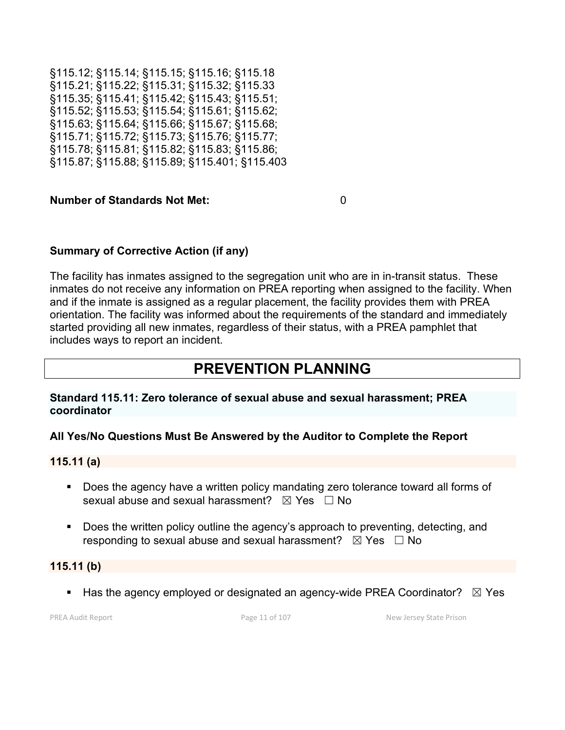§115.12; §115.14; §115.15; §115.16; §115.18
§115.21; §115.22; §115.31; §115.32; §115.33
§115.35; §115.41; §115.42; §115.43; §115.51;
§115.52; §115.53; §115.54; §115.61; §115.62;
§115.63; §115.64; §115.66; §115.67; §115.68;
§115.71; §115.72; §115.73; §115.76; §115.77;
§115.78; §115.81; §115.82; §115.83; §115.86;
§115.87; §115.88; §115.89; §115.401; §115.403

**Number of Standards Not Met:** 0

**Summary of Corrective Action (if any)**

The facility has inmates assigned to the segregation unit who are in in-transit status. These inmates do not receive any information on PREA reporting when assigned to the facility. When and if the inmate is assigned as a regular placement, the facility provides them with PREA orientation. The facility was informed about the requirements of the standard and immediately started providing all new inmates, regardless of their status, with a PREA pamphlet that includes ways to report an incident.

# PREVENTION PLANNING

### Standard 115.11: Zero tolerance of sexual abuse and sexual harassment; PREA coordinator

**All Yes/No Questions Must Be Answered by the Auditor to Complete the Report**

**115.11 (a)**

- Does the agency have a written policy mandating zero tolerance toward all forms of sexual abuse and sexual harassment? ☒ Yes ☐ No
- Does the written policy outline the agency's approach to preventing, detecting, and responding to sexual abuse and sexual harassment? ☒ Yes ☐ No

**115.11 (b)**

- Has the agency employed or designated an agency-wide PREA Coordinator? ☒ Yes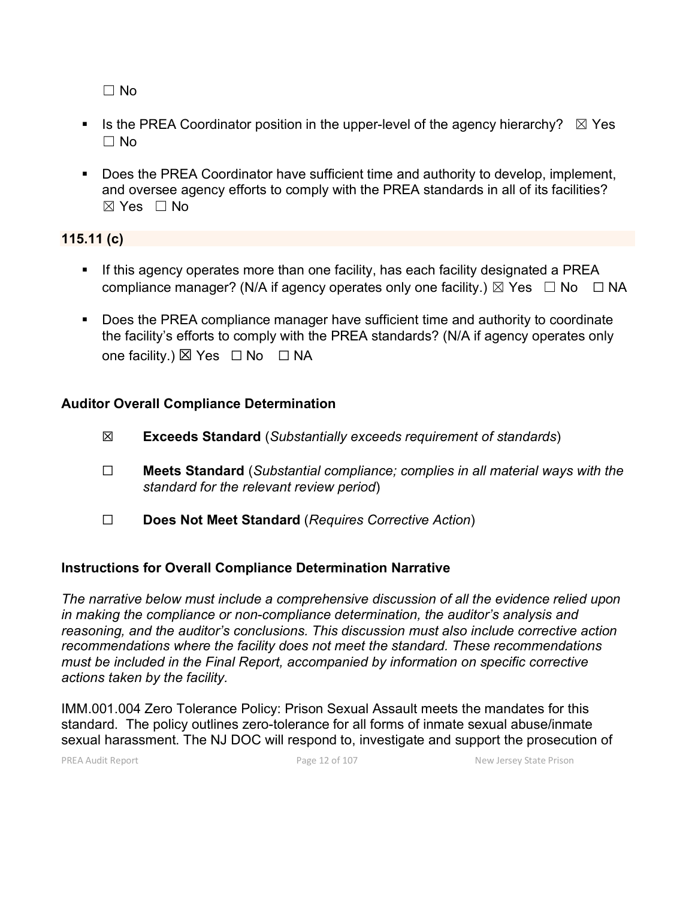☐ No

- Is the PREA Coordinator position in the upper-level of the agency hierarchy? ☒ Yes ☐ No
- Does the PREA Coordinator have sufficient time and authority to develop, implement, and oversee agency efforts to comply with the PREA standards in all of its facilities? ☒ Yes ☐ No

**115.11 (c)**

- If this agency operates more than one facility, has each facility designated a PREA compliance manager? (N/A if agency operates only one facility.) ☒ Yes ☐ No ☐ NA
- Does the PREA compliance manager have sufficient time and authority to coordinate the facility's efforts to comply with the PREA standards? (N/A if agency operates only one facility.) ☒ Yes ☐ No ☐ NA

### Auditor Overall Compliance Determination

☒ **Exceeds Standard** (*Substantially exceeds requirement of standards*)

☐ **Meets Standard** (*Substantial compliance; complies in all material ways with the standard for the relevant review period*)

☐ **Does Not Meet Standard** (*Requires Corrective Action*)

### Instructions for Overall Compliance Determination Narrative

*The narrative below must include a comprehensive discussion of all the evidence relied upon in making the compliance or non-compliance determination, the auditor's analysis and reasoning, and the auditor's conclusions. This discussion must also include corrective action recommendations where the facility does not meet the standard. These recommendations must be included in the Final Report, accompanied by information on specific corrective actions taken by the facility.*

IMM.001.004 Zero Tolerance Policy: Prison Sexual Assault meets the mandates for this standard. The policy outlines zero-tolerance for all forms of inmate sexual abuse/inmate sexual harassment. The NJ DOC will respond to, investigate and support the prosecution of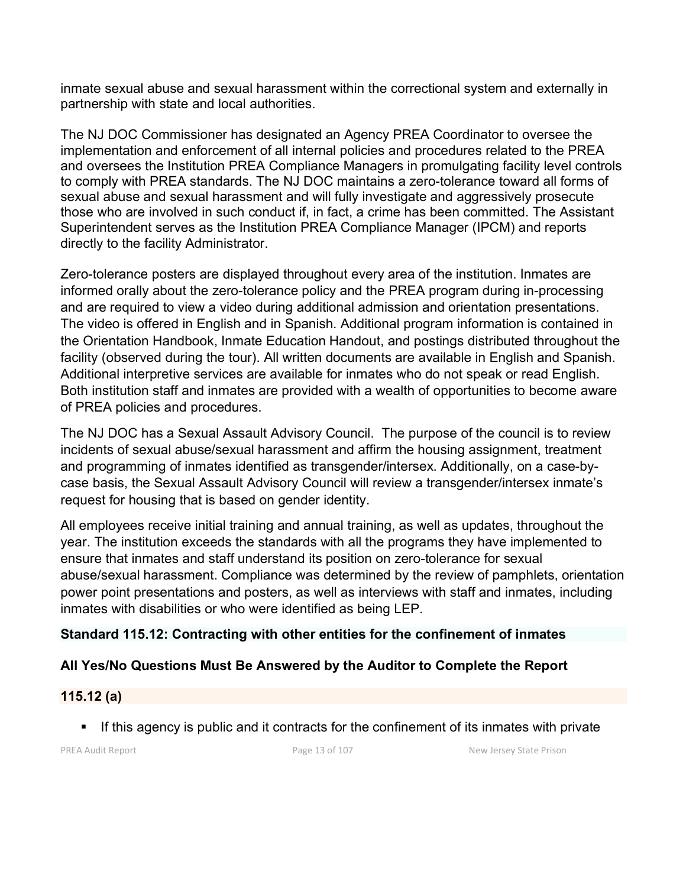inmate sexual abuse and sexual harassment within the correctional system and externally in partnership with state and local authorities.

The NJ DOC Commissioner has designated an Agency PREA Coordinator to oversee the implementation and enforcement of all internal policies and procedures related to the PREA and oversees the Institution PREA Compliance Managers in promulgating facility level controls to comply with PREA standards. The NJ DOC maintains a zero-tolerance toward all forms of sexual abuse and sexual harassment and will fully investigate and aggressively prosecute those who are involved in such conduct if, in fact, a crime has been committed. The Assistant Superintendent serves as the Institution PREA Compliance Manager (IPCM) and reports directly to the facility Administrator.

Zero-tolerance posters are displayed throughout every area of the institution. Inmates are informed orally about the zero-tolerance policy and the PREA program during in-processing and are required to view a video during additional admission and orientation presentations. The video is offered in English and in Spanish. Additional program information is contained in the Orientation Handbook, Inmate Education Handout, and postings distributed throughout the facility (observed during the tour). All written documents are available in English and Spanish. Additional interpretive services are available for inmates who do not speak or read English. Both institution staff and inmates are provided with a wealth of opportunities to become aware of PREA policies and procedures.

The NJ DOC has a Sexual Assault Advisory Council. The purpose of the council is to review incidents of sexual abuse/sexual harassment and affirm the housing assignment, treatment and programming of inmates identified as transgender/intersex. Additionally, on a case-by-case basis, the Sexual Assault Advisory Council will review a transgender/intersex inmate's request for housing that is based on gender identity.

All employees receive initial training and annual training, as well as updates, throughout the year. The institution exceeds the standards with all the programs they have implemented to ensure that inmates and staff understand its position on zero-tolerance for sexual abuse/sexual harassment. Compliance was determined by the review of pamphlets, orientation power point presentations and posters, as well as interviews with staff and inmates, including inmates with disabilities or who were identified as being LEP.

### Standard 115.12: Contracting with other entities for the confinement of inmates

### All Yes/No Questions Must Be Answered by the Auditor to Complete the Report

#### 115.12 (a)

- If this agency is public and it contracts for the confinement of its inmates with private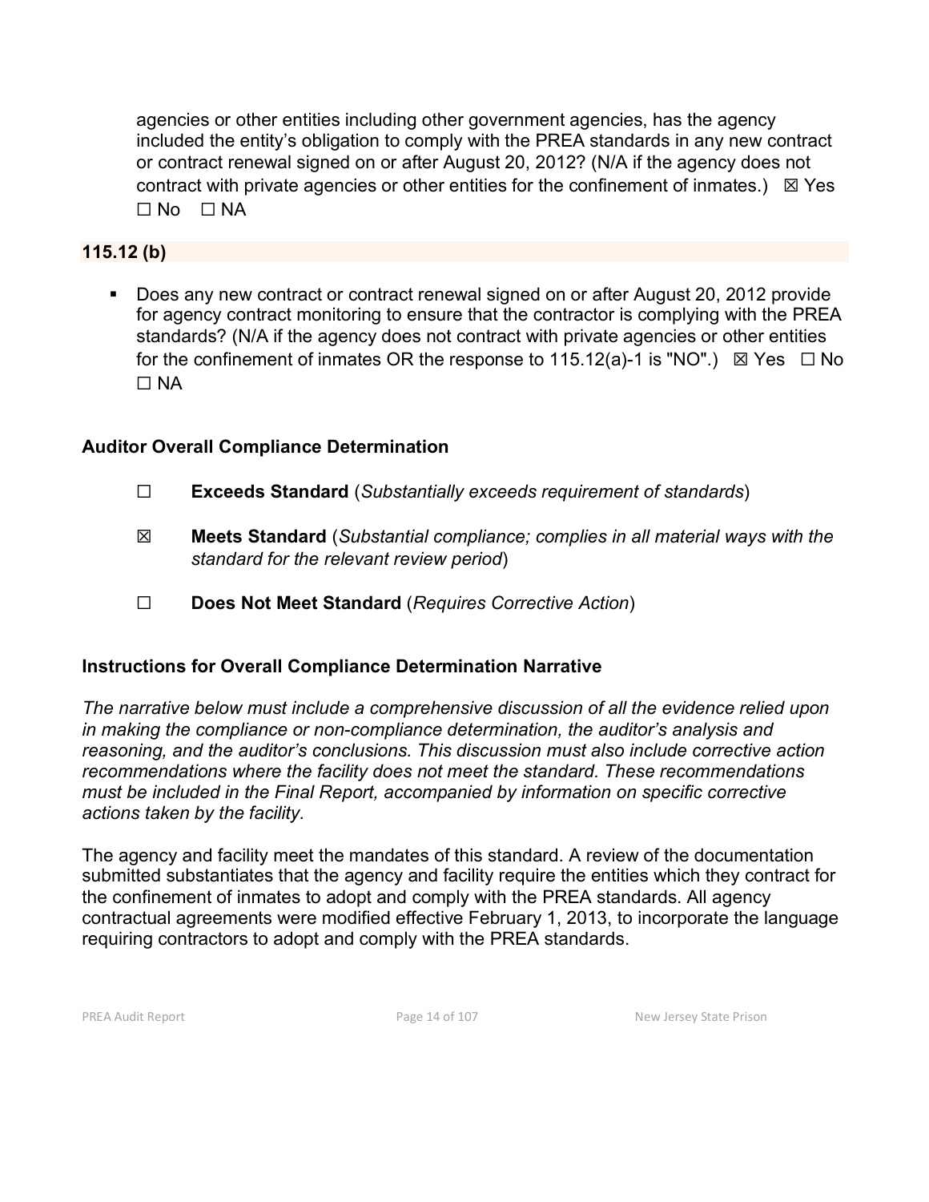agencies or other entities including other government agencies, has the agency included the entity's obligation to comply with the PREA standards in any new contract or contract renewal signed on or after August 20, 2012? (N/A if the agency does not contract with private agencies or other entities for the confinement of inmates.) ☒ Yes ☐ No ☐ NA

**115.12 (b)**

- Does any new contract or contract renewal signed on or after August 20, 2012 provide for agency contract monitoring to ensure that the contractor is complying with the PREA standards? (N/A if the agency does not contract with private agencies or other entities for the confinement of inmates OR the response to 115.12(a)-1 is "NO".) ☒ Yes ☐ No ☐ NA

### Auditor Overall Compliance Determination

☐ **Exceeds Standard** (*Substantially exceeds requirement of standards*)

☒ **Meets Standard** (*Substantial compliance; complies in all material ways with the standard for the relevant review period*)

☐ **Does Not Meet Standard** (*Requires Corrective Action*)

### Instructions for Overall Compliance Determination Narrative

*The narrative below must include a comprehensive discussion of all the evidence relied upon in making the compliance or non-compliance determination, the auditor's analysis and reasoning, and the auditor's conclusions. This discussion must also include corrective action recommendations where the facility does not meet the standard. These recommendations must be included in the Final Report, accompanied by information on specific corrective actions taken by the facility.*

The agency and facility meet the mandates of this standard. A review of the documentation submitted substantiates that the agency and facility require the entities which they contract for the confinement of inmates to adopt and comply with the PREA standards. All agency contractual agreements were modified effective February 1, 2013, to incorporate the language requiring contractors to adopt and comply with the PREA standards.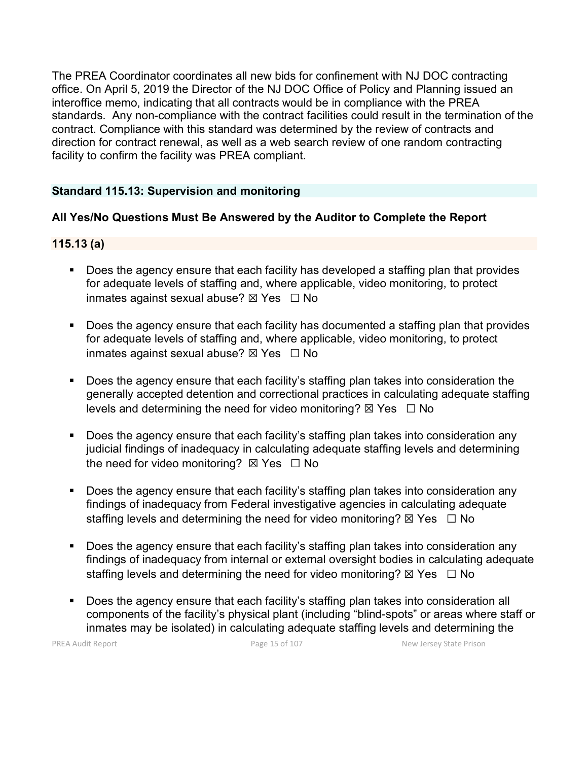The PREA Coordinator coordinates all new bids for confinement with NJ DOC contracting office. On April 5, 2019 the Director of the NJ DOC Office of Policy and Planning issued an interoffice memo, indicating that all contracts would be in compliance with the PREA standards. Any non-compliance with the contract facilities could result in the termination of the contract. Compliance with this standard was determined by the review of contracts and direction for contract renewal, as well as a web search review of one random contracting facility to confirm the facility was PREA compliant.

### Standard 115.13: Supervision and monitoring

**All Yes/No Questions Must Be Answered by the Auditor to Complete the Report**

#### 115.13 (a)

- Does the agency ensure that each facility has developed a staffing plan that provides for adequate levels of staffing and, where applicable, video monitoring, to protect inmates against sexual abuse? ☒ Yes ☐ No
- Does the agency ensure that each facility has documented a staffing plan that provides for adequate levels of staffing and, where applicable, video monitoring, to protect inmates against sexual abuse? ☒ Yes ☐ No
- Does the agency ensure that each facility's staffing plan takes into consideration the generally accepted detention and correctional practices in calculating adequate staffing levels and determining the need for video monitoring? ☒ Yes ☐ No
- Does the agency ensure that each facility's staffing plan takes into consideration any judicial findings of inadequacy in calculating adequate staffing levels and determining the need for video monitoring? ☒ Yes ☐ No
- Does the agency ensure that each facility's staffing plan takes into consideration any findings of inadequacy from Federal investigative agencies in calculating adequate staffing levels and determining the need for video monitoring? ☒ Yes ☐ No
- Does the agency ensure that each facility's staffing plan takes into consideration any findings of inadequacy from internal or external oversight bodies in calculating adequate staffing levels and determining the need for video monitoring? ☒ Yes ☐ No
- Does the agency ensure that each facility's staffing plan takes into consideration all components of the facility's physical plant (including "blind-spots" or areas where staff or inmates may be isolated) in calculating adequate staffing levels and determining the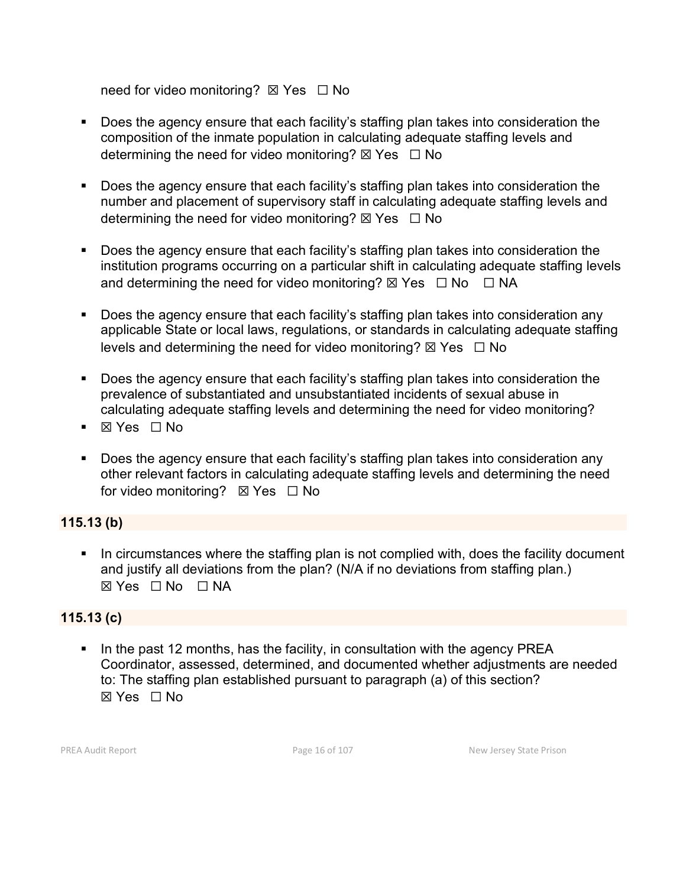need for video monitoring? ☒ Yes ☐ No

- Does the agency ensure that each facility's staffing plan takes into consideration the composition of the inmate population in calculating adequate staffing levels and determining the need for video monitoring? ☒ Yes ☐ No

- Does the agency ensure that each facility's staffing plan takes into consideration the number and placement of supervisory staff in calculating adequate staffing levels and determining the need for video monitoring? ☒ Yes ☐ No

- Does the agency ensure that each facility's staffing plan takes into consideration the institution programs occurring on a particular shift in calculating adequate staffing levels and determining the need for video monitoring? ☒ Yes ☐ No ☐ NA

- Does the agency ensure that each facility's staffing plan takes into consideration any applicable State or local laws, regulations, or standards in calculating adequate staffing levels and determining the need for video monitoring? ☒ Yes ☐ No

- Does the agency ensure that each facility's staffing plan takes into consideration the prevalence of substantiated and unsubstantiated incidents of sexual abuse in calculating adequate staffing levels and determining the need for video monitoring?
- ☒ Yes ☐ No

- Does the agency ensure that each facility's staffing plan takes into consideration any other relevant factors in calculating adequate staffing levels and determining the need for video monitoring? ☒ Yes ☐ No

**115.13 (b)**

- In circumstances where the staffing plan is not complied with, does the facility document and justify all deviations from the plan? (N/A if no deviations from staffing plan.) ☒ Yes ☐ No ☐ NA

**115.13 (c)**

- In the past 12 months, has the facility, in consultation with the agency PREA Coordinator, assessed, determined, and documented whether adjustments are needed to: The staffing plan established pursuant to paragraph (a) of this section? ☒ Yes ☐ No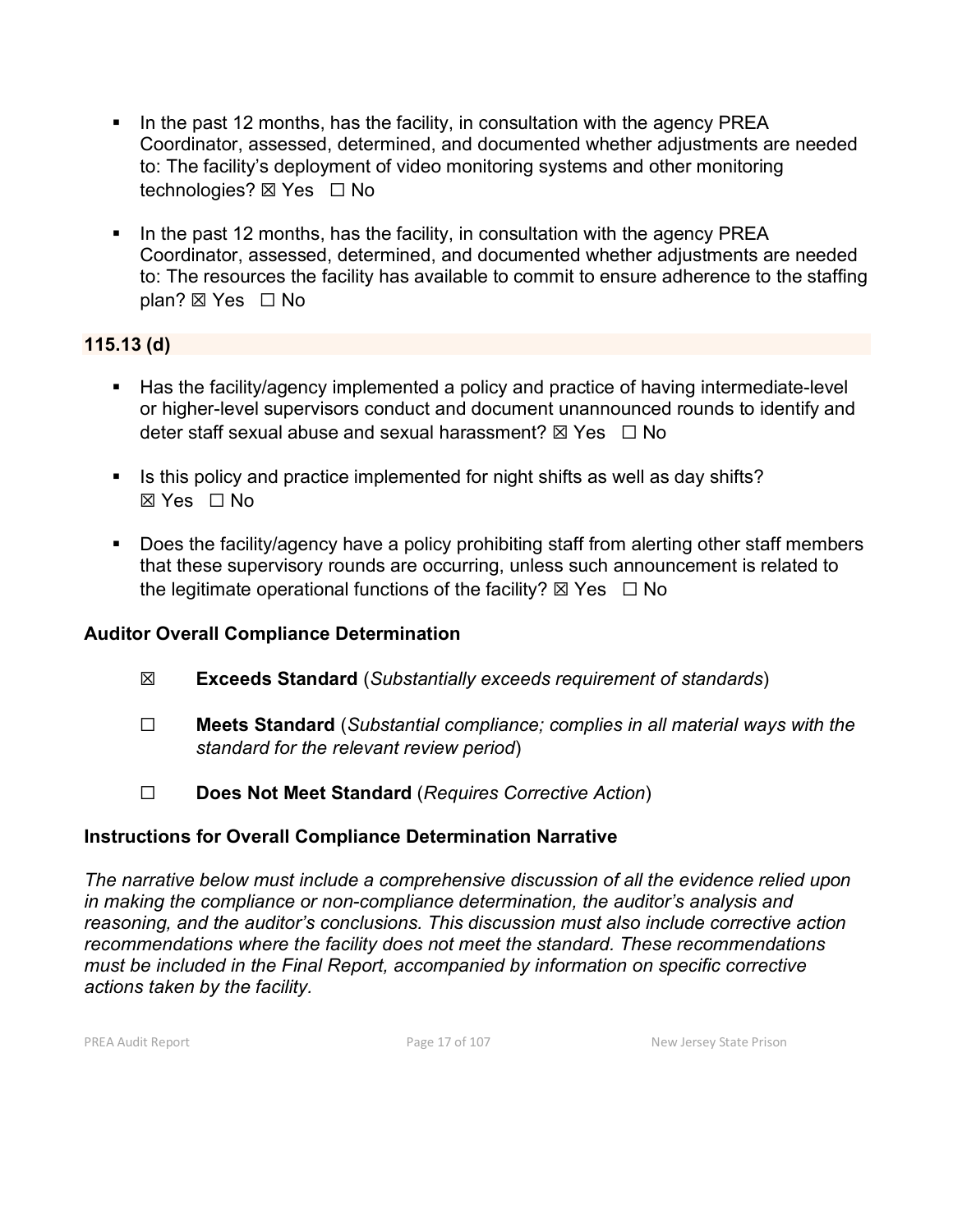- In the past 12 months, has the facility, in consultation with the agency PREA Coordinator, assessed, determined, and documented whether adjustments are needed to: The facility's deployment of video monitoring systems and other monitoring technologies? ☒ Yes ☐ No

- In the past 12 months, has the facility, in consultation with the agency PREA Coordinator, assessed, determined, and documented whether adjustments are needed to: The resources the facility has available to commit to ensure adherence to the staffing plan? ☒ Yes ☐ No

### 115.13 (d)

- Has the facility/agency implemented a policy and practice of having intermediate-level or higher-level supervisors conduct and document unannounced rounds to identify and deter staff sexual abuse and sexual harassment? ☒ Yes ☐ No

- Is this policy and practice implemented for night shifts as well as day shifts? ☒ Yes ☐ No

- Does the facility/agency have a policy prohibiting staff from alerting other staff members that these supervisory rounds are occurring, unless such announcement is related to the legitimate operational functions of the facility? ☒ Yes ☐ No

### Auditor Overall Compliance Determination

☒ **Exceeds Standard** (*Substantially exceeds requirement of standards*)

☐ **Meets Standard** (*Substantial compliance; complies in all material ways with the standard for the relevant review period*)

☐ **Does Not Meet Standard** (*Requires Corrective Action*)

### Instructions for Overall Compliance Determination Narrative

*The narrative below must include a comprehensive discussion of all the evidence relied upon in making the compliance or non-compliance determination, the auditor's analysis and reasoning, and the auditor's conclusions. This discussion must also include corrective action recommendations where the facility does not meet the standard. These recommendations must be included in the Final Report, accompanied by information on specific corrective actions taken by the facility.*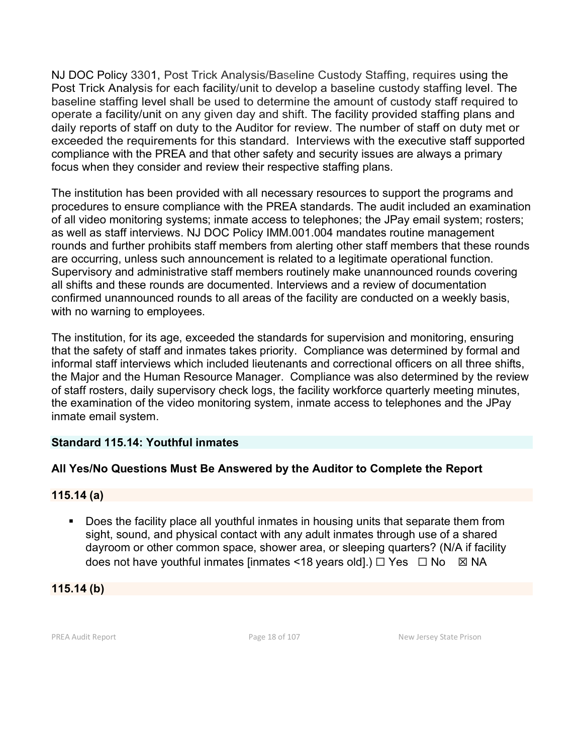NJ DOC Policy 3301, Post Trick Analysis/Baseline Custody Staffing, requires using the Post Trick Analysis for each facility/unit to develop a baseline custody staffing level. The baseline staffing level shall be used to determine the amount of custody staff required to operate a facility/unit on any given day and shift. The facility provided staffing plans and daily reports of staff on duty to the Auditor for review. The number of staff on duty met or exceeded the requirements for this standard. Interviews with the executive staff supported compliance with the PREA and that other safety and security issues are always a primary focus when they consider and review their respective staffing plans.

The institution has been provided with all necessary resources to support the programs and procedures to ensure compliance with the PREA standards. The audit included an examination of all video monitoring systems; inmate access to telephones; the JPay email system; rosters; as well as staff interviews. NJ DOC Policy IMM.001.004 mandates routine management rounds and further prohibits staff members from alerting other staff members that these rounds are occurring, unless such announcement is related to a legitimate operational function. Supervisory and administrative staff members routinely make unannounced rounds covering all shifts and these rounds are documented. Interviews and a review of documentation confirmed unannounced rounds to all areas of the facility are conducted on a weekly basis, with no warning to employees.

The institution, for its age, exceeded the standards for supervision and monitoring, ensuring that the safety of staff and inmates takes priority. Compliance was determined by formal and informal staff interviews which included lieutenants and correctional officers on all three shifts, the Major and the Human Resource Manager. Compliance was also determined by the review of staff rosters, daily supervisory check logs, the facility workforce quarterly meeting minutes, the examination of the video monitoring system, inmate access to telephones and the JPay inmate email system.

### Standard 115.14: Youthful inmates

### All Yes/No Questions Must Be Answered by the Auditor to Complete the Report

#### 115.14 (a)

- Does the facility place all youthful inmates in housing units that separate them from sight, sound, and physical contact with any adult inmates through use of a shared dayroom or other common space, shower area, or sleeping quarters? (N/A if facility does not have youthful inmates [inmates <18 years old].) ☐ Yes ☐ No ☒ NA

#### 115.14 (b)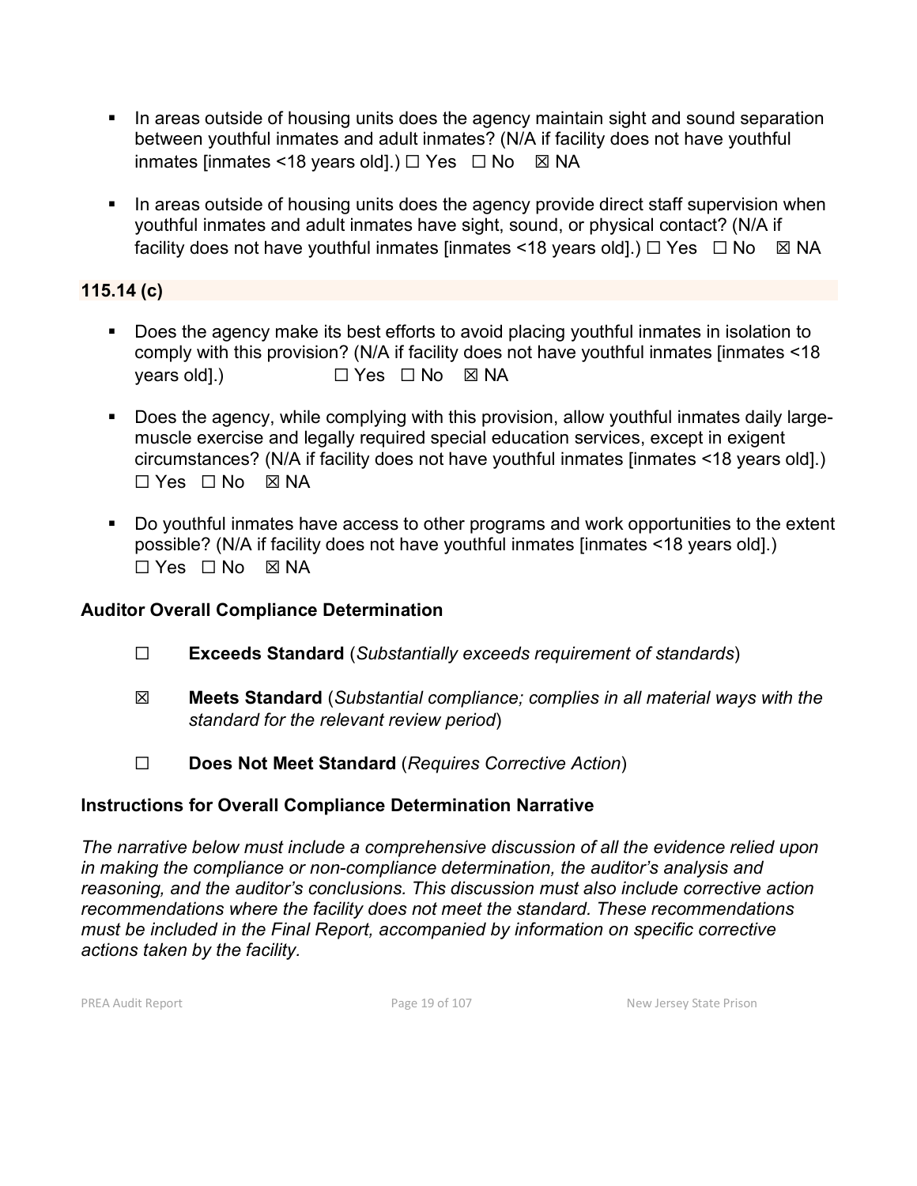- In areas outside of housing units does the agency maintain sight and sound separation between youthful inmates and adult inmates? (N/A if facility does not have youthful inmates [inmates <18 years old].) ☐ Yes ☐ No ☒ NA

- In areas outside of housing units does the agency provide direct staff supervision when youthful inmates and adult inmates have sight, sound, or physical contact? (N/A if facility does not have youthful inmates [inmates <18 years old].) ☐ Yes ☐ No ☒ NA

**115.14 (c)**

- Does the agency make its best efforts to avoid placing youthful inmates in isolation to comply with this provision? (N/A if facility does not have youthful inmates [inmates <18 years old].) ☐ Yes ☐ No ☒ NA

- Does the agency, while complying with this provision, allow youthful inmates daily large-muscle exercise and legally required special education services, except in exigent circumstances? (N/A if facility does not have youthful inmates [inmates <18 years old].) ☐ Yes ☐ No ☒ NA

- Do youthful inmates have access to other programs and work opportunities to the extent possible? (N/A if facility does not have youthful inmates [inmates <18 years old].) ☐ Yes ☐ No ☒ NA

**Auditor Overall Compliance Determination**

☐ **Exceeds Standard** (*Substantially exceeds requirement of standards*)

☒ **Meets Standard** (*Substantial compliance; complies in all material ways with the standard for the relevant review period*)

☐ **Does Not Meet Standard** (*Requires Corrective Action*)

**Instructions for Overall Compliance Determination Narrative**

*The narrative below must include a comprehensive discussion of all the evidence relied upon in making the compliance or non-compliance determination, the auditor's analysis and reasoning, and the auditor's conclusions. This discussion must also include corrective action recommendations where the facility does not meet the standard. These recommendations must be included in the Final Report, accompanied by information on specific corrective actions taken by the facility.*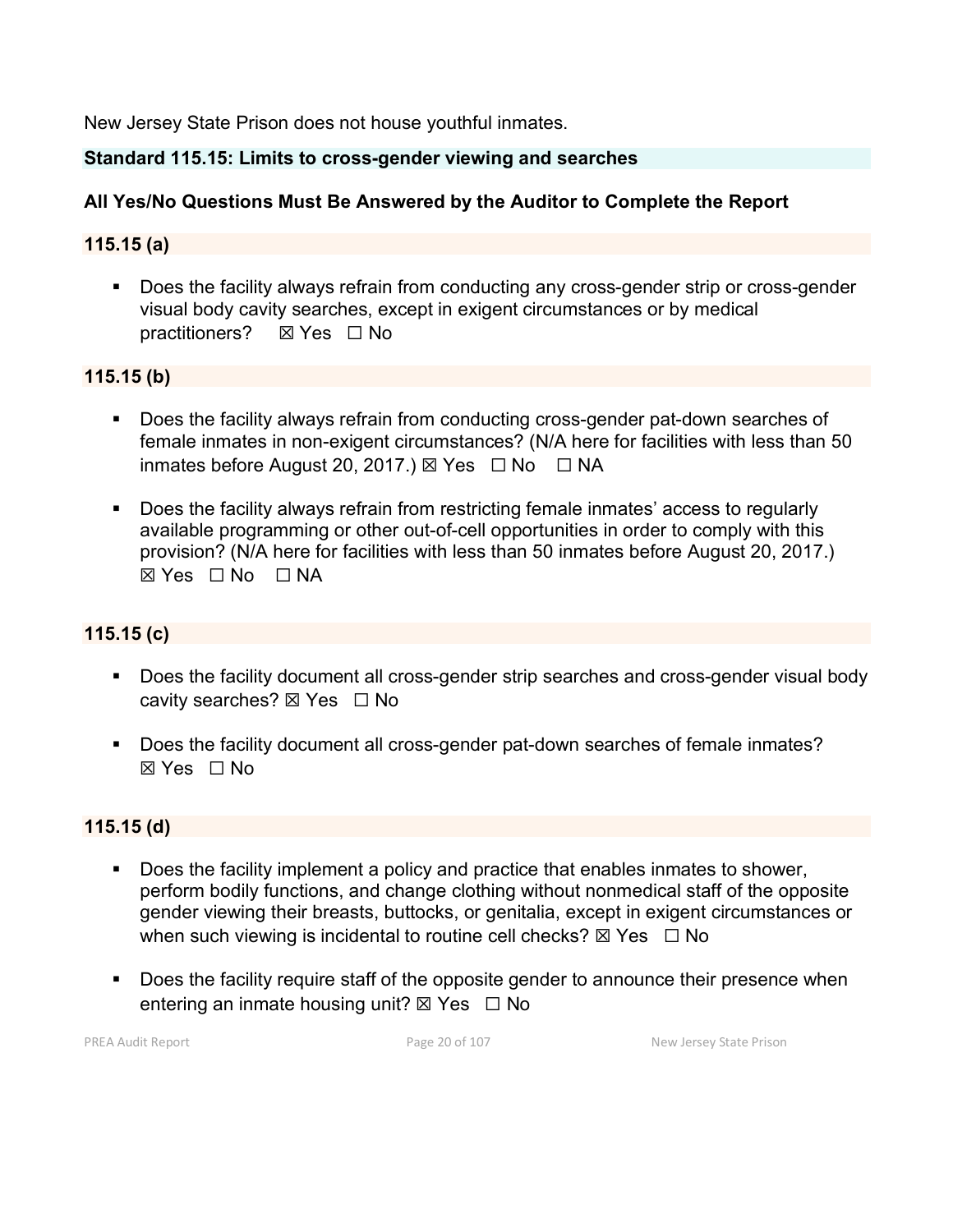New Jersey State Prison does not house youthful inmates.

## Standard 115.15: Limits to cross-gender viewing and searches

### All Yes/No Questions Must Be Answered by the Auditor to Complete the Report

### 115.15 (a)

- Does the facility always refrain from conducting any cross-gender strip or cross-gender visual body cavity searches, except in exigent circumstances or by medical practitioners? ☒ Yes ☐ No

### 115.15 (b)

- Does the facility always refrain from conducting cross-gender pat-down searches of female inmates in non-exigent circumstances? (N/A here for facilities with less than 50 inmates before August 20, 2017.) ☒ Yes ☐ No ☐ NA
- Does the facility always refrain from restricting female inmates' access to regularly available programming or other out-of-cell opportunities in order to comply with this provision? (N/A here for facilities with less than 50 inmates before August 20, 2017.) ☒ Yes ☐ No ☐ NA

### 115.15 (c)

- Does the facility document all cross-gender strip searches and cross-gender visual body cavity searches? ☒ Yes ☐ No
- Does the facility document all cross-gender pat-down searches of female inmates? ☒ Yes ☐ No

### 115.15 (d)

- Does the facility implement a policy and practice that enables inmates to shower, perform bodily functions, and change clothing without nonmedical staff of the opposite gender viewing their breasts, buttocks, or genitalia, except in exigent circumstances or when such viewing is incidental to routine cell checks? ☒ Yes ☐ No
- Does the facility require staff of the opposite gender to announce their presence when entering an inmate housing unit? ☒ Yes ☐ No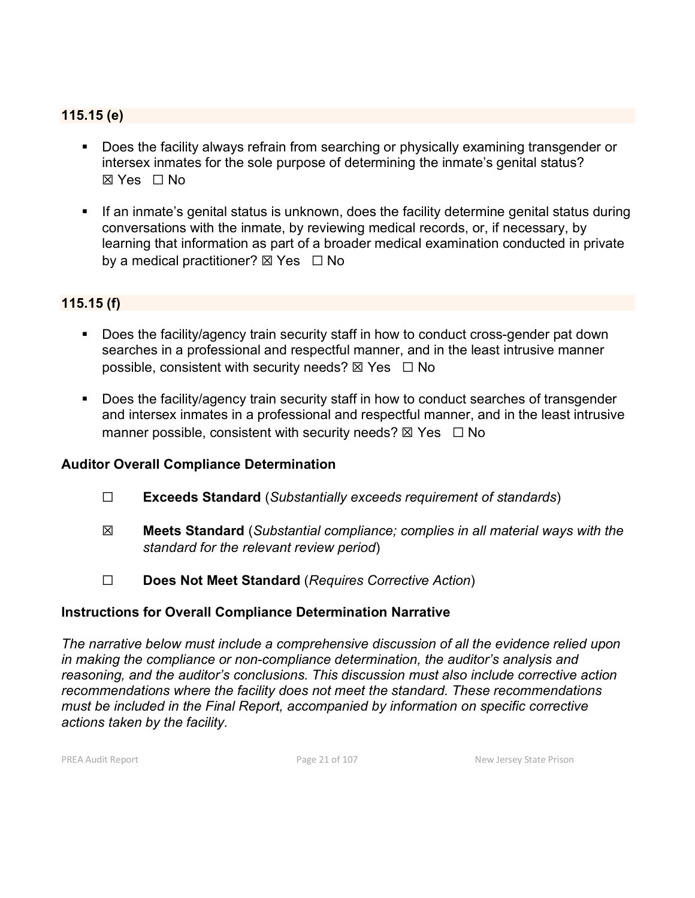### 115.15 (e)

- Does the facility always refrain from searching or physically examining transgender or intersex inmates for the sole purpose of determining the inmate's genital status? ☒ Yes ☐ No

- If an inmate's genital status is unknown, does the facility determine genital status during conversations with the inmate, by reviewing medical records, or, if necessary, by learning that information as part of a broader medical examination conducted in private by a medical practitioner? ☒ Yes ☐ No

### 115.15 (f)

- Does the facility/agency train security staff in how to conduct cross-gender pat down searches in a professional and respectful manner, and in the least intrusive manner possible, consistent with security needs? ☒ Yes ☐ No

- Does the facility/agency train security staff in how to conduct searches of transgender and intersex inmates in a professional and respectful manner, and in the least intrusive manner possible, consistent with security needs? ☒ Yes ☐ No

### Auditor Overall Compliance Determination

☐ **Exceeds Standard** (*Substantially exceeds requirement of standards*)

☒ **Meets Standard** (*Substantial compliance; complies in all material ways with the standard for the relevant review period*)

☐ **Does Not Meet Standard** (*Requires Corrective Action*)

### Instructions for Overall Compliance Determination Narrative

*The narrative below must include a comprehensive discussion of all the evidence relied upon in making the compliance or non-compliance determination, the auditor's analysis and reasoning, and the auditor's conclusions. This discussion must also include corrective action recommendations where the facility does not meet the standard. These recommendations must be included in the Final Report, accompanied by information on specific corrective actions taken by the facility.*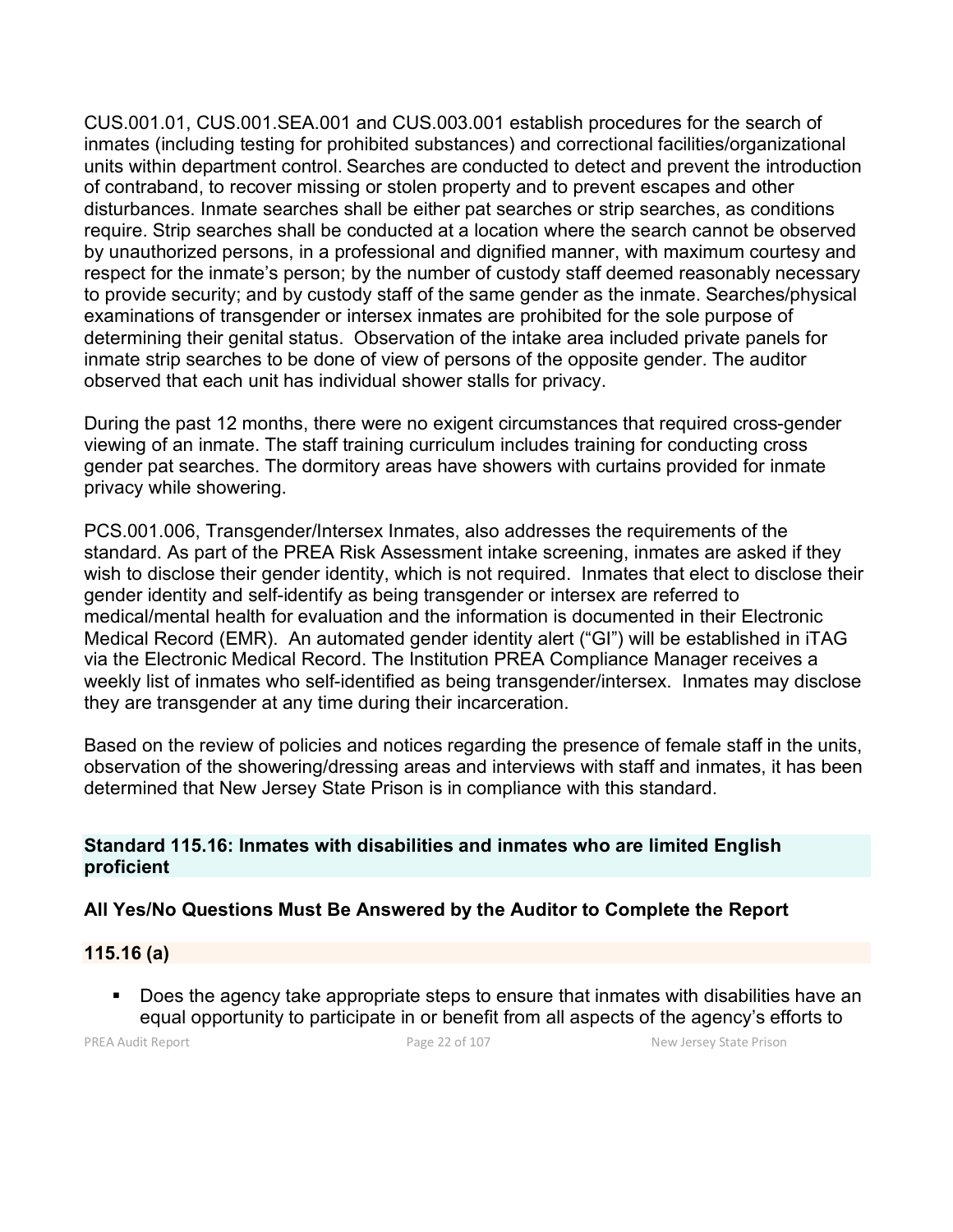CUS.001.01, CUS.001.SEA.001 and CUS.003.001 establish procedures for the search of inmates (including testing for prohibited substances) and correctional facilities/organizational units within department control. Searches are conducted to detect and prevent the introduction of contraband, to recover missing or stolen property and to prevent escapes and other disturbances. Inmate searches shall be either pat searches or strip searches, as conditions require. Strip searches shall be conducted at a location where the search cannot be observed by unauthorized persons, in a professional and dignified manner, with maximum courtesy and respect for the inmate's person; by the number of custody staff deemed reasonably necessary to provide security; and by custody staff of the same gender as the inmate. Searches/physical examinations of transgender or intersex inmates are prohibited for the sole purpose of determining their genital status. Observation of the intake area included private panels for inmate strip searches to be done of view of persons of the opposite gender. The auditor observed that each unit has individual shower stalls for privacy.

During the past 12 months, there were no exigent circumstances that required cross-gender viewing of an inmate. The staff training curriculum includes training for conducting cross gender pat searches. The dormitory areas have showers with curtains provided for inmate privacy while showering.

PCS.001.006, Transgender/Intersex Inmates, also addresses the requirements of the standard. As part of the PREA Risk Assessment intake screening, inmates are asked if they wish to disclose their gender identity, which is not required. Inmates that elect to disclose their gender identity and self-identify as being transgender or intersex are referred to medical/mental health for evaluation and the information is documented in their Electronic Medical Record (EMR). An automated gender identity alert ("GI") will be established in iTAG via the Electronic Medical Record. The Institution PREA Compliance Manager receives a weekly list of inmates who self-identified as being transgender/intersex. Inmates may disclose they are transgender at any time during their incarceration.

Based on the review of policies and notices regarding the presence of female staff in the units, observation of the showering/dressing areas and interviews with staff and inmates, it has been determined that New Jersey State Prison is in compliance with this standard.

## Standard 115.16: Inmates with disabilities and inmates who are limited English proficient

### All Yes/No Questions Must Be Answered by the Auditor to Complete the Report

### 115.16 (a)

- Does the agency take appropriate steps to ensure that inmates with disabilities have an equal opportunity to participate in or benefit from all aspects of the agency's efforts to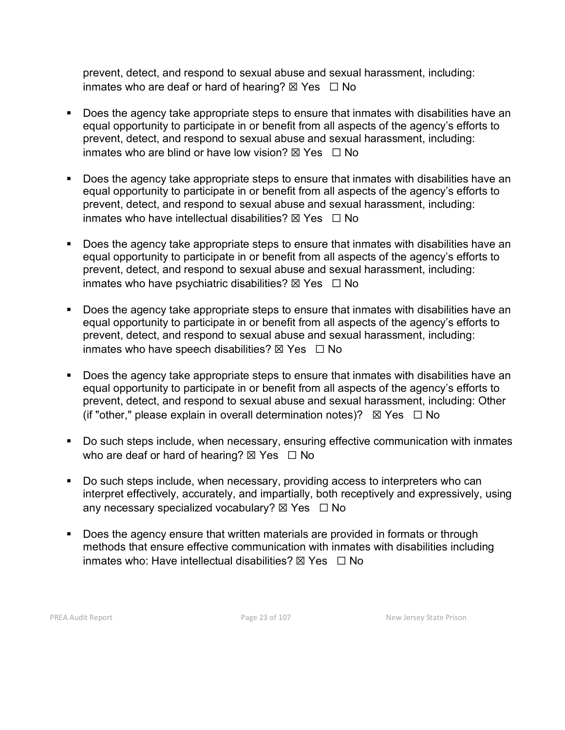prevent, detect, and respond to sexual abuse and sexual harassment, including: inmates who are deaf or hard of hearing? ☒ Yes ☐ No

- Does the agency take appropriate steps to ensure that inmates with disabilities have an equal opportunity to participate in or benefit from all aspects of the agency's efforts to prevent, detect, and respond to sexual abuse and sexual harassment, including: inmates who are blind or have low vision? ☒ Yes ☐ No

- Does the agency take appropriate steps to ensure that inmates with disabilities have an equal opportunity to participate in or benefit from all aspects of the agency's efforts to prevent, detect, and respond to sexual abuse and sexual harassment, including: inmates who have intellectual disabilities? ☒ Yes ☐ No

- Does the agency take appropriate steps to ensure that inmates with disabilities have an equal opportunity to participate in or benefit from all aspects of the agency's efforts to prevent, detect, and respond to sexual abuse and sexual harassment, including: inmates who have psychiatric disabilities? ☒ Yes ☐ No

- Does the agency take appropriate steps to ensure that inmates with disabilities have an equal opportunity to participate in or benefit from all aspects of the agency's efforts to prevent, detect, and respond to sexual abuse and sexual harassment, including: inmates who have speech disabilities? ☒ Yes ☐ No

- Does the agency take appropriate steps to ensure that inmates with disabilities have an equal opportunity to participate in or benefit from all aspects of the agency's efforts to prevent, detect, and respond to sexual abuse and sexual harassment, including: Other (if "other," please explain in overall determination notes)? ☒ Yes ☐ No

- Do such steps include, when necessary, ensuring effective communication with inmates who are deaf or hard of hearing? ☒ Yes ☐ No

- Do such steps include, when necessary, providing access to interpreters who can interpret effectively, accurately, and impartially, both receptively and expressively, using any necessary specialized vocabulary? ☒ Yes ☐ No

- Does the agency ensure that written materials are provided in formats or through methods that ensure effective communication with inmates with disabilities including inmates who: Have intellectual disabilities? ☒ Yes ☐ No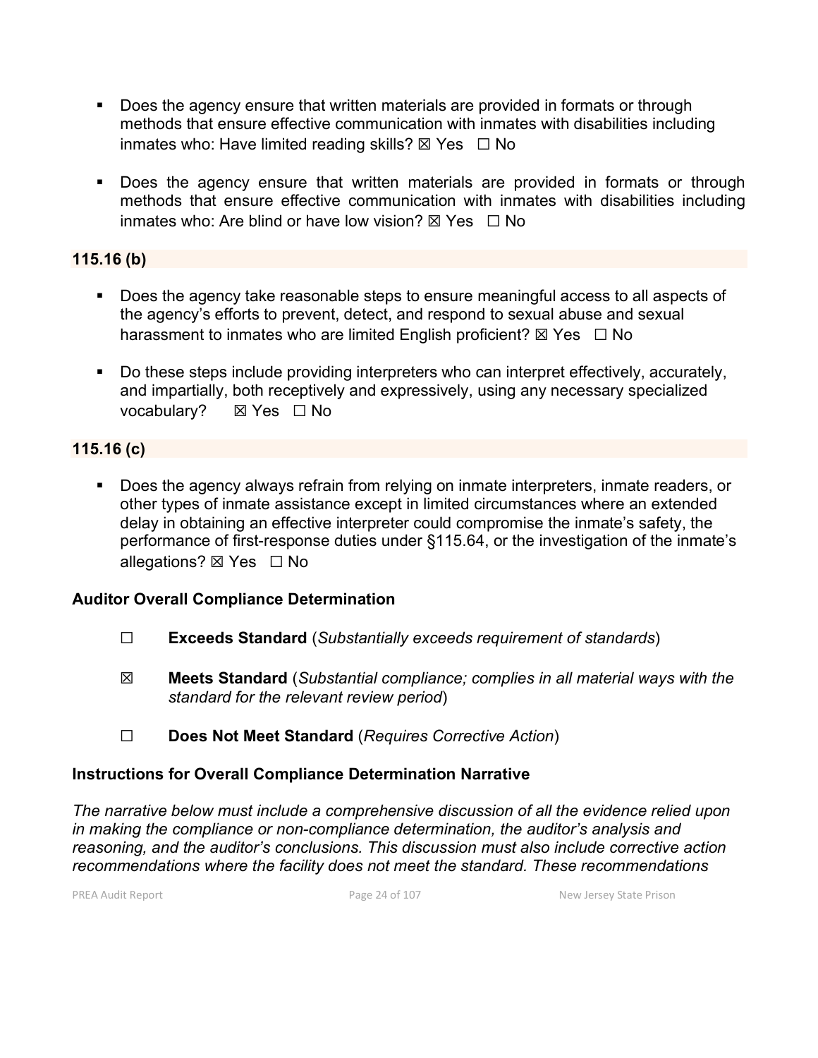- Does the agency ensure that written materials are provided in formats or through methods that ensure effective communication with inmates with disabilities including inmates who: Have limited reading skills? ☒ Yes ☐ No

- Does the agency ensure that written materials are provided in formats or through methods that ensure effective communication with inmates with disabilities including inmates who: Are blind or have low vision? ☒ Yes ☐ No

**115.16 (b)**

- Does the agency take reasonable steps to ensure meaningful access to all aspects of the agency's efforts to prevent, detect, and respond to sexual abuse and sexual harassment to inmates who are limited English proficient? ☒ Yes ☐ No

- Do these steps include providing interpreters who can interpret effectively, accurately, and impartially, both receptively and expressively, using any necessary specialized vocabulary? ☒ Yes ☐ No

**115.16 (c)**

- Does the agency always refrain from relying on inmate interpreters, inmate readers, or other types of inmate assistance except in limited circumstances where an extended delay in obtaining an effective interpreter could compromise the inmate's safety, the performance of first-response duties under §115.64, or the investigation of the inmate's allegations? ☒ Yes ☐ No

**Auditor Overall Compliance Determination**

☐ **Exceeds Standard** (*Substantially exceeds requirement of standards*)

☒ **Meets Standard** (*Substantial compliance; complies in all material ways with the standard for the relevant review period*)

☐ **Does Not Meet Standard** (*Requires Corrective Action*)

**Instructions for Overall Compliance Determination Narrative**

*The narrative below must include a comprehensive discussion of all the evidence relied upon in making the compliance or non-compliance determination, the auditor's analysis and reasoning, and the auditor's conclusions. This discussion must also include corrective action recommendations where the facility does not meet the standard. These recommendations*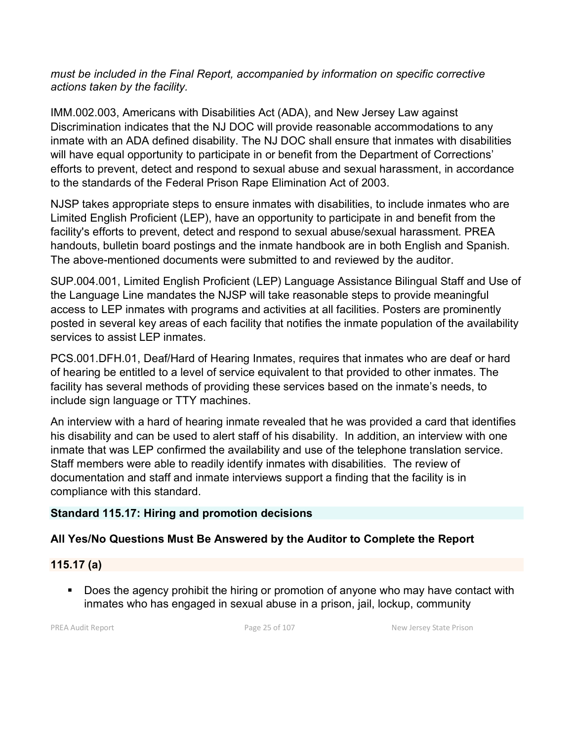*must be included in the Final Report, accompanied by information on specific corrective actions taken by the facility.*

IMM.002.003, Americans with Disabilities Act (ADA), and New Jersey Law against Discrimination indicates that the NJ DOC will provide reasonable accommodations to any inmate with an ADA defined disability. The NJ DOC shall ensure that inmates with disabilities will have equal opportunity to participate in or benefit from the Department of Corrections' efforts to prevent, detect and respond to sexual abuse and sexual harassment, in accordance to the standards of the Federal Prison Rape Elimination Act of 2003.

NJSP takes appropriate steps to ensure inmates with disabilities, to include inmates who are Limited English Proficient (LEP), have an opportunity to participate in and benefit from the facility's efforts to prevent, detect and respond to sexual abuse/sexual harassment. PREA handouts, bulletin board postings and the inmate handbook are in both English and Spanish. The above-mentioned documents were submitted to and reviewed by the auditor.

SUP.004.001, Limited English Proficient (LEP) Language Assistance Bilingual Staff and Use of the Language Line mandates the NJSP will take reasonable steps to provide meaningful access to LEP inmates with programs and activities at all facilities. Posters are prominently posted in several key areas of each facility that notifies the inmate population of the availability services to assist LEP inmates.

PCS.001.DFH.01, Deaf/Hard of Hearing Inmates, requires that inmates who are deaf or hard of hearing be entitled to a level of service equivalent to that provided to other inmates. The facility has several methods of providing these services based on the inmate's needs, to include sign language or TTY machines.

An interview with a hard of hearing inmate revealed that he was provided a card that identifies his disability and can be used to alert staff of his disability. In addition, an interview with one inmate that was LEP confirmed the availability and use of the telephone translation service. Staff members were able to readily identify inmates with disabilities. The review of documentation and staff and inmate interviews support a finding that the facility is in compliance with this standard.

## Standard 115.17: Hiring and promotion decisions

### All Yes/No Questions Must Be Answered by the Auditor to Complete the Report

### 115.17 (a)

- Does the agency prohibit the hiring or promotion of anyone who may have contact with inmates who has engaged in sexual abuse in a prison, jail, lockup, community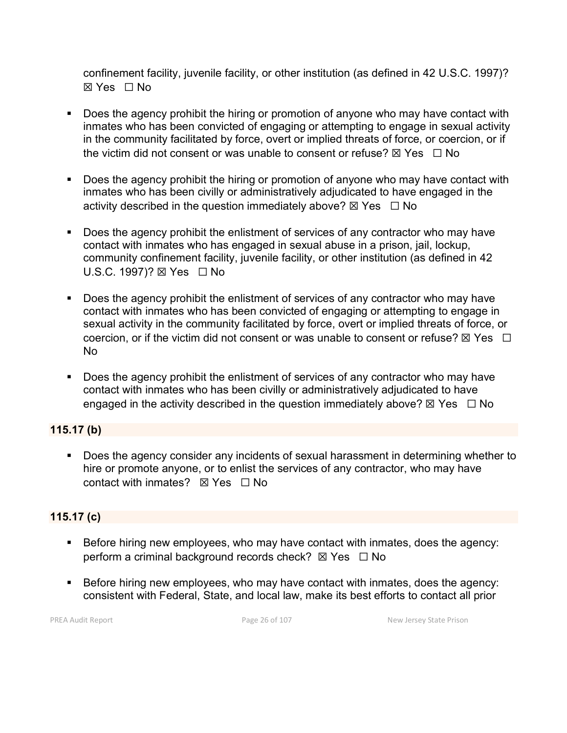confinement facility, juvenile facility, or other institution (as defined in 42 U.S.C. 1997)? ☒ Yes ☐ No

- Does the agency prohibit the hiring or promotion of anyone who may have contact with inmates who has been convicted of engaging or attempting to engage in sexual activity in the community facilitated by force, overt or implied threats of force, or coercion, or if the victim did not consent or was unable to consent or refuse? ☒ Yes ☐ No

- Does the agency prohibit the hiring or promotion of anyone who may have contact with inmates who has been civilly or administratively adjudicated to have engaged in the activity described in the question immediately above? ☒ Yes ☐ No

- Does the agency prohibit the enlistment of services of any contractor who may have contact with inmates who has engaged in sexual abuse in a prison, jail, lockup, community confinement facility, juvenile facility, or other institution (as defined in 42 U.S.C. 1997)? ☒ Yes ☐ No

- Does the agency prohibit the enlistment of services of any contractor who may have contact with inmates who has been convicted of engaging or attempting to engage in sexual activity in the community facilitated by force, overt or implied threats of force, or coercion, or if the victim did not consent or was unable to consent or refuse? ☒ Yes ☐ No

- Does the agency prohibit the enlistment of services of any contractor who may have contact with inmates who has been civilly or administratively adjudicated to have engaged in the activity described in the question immediately above? ☒ Yes ☐ No

**115.17 (b)**

- Does the agency consider any incidents of sexual harassment in determining whether to hire or promote anyone, or to enlist the services of any contractor, who may have contact with inmates? ☒ Yes ☐ No

**115.17 (c)**

- Before hiring new employees, who may have contact with inmates, does the agency: perform a criminal background records check? ☒ Yes ☐ No

- Before hiring new employees, who may have contact with inmates, does the agency: consistent with Federal, State, and local law, make its best efforts to contact all prior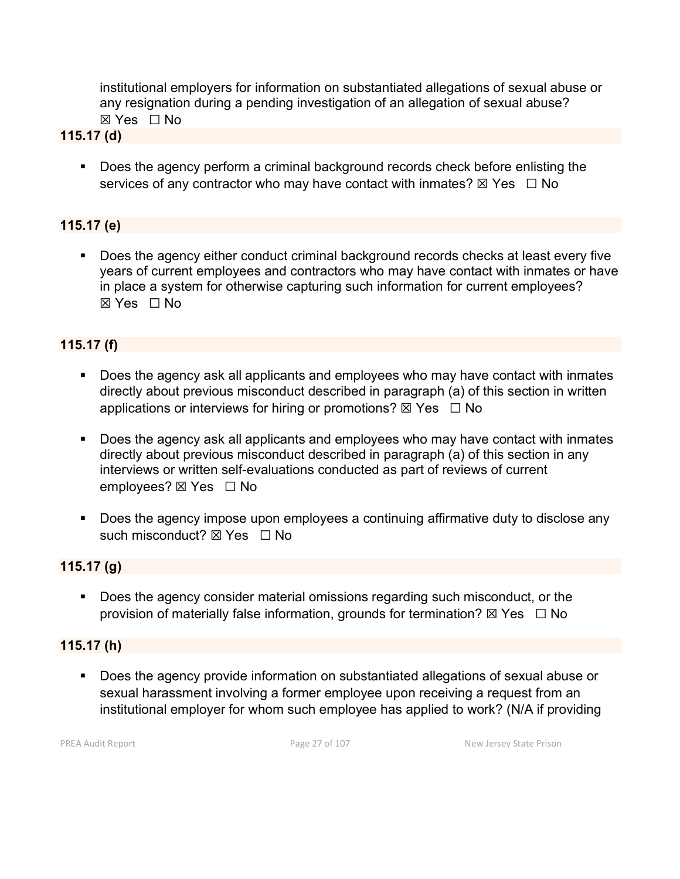institutional employers for information on substantiated allegations of sexual abuse or any resignation during a pending investigation of an allegation of sexual abuse?
☒ Yes ☐ No

**115.17 (d)**

- Does the agency perform a criminal background records check before enlisting the services of any contractor who may have contact with inmates? ☒ Yes ☐ No

**115.17 (e)**

- Does the agency either conduct criminal background records checks at least every five years of current employees and contractors who may have contact with inmates or have in place a system for otherwise capturing such information for current employees?
☒ Yes ☐ No

**115.17 (f)**

- Does the agency ask all applicants and employees who may have contact with inmates directly about previous misconduct described in paragraph (a) of this section in written applications or interviews for hiring or promotions? ☒ Yes ☐ No

- Does the agency ask all applicants and employees who may have contact with inmates directly about previous misconduct described in paragraph (a) of this section in any interviews or written self-evaluations conducted as part of reviews of current employees? ☒ Yes ☐ No

- Does the agency impose upon employees a continuing affirmative duty to disclose any such misconduct? ☒ Yes ☐ No

**115.17 (g)**

- Does the agency consider material omissions regarding such misconduct, or the provision of materially false information, grounds for termination? ☒ Yes ☐ No

**115.17 (h)**

- Does the agency provide information on substantiated allegations of sexual abuse or sexual harassment involving a former employee upon receiving a request from an institutional employer for whom such employee has applied to work? (N/A if providing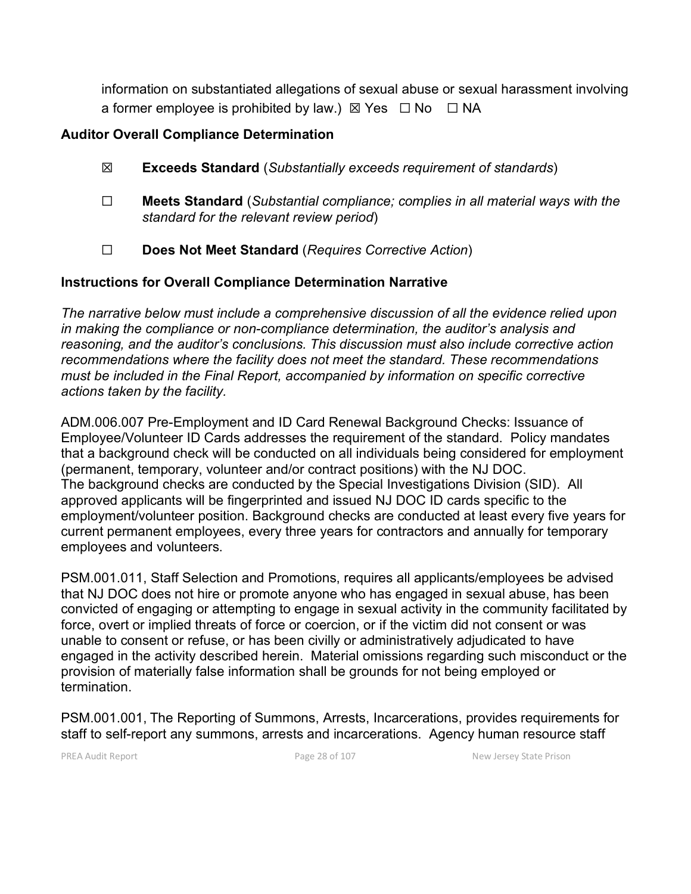information on substantiated allegations of sexual abuse or sexual harassment involving a former employee is prohibited by law.) ☒ Yes ☐ No ☐ NA

### Auditor Overall Compliance Determination

☒ **Exceeds Standard** (*Substantially exceeds requirement of standards*)

☐ **Meets Standard** (*Substantial compliance; complies in all material ways with the standard for the relevant review period*)

☐ **Does Not Meet Standard** (*Requires Corrective Action*)

### Instructions for Overall Compliance Determination Narrative

*The narrative below must include a comprehensive discussion of all the evidence relied upon in making the compliance or non-compliance determination, the auditor's analysis and reasoning, and the auditor's conclusions. This discussion must also include corrective action recommendations where the facility does not meet the standard. These recommendations must be included in the Final Report, accompanied by information on specific corrective actions taken by the facility.*

ADM.006.007 Pre-Employment and ID Card Renewal Background Checks: Issuance of Employee/Volunteer ID Cards addresses the requirement of the standard. Policy mandates that a background check will be conducted on all individuals being considered for employment (permanent, temporary, volunteer and/or contract positions) with the NJ DOC. The background checks are conducted by the Special Investigations Division (SID). All approved applicants will be fingerprinted and issued NJ DOC ID cards specific to the employment/volunteer position. Background checks are conducted at least every five years for current permanent employees, every three years for contractors and annually for temporary employees and volunteers.

PSM.001.011, Staff Selection and Promotions, requires all applicants/employees be advised that NJ DOC does not hire or promote anyone who has engaged in sexual abuse, has been convicted of engaging or attempting to engage in sexual activity in the community facilitated by force, overt or implied threats of force or coercion, or if the victim did not consent or was unable to consent or refuse, or has been civilly or administratively adjudicated to have engaged in the activity described herein. Material omissions regarding such misconduct or the provision of materially false information shall be grounds for not being employed or termination.

PSM.001.001, The Reporting of Summons, Arrests, Incarcerations, provides requirements for staff to self-report any summons, arrests and incarcerations. Agency human resource staff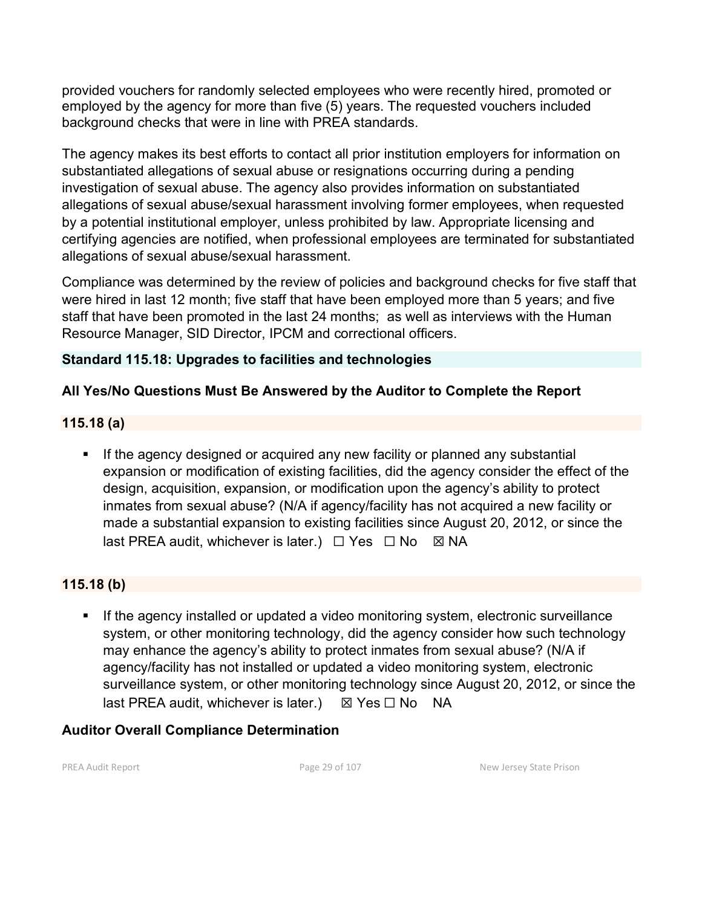provided vouchers for randomly selected employees who were recently hired, promoted or employed by the agency for more than five (5) years. The requested vouchers included background checks that were in line with PREA standards.

The agency makes its best efforts to contact all prior institution employers for information on substantiated allegations of sexual abuse or resignations occurring during a pending investigation of sexual abuse. The agency also provides information on substantiated allegations of sexual abuse/sexual harassment involving former employees, when requested by a potential institutional employer, unless prohibited by law. Appropriate licensing and certifying agencies are notified, when professional employees are terminated for substantiated allegations of sexual abuse/sexual harassment.

Compliance was determined by the review of policies and background checks for five staff that were hired in last 12 month; five staff that have been employed more than 5 years; and five staff that have been promoted in the last 24 months; as well as interviews with the Human Resource Manager, SID Director, IPCM and correctional officers.

### Standard 115.18: Upgrades to facilities and technologies

**All Yes/No Questions Must Be Answered by the Auditor to Complete the Report**

**115.18 (a)**

- If the agency designed or acquired any new facility or planned any substantial expansion or modification of existing facilities, did the agency consider the effect of the design, acquisition, expansion, or modification upon the agency's ability to protect inmates from sexual abuse? (N/A if agency/facility has not acquired a new facility or made a substantial expansion to existing facilities since August 20, 2012, or since the last PREA audit, whichever is later.) ☐ Yes ☐ No ☒ NA

**115.18 (b)**

- If the agency installed or updated a video monitoring system, electronic surveillance system, or other monitoring technology, did the agency consider how such technology may enhance the agency's ability to protect inmates from sexual abuse? (N/A if agency/facility has not installed or updated a video monitoring system, electronic surveillance system, or other monitoring technology since August 20, 2012, or since the last PREA audit, whichever is later.) ☒ Yes ☐ No NA

**Auditor Overall Compliance Determination**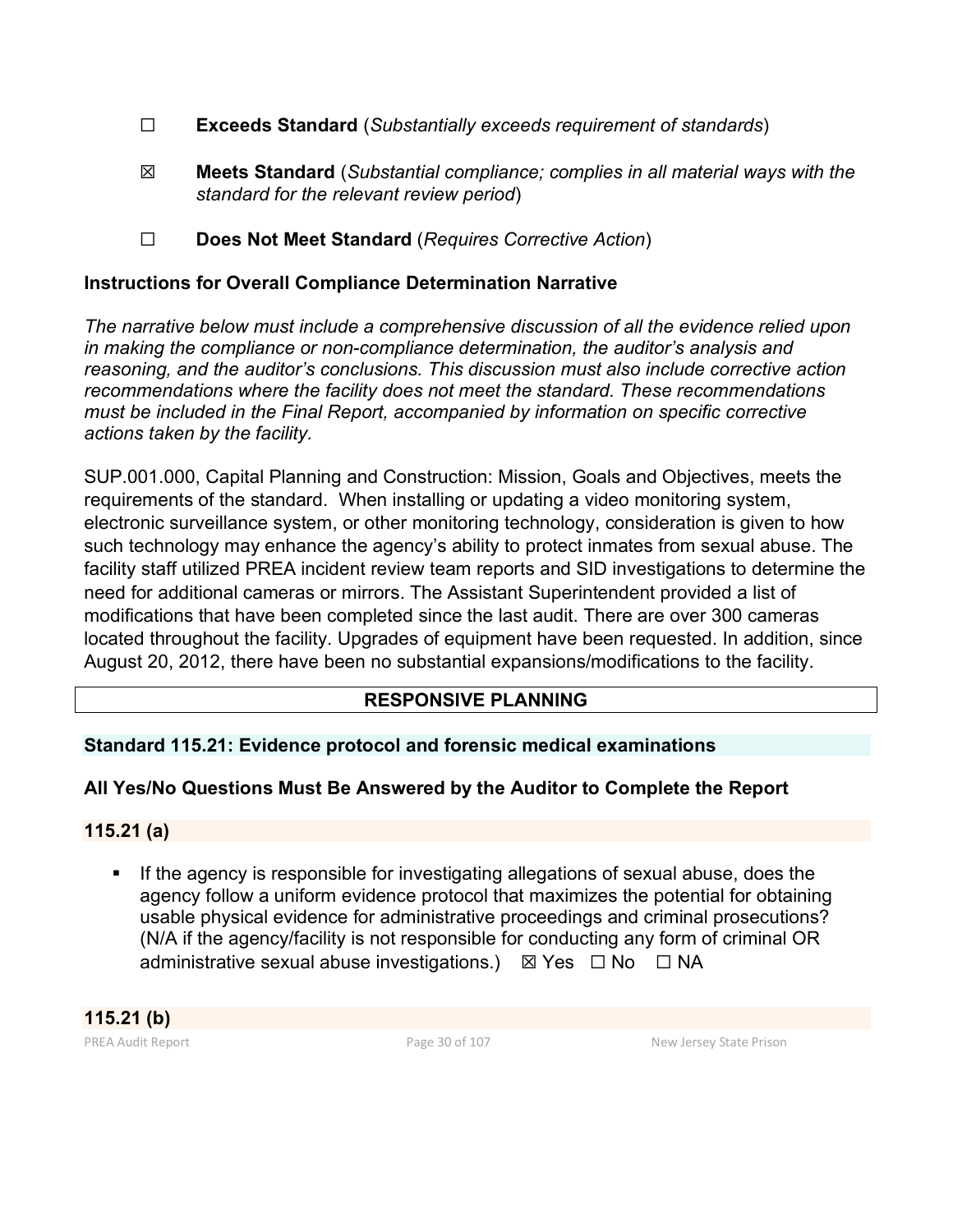☐ **Exceeds Standard** (*Substantially exceeds requirement of standards*)

☒ **Meets Standard** (*Substantial compliance; complies in all material ways with the standard for the relevant review period*)

☐ **Does Not Meet Standard** (*Requires Corrective Action*)

**Instructions for Overall Compliance Determination Narrative**

*The narrative below must include a comprehensive discussion of all the evidence relied upon in making the compliance or non-compliance determination, the auditor's analysis and reasoning, and the auditor's conclusions. This discussion must also include corrective action recommendations where the facility does not meet the standard. These recommendations must be included in the Final Report, accompanied by information on specific corrective actions taken by the facility.*

SUP.001.000, Capital Planning and Construction: Mission, Goals and Objectives, meets the requirements of the standard. When installing or updating a video monitoring system, electronic surveillance system, or other monitoring technology, consideration is given to how such technology may enhance the agency's ability to protect inmates from sexual abuse. The facility staff utilized PREA incident review team reports and SID investigations to determine the need for additional cameras or mirrors. The Assistant Superintendent provided a list of modifications that have been completed since the last audit. There are over 300 cameras located throughout the facility. Upgrades of equipment have been requested. In addition, since August 20, 2012, there have been no substantial expansions/modifications to the facility.

## RESPONSIVE PLANNING

### Standard 115.21: Evidence protocol and forensic medical examinations

**All Yes/No Questions Must Be Answered by the Auditor to Complete the Report**

**115.21 (a)**

- If the agency is responsible for investigating allegations of sexual abuse, does the agency follow a uniform evidence protocol that maximizes the potential for obtaining usable physical evidence for administrative proceedings and criminal prosecutions? (N/A if the agency/facility is not responsible for conducting any form of criminal OR administrative sexual abuse investigations.) ☒ Yes ☐ No ☐ NA

**115.21 (b)**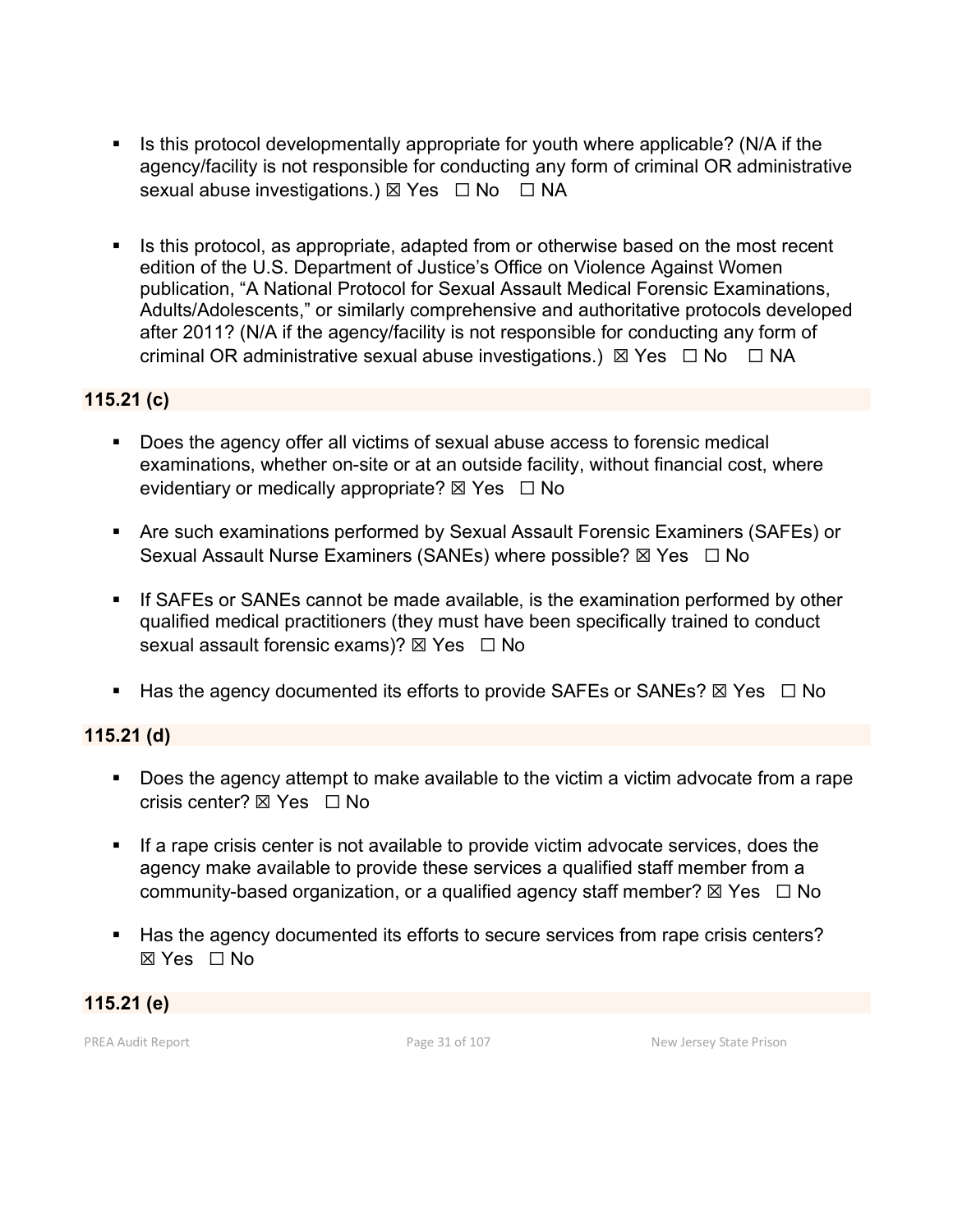- Is this protocol developmentally appropriate for youth where applicable? (N/A if the agency/facility is not responsible for conducting any form of criminal OR administrative sexual abuse investigations.) ☒ Yes ☐ No ☐ NA

- Is this protocol, as appropriate, adapted from or otherwise based on the most recent edition of the U.S. Department of Justice's Office on Violence Against Women publication, "A National Protocol for Sexual Assault Medical Forensic Examinations, Adults/Adolescents," or similarly comprehensive and authoritative protocols developed after 2011? (N/A if the agency/facility is not responsible for conducting any form of criminal OR administrative sexual abuse investigations.) ☒ Yes ☐ No ☐ NA

**115.21 (c)**

- Does the agency offer all victims of sexual abuse access to forensic medical examinations, whether on-site or at an outside facility, without financial cost, where evidentiary or medically appropriate? ☒ Yes ☐ No

- Are such examinations performed by Sexual Assault Forensic Examiners (SAFEs) or Sexual Assault Nurse Examiners (SANEs) where possible? ☒ Yes ☐ No

- If SAFEs or SANEs cannot be made available, is the examination performed by other qualified medical practitioners (they must have been specifically trained to conduct sexual assault forensic exams)? ☒ Yes ☐ No

- Has the agency documented its efforts to provide SAFEs or SANEs? ☒ Yes ☐ No

**115.21 (d)**

- Does the agency attempt to make available to the victim a victim advocate from a rape crisis center? ☒ Yes ☐ No

- If a rape crisis center is not available to provide victim advocate services, does the agency make available to provide these services a qualified staff member from a community-based organization, or a qualified agency staff member? ☒ Yes ☐ No

- Has the agency documented its efforts to secure services from rape crisis centers? ☒ Yes ☐ No

**115.21 (e)**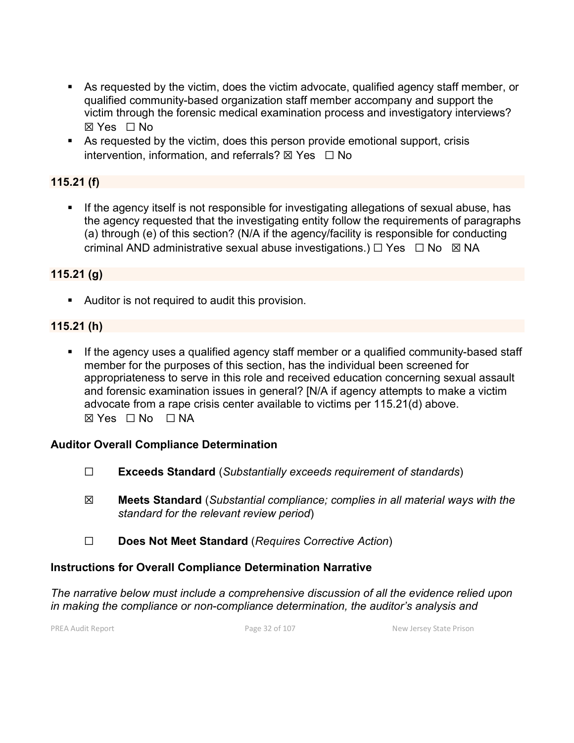- As requested by the victim, does the victim advocate, qualified agency staff member, or qualified community-based organization staff member accompany and support the victim through the forensic medical examination process and investigatory interviews? ☒ Yes ☐ No
- As requested by the victim, does this person provide emotional support, crisis intervention, information, and referrals? ☒ Yes ☐ No

**115.21 (f)**

- If the agency itself is not responsible for investigating allegations of sexual abuse, has the agency requested that the investigating entity follow the requirements of paragraphs (a) through (e) of this section? (N/A if the agency/facility is responsible for conducting criminal AND administrative sexual abuse investigations.) ☐ Yes ☐ No ☒ NA

**115.21 (g)**

- Auditor is not required to audit this provision.

**115.21 (h)**

- If the agency uses a qualified agency staff member or a qualified community-based staff member for the purposes of this section, has the individual been screened for appropriateness to serve in this role and received education concerning sexual assault and forensic examination issues in general? [N/A if agency attempts to make a victim advocate from a rape crisis center available to victims per 115.21(d) above. ☒ Yes ☐ No ☐ NA

### Auditor Overall Compliance Determination

☐ **Exceeds Standard** (*Substantially exceeds requirement of standards*)

☒ **Meets Standard** (*Substantial compliance; complies in all material ways with the standard for the relevant review period*)

☐ **Does Not Meet Standard** (*Requires Corrective Action*)

### Instructions for Overall Compliance Determination Narrative

*The narrative below must include a comprehensive discussion of all the evidence relied upon in making the compliance or non-compliance determination, the auditor's analysis and*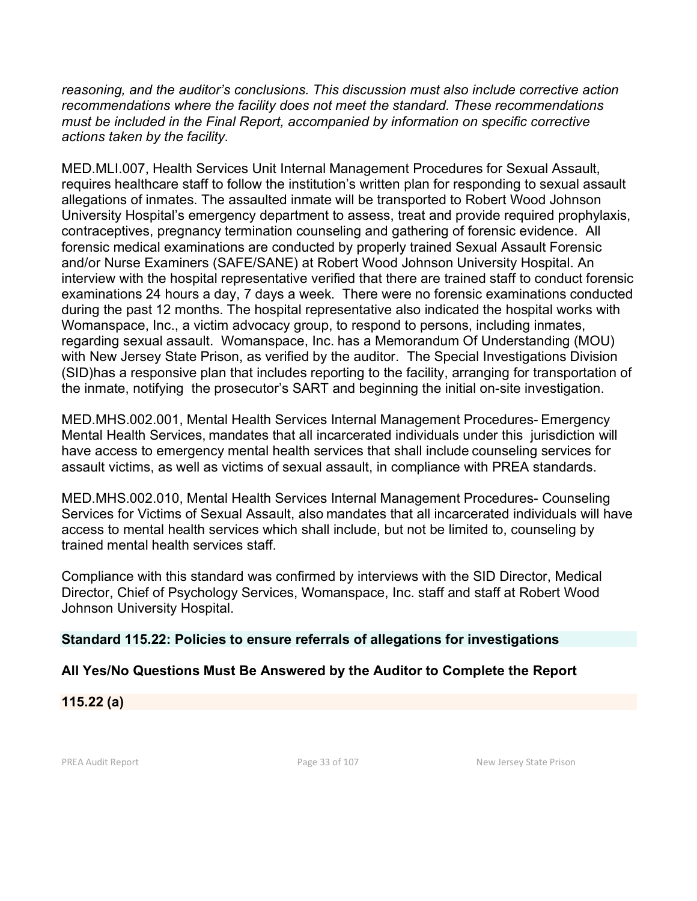*reasoning, and the auditor's conclusions. This discussion must also include corrective action recommendations where the facility does not meet the standard. These recommendations must be included in the Final Report, accompanied by information on specific corrective actions taken by the facility.*

MED.MLI.007, Health Services Unit Internal Management Procedures for Sexual Assault, requires healthcare staff to follow the institution's written plan for responding to sexual assault allegations of inmates. The assaulted inmate will be transported to Robert Wood Johnson University Hospital's emergency department to assess, treat and provide required prophylaxis, contraceptives, pregnancy termination counseling and gathering of forensic evidence. All forensic medical examinations are conducted by properly trained Sexual Assault Forensic and/or Nurse Examiners (SAFE/SANE) at Robert Wood Johnson University Hospital. An interview with the hospital representative verified that there are trained staff to conduct forensic examinations 24 hours a day, 7 days a week. There were no forensic examinations conducted during the past 12 months. The hospital representative also indicated the hospital works with Womanspace, Inc., a victim advocacy group, to respond to persons, including inmates, regarding sexual assault. Womanspace, Inc. has a Memorandum Of Understanding (MOU) with New Jersey State Prison, as verified by the auditor. The Special Investigations Division (SID)has a responsive plan that includes reporting to the facility, arranging for transportation of the inmate, notifying the prosecutor's SART and beginning the initial on-site investigation.

MED.MHS.002.001, Mental Health Services Internal Management Procedures- Emergency Mental Health Services, mandates that all incarcerated individuals under this jurisdiction will have access to emergency mental health services that shall include counseling services for assault victims, as well as victims of sexual assault, in compliance with PREA standards.

MED.MHS.002.010, Mental Health Services Internal Management Procedures- Counseling Services for Victims of Sexual Assault, also mandates that all incarcerated individuals will have access to mental health services which shall include, but not be limited to, counseling by trained mental health services staff.

Compliance with this standard was confirmed by interviews with the SID Director, Medical Director, Chief of Psychology Services, Womanspace, Inc. staff and staff at Robert Wood Johnson University Hospital.

## Standard 115.22: Policies to ensure referrals of allegations for investigations

### All Yes/No Questions Must Be Answered by the Auditor to Complete the Report

### 115.22 (a)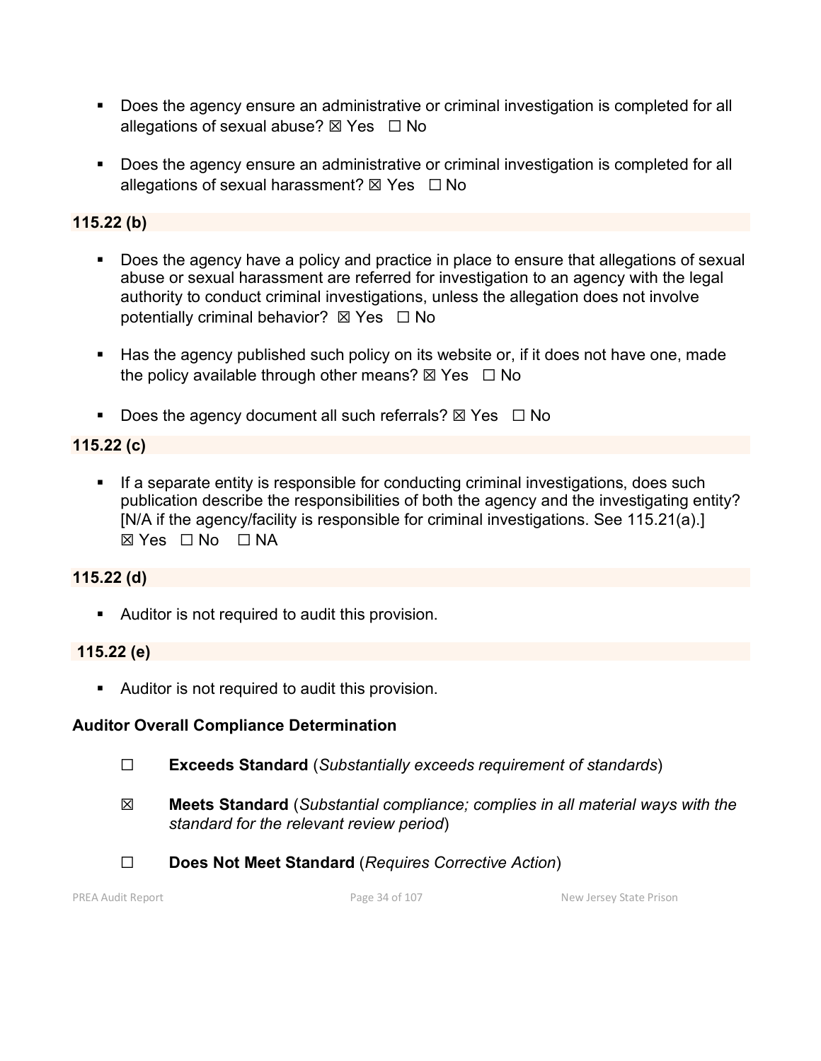- Does the agency ensure an administrative or criminal investigation is completed for all allegations of sexual abuse? ☒ Yes ☐ No

- Does the agency ensure an administrative or criminal investigation is completed for all allegations of sexual harassment? ☒ Yes ☐ No

### 115.22 (b)

- Does the agency have a policy and practice in place to ensure that allegations of sexual abuse or sexual harassment are referred for investigation to an agency with the legal authority to conduct criminal investigations, unless the allegation does not involve potentially criminal behavior? ☒ Yes ☐ No

- Has the agency published such policy on its website or, if it does not have one, made the policy available through other means? ☒ Yes ☐ No

- Does the agency document all such referrals? ☒ Yes ☐ No

### 115.22 (c)

- If a separate entity is responsible for conducting criminal investigations, does such publication describe the responsibilities of both the agency and the investigating entity? [N/A if the agency/facility is responsible for criminal investigations. See 115.21(a).] ☒ Yes ☐ No ☐ NA

### 115.22 (d)

- Auditor is not required to audit this provision.

### 115.22 (e)

- Auditor is not required to audit this provision.

**Auditor Overall Compliance Determination**

☐ **Exceeds Standard** (*Substantially exceeds requirement of standards*)

☒ **Meets Standard** (*Substantial compliance; complies in all material ways with the standard for the relevant review period*)

☐ **Does Not Meet Standard** (*Requires Corrective Action*)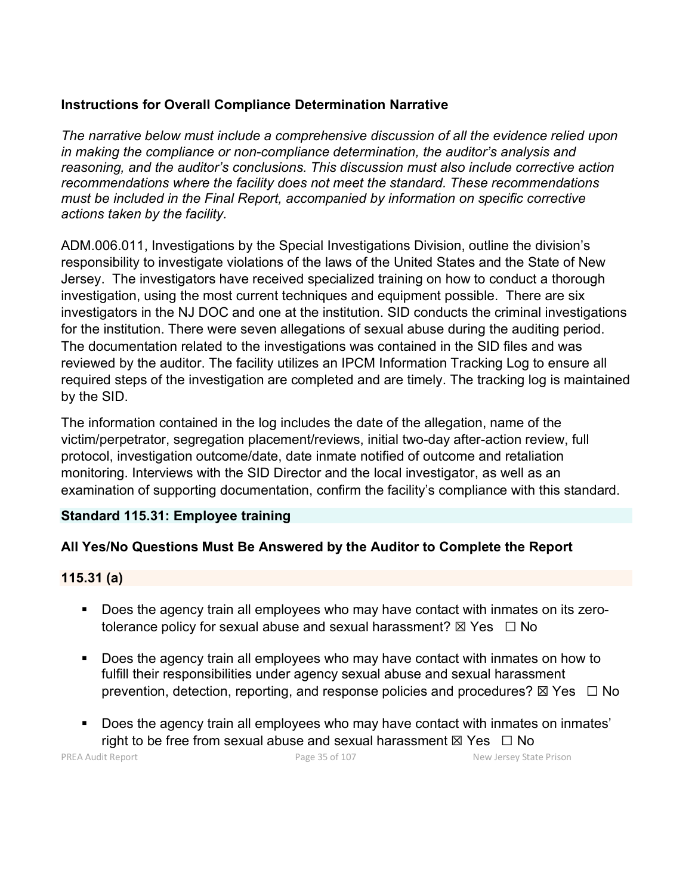### Instructions for Overall Compliance Determination Narrative

*The narrative below must include a comprehensive discussion of all the evidence relied upon in making the compliance or non-compliance determination, the auditor's analysis and reasoning, and the auditor's conclusions. This discussion must also include corrective action recommendations where the facility does not meet the standard. These recommendations must be included in the Final Report, accompanied by information on specific corrective actions taken by the facility.*

ADM.006.011, Investigations by the Special Investigations Division, outline the division's responsibility to investigate violations of the laws of the United States and the State of New Jersey. The investigators have received specialized training on how to conduct a thorough investigation, using the most current techniques and equipment possible. There are six investigators in the NJ DOC and one at the institution. SID conducts the criminal investigations for the institution. There were seven allegations of sexual abuse during the auditing period. The documentation related to the investigations was contained in the SID files and was reviewed by the auditor. The facility utilizes an IPCM Information Tracking Log to ensure all required steps of the investigation are completed and are timely. The tracking log is maintained by the SID.

The information contained in the log includes the date of the allegation, name of the victim/perpetrator, segregation placement/reviews, initial two-day after-action review, full protocol, investigation outcome/date, date inmate notified of outcome and retaliation monitoring. Interviews with the SID Director and the local investigator, as well as an examination of supporting documentation, confirm the facility's compliance with this standard.

### Standard 115.31: Employee training

### All Yes/No Questions Must Be Answered by the Auditor to Complete the Report

### 115.31 (a)

- Does the agency train all employees who may have contact with inmates on its zero-tolerance policy for sexual abuse and sexual harassment? ☒ Yes ☐ No
- Does the agency train all employees who may have contact with inmates on how to fulfill their responsibilities under agency sexual abuse and sexual harassment prevention, detection, reporting, and response policies and procedures? ☒ Yes ☐ No
- Does the agency train all employees who may have contact with inmates on inmates' right to be free from sexual abuse and sexual harassment ☒ Yes ☐ No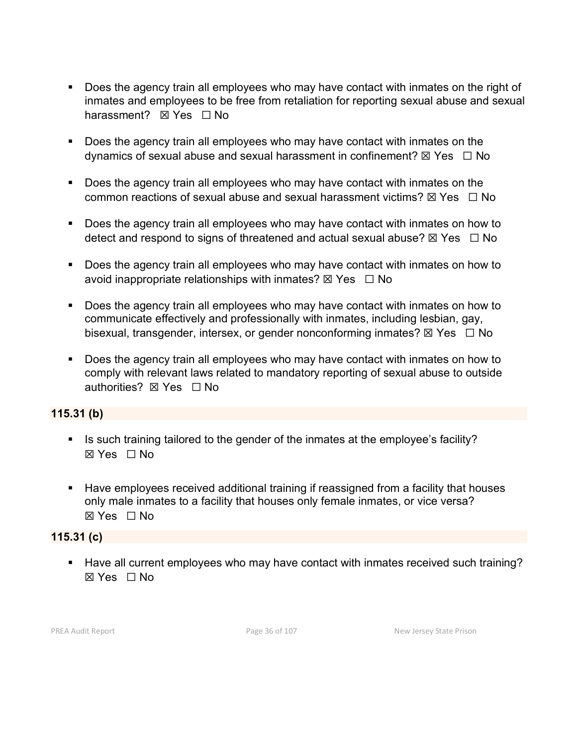- Does the agency train all employees who may have contact with inmates on the right of inmates and employees to be free from retaliation for reporting sexual abuse and sexual harassment? ☒ Yes ☐ No

- Does the agency train all employees who may have contact with inmates on the dynamics of sexual abuse and sexual harassment in confinement? ☒ Yes ☐ No

- Does the agency train all employees who may have contact with inmates on the common reactions of sexual abuse and sexual harassment victims? ☒ Yes ☐ No

- Does the agency train all employees who may have contact with inmates on how to detect and respond to signs of threatened and actual sexual abuse? ☒ Yes ☐ No

- Does the agency train all employees who may have contact with inmates on how to avoid inappropriate relationships with inmates? ☒ Yes ☐ No

- Does the agency train all employees who may have contact with inmates on how to communicate effectively and professionally with inmates, including lesbian, gay, bisexual, transgender, intersex, or gender nonconforming inmates? ☒ Yes ☐ No

- Does the agency train all employees who may have contact with inmates on how to comply with relevant laws related to mandatory reporting of sexual abuse to outside authorities? ☒ Yes ☐ No

**115.31 (b)**

- Is such training tailored to the gender of the inmates at the employee's facility? ☒ Yes ☐ No

- Have employees received additional training if reassigned from a facility that houses only male inmates to a facility that houses only female inmates, or vice versa? ☒ Yes ☐ No

**115.31 (c)**

- Have all current employees who may have contact with inmates received such training? ☒ Yes ☐ No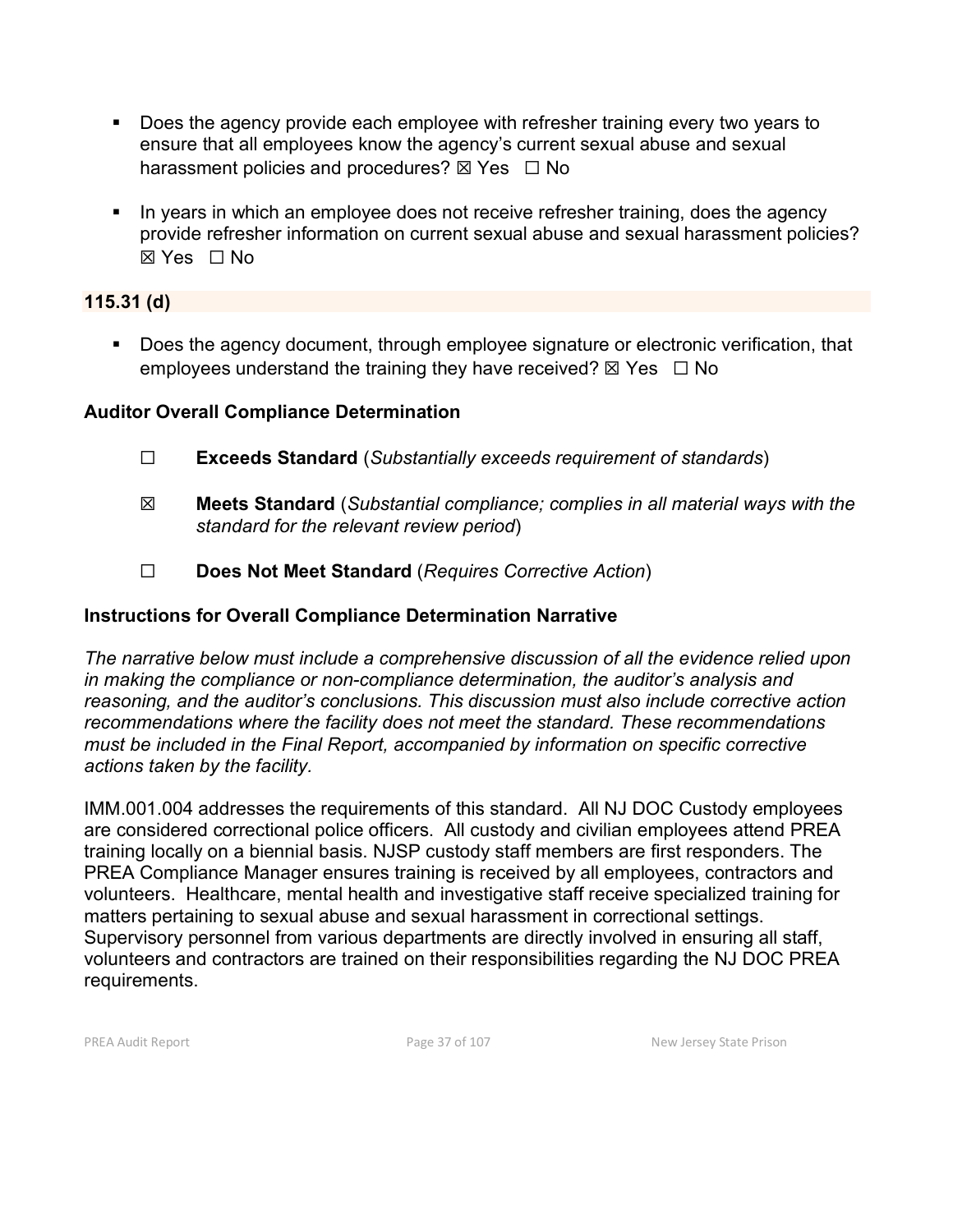- Does the agency provide each employee with refresher training every two years to ensure that all employees know the agency's current sexual abuse and sexual harassment policies and procedures? ☒ Yes ☐ No

- In years in which an employee does not receive refresher training, does the agency provide refresher information on current sexual abuse and sexual harassment policies? ☒ Yes ☐ No

### 115.31 (d)

- Does the agency document, through employee signature or electronic verification, that employees understand the training they have received? ☒ Yes ☐ No

### Auditor Overall Compliance Determination

☐ **Exceeds Standard** (*Substantially exceeds requirement of standards*)

☒ **Meets Standard** (*Substantial compliance; complies in all material ways with the standard for the relevant review period*)

☐ **Does Not Meet Standard** (*Requires Corrective Action*)

### Instructions for Overall Compliance Determination Narrative

*The narrative below must include a comprehensive discussion of all the evidence relied upon in making the compliance or non-compliance determination, the auditor's analysis and reasoning, and the auditor's conclusions. This discussion must also include corrective action recommendations where the facility does not meet the standard. These recommendations must be included in the Final Report, accompanied by information on specific corrective actions taken by the facility.*

IMM.001.004 addresses the requirements of this standard. All NJ DOC Custody employees are considered correctional police officers. All custody and civilian employees attend PREA training locally on a biennial basis. NJSP custody staff members are first responders. The PREA Compliance Manager ensures training is received by all employees, contractors and volunteers. Healthcare, mental health and investigative staff receive specialized training for matters pertaining to sexual abuse and sexual harassment in correctional settings. Supervisory personnel from various departments are directly involved in ensuring all staff, volunteers and contractors are trained on their responsibilities regarding the NJ DOC PREA requirements.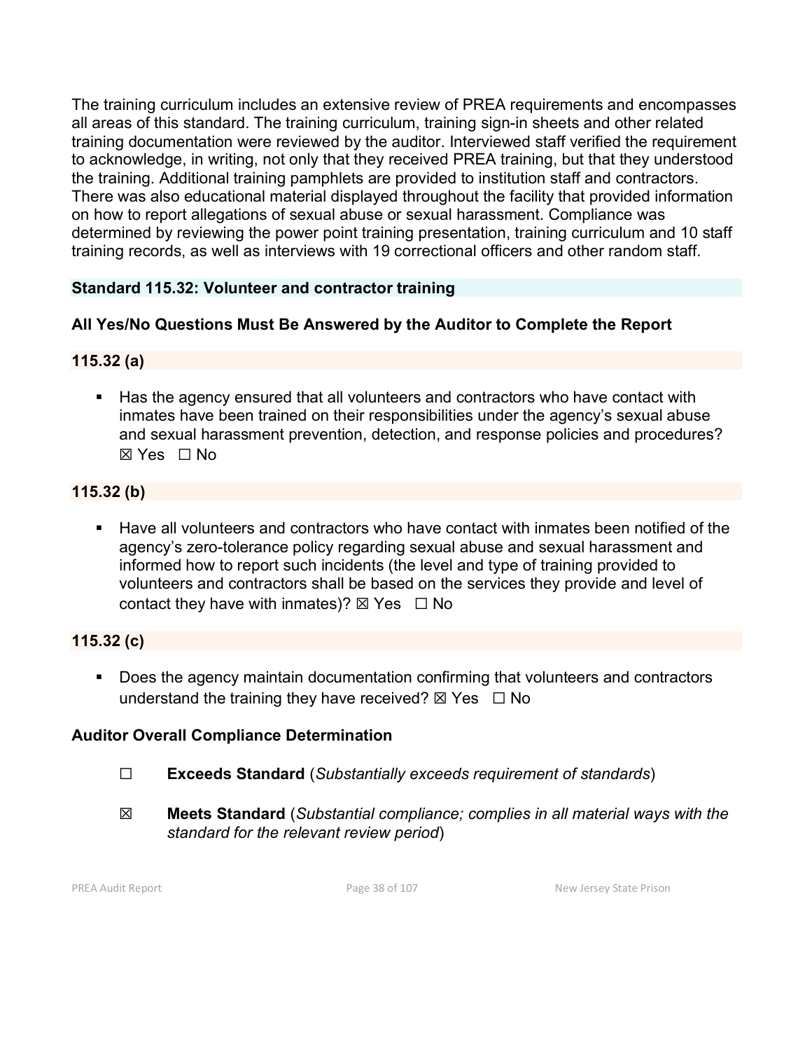The training curriculum includes an extensive review of PREA requirements and encompasses all areas of this standard. The training curriculum, training sign-in sheets and other related training documentation were reviewed by the auditor. Interviewed staff verified the requirement to acknowledge, in writing, not only that they received PREA training, but that they understood the training. Additional training pamphlets are provided to institution staff and contractors. There was also educational material displayed throughout the facility that provided information on how to report allegations of sexual abuse or sexual harassment. Compliance was determined by reviewing the power point training presentation, training curriculum and 10 staff training records, as well as interviews with 19 correctional officers and other random staff.

### Standard 115.32: Volunteer and contractor training

**All Yes/No Questions Must Be Answered by the Auditor to Complete the Report**

#### 115.32 (a)

- Has the agency ensured that all volunteers and contractors who have contact with inmates have been trained on their responsibilities under the agency's sexual abuse and sexual harassment prevention, detection, and response policies and procedures? ☒ Yes ☐ No

#### 115.32 (b)

- Have all volunteers and contractors who have contact with inmates been notified of the agency's zero-tolerance policy regarding sexual abuse and sexual harassment and informed how to report such incidents (the level and type of training provided to volunteers and contractors shall be based on the services they provide and level of contact they have with inmates)? ☒ Yes ☐ No

#### 115.32 (c)

- Does the agency maintain documentation confirming that volunteers and contractors understand the training they have received? ☒ Yes ☐ No

**Auditor Overall Compliance Determination**

☐ **Exceeds Standard** (*Substantially exceeds requirement of standards*)

☒ **Meets Standard** (*Substantial compliance; complies in all material ways with the standard for the relevant review period*)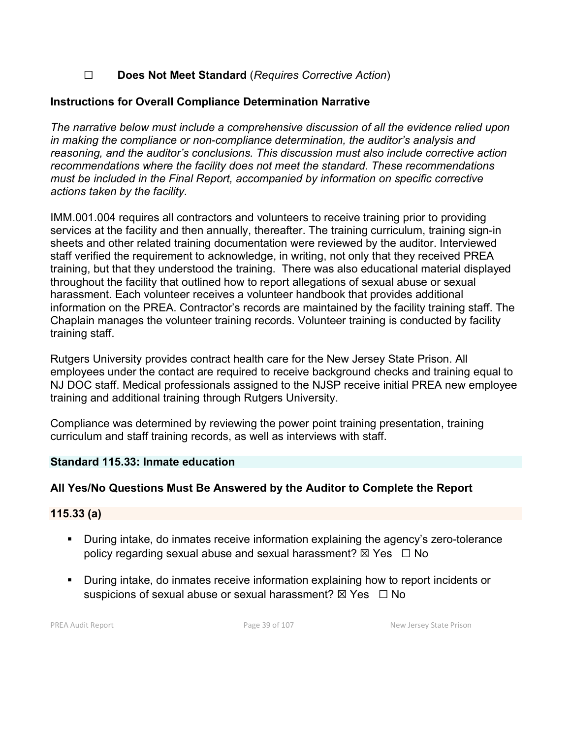☐ **Does Not Meet Standard** (*Requires Corrective Action*)

**Instructions for Overall Compliance Determination Narrative**

*The narrative below must include a comprehensive discussion of all the evidence relied upon in making the compliance or non-compliance determination, the auditor's analysis and reasoning, and the auditor's conclusions. This discussion must also include corrective action recommendations where the facility does not meet the standard. These recommendations must be included in the Final Report, accompanied by information on specific corrective actions taken by the facility.*

IMM.001.004 requires all contractors and volunteers to receive training prior to providing services at the facility and then annually, thereafter. The training curriculum, training sign-in sheets and other related training documentation were reviewed by the auditor. Interviewed staff verified the requirement to acknowledge, in writing, not only that they received PREA training, but that they understood the training. There was also educational material displayed throughout the facility that outlined how to report allegations of sexual abuse or sexual harassment. Each volunteer receives a volunteer handbook that provides additional information on the PREA. Contractor's records are maintained by the facility training staff. The Chaplain manages the volunteer training records. Volunteer training is conducted by facility training staff.

Rutgers University provides contract health care for the New Jersey State Prison. All employees under the contact are required to receive background checks and training equal to NJ DOC staff. Medical professionals assigned to the NJSP receive initial PREA new employee training and additional training through Rutgers University.

Compliance was determined by reviewing the power point training presentation, training curriculum and staff training records, as well as interviews with staff.

## Standard 115.33: Inmate education

### All Yes/No Questions Must Be Answered by the Auditor to Complete the Report

### 115.33 (a)

- During intake, do inmates receive information explaining the agency's zero-tolerance policy regarding sexual abuse and sexual harassment? ☒ Yes ☐ No
- During intake, do inmates receive information explaining how to report incidents or suspicions of sexual abuse or sexual harassment? ☒ Yes ☐ No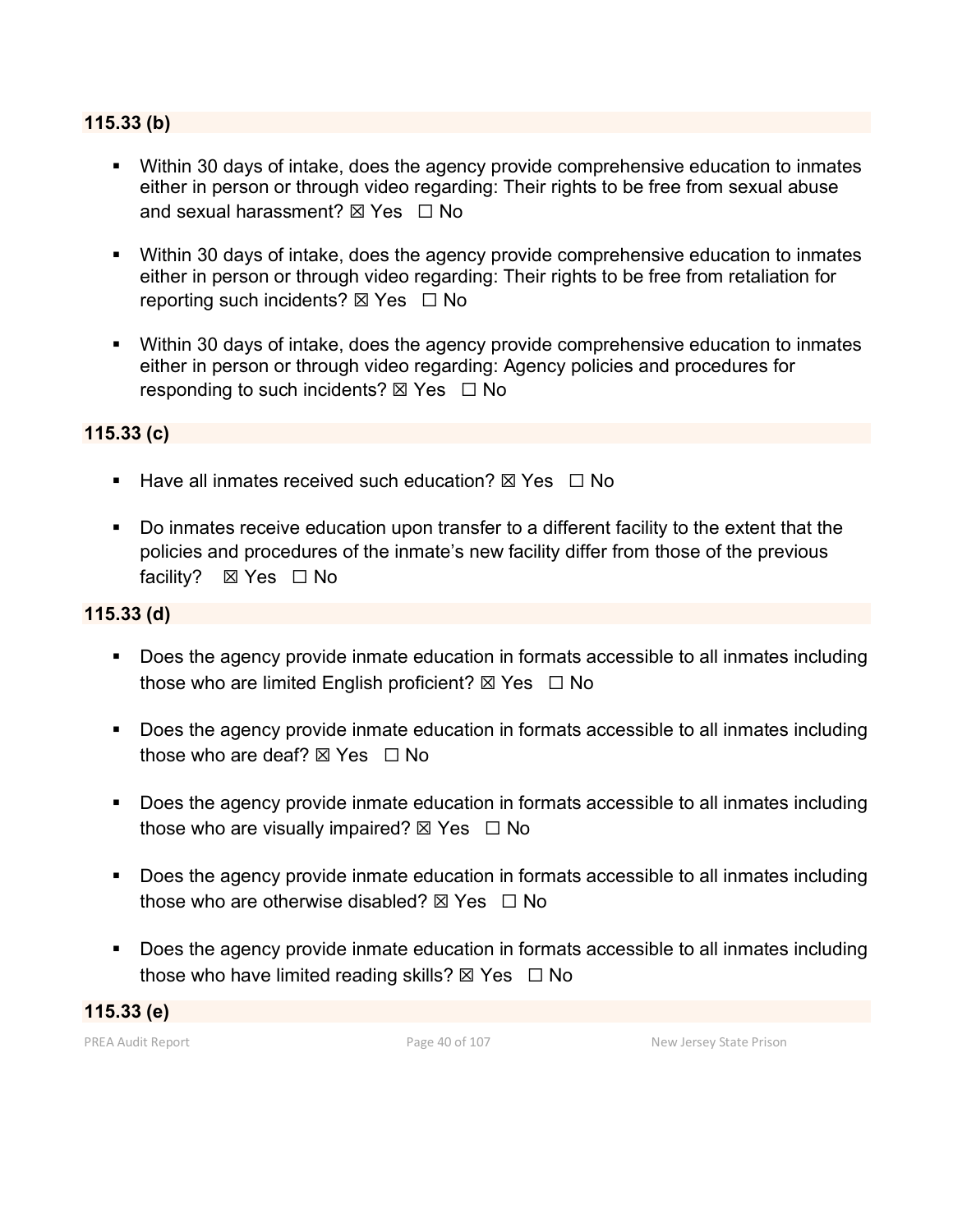### 115.33 (b)

- Within 30 days of intake, does the agency provide comprehensive education to inmates either in person or through video regarding: Their rights to be free from sexual abuse and sexual harassment? ☒ Yes ☐ No
- Within 30 days of intake, does the agency provide comprehensive education to inmates either in person or through video regarding: Their rights to be free from retaliation for reporting such incidents? ☒ Yes ☐ No
- Within 30 days of intake, does the agency provide comprehensive education to inmates either in person or through video regarding: Agency policies and procedures for responding to such incidents? ☒ Yes ☐ No

### 115.33 (c)

- Have all inmates received such education? ☒ Yes ☐ No
- Do inmates receive education upon transfer to a different facility to the extent that the policies and procedures of the inmate's new facility differ from those of the previous facility? ☒ Yes ☐ No

### 115.33 (d)

- Does the agency provide inmate education in formats accessible to all inmates including those who are limited English proficient? ☒ Yes ☐ No
- Does the agency provide inmate education in formats accessible to all inmates including those who are deaf? ☒ Yes ☐ No
- Does the agency provide inmate education in formats accessible to all inmates including those who are visually impaired? ☒ Yes ☐ No
- Does the agency provide inmate education in formats accessible to all inmates including those who are otherwise disabled? ☒ Yes ☐ No
- Does the agency provide inmate education in formats accessible to all inmates including those who have limited reading skills? ☒ Yes ☐ No

### 115.33 (e)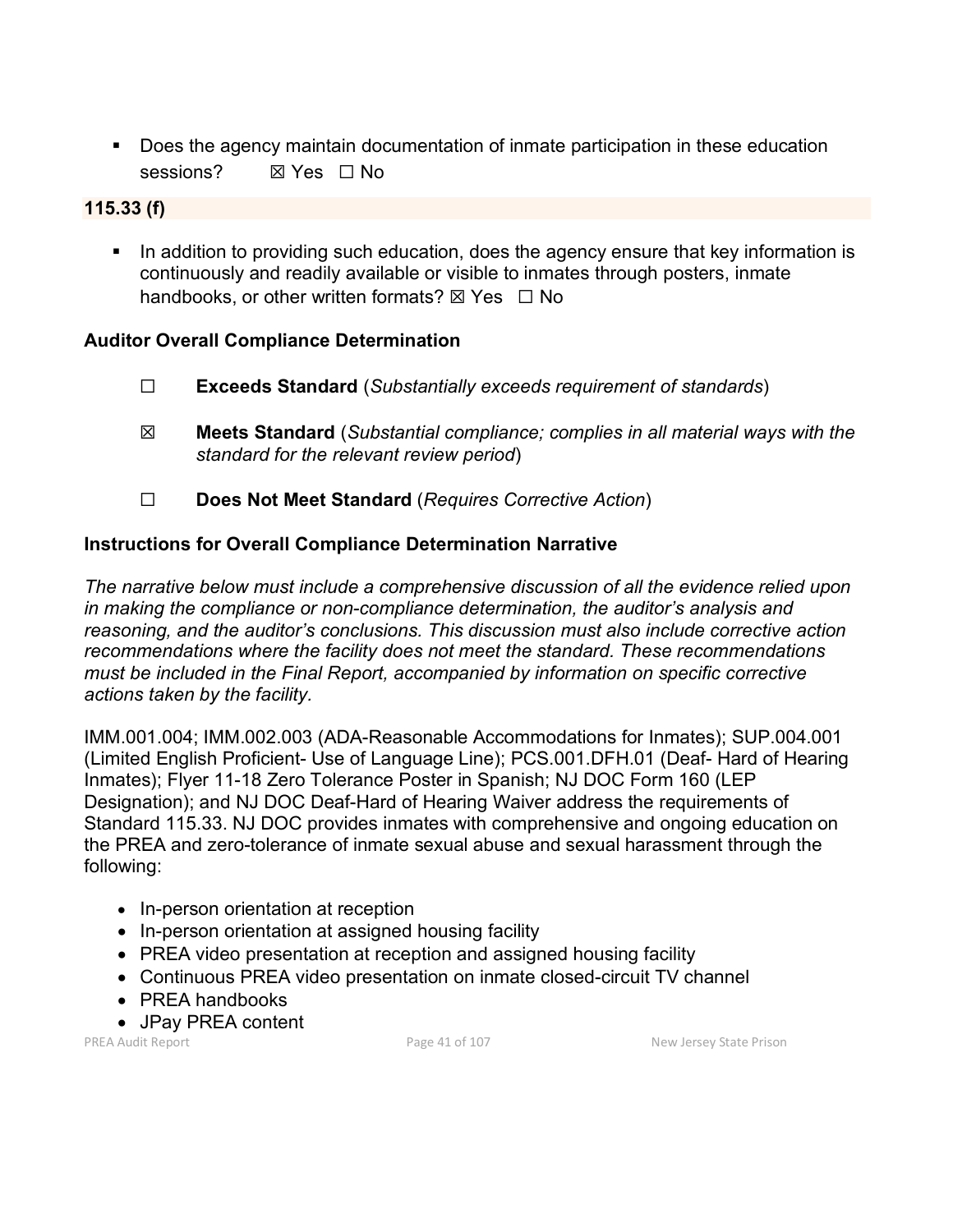- Does the agency maintain documentation of inmate participation in these education sessions? ☒ Yes ☐ No

**115.33 (f)**

- In addition to providing such education, does the agency ensure that key information is continuously and readily available or visible to inmates through posters, inmate handbooks, or other written formats? ☒ Yes ☐ No

**Auditor Overall Compliance Determination**

☐ **Exceeds Standard** (*Substantially exceeds requirement of standards*)

☒ **Meets Standard** (*Substantial compliance; complies in all material ways with the standard for the relevant review period*)

☐ **Does Not Meet Standard** (*Requires Corrective Action*)

**Instructions for Overall Compliance Determination Narrative**

*The narrative below must include a comprehensive discussion of all the evidence relied upon in making the compliance or non-compliance determination, the auditor's analysis and reasoning, and the auditor's conclusions. This discussion must also include corrective action recommendations where the facility does not meet the standard. These recommendations must be included in the Final Report, accompanied by information on specific corrective actions taken by the facility.*

IMM.001.004; IMM.002.003 (ADA-Reasonable Accommodations for Inmates); SUP.004.001 (Limited English Proficient- Use of Language Line); PCS.001.DFH.01 (Deaf- Hard of Hearing Inmates); Flyer 11-18 Zero Tolerance Poster in Spanish; NJ DOC Form 160 (LEP Designation); and NJ DOC Deaf-Hard of Hearing Waiver address the requirements of Standard 115.33. NJ DOC provides inmates with comprehensive and ongoing education on the PREA and zero-tolerance of inmate sexual abuse and sexual harassment through the following:

- In-person orientation at reception
- In-person orientation at assigned housing facility
- PREA video presentation at reception and assigned housing facility
- Continuous PREA video presentation on inmate closed-circuit TV channel
- PREA handbooks
- JPay PREA content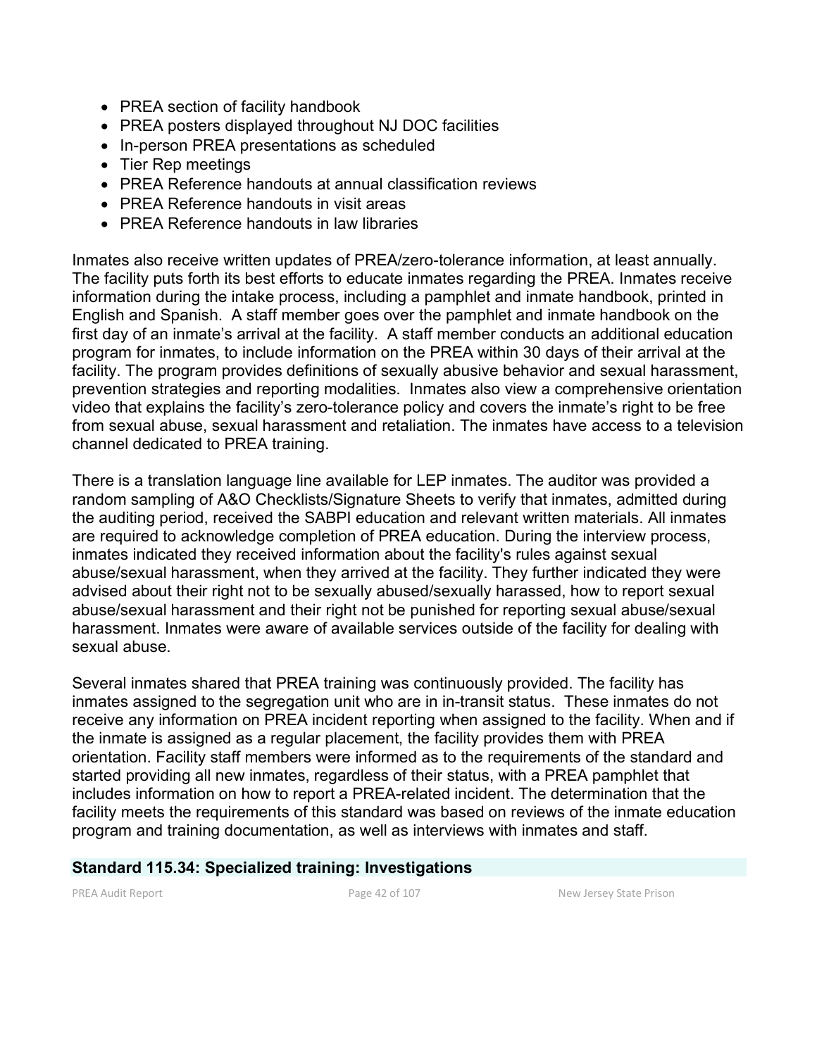- PREA section of facility handbook
- PREA posters displayed throughout NJ DOC facilities
- In-person PREA presentations as scheduled
- Tier Rep meetings
- PREA Reference handouts at annual classification reviews
- PREA Reference handouts in visit areas
- PREA Reference handouts in law libraries

Inmates also receive written updates of PREA/zero-tolerance information, at least annually. The facility puts forth its best efforts to educate inmates regarding the PREA. Inmates receive information during the intake process, including a pamphlet and inmate handbook, printed in English and Spanish. A staff member goes over the pamphlet and inmate handbook on the first day of an inmate's arrival at the facility. A staff member conducts an additional education program for inmates, to include information on the PREA within 30 days of their arrival at the facility. The program provides definitions of sexually abusive behavior and sexual harassment, prevention strategies and reporting modalities. Inmates also view a comprehensive orientation video that explains the facility's zero-tolerance policy and covers the inmate's right to be free from sexual abuse, sexual harassment and retaliation. The inmates have access to a television channel dedicated to PREA training.

There is a translation language line available for LEP inmates. The auditor was provided a random sampling of A&O Checklists/Signature Sheets to verify that inmates, admitted during the auditing period, received the SABPI education and relevant written materials. All inmates are required to acknowledge completion of PREA education. During the interview process, inmates indicated they received information about the facility's rules against sexual abuse/sexual harassment, when they arrived at the facility. They further indicated they were advised about their right not to be sexually abused/sexually harassed, how to report sexual abuse/sexual harassment and their right not be punished for reporting sexual abuse/sexual harassment. Inmates were aware of available services outside of the facility for dealing with sexual abuse.

Several inmates shared that PREA training was continuously provided. The facility has inmates assigned to the segregation unit who are in in-transit status. These inmates do not receive any information on PREA incident reporting when assigned to the facility. When and if the inmate is assigned as a regular placement, the facility provides them with PREA orientation. Facility staff members were informed as to the requirements of the standard and started providing all new inmates, regardless of their status, with a PREA pamphlet that includes information on how to report a PREA-related incident. The determination that the facility meets the requirements of this standard was based on reviews of the inmate education program and training documentation, as well as interviews with inmates and staff.

## Standard 115.34: Specialized training: Investigations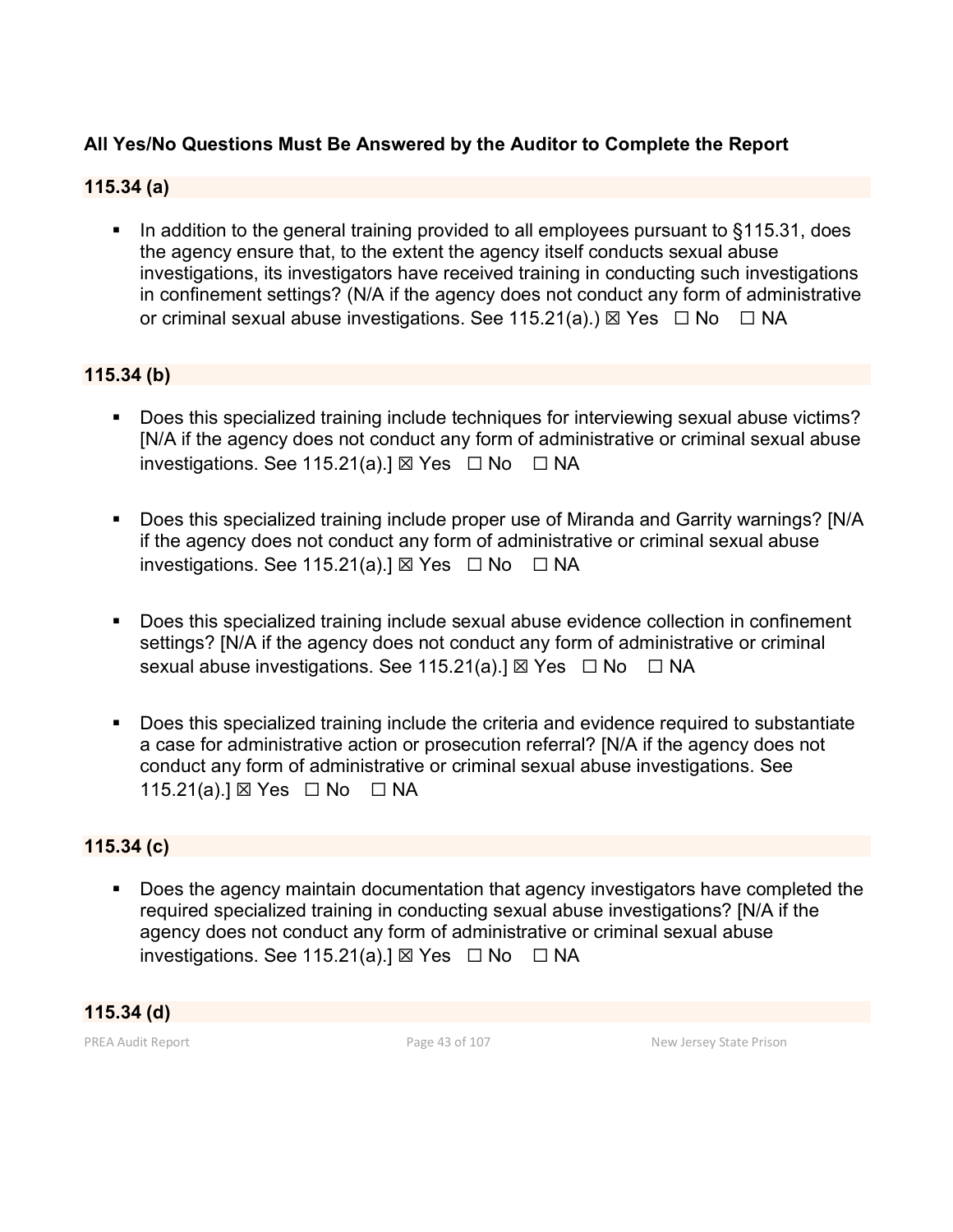**All Yes/No Questions Must Be Answered by the Auditor to Complete the Report**

**115.34 (a)**

- In addition to the general training provided to all employees pursuant to §115.31, does the agency ensure that, to the extent the agency itself conducts sexual abuse investigations, its investigators have received training in conducting such investigations in confinement settings? (N/A if the agency does not conduct any form of administrative or criminal sexual abuse investigations. See 115.21(a).) ☒ Yes ☐ No ☐ NA

**115.34 (b)**

- Does this specialized training include techniques for interviewing sexual abuse victims? [N/A if the agency does not conduct any form of administrative or criminal sexual abuse investigations. See 115.21(a).] ☒ Yes ☐ No ☐ NA

- Does this specialized training include proper use of Miranda and Garrity warnings? [N/A if the agency does not conduct any form of administrative or criminal sexual abuse investigations. See 115.21(a).] ☒ Yes ☐ No ☐ NA

- Does this specialized training include sexual abuse evidence collection in confinement settings? [N/A if the agency does not conduct any form of administrative or criminal sexual abuse investigations. See 115.21(a).] ☒ Yes ☐ No ☐ NA

- Does this specialized training include the criteria and evidence required to substantiate a case for administrative action or prosecution referral? [N/A if the agency does not conduct any form of administrative or criminal sexual abuse investigations. See 115.21(a).] ☒ Yes ☐ No ☐ NA

**115.34 (c)**

- Does the agency maintain documentation that agency investigators have completed the required specialized training in conducting sexual abuse investigations? [N/A if the agency does not conduct any form of administrative or criminal sexual abuse investigations. See 115.21(a).] ☒ Yes ☐ No ☐ NA

**115.34 (d)**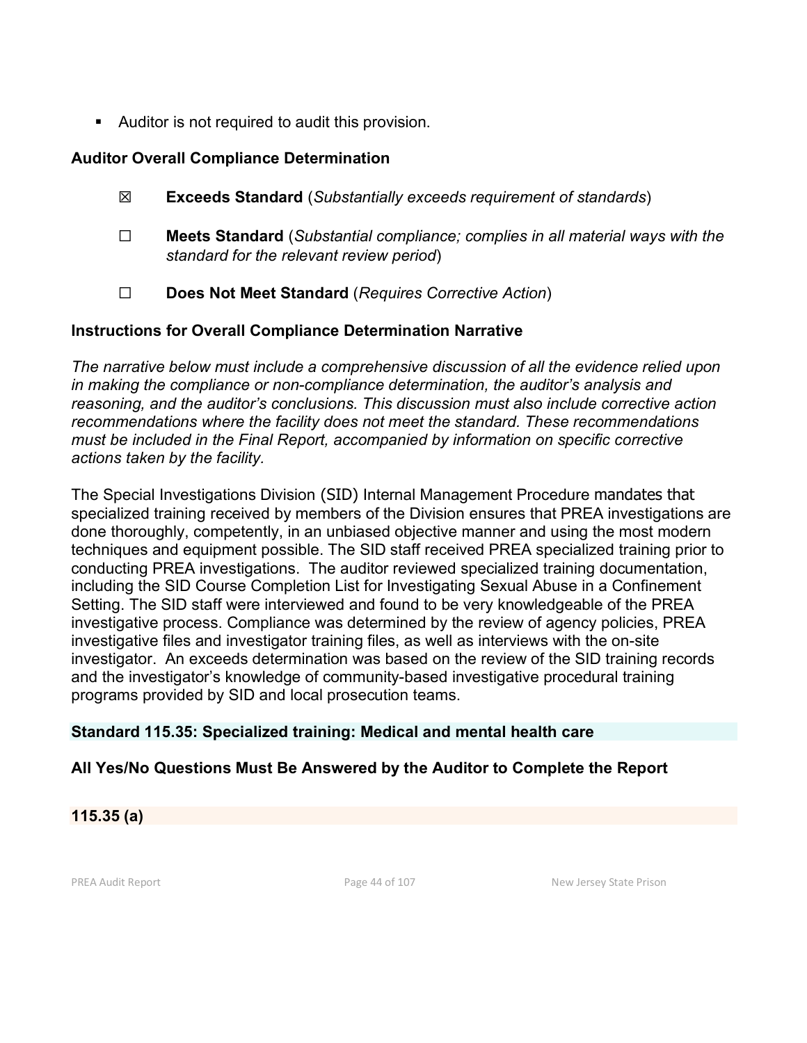- Auditor is not required to audit this provision.

**Auditor Overall Compliance Determination**

☒ **Exceeds Standard** (*Substantially exceeds requirement of standards*)

☐ **Meets Standard** (*Substantial compliance; complies in all material ways with the standard for the relevant review period*)

☐ **Does Not Meet Standard** (*Requires Corrective Action*)

**Instructions for Overall Compliance Determination Narrative**

*The narrative below must include a comprehensive discussion of all the evidence relied upon in making the compliance or non-compliance determination, the auditor's analysis and reasoning, and the auditor's conclusions. This discussion must also include corrective action recommendations where the facility does not meet the standard. These recommendations must be included in the Final Report, accompanied by information on specific corrective actions taken by the facility.*

The Special Investigations Division (SID) Internal Management Procedure mandates that specialized training received by members of the Division ensures that PREA investigations are done thoroughly, competently, in an unbiased objective manner and using the most modern techniques and equipment possible. The SID staff received PREA specialized training prior to conducting PREA investigations. The auditor reviewed specialized training documentation, including the SID Course Completion List for Investigating Sexual Abuse in a Confinement Setting. The SID staff were interviewed and found to be very knowledgeable of the PREA investigative process. Compliance was determined by the review of agency policies, PREA investigative files and investigator training files, as well as interviews with the on-site investigator. An exceeds determination was based on the review of the SID training records and the investigator's knowledge of community-based investigative procedural training programs provided by SID and local prosecution teams.

## Standard 115.35: Specialized training: Medical and mental health care

**All Yes/No Questions Must Be Answered by the Auditor to Complete the Report**

### 115.35 (a)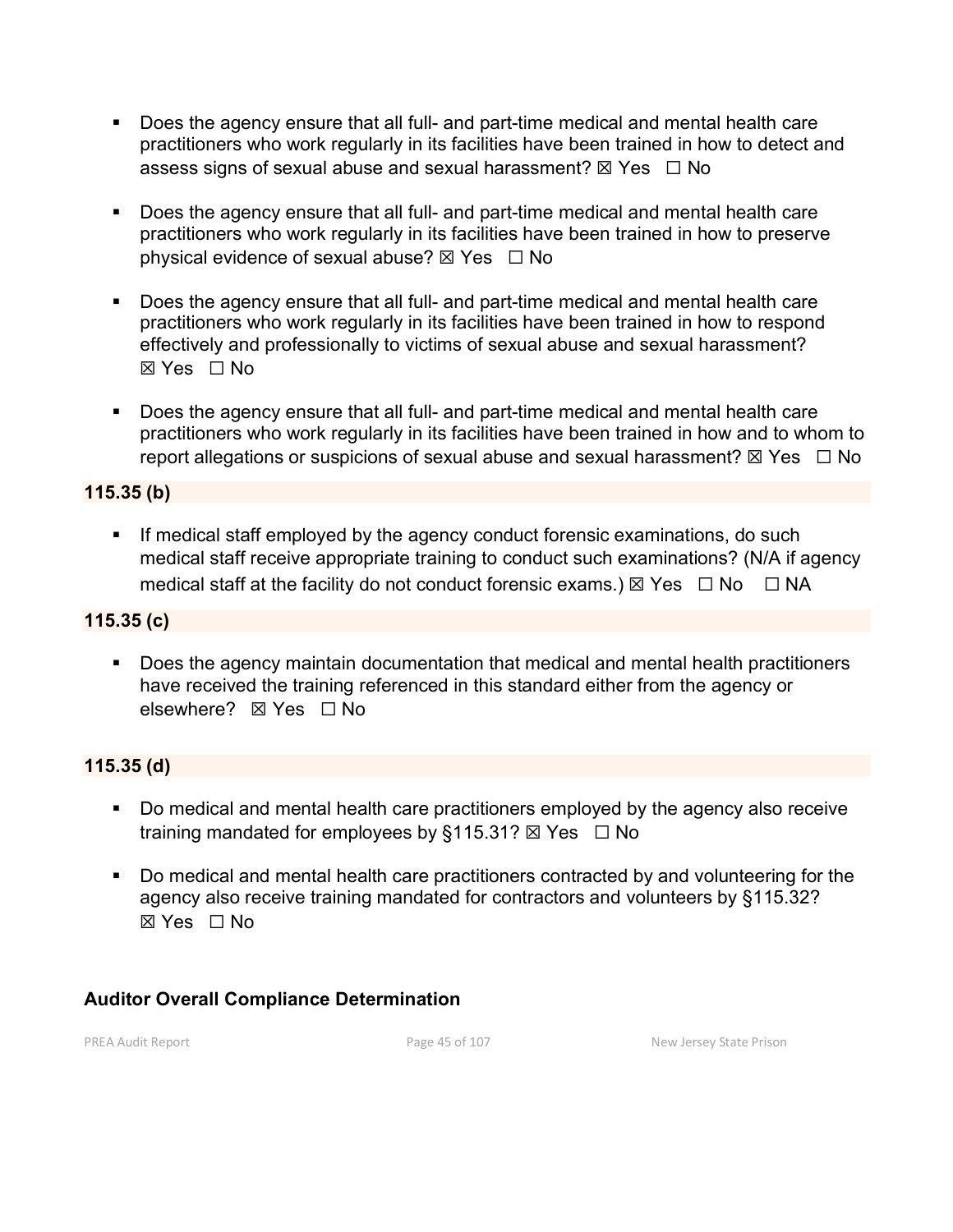- Does the agency ensure that all full- and part-time medical and mental health care practitioners who work regularly in its facilities have been trained in how to detect and assess signs of sexual abuse and sexual harassment? ☒ Yes ☐ No

- Does the agency ensure that all full- and part-time medical and mental health care practitioners who work regularly in its facilities have been trained in how to preserve physical evidence of sexual abuse? ☒ Yes ☐ No

- Does the agency ensure that all full- and part-time medical and mental health care practitioners who work regularly in its facilities have been trained in how to respond effectively and professionally to victims of sexual abuse and sexual harassment? ☒ Yes ☐ No

- Does the agency ensure that all full- and part-time medical and mental health care practitioners who work regularly in its facilities have been trained in how and to whom to report allegations or suspicions of sexual abuse and sexual harassment? ☒ Yes ☐ No

**115.35 (b)**

- If medical staff employed by the agency conduct forensic examinations, do such medical staff receive appropriate training to conduct such examinations? (N/A if agency medical staff at the facility do not conduct forensic exams.) ☒ Yes ☐ No ☐ NA

**115.35 (c)**

- Does the agency maintain documentation that medical and mental health practitioners have received the training referenced in this standard either from the agency or elsewhere? ☒ Yes ☐ No

**115.35 (d)**

- Do medical and mental health care practitioners employed by the agency also receive training mandated for employees by §115.31? ☒ Yes ☐ No

- Do medical and mental health care practitioners contracted by and volunteering for the agency also receive training mandated for contractors and volunteers by §115.32? ☒ Yes ☐ No

**Auditor Overall Compliance Determination**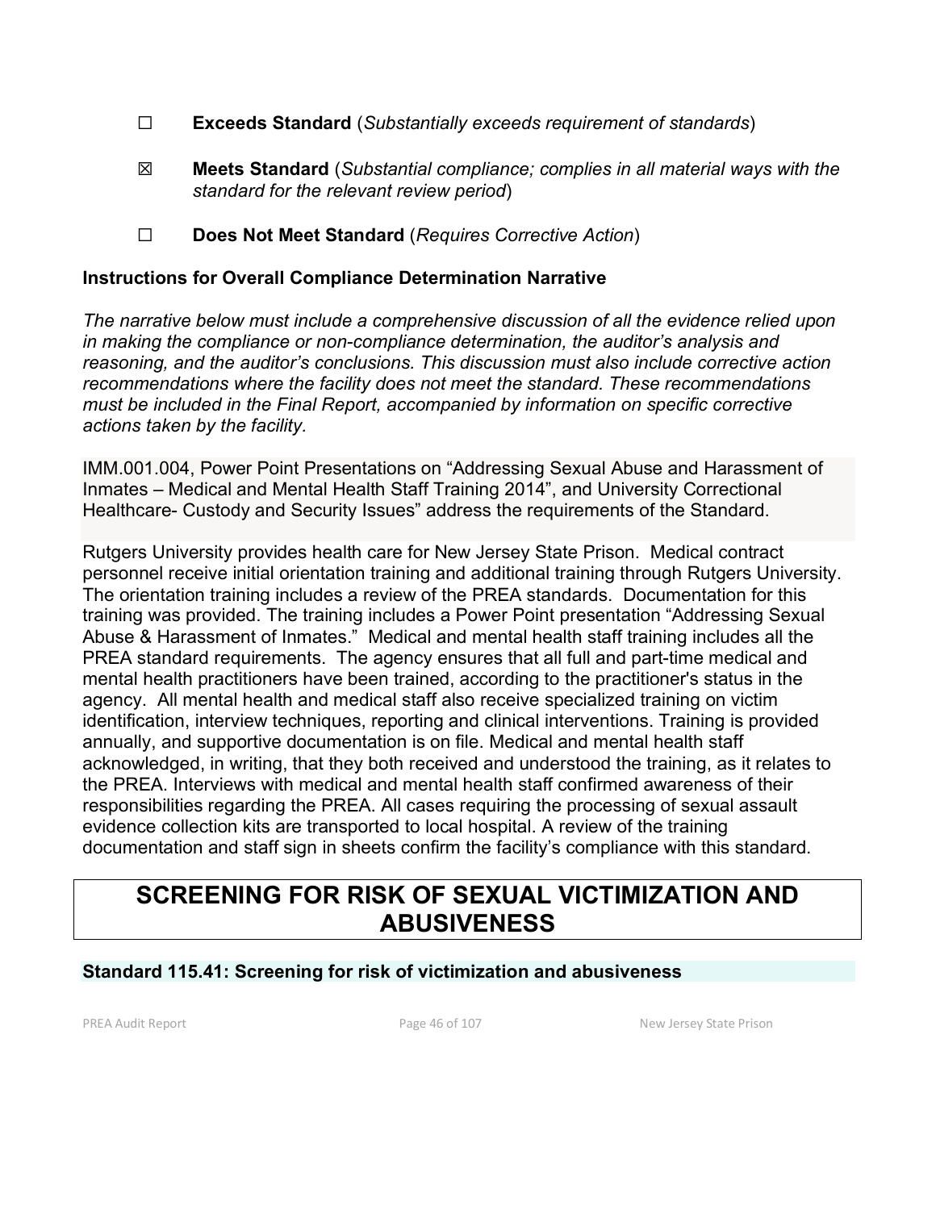☐ **Exceeds Standard** (*Substantially exceeds requirement of standards*)

☒ **Meets Standard** (*Substantial compliance; complies in all material ways with the standard for the relevant review period*)

☐ **Does Not Meet Standard** (*Requires Corrective Action*)

**Instructions for Overall Compliance Determination Narrative**

*The narrative below must include a comprehensive discussion of all the evidence relied upon in making the compliance or non-compliance determination, the auditor's analysis and reasoning, and the auditor's conclusions. This discussion must also include corrective action recommendations where the facility does not meet the standard. These recommendations must be included in the Final Report, accompanied by information on specific corrective actions taken by the facility.*

IMM.001.004, Power Point Presentations on "Addressing Sexual Abuse and Harassment of Inmates – Medical and Mental Health Staff Training 2014", and University Correctional Healthcare- Custody and Security Issues" address the requirements of the Standard.

Rutgers University provides health care for New Jersey State Prison. Medical contract personnel receive initial orientation training and additional training through Rutgers University. The orientation training includes a review of the PREA standards. Documentation for this training was provided. The training includes a Power Point presentation "Addressing Sexual Abuse & Harassment of Inmates." Medical and mental health staff training includes all the PREA standard requirements. The agency ensures that all full and part-time medical and mental health practitioners have been trained, according to the practitioner's status in the agency. All mental health and medical staff also receive specialized training on victim identification, interview techniques, reporting and clinical interventions. Training is provided annually, and supportive documentation is on file. Medical and mental health staff acknowledged, in writing, that they both received and understood the training, as it relates to the PREA. Interviews with medical and mental health staff confirmed awareness of their responsibilities regarding the PREA. All cases requiring the processing of sexual assault evidence collection kits are transported to local hospital. A review of the training documentation and staff sign in sheets confirm the facility's compliance with this standard.

# SCREENING FOR RISK OF SEXUAL VICTIMIZATION AND ABUSIVENESS

## Standard 115.41: Screening for risk of victimization and abusiveness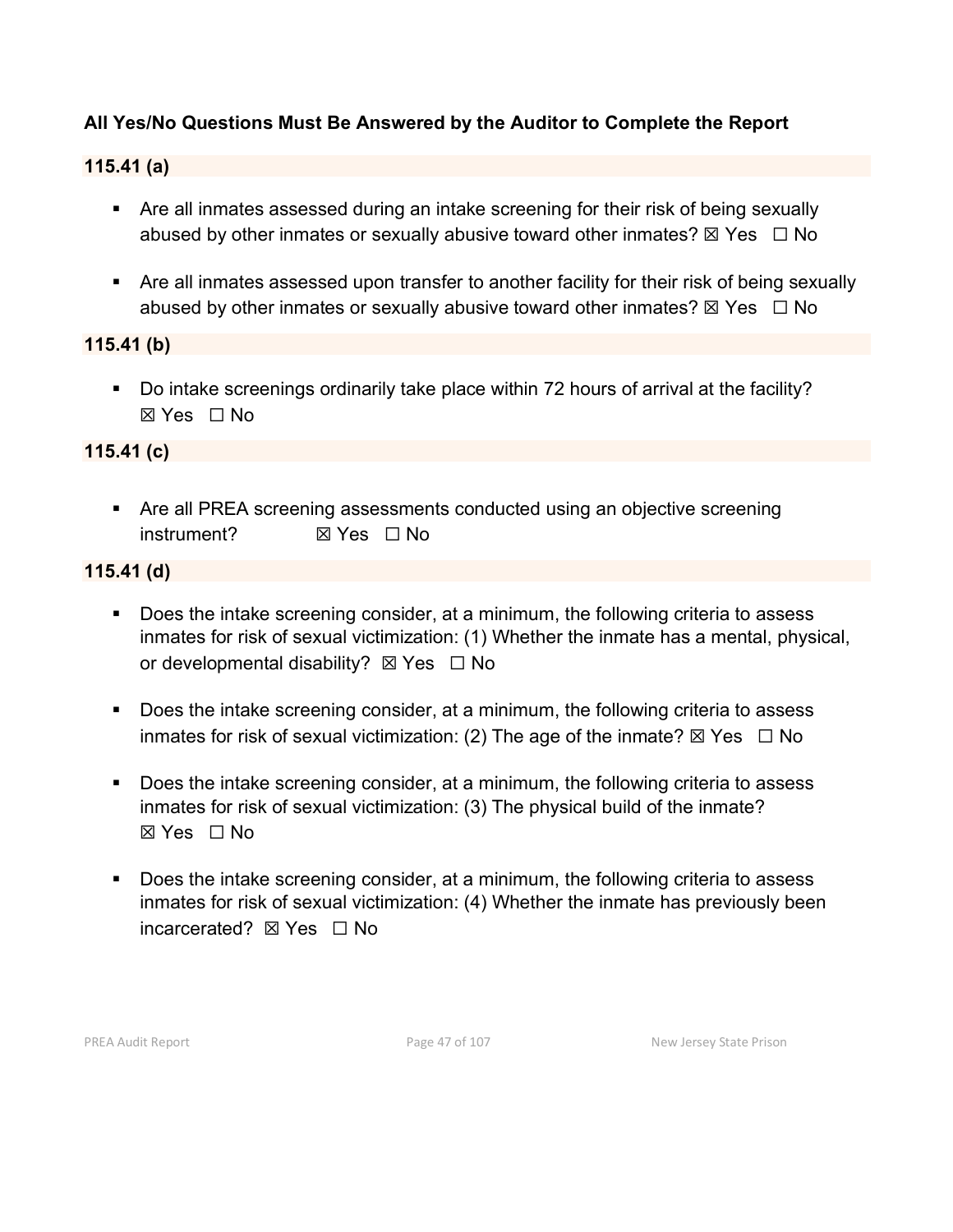**All Yes/No Questions Must Be Answered by the Auditor to Complete the Report**

**115.41 (a)**

- Are all inmates assessed during an intake screening for their risk of being sexually abused by other inmates or sexually abusive toward other inmates? ☒ Yes ☐ No

- Are all inmates assessed upon transfer to another facility for their risk of being sexually abused by other inmates or sexually abusive toward other inmates? ☒ Yes ☐ No

**115.41 (b)**

- Do intake screenings ordinarily take place within 72 hours of arrival at the facility? ☒ Yes ☐ No

**115.41 (c)**

- Are all PREA screening assessments conducted using an objective screening instrument? ☒ Yes ☐ No

**115.41 (d)**

- Does the intake screening consider, at a minimum, the following criteria to assess inmates for risk of sexual victimization: (1) Whether the inmate has a mental, physical, or developmental disability? ☒ Yes ☐ No

- Does the intake screening consider, at a minimum, the following criteria to assess inmates for risk of sexual victimization: (2) The age of the inmate? ☒ Yes ☐ No

- Does the intake screening consider, at a minimum, the following criteria to assess inmates for risk of sexual victimization: (3) The physical build of the inmate? ☒ Yes ☐ No

- Does the intake screening consider, at a minimum, the following criteria to assess inmates for risk of sexual victimization: (4) Whether the inmate has previously been incarcerated? ☒ Yes ☐ No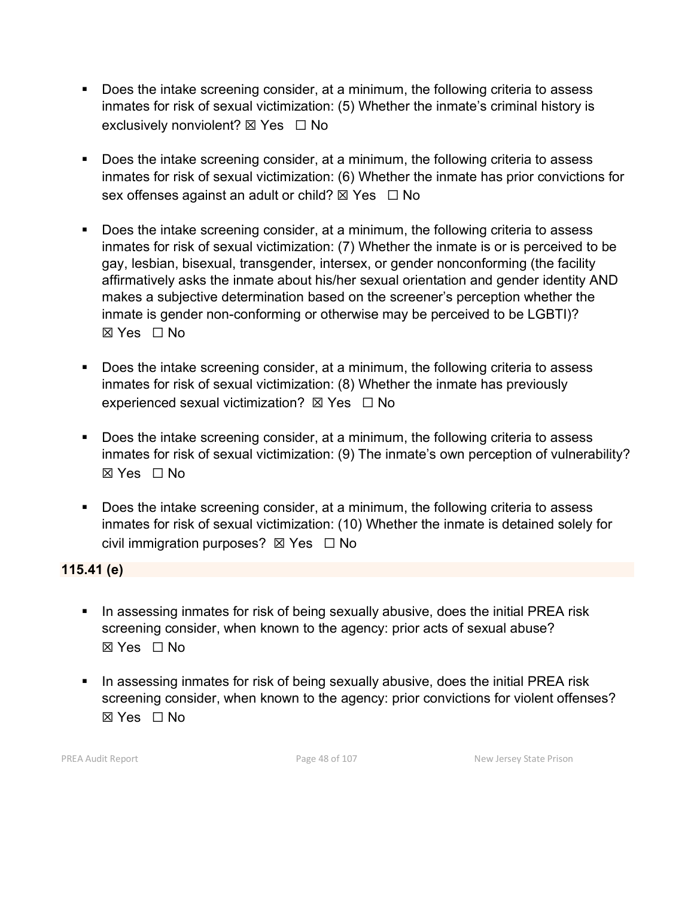- Does the intake screening consider, at a minimum, the following criteria to assess inmates for risk of sexual victimization: (5) Whether the inmate's criminal history is exclusively nonviolent? ☒ Yes ☐ No

- Does the intake screening consider, at a minimum, the following criteria to assess inmates for risk of sexual victimization: (6) Whether the inmate has prior convictions for sex offenses against an adult or child? ☒ Yes ☐ No

- Does the intake screening consider, at a minimum, the following criteria to assess inmates for risk of sexual victimization: (7) Whether the inmate is or is perceived to be gay, lesbian, bisexual, transgender, intersex, or gender nonconforming (the facility affirmatively asks the inmate about his/her sexual orientation and gender identity AND makes a subjective determination based on the screener's perception whether the inmate is gender non-conforming or otherwise may be perceived to be LGBTI)? ☒ Yes ☐ No

- Does the intake screening consider, at a minimum, the following criteria to assess inmates for risk of sexual victimization: (8) Whether the inmate has previously experienced sexual victimization? ☒ Yes ☐ No

- Does the intake screening consider, at a minimum, the following criteria to assess inmates for risk of sexual victimization: (9) The inmate's own perception of vulnerability? ☒ Yes ☐ No

- Does the intake screening consider, at a minimum, the following criteria to assess inmates for risk of sexual victimization: (10) Whether the inmate is detained solely for civil immigration purposes? ☒ Yes ☐ No

**115.41 (e)**

- In assessing inmates for risk of being sexually abusive, does the initial PREA risk screening consider, when known to the agency: prior acts of sexual abuse? ☒ Yes ☐ No

- In assessing inmates for risk of being sexually abusive, does the initial PREA risk screening consider, when known to the agency: prior convictions for violent offenses? ☒ Yes ☐ No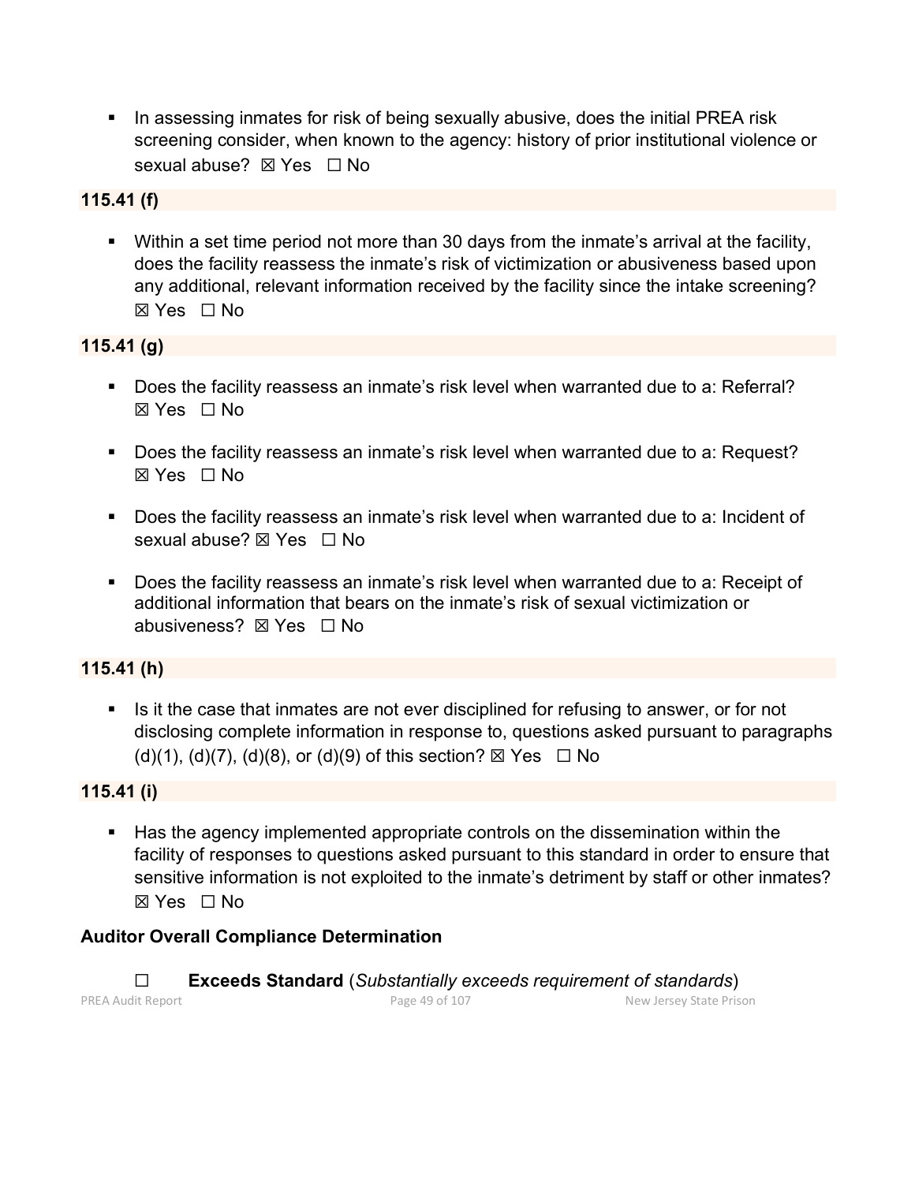- In assessing inmates for risk of being sexually abusive, does the initial PREA risk screening consider, when known to the agency: history of prior institutional violence or sexual abuse? ☒ Yes ☐ No

**115.41 (f)**

- Within a set time period not more than 30 days from the inmate's arrival at the facility, does the facility reassess the inmate's risk of victimization or abusiveness based upon any additional, relevant information received by the facility since the intake screening? ☒ Yes ☐ No

**115.41 (g)**

- Does the facility reassess an inmate's risk level when warranted due to a: Referral? ☒ Yes ☐ No
- Does the facility reassess an inmate's risk level when warranted due to a: Request? ☒ Yes ☐ No
- Does the facility reassess an inmate's risk level when warranted due to a: Incident of sexual abuse? ☒ Yes ☐ No
- Does the facility reassess an inmate's risk level when warranted due to a: Receipt of additional information that bears on the inmate's risk of sexual victimization or abusiveness? ☒ Yes ☐ No

**115.41 (h)**

- Is it the case that inmates are not ever disciplined for refusing to answer, or for not disclosing complete information in response to, questions asked pursuant to paragraphs (d)(1), (d)(7), (d)(8), or (d)(9) of this section? ☒ Yes ☐ No

**115.41 (i)**

- Has the agency implemented appropriate controls on the dissemination within the facility of responses to questions asked pursuant to this standard in order to ensure that sensitive information is not exploited to the inmate's detriment by staff or other inmates? ☒ Yes ☐ No

**Auditor Overall Compliance Determination**

☐ **Exceeds Standard** (*Substantially exceeds requirement of standards*)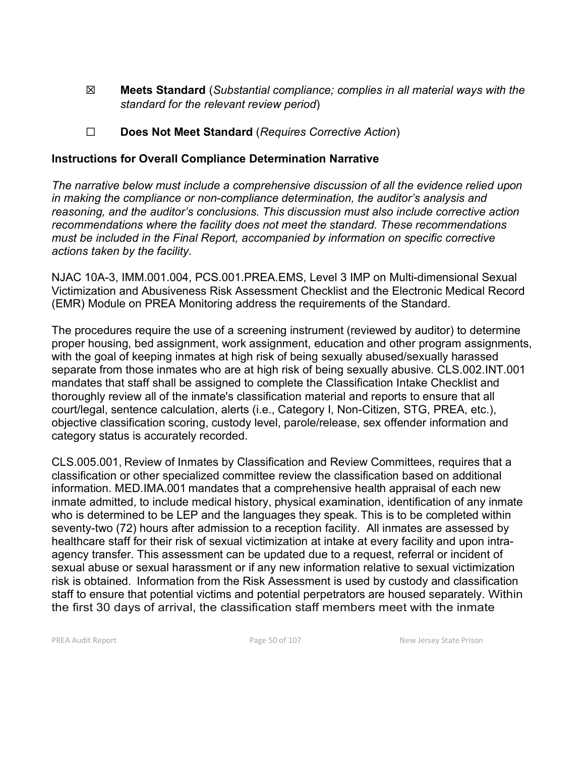☒ **Meets Standard** (*Substantial compliance; complies in all material ways with the standard for the relevant review period*)

☐ **Does Not Meet Standard** (*Requires Corrective Action*)

**Instructions for Overall Compliance Determination Narrative**

*The narrative below must include a comprehensive discussion of all the evidence relied upon in making the compliance or non-compliance determination, the auditor's analysis and reasoning, and the auditor's conclusions. This discussion must also include corrective action recommendations where the facility does not meet the standard. These recommendations must be included in the Final Report, accompanied by information on specific corrective actions taken by the facility.*

NJAC 10A-3, IMM.001.004, PCS.001.PREA.EMS, Level 3 IMP on Multi-dimensional Sexual Victimization and Abusiveness Risk Assessment Checklist and the Electronic Medical Record (EMR) Module on PREA Monitoring address the requirements of the Standard.

The procedures require the use of a screening instrument (reviewed by auditor) to determine proper housing, bed assignment, work assignment, education and other program assignments, with the goal of keeping inmates at high risk of being sexually abused/sexually harassed separate from those inmates who are at high risk of being sexually abusive. CLS.002.INT.001 mandates that staff shall be assigned to complete the Classification Intake Checklist and thoroughly review all of the inmate's classification material and reports to ensure that all court/legal, sentence calculation, alerts (i.e., Category I, Non-Citizen, STG, PREA, etc.), objective classification scoring, custody level, parole/release, sex offender information and category status is accurately recorded.

CLS.005.001, Review of Inmates by Classification and Review Committees, requires that a classification or other specialized committee review the classification based on additional information. MED.IMA.001 mandates that a comprehensive health appraisal of each new inmate admitted, to include medical history, physical examination, identification of any inmate who is determined to be LEP and the languages they speak. This is to be completed within seventy-two (72) hours after admission to a reception facility. All inmates are assessed by healthcare staff for their risk of sexual victimization at intake at every facility and upon intra-agency transfer. This assessment can be updated due to a request, referral or incident of sexual abuse or sexual harassment or if any new information relative to sexual victimization risk is obtained. Information from the Risk Assessment is used by custody and classification staff to ensure that potential victims and potential perpetrators are housed separately. Within the first 30 days of arrival, the classification staff members meet with the inmate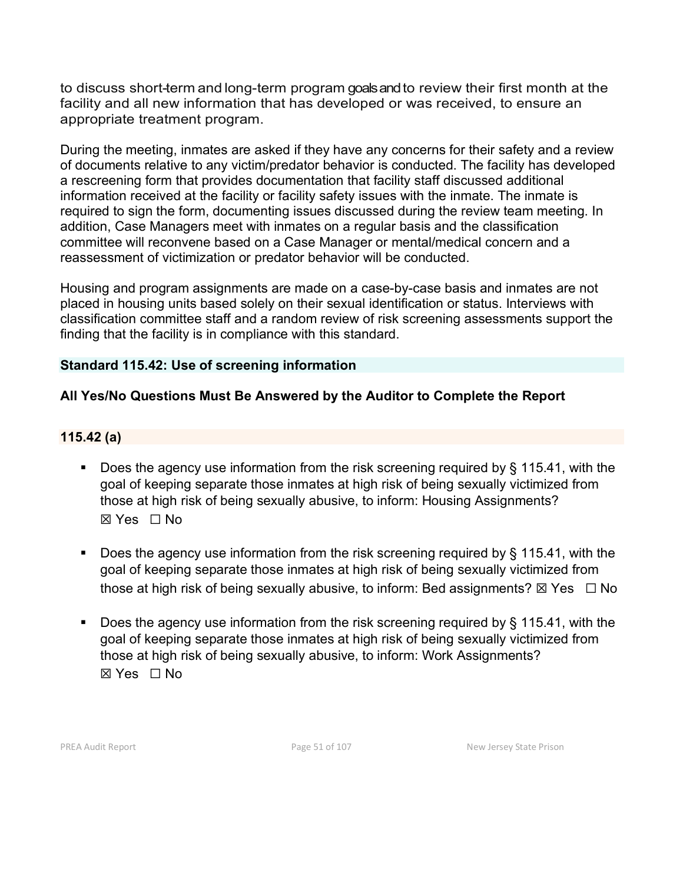to discuss short-term and long-term program goals and to review their first month at the facility and all new information that has developed or was received, to ensure an appropriate treatment program.

During the meeting, inmates are asked if they have any concerns for their safety and a review of documents relative to any victim/predator behavior is conducted. The facility has developed a rescreening form that provides documentation that facility staff discussed additional information received at the facility or facility safety issues with the inmate. The inmate is required to sign the form, documenting issues discussed during the review team meeting. In addition, Case Managers meet with inmates on a regular basis and the classification committee will reconvene based on a Case Manager or mental/medical concern and a reassessment of victimization or predator behavior will be conducted.

Housing and program assignments are made on a case-by-case basis and inmates are not placed in housing units based solely on their sexual identification or status. Interviews with classification committee staff and a random review of risk screening assessments support the finding that the facility is in compliance with this standard.

## Standard 115.42: Use of screening information

**All Yes/No Questions Must Be Answered by the Auditor to Complete the Report**

### 115.42 (a)

- Does the agency use information from the risk screening required by § 115.41, with the goal of keeping separate those inmates at high risk of being sexually victimized from those at high risk of being sexually abusive, to inform: Housing Assignments? ☒ Yes ☐ No

- Does the agency use information from the risk screening required by § 115.41, with the goal of keeping separate those inmates at high risk of being sexually victimized from those at high risk of being sexually abusive, to inform: Bed assignments? ☒ Yes ☐ No

- Does the agency use information from the risk screening required by § 115.41, with the goal of keeping separate those inmates at high risk of being sexually victimized from those at high risk of being sexually abusive, to inform: Work Assignments? ☒ Yes ☐ No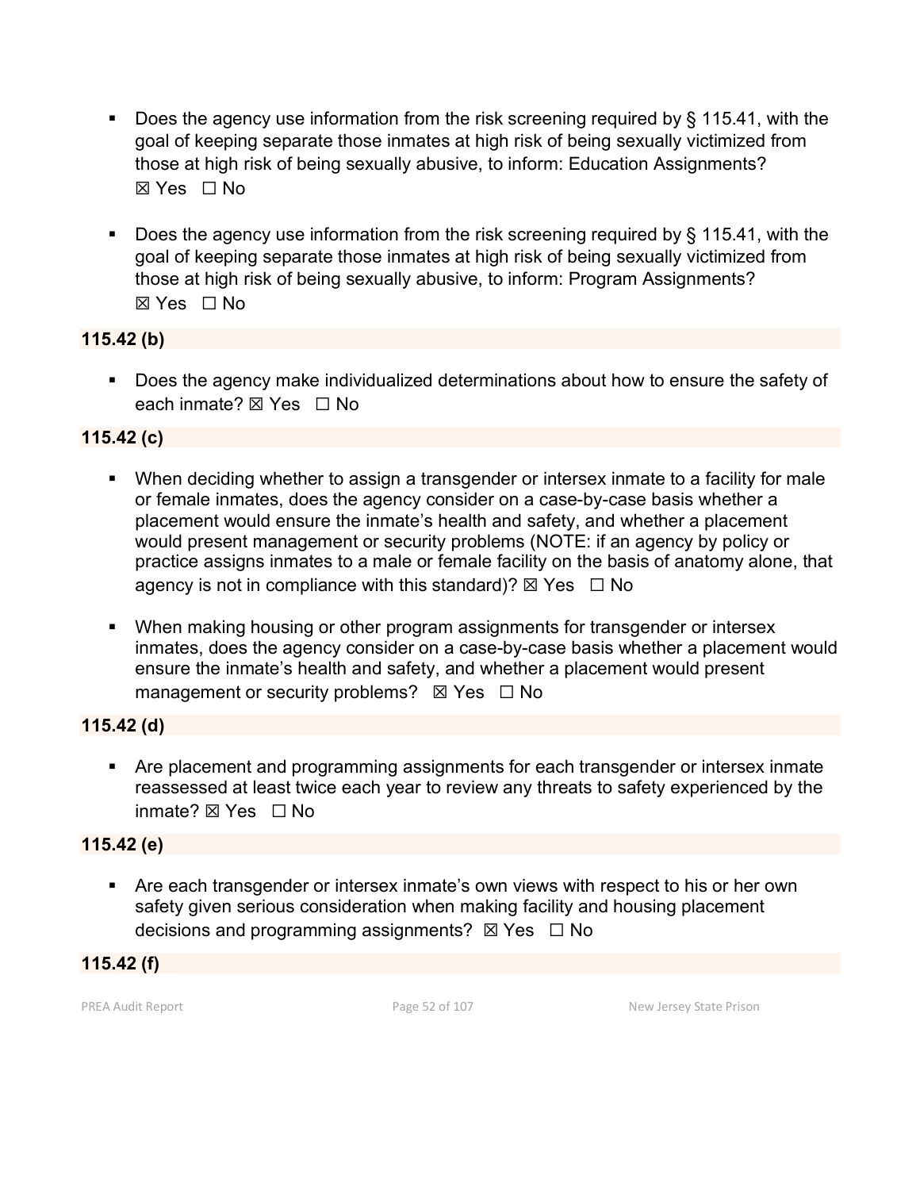- Does the agency use information from the risk screening required by § 115.41, with the goal of keeping separate those inmates at high risk of being sexually victimized from those at high risk of being sexually abusive, to inform: Education Assignments?
  ☒ Yes ☐ No

- Does the agency use information from the risk screening required by § 115.41, with the goal of keeping separate those inmates at high risk of being sexually victimized from those at high risk of being sexually abusive, to inform: Program Assignments?
  ☒ Yes ☐ No

**115.42 (b)**

- Does the agency make individualized determinations about how to ensure the safety of each inmate? ☒ Yes ☐ No

**115.42 (c)**

- When deciding whether to assign a transgender or intersex inmate to a facility for male or female inmates, does the agency consider on a case-by-case basis whether a placement would ensure the inmate's health and safety, and whether a placement would present management or security problems (NOTE: if an agency by policy or practice assigns inmates to a male or female facility on the basis of anatomy alone, that agency is not in compliance with this standard)? ☒ Yes ☐ No

- When making housing or other program assignments for transgender or intersex inmates, does the agency consider on a case-by-case basis whether a placement would ensure the inmate's health and safety, and whether a placement would present management or security problems? ☒ Yes ☐ No

**115.42 (d)**

- Are placement and programming assignments for each transgender or intersex inmate reassessed at least twice each year to review any threats to safety experienced by the inmate? ☒ Yes ☐ No

**115.42 (e)**

- Are each transgender or intersex inmate's own views with respect to his or her own safety given serious consideration when making facility and housing placement decisions and programming assignments? ☒ Yes ☐ No

**115.42 (f)**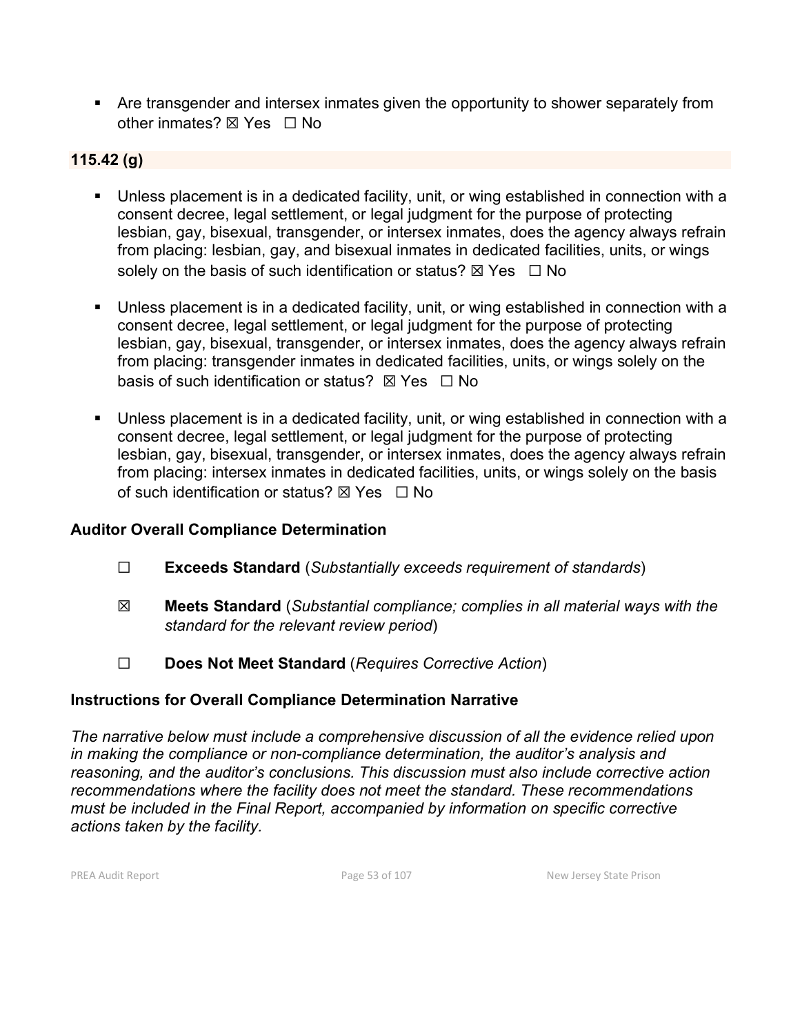- Are transgender and intersex inmates given the opportunity to shower separately from other inmates? ☒ Yes ☐ No

### 115.42 (g)

- Unless placement is in a dedicated facility, unit, or wing established in connection with a consent decree, legal settlement, or legal judgment for the purpose of protecting lesbian, gay, bisexual, transgender, or intersex inmates, does the agency always refrain from placing: lesbian, gay, and bisexual inmates in dedicated facilities, units, or wings solely on the basis of such identification or status? ☒ Yes ☐ No

- Unless placement is in a dedicated facility, unit, or wing established in connection with a consent decree, legal settlement, or legal judgment for the purpose of protecting lesbian, gay, bisexual, transgender, or intersex inmates, does the agency always refrain from placing: transgender inmates in dedicated facilities, units, or wings solely on the basis of such identification or status? ☒ Yes ☐ No

- Unless placement is in a dedicated facility, unit, or wing established in connection with a consent decree, legal settlement, or legal judgment for the purpose of protecting lesbian, gay, bisexual, transgender, or intersex inmates, does the agency always refrain from placing: intersex inmates in dedicated facilities, units, or wings solely on the basis of such identification or status? ☒ Yes ☐ No

### Auditor Overall Compliance Determination

☐ **Exceeds Standard** (*Substantially exceeds requirement of standards*)

☒ **Meets Standard** (*Substantial compliance; complies in all material ways with the standard for the relevant review period*)

☐ **Does Not Meet Standard** (*Requires Corrective Action*)

### Instructions for Overall Compliance Determination Narrative

*The narrative below must include a comprehensive discussion of all the evidence relied upon in making the compliance or non-compliance determination, the auditor's analysis and reasoning, and the auditor's conclusions. This discussion must also include corrective action recommendations where the facility does not meet the standard. These recommendations must be included in the Final Report, accompanied by information on specific corrective actions taken by the facility.*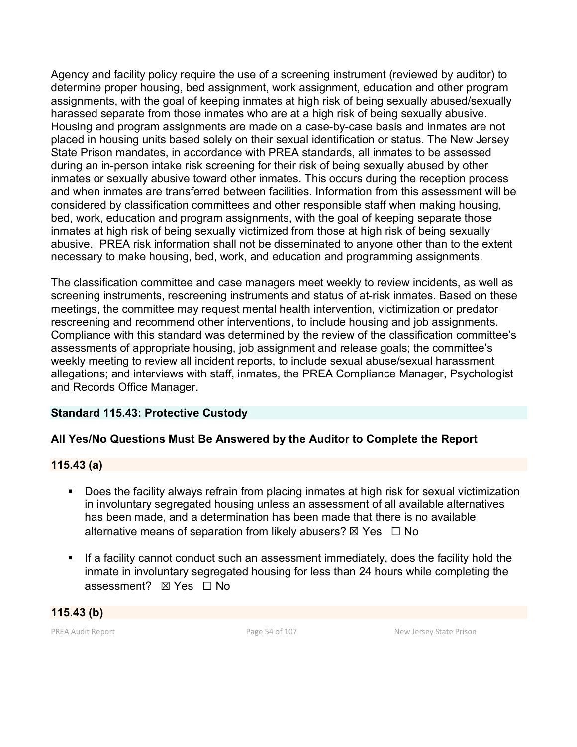Agency and facility policy require the use of a screening instrument (reviewed by auditor) to determine proper housing, bed assignment, work assignment, education and other program assignments, with the goal of keeping inmates at high risk of being sexually abused/sexually harassed separate from those inmates who are at a high risk of being sexually abusive. Housing and program assignments are made on a case-by-case basis and inmates are not placed in housing units based solely on their sexual identification or status. The New Jersey State Prison mandates, in accordance with PREA standards, all inmates to be assessed during an in-person intake risk screening for their risk of being sexually abused by other inmates or sexually abusive toward other inmates. This occurs during the reception process and when inmates are transferred between facilities. Information from this assessment will be considered by classification committees and other responsible staff when making housing, bed, work, education and program assignments, with the goal of keeping separate those inmates at high risk of being sexually victimized from those at high risk of being sexually abusive. PREA risk information shall not be disseminated to anyone other than to the extent necessary to make housing, bed, work, and education and programming assignments.

The classification committee and case managers meet weekly to review incidents, as well as screening instruments, rescreening instruments and status of at-risk inmates. Based on these meetings, the committee may request mental health intervention, victimization or predator rescreening and recommend other interventions, to include housing and job assignments. Compliance with this standard was determined by the review of the classification committee's assessments of appropriate housing, job assignment and release goals; the committee's weekly meeting to review all incident reports, to include sexual abuse/sexual harassment allegations; and interviews with staff, inmates, the PREA Compliance Manager, Psychologist and Records Office Manager.

### Standard 115.43: Protective Custody

**All Yes/No Questions Must Be Answered by the Auditor to Complete the Report**

#### 115.43 (a)

- Does the facility always refrain from placing inmates at high risk for sexual victimization in involuntary segregated housing unless an assessment of all available alternatives has been made, and a determination has been made that there is no available alternative means of separation from likely abusers? ☒ Yes ☐ No
- If a facility cannot conduct such an assessment immediately, does the facility hold the inmate in involuntary segregated housing for less than 24 hours while completing the assessment? ☒ Yes ☐ No

#### 115.43 (b)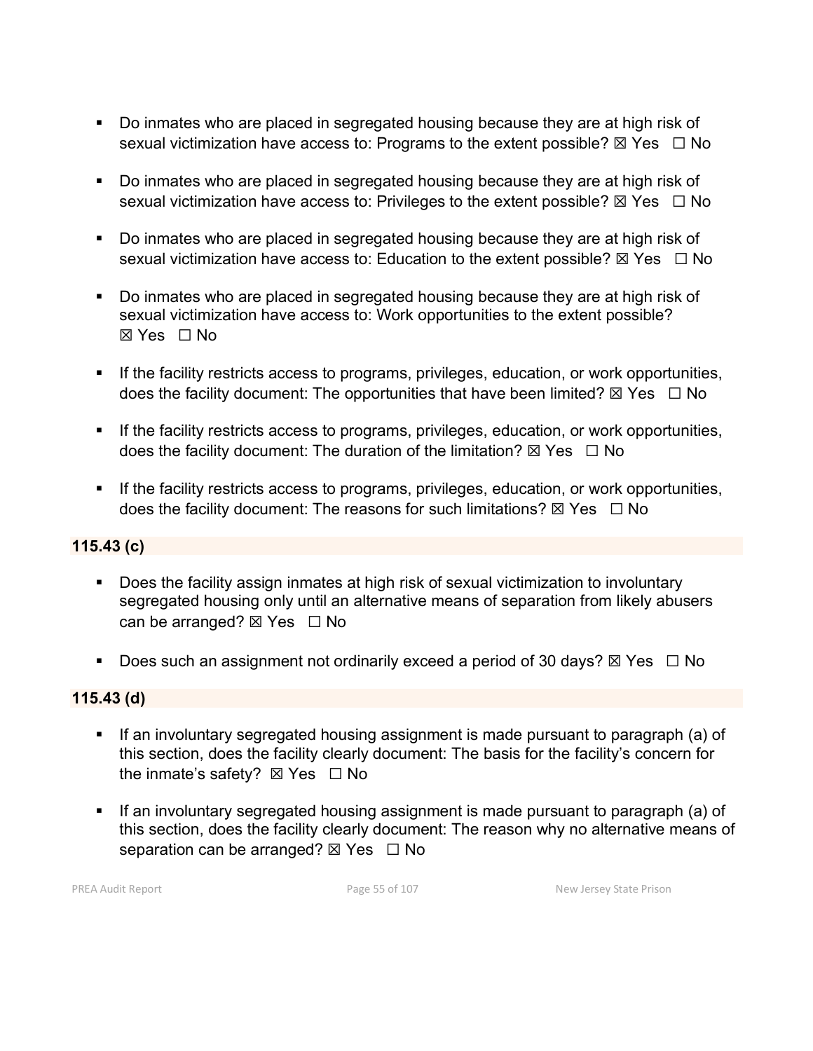- Do inmates who are placed in segregated housing because they are at high risk of sexual victimization have access to: Programs to the extent possible? ☒ Yes ☐ No

- Do inmates who are placed in segregated housing because they are at high risk of sexual victimization have access to: Privileges to the extent possible? ☒ Yes ☐ No

- Do inmates who are placed in segregated housing because they are at high risk of sexual victimization have access to: Education to the extent possible? ☒ Yes ☐ No

- Do inmates who are placed in segregated housing because they are at high risk of sexual victimization have access to: Work opportunities to the extent possible? ☒ Yes ☐ No

- If the facility restricts access to programs, privileges, education, or work opportunities, does the facility document: The opportunities that have been limited? ☒ Yes ☐ No

- If the facility restricts access to programs, privileges, education, or work opportunities, does the facility document: The duration of the limitation? ☒ Yes ☐ No

- If the facility restricts access to programs, privileges, education, or work opportunities, does the facility document: The reasons for such limitations? ☒ Yes ☐ No

**115.43 (c)**

- Does the facility assign inmates at high risk of sexual victimization to involuntary segregated housing only until an alternative means of separation from likely abusers can be arranged? ☒ Yes ☐ No

- Does such an assignment not ordinarily exceed a period of 30 days? ☒ Yes ☐ No

**115.43 (d)**

- If an involuntary segregated housing assignment is made pursuant to paragraph (a) of this section, does the facility clearly document: The basis for the facility's concern for the inmate's safety? ☒ Yes ☐ No

- If an involuntary segregated housing assignment is made pursuant to paragraph (a) of this section, does the facility clearly document: The reason why no alternative means of separation can be arranged? ☒ Yes ☐ No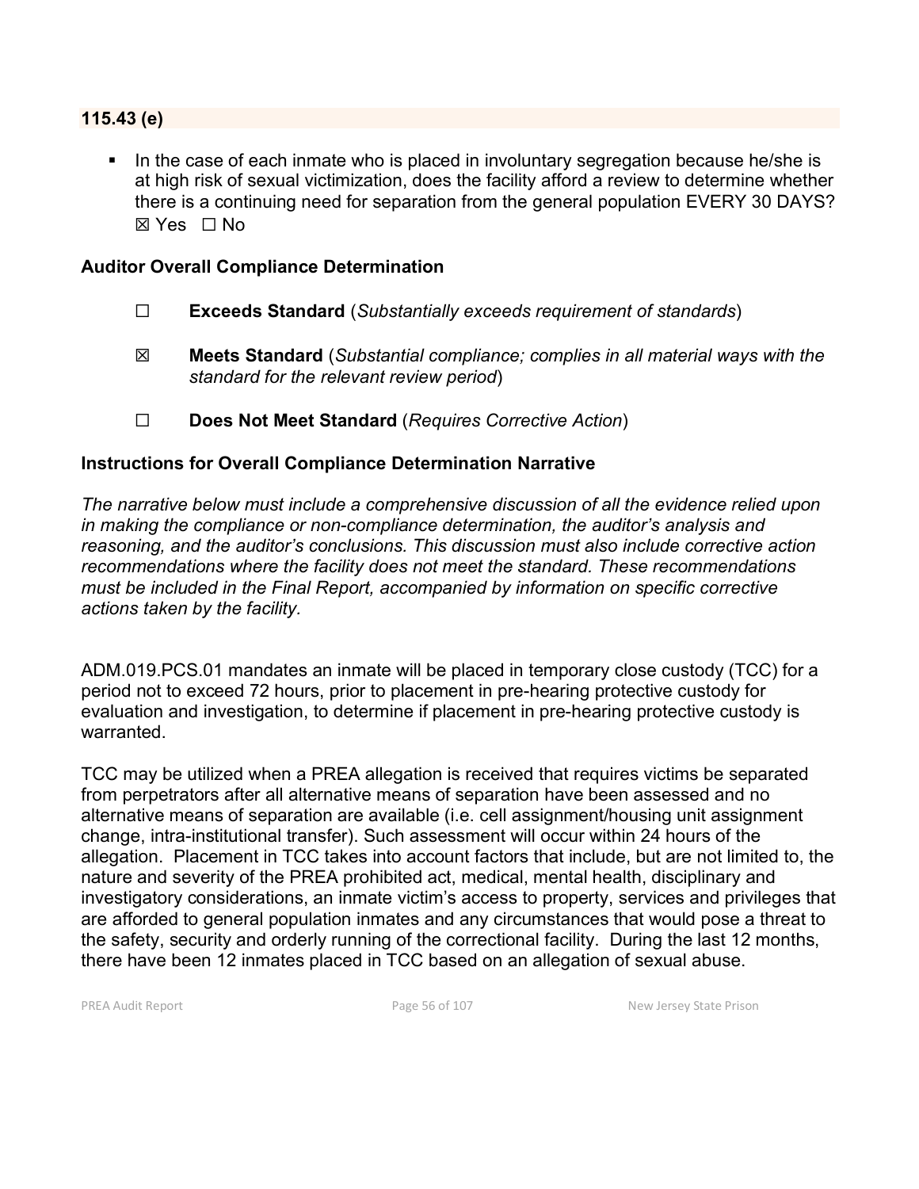**115.43 (e)**

- In the case of each inmate who is placed in involuntary segregation because he/she is at high risk of sexual victimization, does the facility afford a review to determine whether there is a continuing need for separation from the general population EVERY 30 DAYS? ☒ Yes ☐ No

### Auditor Overall Compliance Determination

☐ **Exceeds Standard** (*Substantially exceeds requirement of standards*)

☒ **Meets Standard** (*Substantial compliance; complies in all material ways with the standard for the relevant review period*)

☐ **Does Not Meet Standard** (*Requires Corrective Action*)

### Instructions for Overall Compliance Determination Narrative

*The narrative below must include a comprehensive discussion of all the evidence relied upon in making the compliance or non-compliance determination, the auditor's analysis and reasoning, and the auditor's conclusions. This discussion must also include corrective action recommendations where the facility does not meet the standard. These recommendations must be included in the Final Report, accompanied by information on specific corrective actions taken by the facility.*

ADM.019.PCS.01 mandates an inmate will be placed in temporary close custody (TCC) for a period not to exceed 72 hours, prior to placement in pre-hearing protective custody for evaluation and investigation, to determine if placement in pre-hearing protective custody is warranted.

TCC may be utilized when a PREA allegation is received that requires victims be separated from perpetrators after all alternative means of separation have been assessed and no alternative means of separation are available (i.e. cell assignment/housing unit assignment change, intra-institutional transfer). Such assessment will occur within 24 hours of the allegation. Placement in TCC takes into account factors that include, but are not limited to, the nature and severity of the PREA prohibited act, medical, mental health, disciplinary and investigatory considerations, an inmate victim's access to property, services and privileges that are afforded to general population inmates and any circumstances that would pose a threat to the safety, security and orderly running of the correctional facility. During the last 12 months, there have been 12 inmates placed in TCC based on an allegation of sexual abuse.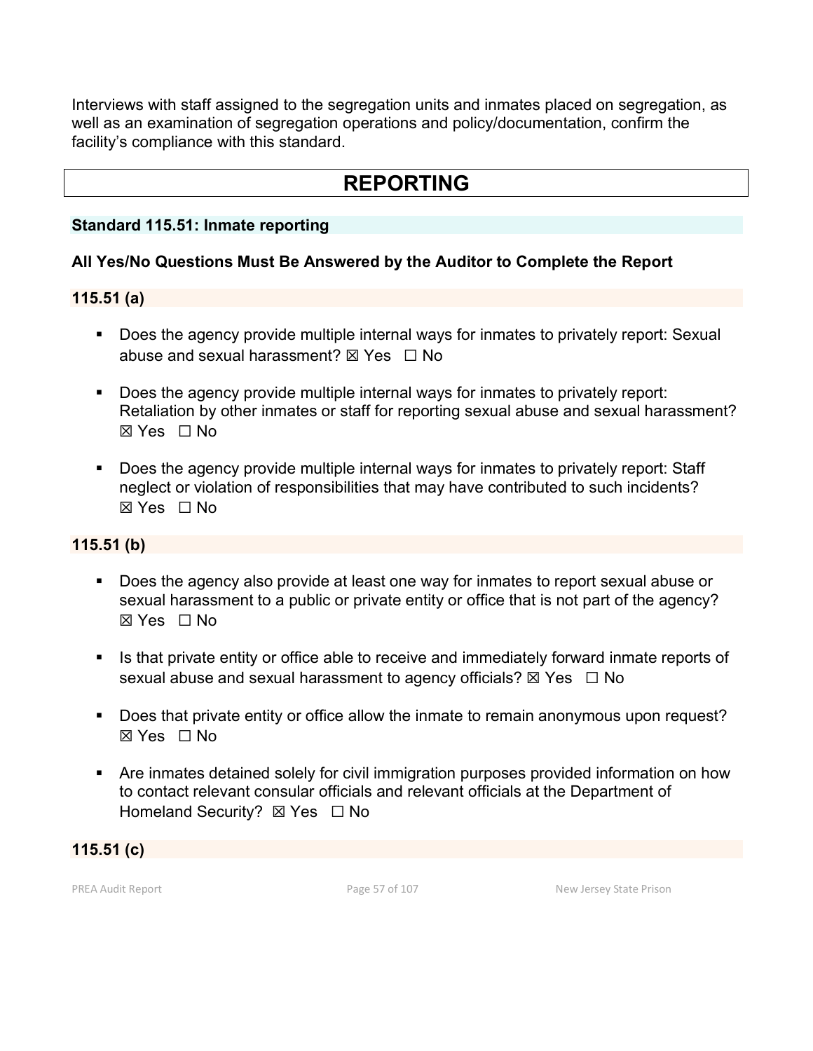Interviews with staff assigned to the segregation units and inmates placed on segregation, as well as an examination of segregation operations and policy/documentation, confirm the facility's compliance with this standard.

# REPORTING

### Standard 115.51: Inmate reporting

**All Yes/No Questions Must Be Answered by the Auditor to Complete the Report**

**115.51 (a)**

- Does the agency provide multiple internal ways for inmates to privately report: Sexual abuse and sexual harassment? ☒ Yes ☐ No
- Does the agency provide multiple internal ways for inmates to privately report: Retaliation by other inmates or staff for reporting sexual abuse and sexual harassment? ☒ Yes ☐ No
- Does the agency provide multiple internal ways for inmates to privately report: Staff neglect or violation of responsibilities that may have contributed to such incidents? ☒ Yes ☐ No

**115.51 (b)**

- Does the agency also provide at least one way for inmates to report sexual abuse or sexual harassment to a public or private entity or office that is not part of the agency? ☒ Yes ☐ No
- Is that private entity or office able to receive and immediately forward inmate reports of sexual abuse and sexual harassment to agency officials? ☒ Yes ☐ No
- Does that private entity or office allow the inmate to remain anonymous upon request? ☒ Yes ☐ No
- Are inmates detained solely for civil immigration purposes provided information on how to contact relevant consular officials and relevant officials at the Department of Homeland Security? ☒ Yes ☐ No

**115.51 (c)**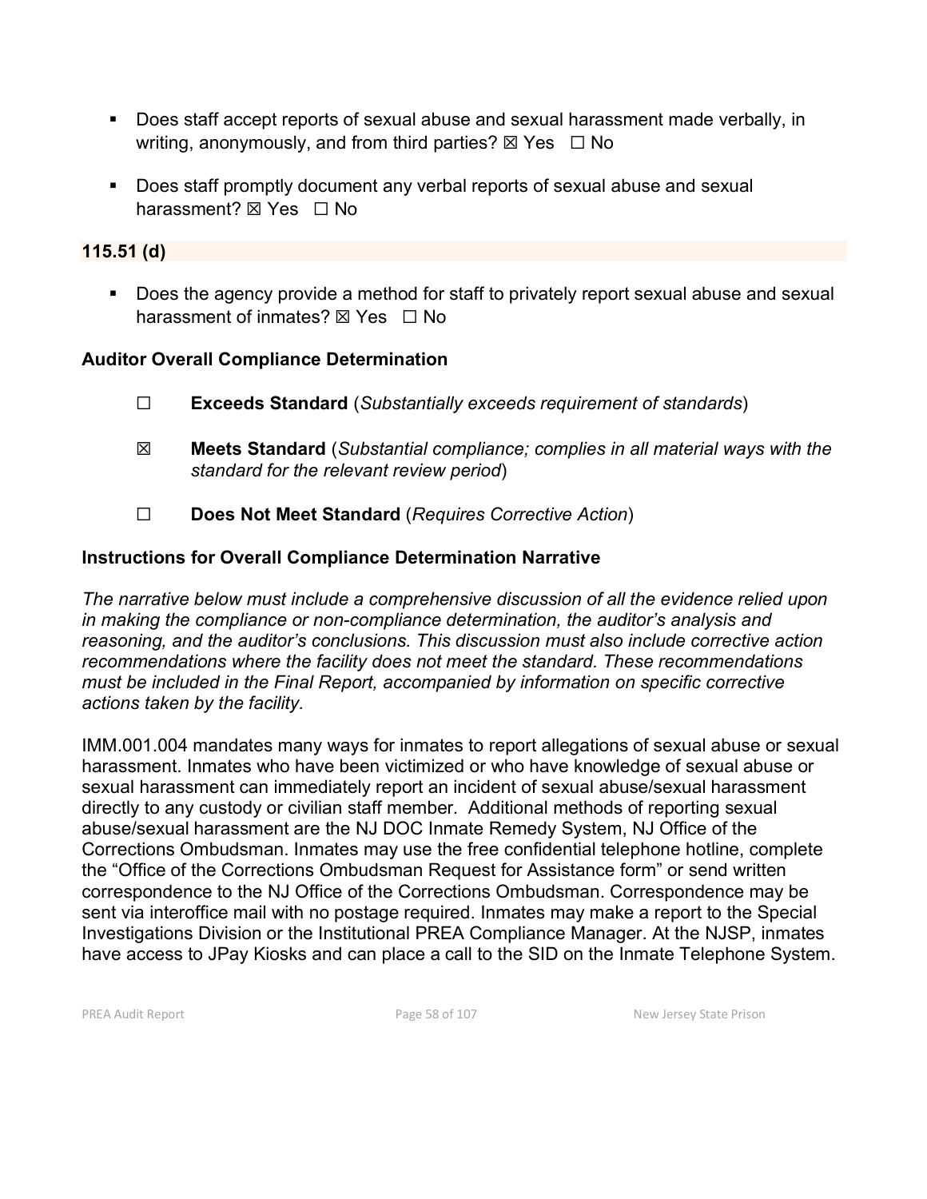- Does staff accept reports of sexual abuse and sexual harassment made verbally, in writing, anonymously, and from third parties? ☒ Yes ☐ No

- Does staff promptly document any verbal reports of sexual abuse and sexual harassment? ☒ Yes ☐ No

**115.51 (d)**

- Does the agency provide a method for staff to privately report sexual abuse and sexual harassment of inmates? ☒ Yes ☐ No

**Auditor Overall Compliance Determination**

☐ **Exceeds Standard** (*Substantially exceeds requirement of standards*)

☒ **Meets Standard** (*Substantial compliance; complies in all material ways with the standard for the relevant review period*)

☐ **Does Not Meet Standard** (*Requires Corrective Action*)

**Instructions for Overall Compliance Determination Narrative**

*The narrative below must include a comprehensive discussion of all the evidence relied upon in making the compliance or non-compliance determination, the auditor's analysis and reasoning, and the auditor's conclusions. This discussion must also include corrective action recommendations where the facility does not meet the standard. These recommendations must be included in the Final Report, accompanied by information on specific corrective actions taken by the facility.*

IMM.001.004 mandates many ways for inmates to report allegations of sexual abuse or sexual harassment. Inmates who have been victimized or who have knowledge of sexual abuse or sexual harassment can immediately report an incident of sexual abuse/sexual harassment directly to any custody or civilian staff member. Additional methods of reporting sexual abuse/sexual harassment are the NJ DOC Inmate Remedy System, NJ Office of the Corrections Ombudsman. Inmates may use the free confidential telephone hotline, complete the "Office of the Corrections Ombudsman Request for Assistance form" or send written correspondence to the NJ Office of the Corrections Ombudsman. Correspondence may be sent via interoffice mail with no postage required. Inmates may make a report to the Special Investigations Division or the Institutional PREA Compliance Manager. At the NJSP, inmates have access to JPay Kiosks and can place a call to the SID on the Inmate Telephone System.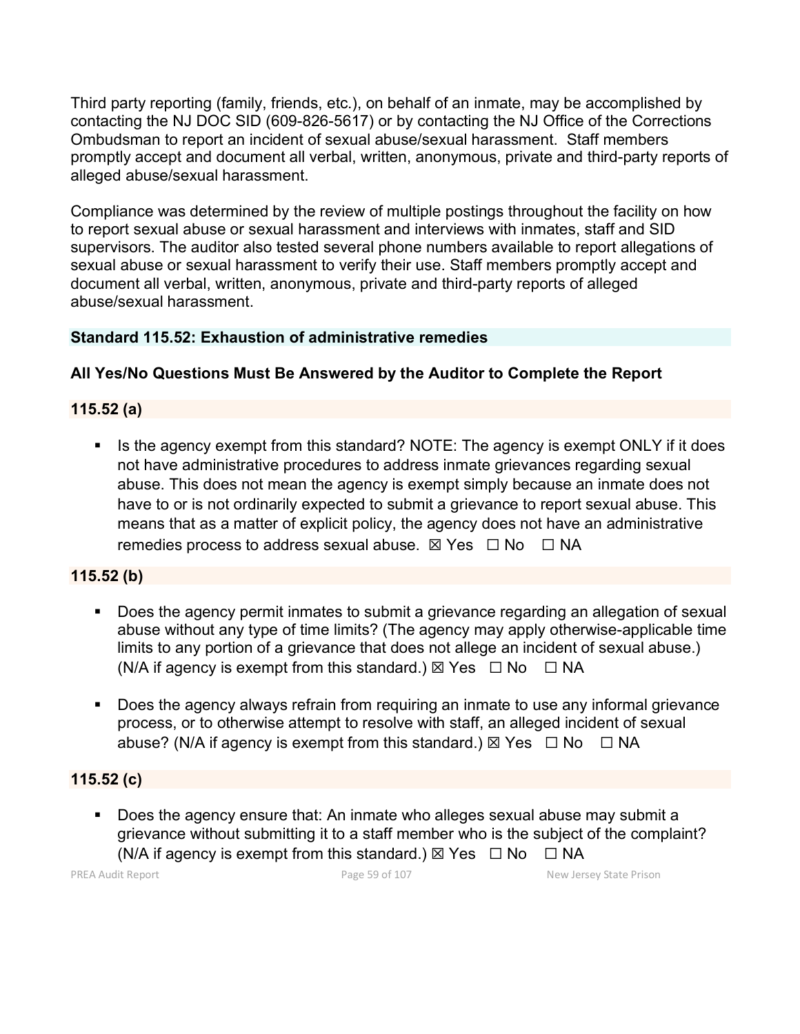Third party reporting (family, friends, etc.), on behalf of an inmate, may be accomplished by contacting the NJ DOC SID (609-826-5617) or by contacting the NJ Office of the Corrections Ombudsman to report an incident of sexual abuse/sexual harassment. Staff members promptly accept and document all verbal, written, anonymous, private and third-party reports of alleged abuse/sexual harassment.

Compliance was determined by the review of multiple postings throughout the facility on how to report sexual abuse or sexual harassment and interviews with inmates, staff and SID supervisors. The auditor also tested several phone numbers available to report allegations of sexual abuse or sexual harassment to verify their use. Staff members promptly accept and document all verbal, written, anonymous, private and third-party reports of alleged abuse/sexual harassment.

### Standard 115.52: Exhaustion of administrative remedies

#### All Yes/No Questions Must Be Answered by the Auditor to Complete the Report

#### 115.52 (a)

- Is the agency exempt from this standard? NOTE: The agency is exempt ONLY if it does not have administrative procedures to address inmate grievances regarding sexual abuse. This does not mean the agency is exempt simply because an inmate does not have to or is not ordinarily expected to submit a grievance to report sexual abuse. This means that as a matter of explicit policy, the agency does not have an administrative remedies process to address sexual abuse. ☒ Yes ☐ No ☐ NA

#### 115.52 (b)

- Does the agency permit inmates to submit a grievance regarding an allegation of sexual abuse without any type of time limits? (The agency may apply otherwise-applicable time limits to any portion of a grievance that does not allege an incident of sexual abuse.) (N/A if agency is exempt from this standard.) ☒ Yes ☐ No ☐ NA

- Does the agency always refrain from requiring an inmate to use any informal grievance process, or to otherwise attempt to resolve with staff, an alleged incident of sexual abuse? (N/A if agency is exempt from this standard.) ☒ Yes ☐ No ☐ NA

#### 115.52 (c)

- Does the agency ensure that: An inmate who alleges sexual abuse may submit a grievance without submitting it to a staff member who is the subject of the complaint? (N/A if agency is exempt from this standard.) ☒ Yes ☐ No ☐ NA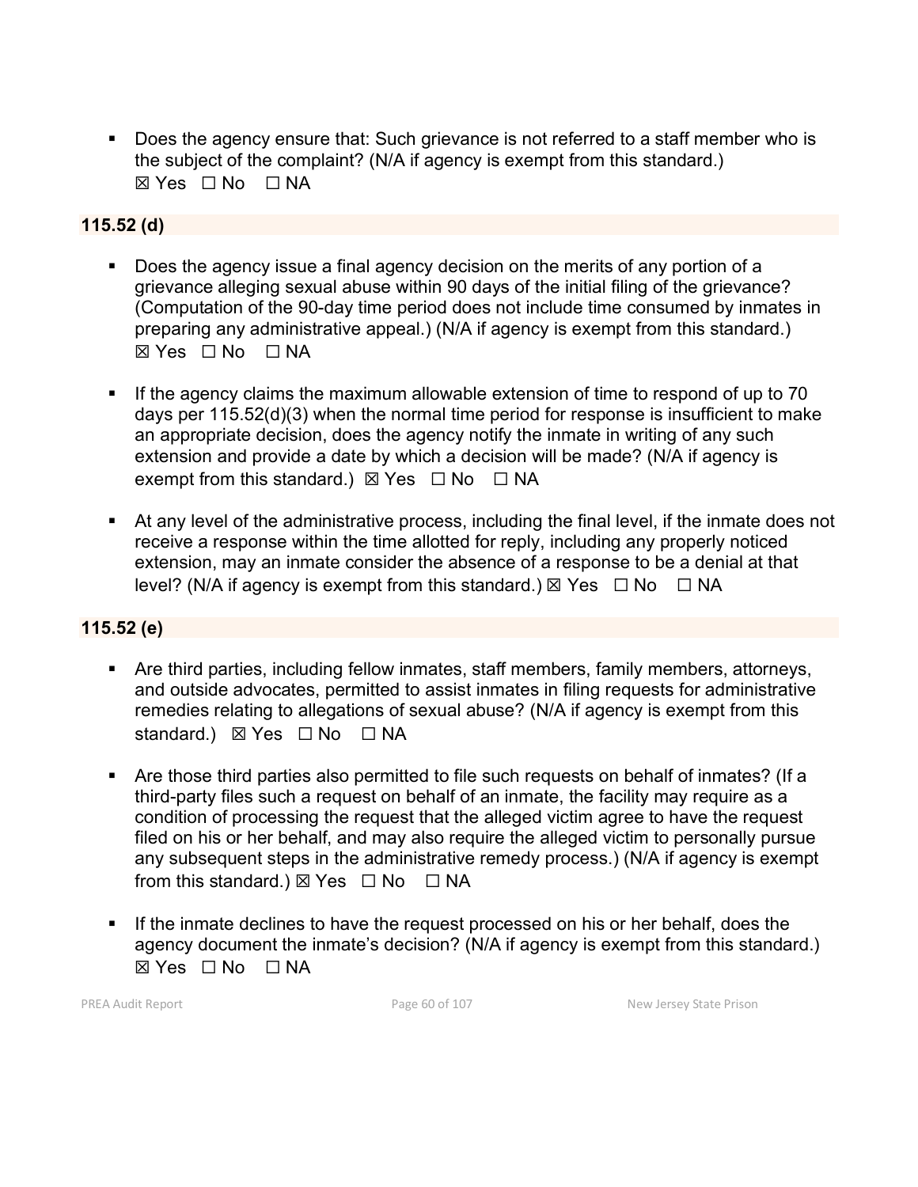- Does the agency ensure that: Such grievance is not referred to a staff member who is the subject of the complaint? (N/A if agency is exempt from this standard.)
☒ Yes ☐ No ☐ NA

**115.52 (d)**

- Does the agency issue a final agency decision on the merits of any portion of a grievance alleging sexual abuse within 90 days of the initial filing of the grievance? (Computation of the 90-day time period does not include time consumed by inmates in preparing any administrative appeal.) (N/A if agency is exempt from this standard.)
☒ Yes ☐ No ☐ NA

- If the agency claims the maximum allowable extension of time to respond of up to 70 days per 115.52(d)(3) when the normal time period for response is insufficient to make an appropriate decision, does the agency notify the inmate in writing of any such extension and provide a date by which a decision will be made? (N/A if agency is exempt from this standard.) ☒ Yes ☐ No ☐ NA

- At any level of the administrative process, including the final level, if the inmate does not receive a response within the time allotted for reply, including any properly noticed extension, may an inmate consider the absence of a response to be a denial at that level? (N/A if agency is exempt from this standard.) ☒ Yes ☐ No ☐ NA

**115.52 (e)**

- Are third parties, including fellow inmates, staff members, family members, attorneys, and outside advocates, permitted to assist inmates in filing requests for administrative remedies relating to allegations of sexual abuse? (N/A if agency is exempt from this standard.) ☒ Yes ☐ No ☐ NA

- Are those third parties also permitted to file such requests on behalf of inmates? (If a third-party files such a request on behalf of an inmate, the facility may require as a condition of processing the request that the alleged victim agree to have the request filed on his or her behalf, and may also require the alleged victim to personally pursue any subsequent steps in the administrative remedy process.) (N/A if agency is exempt from this standard.) ☒ Yes ☐ No ☐ NA

- If the inmate declines to have the request processed on his or her behalf, does the agency document the inmate's decision? (N/A if agency is exempt from this standard.)
☒ Yes ☐ No ☐ NA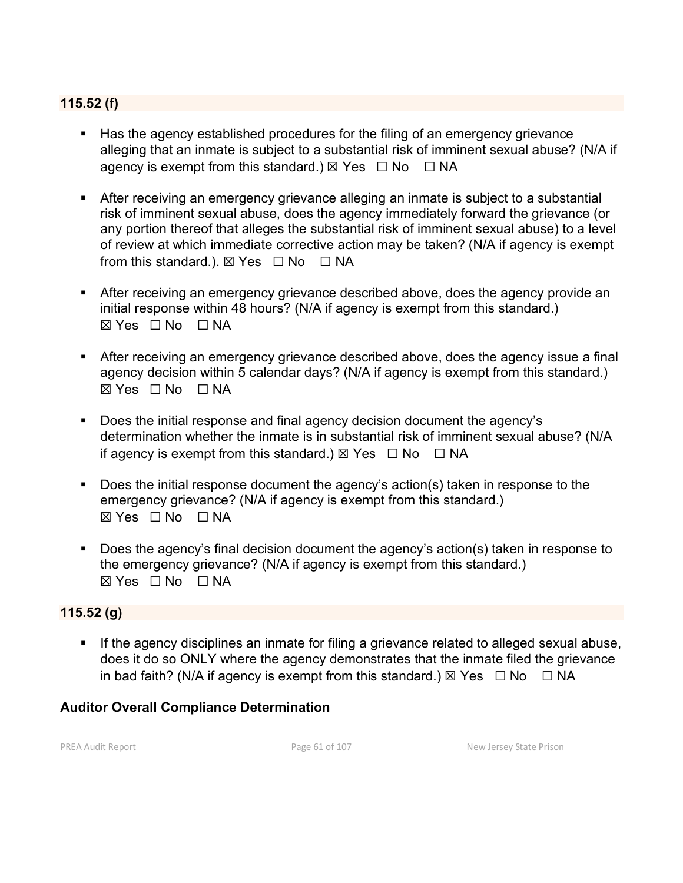### 115.52 (f)

- Has the agency established procedures for the filing of an emergency grievance alleging that an inmate is subject to a substantial risk of imminent sexual abuse? (N/A if agency is exempt from this standard.) ☒ Yes ☐ No ☐ NA

- After receiving an emergency grievance alleging an inmate is subject to a substantial risk of imminent sexual abuse, does the agency immediately forward the grievance (or any portion thereof that alleges the substantial risk of imminent sexual abuse) to a level of review at which immediate corrective action may be taken? (N/A if agency is exempt from this standard.). ☒ Yes ☐ No ☐ NA

- After receiving an emergency grievance described above, does the agency provide an initial response within 48 hours? (N/A if agency is exempt from this standard.) ☒ Yes ☐ No ☐ NA

- After receiving an emergency grievance described above, does the agency issue a final agency decision within 5 calendar days? (N/A if agency is exempt from this standard.) ☒ Yes ☐ No ☐ NA

- Does the initial response and final agency decision document the agency's determination whether the inmate is in substantial risk of imminent sexual abuse? (N/A if agency is exempt from this standard.) ☒ Yes ☐ No ☐ NA

- Does the initial response document the agency's action(s) taken in response to the emergency grievance? (N/A if agency is exempt from this standard.) ☒ Yes ☐ No ☐ NA

- Does the agency's final decision document the agency's action(s) taken in response to the emergency grievance? (N/A if agency is exempt from this standard.) ☒ Yes ☐ No ☐ NA

### 115.52 (g)

- If the agency disciplines an inmate for filing a grievance related to alleged sexual abuse, does it do so ONLY where the agency demonstrates that the inmate filed the grievance in bad faith? (N/A if agency is exempt from this standard.) ☒ Yes ☐ No ☐ NA

**Auditor Overall Compliance Determination**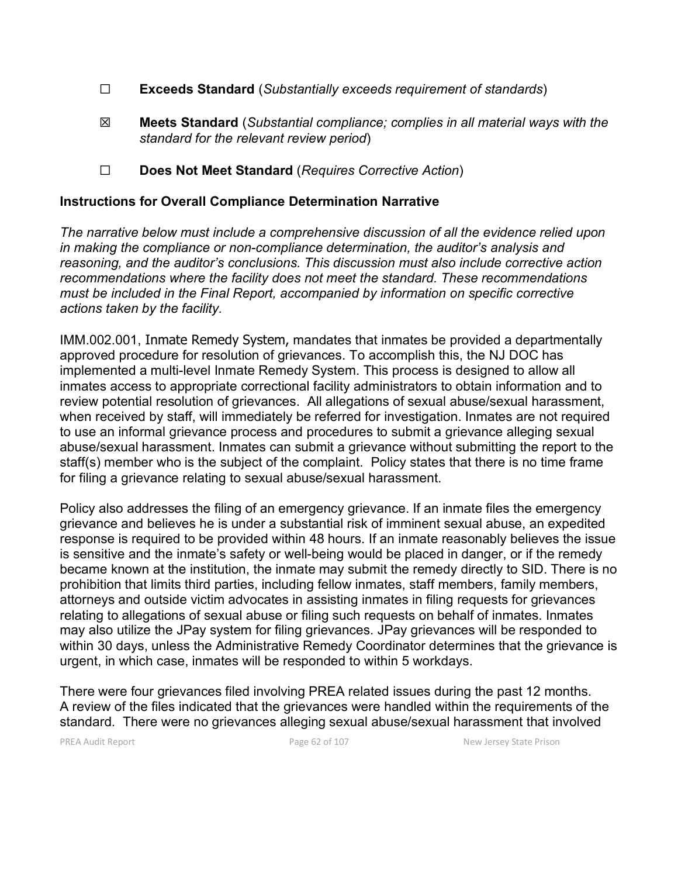☐ **Exceeds Standard** (*Substantially exceeds requirement of standards*)

☒ **Meets Standard** (*Substantial compliance; complies in all material ways with the standard for the relevant review period*)

☐ **Does Not Meet Standard** (*Requires Corrective Action*)

**Instructions for Overall Compliance Determination Narrative**

*The narrative below must include a comprehensive discussion of all the evidence relied upon in making the compliance or non-compliance determination, the auditor's analysis and reasoning, and the auditor's conclusions. This discussion must also include corrective action recommendations where the facility does not meet the standard. These recommendations must be included in the Final Report, accompanied by information on specific corrective actions taken by the facility.*

IMM.002.001, Inmate Remedy System, mandates that inmates be provided a departmentally approved procedure for resolution of grievances. To accomplish this, the NJ DOC has implemented a multi-level Inmate Remedy System. This process is designed to allow all inmates access to appropriate correctional facility administrators to obtain information and to review potential resolution of grievances. All allegations of sexual abuse/sexual harassment, when received by staff, will immediately be referred for investigation. Inmates are not required to use an informal grievance process and procedures to submit a grievance alleging sexual abuse/sexual harassment. Inmates can submit a grievance without submitting the report to the staff(s) member who is the subject of the complaint. Policy states that there is no time frame for filing a grievance relating to sexual abuse/sexual harassment.

Policy also addresses the filing of an emergency grievance. If an inmate files the emergency grievance and believes he is under a substantial risk of imminent sexual abuse, an expedited response is required to be provided within 48 hours. If an inmate reasonably believes the issue is sensitive and the inmate's safety or well-being would be placed in danger, or if the remedy became known at the institution, the inmate may submit the remedy directly to SID. There is no prohibition that limits third parties, including fellow inmates, staff members, family members, attorneys and outside victim advocates in assisting inmates in filing requests for grievances relating to allegations of sexual abuse or filing such requests on behalf of inmates. Inmates may also utilize the JPay system for filing grievances. JPay grievances will be responded to within 30 days, unless the Administrative Remedy Coordinator determines that the grievance is urgent, in which case, inmates will be responded to within 5 workdays.

There were four grievances filed involving PREA related issues during the past 12 months. A review of the files indicated that the grievances were handled within the requirements of the standard. There were no grievances alleging sexual abuse/sexual harassment that involved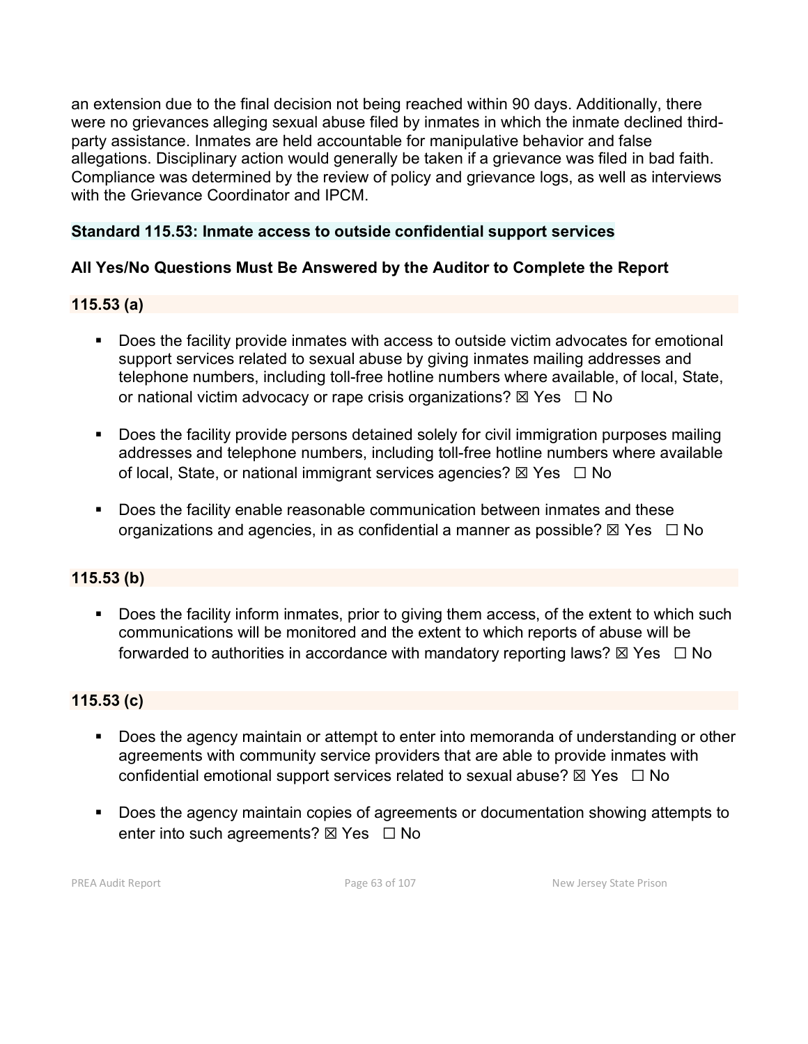an extension due to the final decision not being reached within 90 days. Additionally, there were no grievances alleging sexual abuse filed by inmates in which the inmate declined third-party assistance. Inmates are held accountable for manipulative behavior and false allegations. Disciplinary action would generally be taken if a grievance was filed in bad faith. Compliance was determined by the review of policy and grievance logs, as well as interviews with the Grievance Coordinator and IPCM.

## Standard 115.53: Inmate access to outside confidential support services

### All Yes/No Questions Must Be Answered by the Auditor to Complete the Report

### 115.53 (a)

- Does the facility provide inmates with access to outside victim advocates for emotional support services related to sexual abuse by giving inmates mailing addresses and telephone numbers, including toll-free hotline numbers where available, of local, State, or national victim advocacy or rape crisis organizations? ☒ Yes ☐ No
- Does the facility provide persons detained solely for civil immigration purposes mailing addresses and telephone numbers, including toll-free hotline numbers where available of local, State, or national immigrant services agencies? ☒ Yes ☐ No
- Does the facility enable reasonable communication between inmates and these organizations and agencies, in as confidential a manner as possible? ☒ Yes ☐ No

### 115.53 (b)

- Does the facility inform inmates, prior to giving them access, of the extent to which such communications will be monitored and the extent to which reports of abuse will be forwarded to authorities in accordance with mandatory reporting laws? ☒ Yes ☐ No

### 115.53 (c)

- Does the agency maintain or attempt to enter into memoranda of understanding or other agreements with community service providers that are able to provide inmates with confidential emotional support services related to sexual abuse? ☒ Yes ☐ No
- Does the agency maintain copies of agreements or documentation showing attempts to enter into such agreements? ☒ Yes ☐ No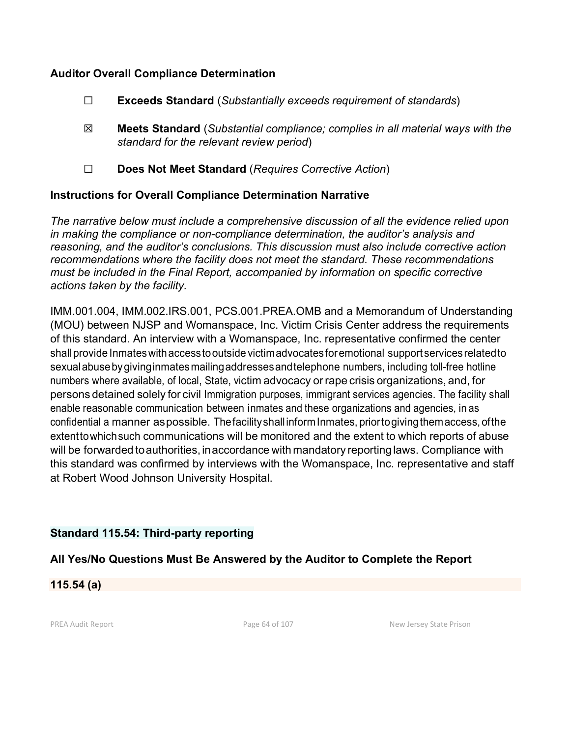**Auditor Overall Compliance Determination**

☐ **Exceeds Standard** (*Substantially exceeds requirement of standards*)

☒ **Meets Standard** (*Substantial compliance; complies in all material ways with the standard for the relevant review period*)

☐ **Does Not Meet Standard** (*Requires Corrective Action*)

**Instructions for Overall Compliance Determination Narrative**

*The narrative below must include a comprehensive discussion of all the evidence relied upon in making the compliance or non-compliance determination, the auditor's analysis and reasoning, and the auditor's conclusions. This discussion must also include corrective action recommendations where the facility does not meet the standard. These recommendations must be included in the Final Report, accompanied by information on specific corrective actions taken by the facility.*

IMM.001.004, IMM.002.IRS.001, PCS.001.PREA.OMB and a Memorandum of Understanding (MOU) between NJSP and Womanspace, Inc. Victim Crisis Center address the requirements of this standard. An interview with a Womanspace, Inc. representative confirmed the center shall provide Inmates with access to outside victim advocates for emotional support services related to sexual abuse by giving inmates mailing addresses and telephone numbers, including toll-free hotline numbers where available, of local, State, victim advocacy or rape crisis organizations, and, for persons detained solely for civil Immigration purposes, immigrant services agencies. The facility shall enable reasonable communication between inmates and these organizations and agencies, in as confidential a manner as possible. The facility shall inform Inmates, prior to giving them access, of the extent to which such communications will be monitored and the extent to which reports of abuse will be forwarded to authorities, in accordance with mandatory reporting laws. Compliance with this standard was confirmed by interviews with the Womanspace, Inc. representative and staff at Robert Wood Johnson University Hospital.

### Standard 115.54: Third-party reporting

### All Yes/No Questions Must Be Answered by the Auditor to Complete the Report

**115.54 (a)**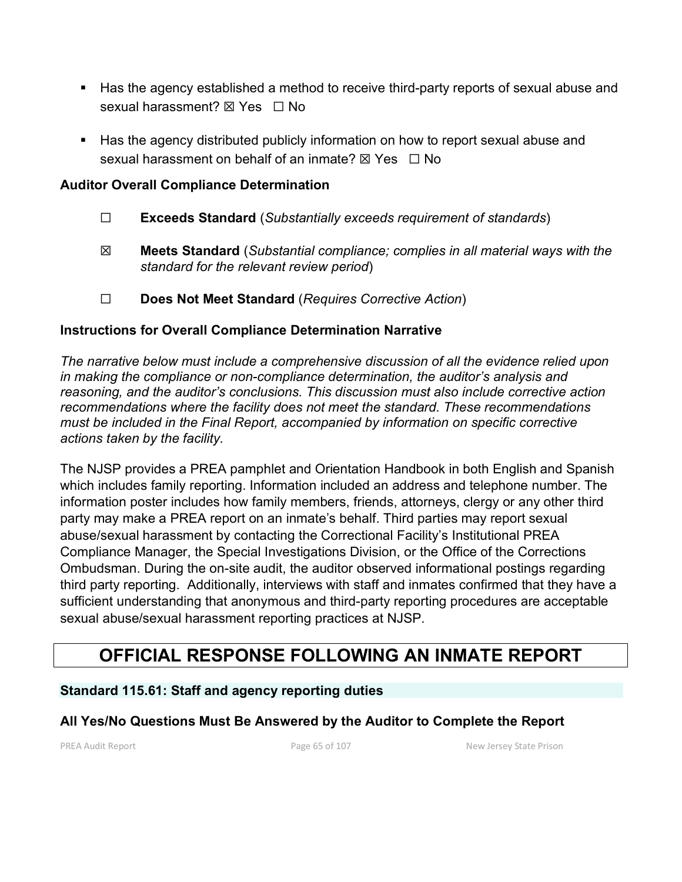- Has the agency established a method to receive third-party reports of sexual abuse and sexual harassment? ☒ Yes ☐ No

- Has the agency distributed publicly information on how to report sexual abuse and sexual harassment on behalf of an inmate? ☒ Yes ☐ No

**Auditor Overall Compliance Determination**

☐ **Exceeds Standard** (*Substantially exceeds requirement of standards*)

☒ **Meets Standard** (*Substantial compliance; complies in all material ways with the standard for the relevant review period*)

☐ **Does Not Meet Standard** (*Requires Corrective Action*)

**Instructions for Overall Compliance Determination Narrative**

*The narrative below must include a comprehensive discussion of all the evidence relied upon in making the compliance or non-compliance determination, the auditor's analysis and reasoning, and the auditor's conclusions. This discussion must also include corrective action recommendations where the facility does not meet the standard. These recommendations must be included in the Final Report, accompanied by information on specific corrective actions taken by the facility.*

The NJSP provides a PREA pamphlet and Orientation Handbook in both English and Spanish which includes family reporting. Information included an address and telephone number. The information poster includes how family members, friends, attorneys, clergy or any other third party may make a PREA report on an inmate's behalf. Third parties may report sexual abuse/sexual harassment by contacting the Correctional Facility's Institutional PREA Compliance Manager, the Special Investigations Division, or the Office of the Corrections Ombudsman. During the on-site audit, the auditor observed informational postings regarding third party reporting. Additionally, interviews with staff and inmates confirmed that they have a sufficient understanding that anonymous and third-party reporting procedures are acceptable sexual abuse/sexual harassment reporting practices at NJSP.

# OFFICIAL RESPONSE FOLLOWING AN INMATE REPORT

## Standard 115.61: Staff and agency reporting duties

**All Yes/No Questions Must Be Answered by the Auditor to Complete the Report**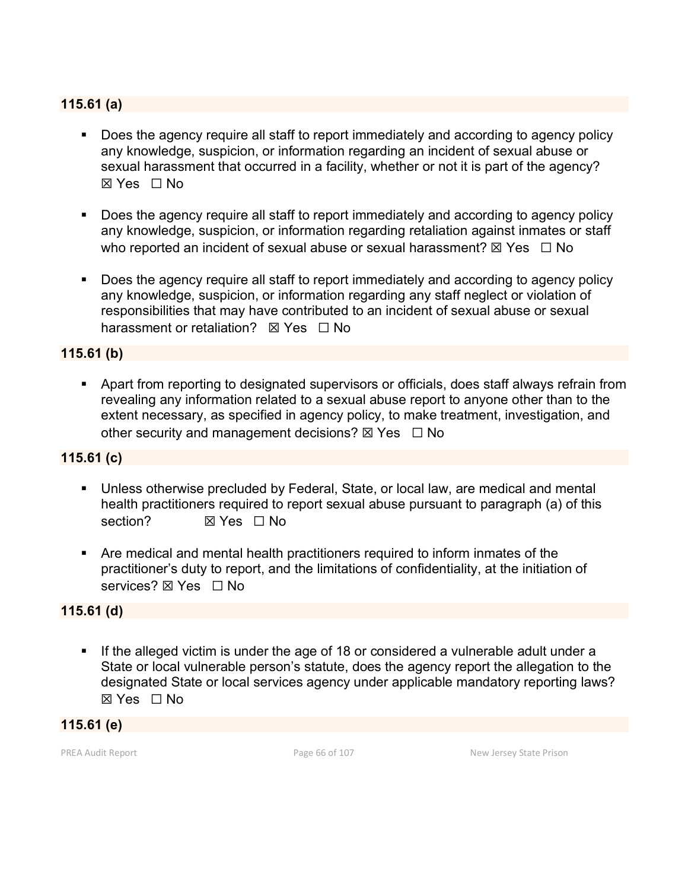### 115.61 (a)

- Does the agency require all staff to report immediately and according to agency policy any knowledge, suspicion, or information regarding an incident of sexual abuse or sexual harassment that occurred in a facility, whether or not it is part of the agency? ☒ Yes ☐ No

- Does the agency require all staff to report immediately and according to agency policy any knowledge, suspicion, or information regarding retaliation against inmates or staff who reported an incident of sexual abuse or sexual harassment? ☒ Yes ☐ No

- Does the agency require all staff to report immediately and according to agency policy any knowledge, suspicion, or information regarding any staff neglect or violation of responsibilities that may have contributed to an incident of sexual abuse or sexual harassment or retaliation? ☒ Yes ☐ No

### 115.61 (b)

- Apart from reporting to designated supervisors or officials, does staff always refrain from revealing any information related to a sexual abuse report to anyone other than to the extent necessary, as specified in agency policy, to make treatment, investigation, and other security and management decisions? ☒ Yes ☐ No

### 115.61 (c)

- Unless otherwise precluded by Federal, State, or local law, are medical and mental health practitioners required to report sexual abuse pursuant to paragraph (a) of this section? ☒ Yes ☐ No

- Are medical and mental health practitioners required to inform inmates of the practitioner's duty to report, and the limitations of confidentiality, at the initiation of services? ☒ Yes ☐ No

### 115.61 (d)

- If the alleged victim is under the age of 18 or considered a vulnerable adult under a State or local vulnerable person's statute, does the agency report the allegation to the designated State or local services agency under applicable mandatory reporting laws? ☒ Yes ☐ No

### 115.61 (e)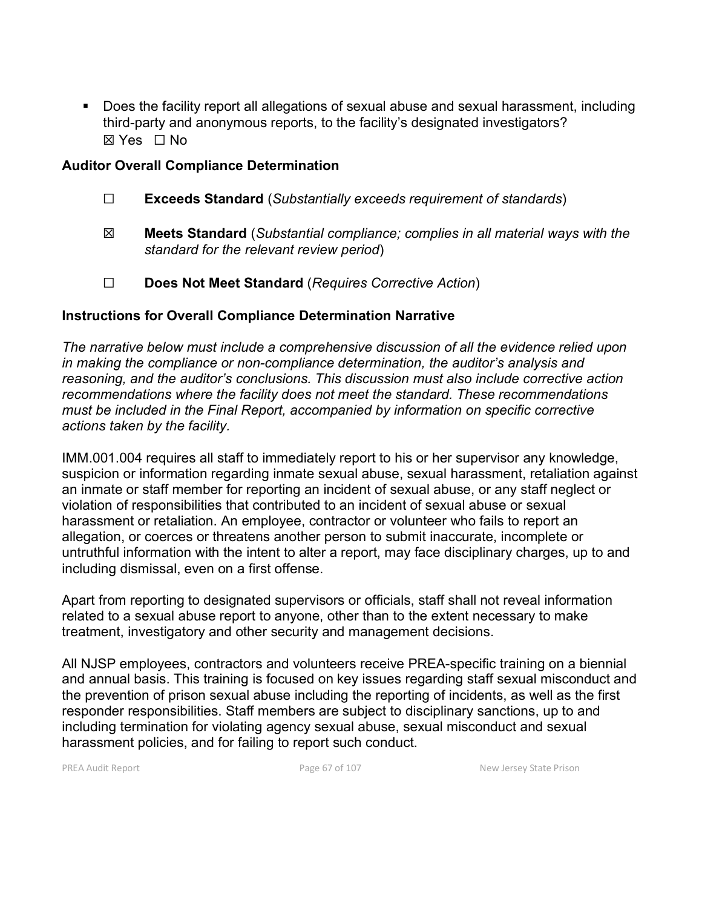- Does the facility report all allegations of sexual abuse and sexual harassment, including third-party and anonymous reports, to the facility's designated investigators?
  ☒ Yes ☐ No

**Auditor Overall Compliance Determination**

☐ **Exceeds Standard** (*Substantially exceeds requirement of standards*)

☒ **Meets Standard** (*Substantial compliance; complies in all material ways with the standard for the relevant review period*)

☐ **Does Not Meet Standard** (*Requires Corrective Action*)

**Instructions for Overall Compliance Determination Narrative**

*The narrative below must include a comprehensive discussion of all the evidence relied upon in making the compliance or non-compliance determination, the auditor's analysis and reasoning, and the auditor's conclusions. This discussion must also include corrective action recommendations where the facility does not meet the standard. These recommendations must be included in the Final Report, accompanied by information on specific corrective actions taken by the facility.*

IMM.001.004 requires all staff to immediately report to his or her supervisor any knowledge, suspicion or information regarding inmate sexual abuse, sexual harassment, retaliation against an inmate or staff member for reporting an incident of sexual abuse, or any staff neglect or violation of responsibilities that contributed to an incident of sexual abuse or sexual harassment or retaliation. An employee, contractor or volunteer who fails to report an allegation, or coerces or threatens another person to submit inaccurate, incomplete or untruthful information with the intent to alter a report, may face disciplinary charges, up to and including dismissal, even on a first offense.

Apart from reporting to designated supervisors or officials, staff shall not reveal information related to a sexual abuse report to anyone, other than to the extent necessary to make treatment, investigatory and other security and management decisions.

All NJSP employees, contractors and volunteers receive PREA-specific training on a biennial and annual basis. This training is focused on key issues regarding staff sexual misconduct and the prevention of prison sexual abuse including the reporting of incidents, as well as the first responder responsibilities. Staff members are subject to disciplinary sanctions, up to and including termination for violating agency sexual abuse, sexual misconduct and sexual harassment policies, and for failing to report such conduct.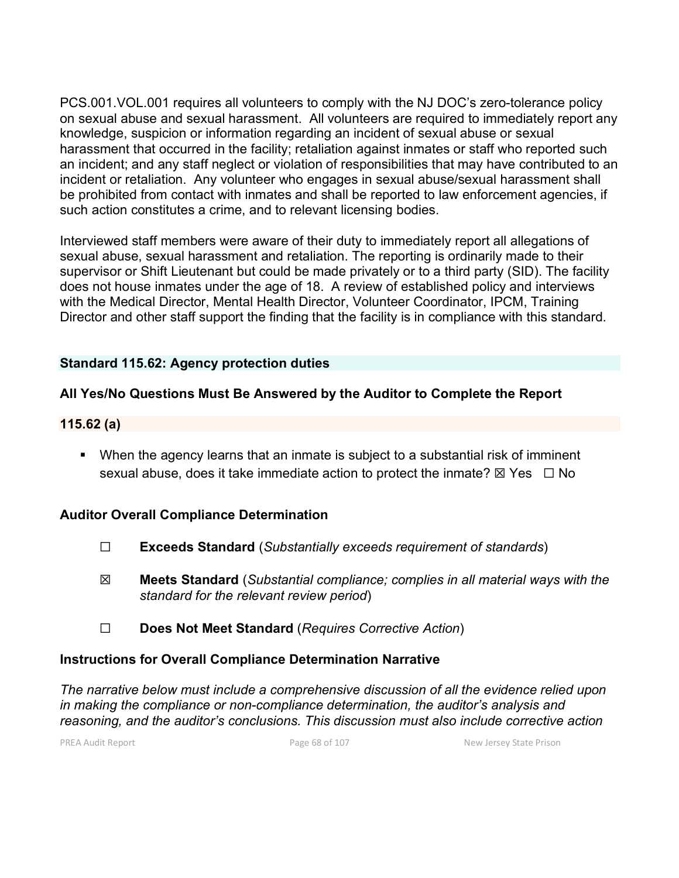PCS.001.VOL.001 requires all volunteers to comply with the NJ DOC's zero-tolerance policy on sexual abuse and sexual harassment. All volunteers are required to immediately report any knowledge, suspicion or information regarding an incident of sexual abuse or sexual harassment that occurred in the facility; retaliation against inmates or staff who reported such an incident; and any staff neglect or violation of responsibilities that may have contributed to an incident or retaliation. Any volunteer who engages in sexual abuse/sexual harassment shall be prohibited from contact with inmates and shall be reported to law enforcement agencies, if such action constitutes a crime, and to relevant licensing bodies.

Interviewed staff members were aware of their duty to immediately report all allegations of sexual abuse, sexual harassment and retaliation. The reporting is ordinarily made to their supervisor or Shift Lieutenant but could be made privately or to a third party (SID). The facility does not house inmates under the age of 18. A review of established policy and interviews with the Medical Director, Mental Health Director, Volunteer Coordinator, IPCM, Training Director and other staff support the finding that the facility is in compliance with this standard.

### Standard 115.62: Agency protection duties

**All Yes/No Questions Must Be Answered by the Auditor to Complete the Report**

**115.62 (a)**

- When the agency learns that an inmate is subject to a substantial risk of imminent sexual abuse, does it take immediate action to protect the inmate? ☒ Yes ☐ No

**Auditor Overall Compliance Determination**

☐ **Exceeds Standard** (*Substantially exceeds requirement of standards*)

☒ **Meets Standard** (*Substantial compliance; complies in all material ways with the standard for the relevant review period*)

☐ **Does Not Meet Standard** (*Requires Corrective Action*)

**Instructions for Overall Compliance Determination Narrative**

*The narrative below must include a comprehensive discussion of all the evidence relied upon in making the compliance or non-compliance determination, the auditor's analysis and reasoning, and the auditor's conclusions. This discussion must also include corrective action*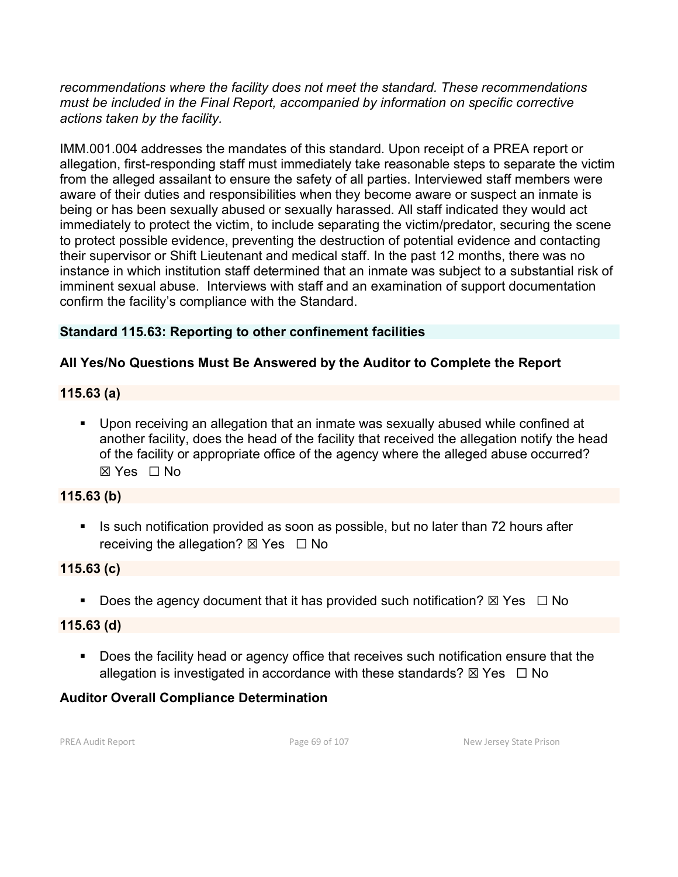*recommendations where the facility does not meet the standard. These recommendations must be included in the Final Report, accompanied by information on specific corrective actions taken by the facility.*

IMM.001.004 addresses the mandates of this standard. Upon receipt of a PREA report or allegation, first-responding staff must immediately take reasonable steps to separate the victim from the alleged assailant to ensure the safety of all parties. Interviewed staff members were aware of their duties and responsibilities when they become aware or suspect an inmate is being or has been sexually abused or sexually harassed. All staff indicated they would act immediately to protect the victim, to include separating the victim/predator, securing the scene to protect possible evidence, preventing the destruction of potential evidence and contacting their supervisor or Shift Lieutenant and medical staff. In the past 12 months, there was no instance in which institution staff determined that an inmate was subject to a substantial risk of imminent sexual abuse. Interviews with staff and an examination of support documentation confirm the facility's compliance with the Standard.

### Standard 115.63: Reporting to other confinement facilities

**All Yes/No Questions Must Be Answered by the Auditor to Complete the Report**

**115.63 (a)**

- Upon receiving an allegation that an inmate was sexually abused while confined at another facility, does the head of the facility that received the allegation notify the head of the facility or appropriate office of the agency where the alleged abuse occurred? ☒ Yes ☐ No

**115.63 (b)**

- Is such notification provided as soon as possible, but no later than 72 hours after receiving the allegation? ☒ Yes ☐ No

**115.63 (c)**

- Does the agency document that it has provided such notification? ☒ Yes ☐ No

**115.63 (d)**

- Does the facility head or agency office that receives such notification ensure that the allegation is investigated in accordance with these standards? ☒ Yes ☐ No

**Auditor Overall Compliance Determination**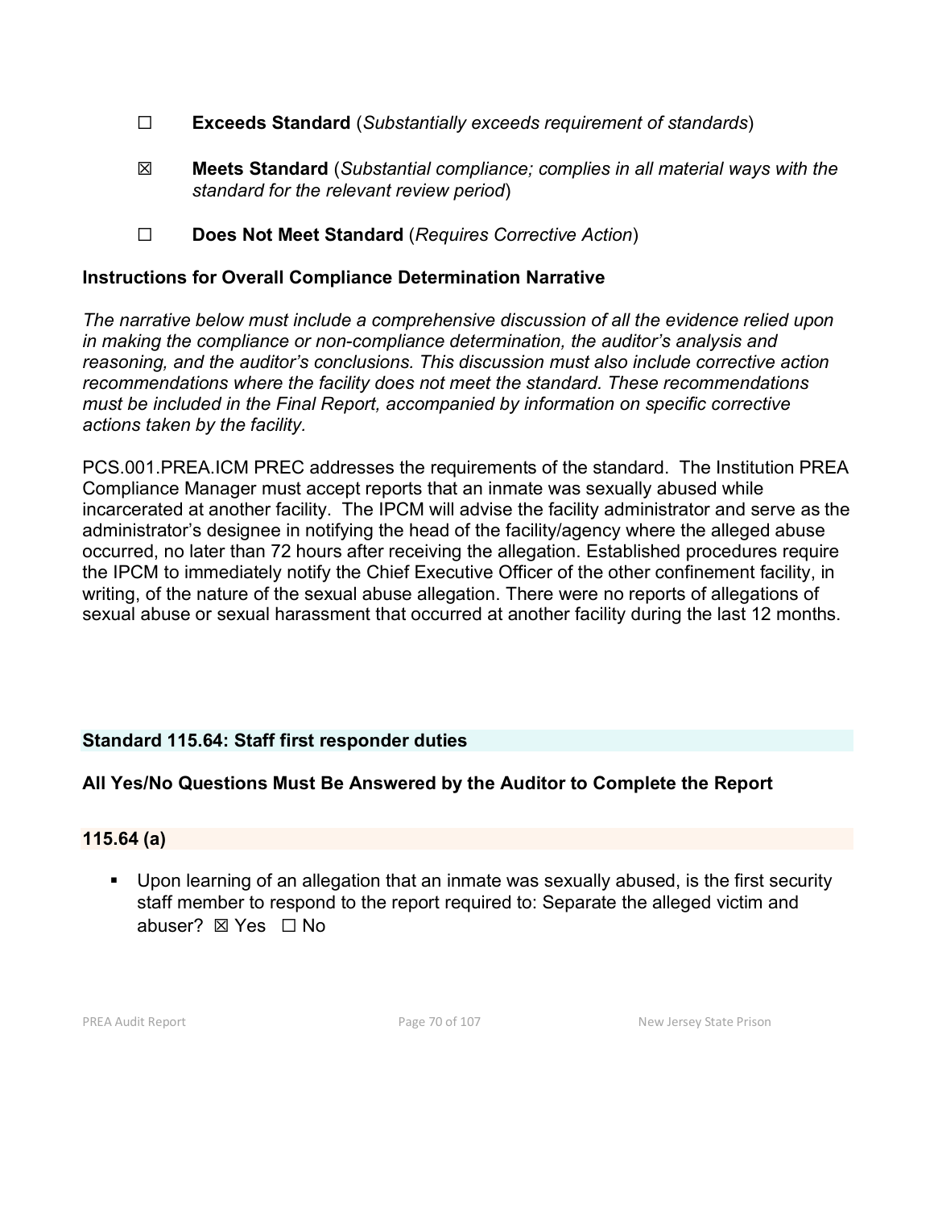☐ **Exceeds Standard** (*Substantially exceeds requirement of standards*)

☒ **Meets Standard** (*Substantial compliance; complies in all material ways with the standard for the relevant review period*)

☐ **Does Not Meet Standard** (*Requires Corrective Action*)

### Instructions for Overall Compliance Determination Narrative

*The narrative below must include a comprehensive discussion of all the evidence relied upon in making the compliance or non-compliance determination, the auditor's analysis and reasoning, and the auditor's conclusions. This discussion must also include corrective action recommendations where the facility does not meet the standard. These recommendations must be included in the Final Report, accompanied by information on specific corrective actions taken by the facility.*

PCS.001.PREA.ICM PREC addresses the requirements of the standard. The Institution PREA Compliance Manager must accept reports that an inmate was sexually abused while incarcerated at another facility. The IPCM will advise the facility administrator and serve as the administrator's designee in notifying the head of the facility/agency where the alleged abuse occurred, no later than 72 hours after receiving the allegation. Established procedures require the IPCM to immediately notify the Chief Executive Officer of the other confinement facility, in writing, of the nature of the sexual abuse allegation. There were no reports of allegations of sexual abuse or sexual harassment that occurred at another facility during the last 12 months.

### Standard 115.64: Staff first responder duties

### All Yes/No Questions Must Be Answered by the Auditor to Complete the Report

#### 115.64 (a)

- Upon learning of an allegation that an inmate was sexually abused, is the first security staff member to respond to the report required to: Separate the alleged victim and abuser? ☒ Yes ☐ No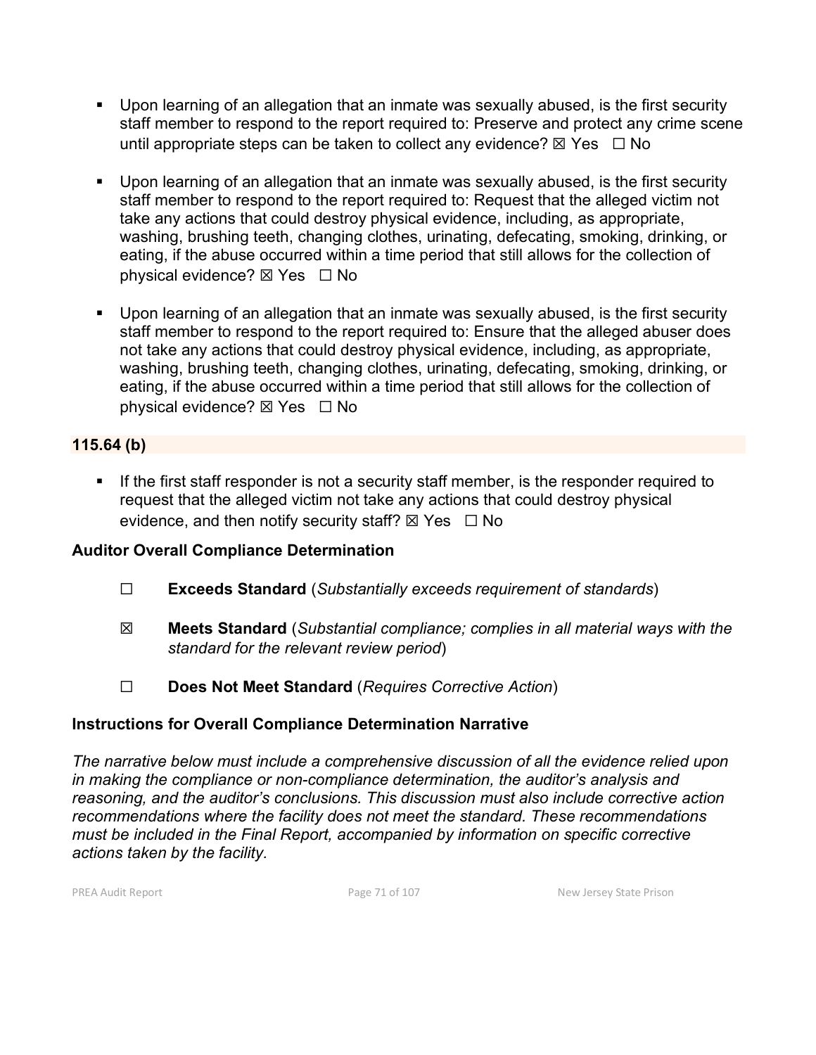- Upon learning of an allegation that an inmate was sexually abused, is the first security staff member to respond to the report required to: Preserve and protect any crime scene until appropriate steps can be taken to collect any evidence? ☒ Yes ☐ No

- Upon learning of an allegation that an inmate was sexually abused, is the first security staff member to respond to the report required to: Request that the alleged victim not take any actions that could destroy physical evidence, including, as appropriate, washing, brushing teeth, changing clothes, urinating, defecating, smoking, drinking, or eating, if the abuse occurred within a time period that still allows for the collection of physical evidence? ☒ Yes ☐ No

- Upon learning of an allegation that an inmate was sexually abused, is the first security staff member to respond to the report required to: Ensure that the alleged abuser does not take any actions that could destroy physical evidence, including, as appropriate, washing, brushing teeth, changing clothes, urinating, defecating, smoking, drinking, or eating, if the abuse occurred within a time period that still allows for the collection of physical evidence? ☒ Yes ☐ No

**115.64 (b)**

- If the first staff responder is not a security staff member, is the responder required to request that the alleged victim not take any actions that could destroy physical evidence, and then notify security staff? ☒ Yes ☐ No

**Auditor Overall Compliance Determination**

☐ **Exceeds Standard** (*Substantially exceeds requirement of standards*)

☒ **Meets Standard** (*Substantial compliance; complies in all material ways with the standard for the relevant review period*)

☐ **Does Not Meet Standard** (*Requires Corrective Action*)

**Instructions for Overall Compliance Determination Narrative**

*The narrative below must include a comprehensive discussion of all the evidence relied upon in making the compliance or non-compliance determination, the auditor's analysis and reasoning, and the auditor's conclusions. This discussion must also include corrective action recommendations where the facility does not meet the standard. These recommendations must be included in the Final Report, accompanied by information on specific corrective actions taken by the facility.*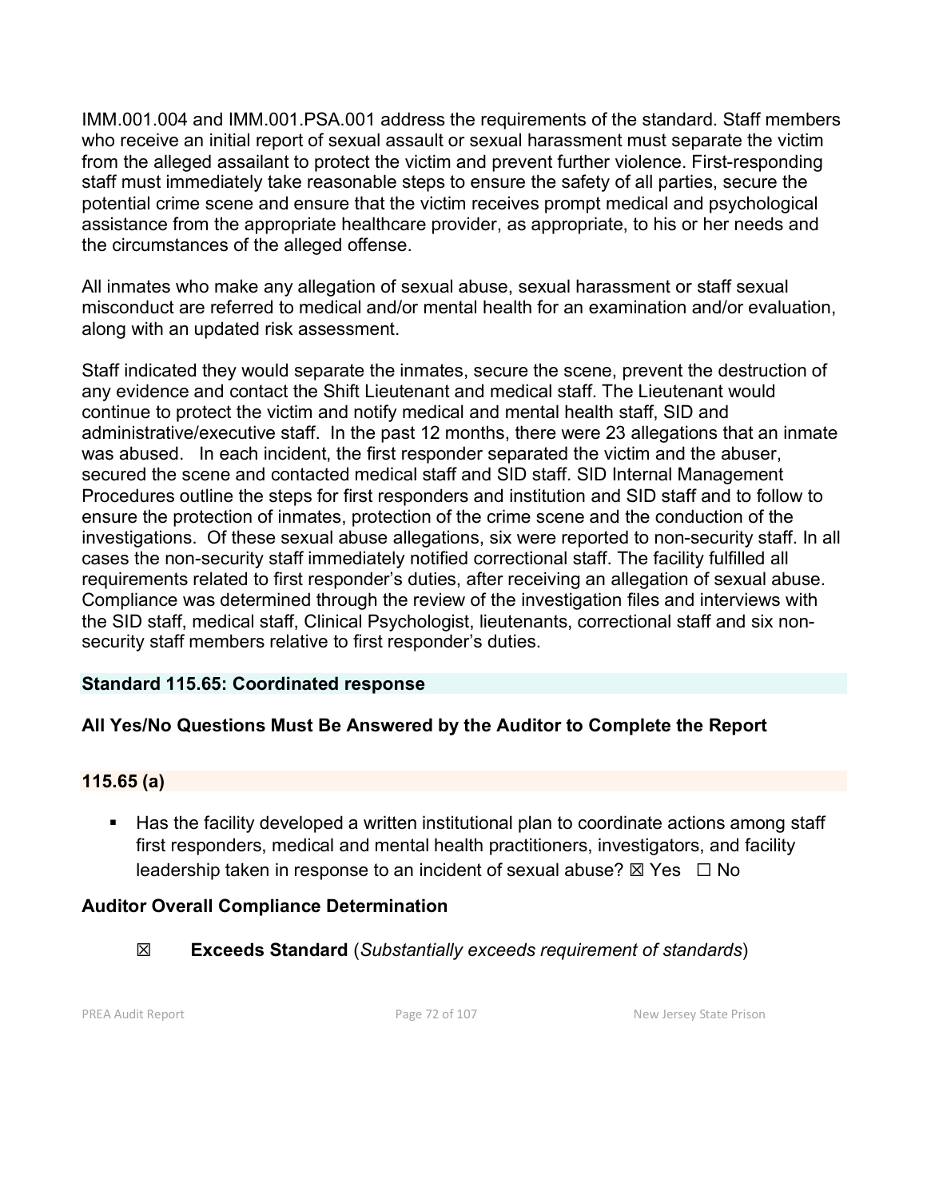IMM.001.004 and IMM.001.PSA.001 address the requirements of the standard. Staff members who receive an initial report of sexual assault or sexual harassment must separate the victim from the alleged assailant to protect the victim and prevent further violence. First-responding staff must immediately take reasonable steps to ensure the safety of all parties, secure the potential crime scene and ensure that the victim receives prompt medical and psychological assistance from the appropriate healthcare provider, as appropriate, to his or her needs and the circumstances of the alleged offense.

All inmates who make any allegation of sexual abuse, sexual harassment or staff sexual misconduct are referred to medical and/or mental health for an examination and/or evaluation, along with an updated risk assessment.

Staff indicated they would separate the inmates, secure the scene, prevent the destruction of any evidence and contact the Shift Lieutenant and medical staff. The Lieutenant would continue to protect the victim and notify medical and mental health staff, SID and administrative/executive staff. In the past 12 months, there were 23 allegations that an inmate was abused. In each incident, the first responder separated the victim and the abuser, secured the scene and contacted medical staff and SID staff. SID Internal Management Procedures outline the steps for first responders and institution and SID staff and to follow to ensure the protection of inmates, protection of the crime scene and the conduction of the investigations. Of these sexual abuse allegations, six were reported to non-security staff. In all cases the non-security staff immediately notified correctional staff. The facility fulfilled all requirements related to first responder's duties, after receiving an allegation of sexual abuse. Compliance was determined through the review of the investigation files and interviews with the SID staff, medical staff, Clinical Psychologist, lieutenants, correctional staff and six non-security staff members relative to first responder's duties.

### Standard 115.65: Coordinated response

### All Yes/No Questions Must Be Answered by the Auditor to Complete the Report

#### 115.65 (a)

- Has the facility developed a written institutional plan to coordinate actions among staff first responders, medical and mental health practitioners, investigators, and facility leadership taken in response to an incident of sexual abuse? ☒ Yes ☐ No

### Auditor Overall Compliance Determination

☒ **Exceeds Standard** (*Substantially exceeds requirement of standards*)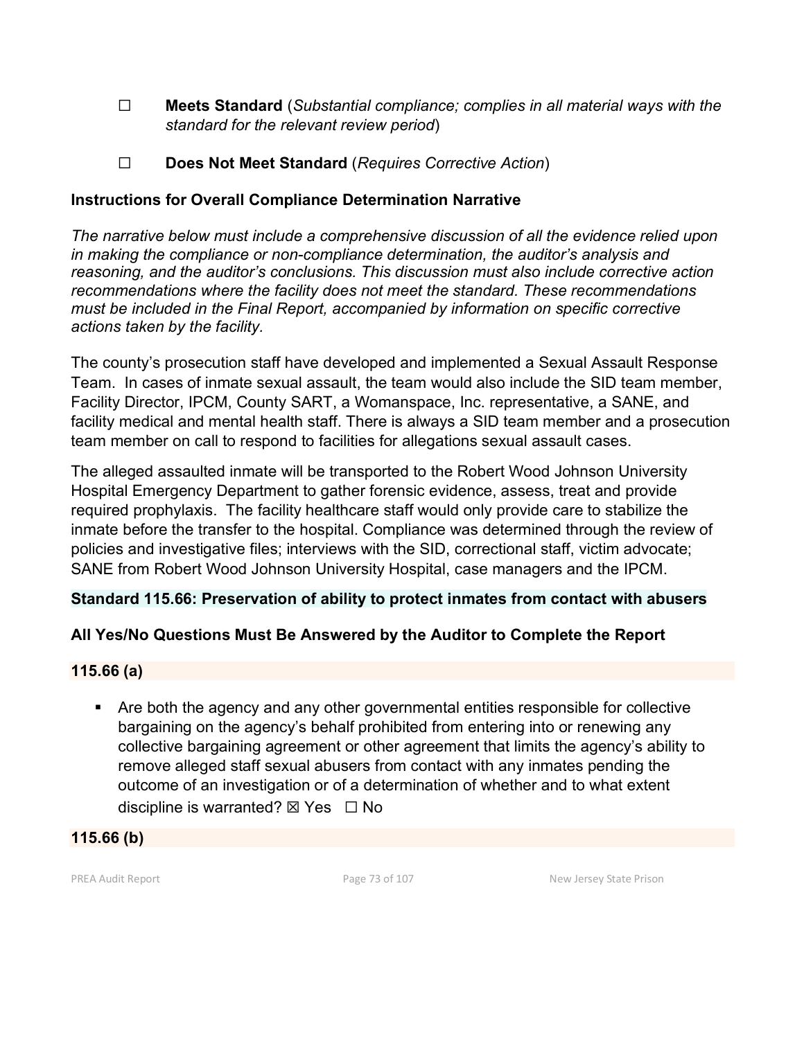☐ **Meets Standard** (*Substantial compliance; complies in all material ways with the standard for the relevant review period*)

☐ **Does Not Meet Standard** (*Requires Corrective Action*)

**Instructions for Overall Compliance Determination Narrative**

*The narrative below must include a comprehensive discussion of all the evidence relied upon in making the compliance or non-compliance determination, the auditor's analysis and reasoning, and the auditor's conclusions. This discussion must also include corrective action recommendations where the facility does not meet the standard. These recommendations must be included in the Final Report, accompanied by information on specific corrective actions taken by the facility.*

The county's prosecution staff have developed and implemented a Sexual Assault Response Team. In cases of inmate sexual assault, the team would also include the SID team member, Facility Director, IPCM, County SART, a Womanspace, Inc. representative, a SANE, and facility medical and mental health staff. There is always a SID team member and a prosecution team member on call to respond to facilities for allegations sexual assault cases.

The alleged assaulted inmate will be transported to the Robert Wood Johnson University Hospital Emergency Department to gather forensic evidence, assess, treat and provide required prophylaxis. The facility healthcare staff would only provide care to stabilize the inmate before the transfer to the hospital. Compliance was determined through the review of policies and investigative files; interviews with the SID, correctional staff, victim advocate; SANE from Robert Wood Johnson University Hospital, case managers and the IPCM.

## Standard 115.66: Preservation of ability to protect inmates from contact with abusers

**All Yes/No Questions Must Be Answered by the Auditor to Complete the Report**

### 115.66 (a)

- Are both the agency and any other governmental entities responsible for collective bargaining on the agency's behalf prohibited from entering into or renewing any collective bargaining agreement or other agreement that limits the agency's ability to remove alleged staff sexual abusers from contact with any inmates pending the outcome of an investigation or of a determination of whether and to what extent discipline is warranted? ☒ Yes ☐ No

### 115.66 (b)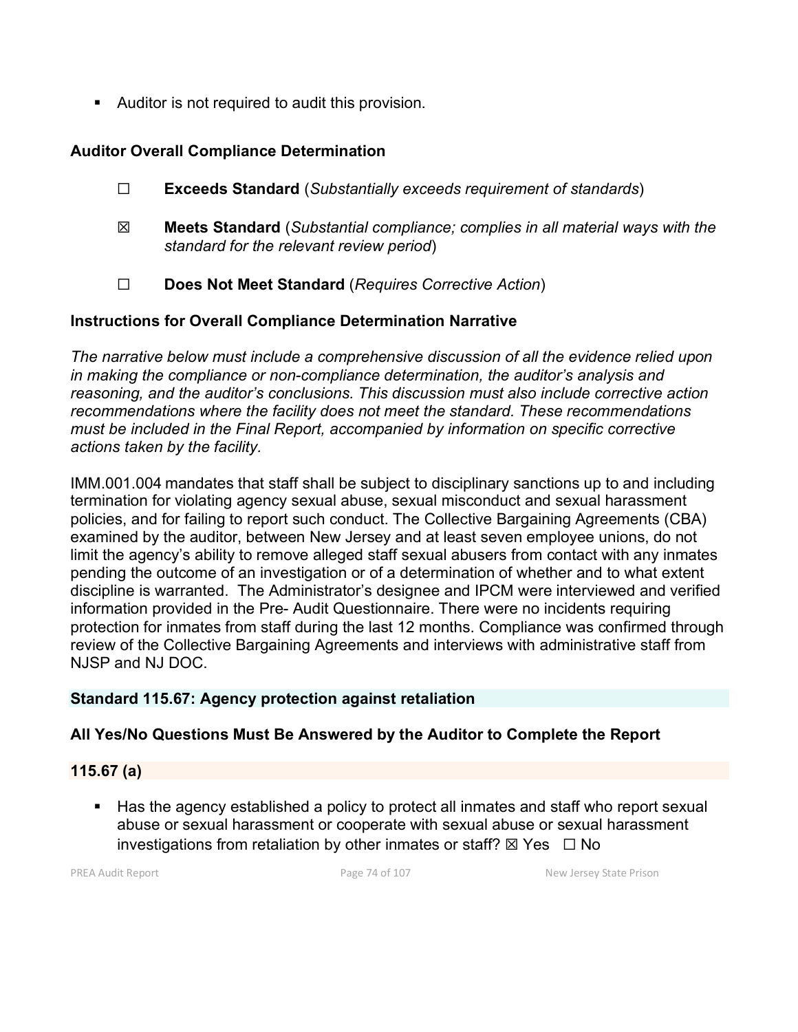- Auditor is not required to audit this provision.

### Auditor Overall Compliance Determination

- ☐ **Exceeds Standard** (*Substantially exceeds requirement of standards*)
- ☒ **Meets Standard** (*Substantial compliance; complies in all material ways with the standard for the relevant review period*)
- ☐ **Does Not Meet Standard** (*Requires Corrective Action*)

### Instructions for Overall Compliance Determination Narrative

*The narrative below must include a comprehensive discussion of all the evidence relied upon in making the compliance or non-compliance determination, the auditor's analysis and reasoning, and the auditor's conclusions. This discussion must also include corrective action recommendations where the facility does not meet the standard. These recommendations must be included in the Final Report, accompanied by information on specific corrective actions taken by the facility.*

IMM.001.004 mandates that staff shall be subject to disciplinary sanctions up to and including termination for violating agency sexual abuse, sexual misconduct and sexual harassment policies, and for failing to report such conduct. The Collective Bargaining Agreements (CBA) examined by the auditor, between New Jersey and at least seven employee unions, do not limit the agency's ability to remove alleged staff sexual abusers from contact with any inmates pending the outcome of an investigation or of a determination of whether and to what extent discipline is warranted. The Administrator's designee and IPCM were interviewed and verified information provided in the Pre- Audit Questionnaire. There were no incidents requiring protection for inmates from staff during the last 12 months. Compliance was confirmed through review of the Collective Bargaining Agreements and interviews with administrative staff from NJSP and NJ DOC.

### Standard 115.67: Agency protection against retaliation

### All Yes/No Questions Must Be Answered by the Auditor to Complete the Report

### 115.67 (a)

- Has the agency established a policy to protect all inmates and staff who report sexual abuse or sexual harassment or cooperate with sexual abuse or sexual harassment investigations from retaliation by other inmates or staff? ☒ Yes ☐ No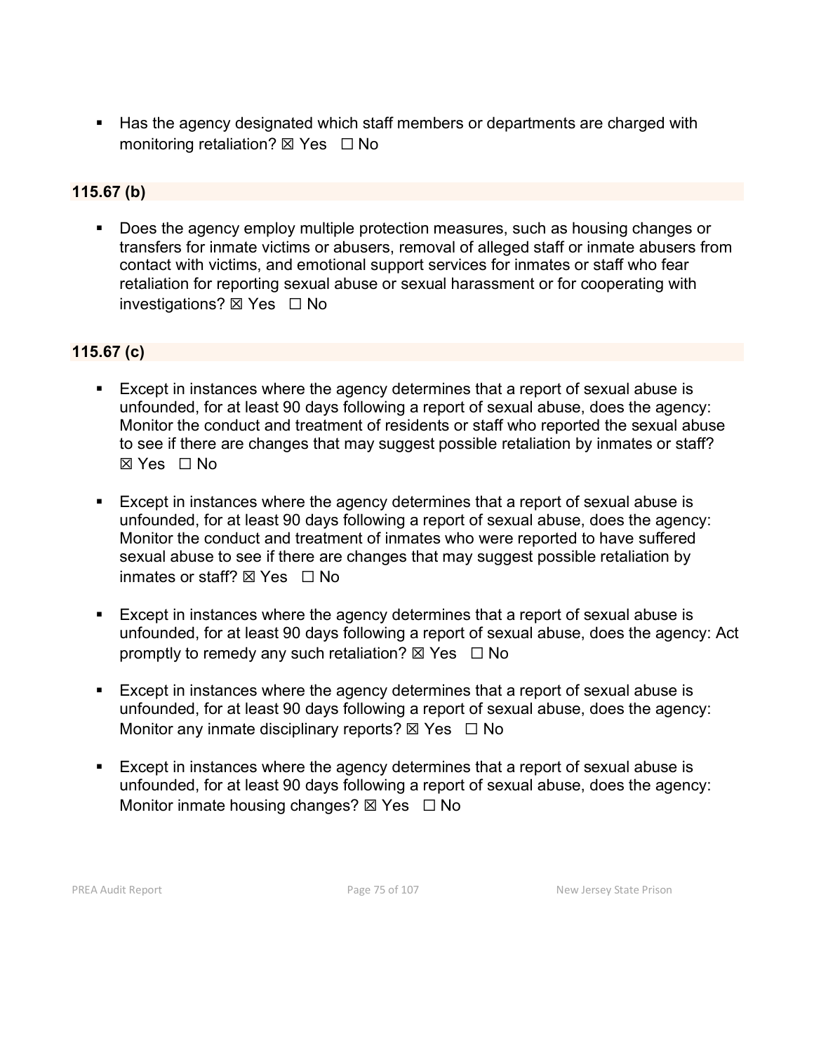- Has the agency designated which staff members or departments are charged with monitoring retaliation? ☒ Yes ☐ No

### 115.67 (b)

- Does the agency employ multiple protection measures, such as housing changes or transfers for inmate victims or abusers, removal of alleged staff or inmate abusers from contact with victims, and emotional support services for inmates or staff who fear retaliation for reporting sexual abuse or sexual harassment or for cooperating with investigations? ☒ Yes ☐ No

### 115.67 (c)

- Except in instances where the agency determines that a report of sexual abuse is unfounded, for at least 90 days following a report of sexual abuse, does the agency: Monitor the conduct and treatment of residents or staff who reported the sexual abuse to see if there are changes that may suggest possible retaliation by inmates or staff? ☒ Yes ☐ No

- Except in instances where the agency determines that a report of sexual abuse is unfounded, for at least 90 days following a report of sexual abuse, does the agency: Monitor the conduct and treatment of inmates who were reported to have suffered sexual abuse to see if there are changes that may suggest possible retaliation by inmates or staff? ☒ Yes ☐ No

- Except in instances where the agency determines that a report of sexual abuse is unfounded, for at least 90 days following a report of sexual abuse, does the agency: Act promptly to remedy any such retaliation? ☒ Yes ☐ No

- Except in instances where the agency determines that a report of sexual abuse is unfounded, for at least 90 days following a report of sexual abuse, does the agency: Monitor any inmate disciplinary reports? ☒ Yes ☐ No

- Except in instances where the agency determines that a report of sexual abuse is unfounded, for at least 90 days following a report of sexual abuse, does the agency: Monitor inmate housing changes? ☒ Yes ☐ No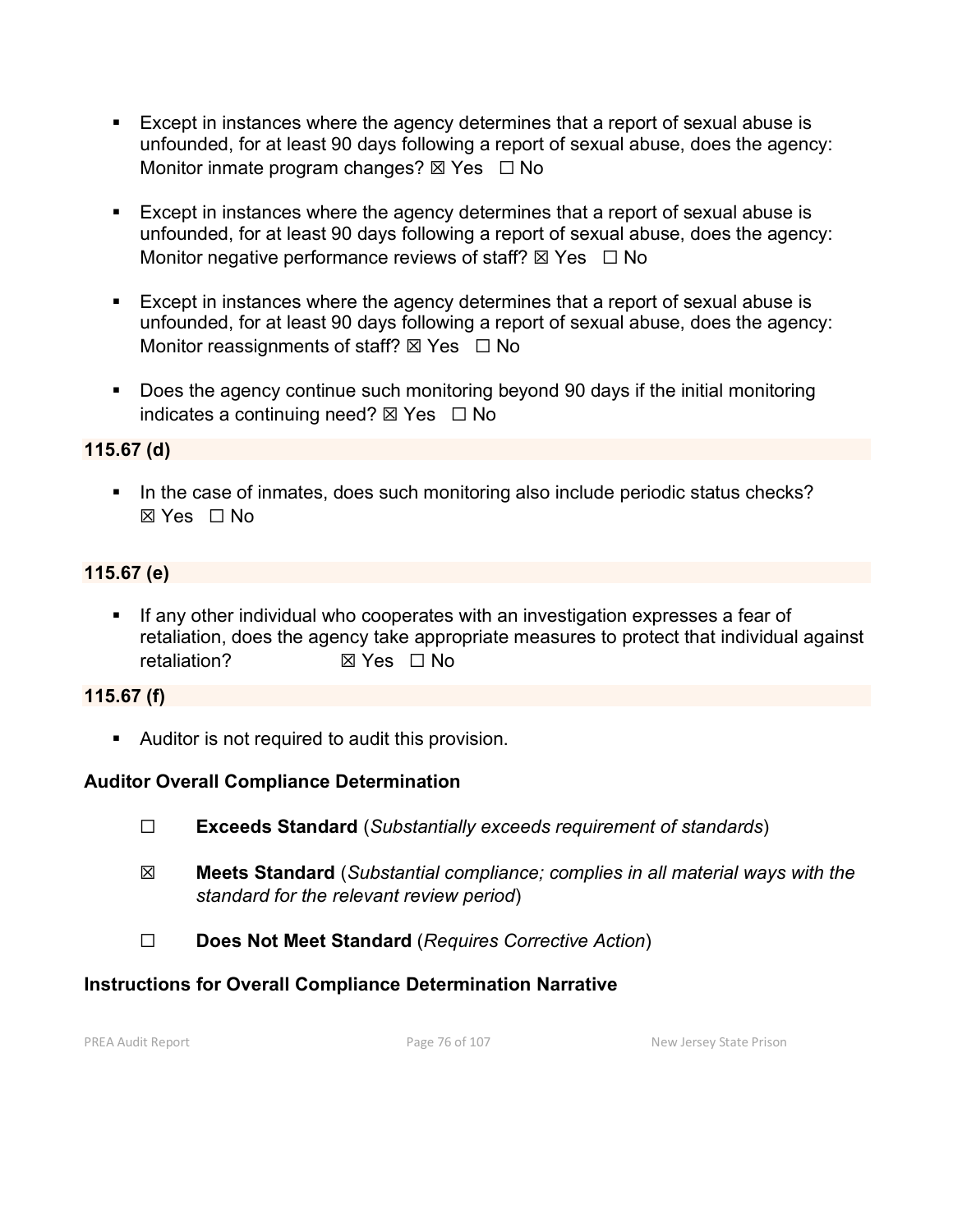- Except in instances where the agency determines that a report of sexual abuse is unfounded, for at least 90 days following a report of sexual abuse, does the agency: Monitor inmate program changes? ☒ Yes ☐ No

- Except in instances where the agency determines that a report of sexual abuse is unfounded, for at least 90 days following a report of sexual abuse, does the agency: Monitor negative performance reviews of staff? ☒ Yes ☐ No

- Except in instances where the agency determines that a report of sexual abuse is unfounded, for at least 90 days following a report of sexual abuse, does the agency: Monitor reassignments of staff? ☒ Yes ☐ No

- Does the agency continue such monitoring beyond 90 days if the initial monitoring indicates a continuing need? ☒ Yes ☐ No

**115.67 (d)**

- In the case of inmates, does such monitoring also include periodic status checks? ☒ Yes ☐ No

**115.67 (e)**

- If any other individual who cooperates with an investigation expresses a fear of retaliation, does the agency take appropriate measures to protect that individual against retaliation? ☒ Yes ☐ No

**115.67 (f)**

- Auditor is not required to audit this provision.

**Auditor Overall Compliance Determination**

☐ **Exceeds Standard** (*Substantially exceeds requirement of standards*)

☒ **Meets Standard** (*Substantial compliance; complies in all material ways with the standard for the relevant review period*)

☐ **Does Not Meet Standard** (*Requires Corrective Action*)

**Instructions for Overall Compliance Determination Narrative**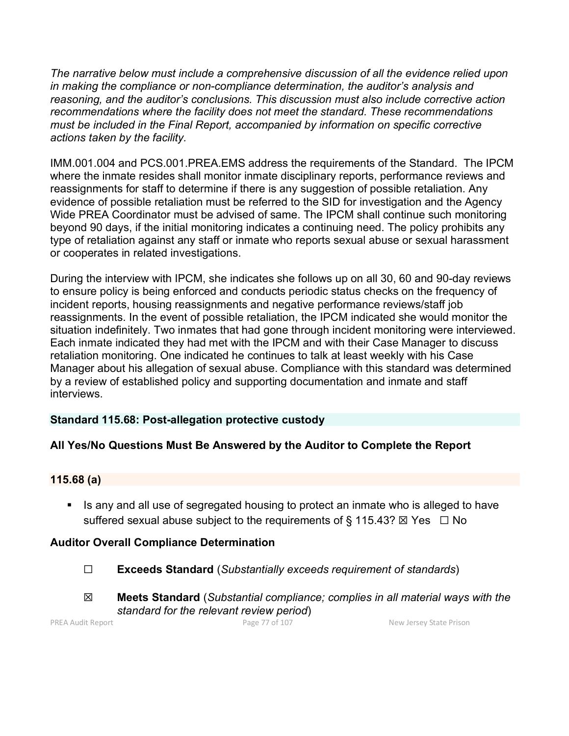*The narrative below must include a comprehensive discussion of all the evidence relied upon in making the compliance or non-compliance determination, the auditor's analysis and reasoning, and the auditor's conclusions. This discussion must also include corrective action recommendations where the facility does not meet the standard. These recommendations must be included in the Final Report, accompanied by information on specific corrective actions taken by the facility.*

IMM.001.004 and PCS.001.PREA.EMS address the requirements of the Standard. The IPCM where the inmate resides shall monitor inmate disciplinary reports, performance reviews and reassignments for staff to determine if there is any suggestion of possible retaliation. Any evidence of possible retaliation must be referred to the SID for investigation and the Agency Wide PREA Coordinator must be advised of same. The IPCM shall continue such monitoring beyond 90 days, if the initial monitoring indicates a continuing need. The policy prohibits any type of retaliation against any staff or inmate who reports sexual abuse or sexual harassment or cooperates in related investigations.

During the interview with IPCM, she indicates she follows up on all 30, 60 and 90-day reviews to ensure policy is being enforced and conducts periodic status checks on the frequency of incident reports, housing reassignments and negative performance reviews/staff job reassignments. In the event of possible retaliation, the IPCM indicated she would monitor the situation indefinitely. Two inmates that had gone through incident monitoring were interviewed. Each inmate indicated they had met with the IPCM and with their Case Manager to discuss retaliation monitoring. One indicated he continues to talk at least weekly with his Case Manager about his allegation of sexual abuse. Compliance with this standard was determined by a review of established policy and supporting documentation and inmate and staff interviews.

### Standard 115.68: Post-allegation protective custody

**All Yes/No Questions Must Be Answered by the Auditor to Complete the Report**

#### 115.68 (a)

- Is any and all use of segregated housing to protect an inmate who is alleged to have suffered sexual abuse subject to the requirements of § 115.43? ☒ Yes ☐ No

**Auditor Overall Compliance Determination**

☐ **Exceeds Standard** (*Substantially exceeds requirement of standards*)

☒ **Meets Standard** (*Substantial compliance; complies in all material ways with the standard for the relevant review period*)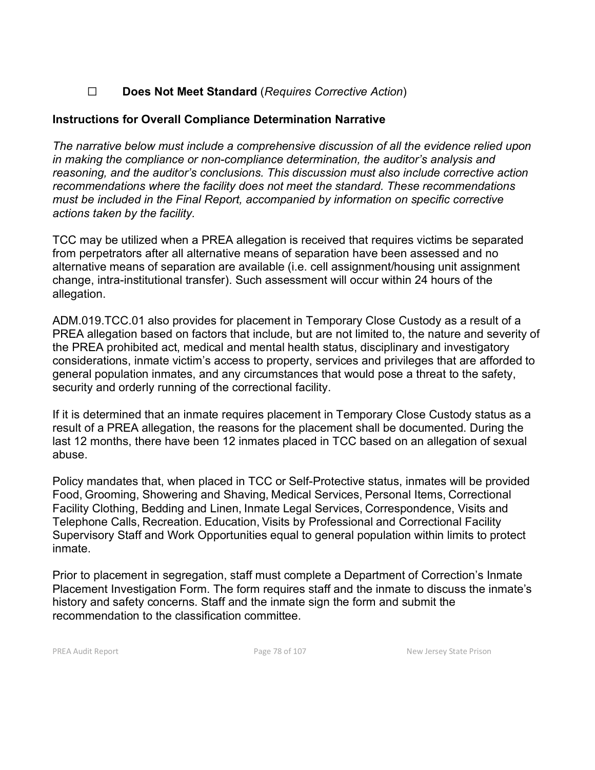☐ **Does Not Meet Standard** (*Requires Corrective Action*)

**Instructions for Overall Compliance Determination Narrative**

*The narrative below must include a comprehensive discussion of all the evidence relied upon in making the compliance or non-compliance determination, the auditor's analysis and reasoning, and the auditor's conclusions. This discussion must also include corrective action recommendations where the facility does not meet the standard. These recommendations must be included in the Final Report, accompanied by information on specific corrective actions taken by the facility.*

TCC may be utilized when a PREA allegation is received that requires victims be separated from perpetrators after all alternative means of separation have been assessed and no alternative means of separation are available (i.e. cell assignment/housing unit assignment change, intra-institutional transfer). Such assessment will occur within 24 hours of the allegation.

ADM.019.TCC.01 also provides for placement in Temporary Close Custody as a result of a PREA allegation based on factors that include, but are not limited to, the nature and severity of the PREA prohibited act, medical and mental health status, disciplinary and investigatory considerations, inmate victim's access to property, services and privileges that are afforded to general population inmates, and any circumstances that would pose a threat to the safety, security and orderly running of the correctional facility.

If it is determined that an inmate requires placement in Temporary Close Custody status as a result of a PREA allegation, the reasons for the placement shall be documented. During the last 12 months, there have been 12 inmates placed in TCC based on an allegation of sexual abuse.

Policy mandates that, when placed in TCC or Self-Protective status, inmates will be provided Food, Grooming, Showering and Shaving, Medical Services, Personal Items, Correctional Facility Clothing, Bedding and Linen, Inmate Legal Services, Correspondence, Visits and Telephone Calls, Recreation. Education, Visits by Professional and Correctional Facility Supervisory Staff and Work Opportunities equal to general population within limits to protect inmate.

Prior to placement in segregation, staff must complete a Department of Correction's Inmate Placement Investigation Form. The form requires staff and the inmate to discuss the inmate's history and safety concerns. Staff and the inmate sign the form and submit the recommendation to the classification committee.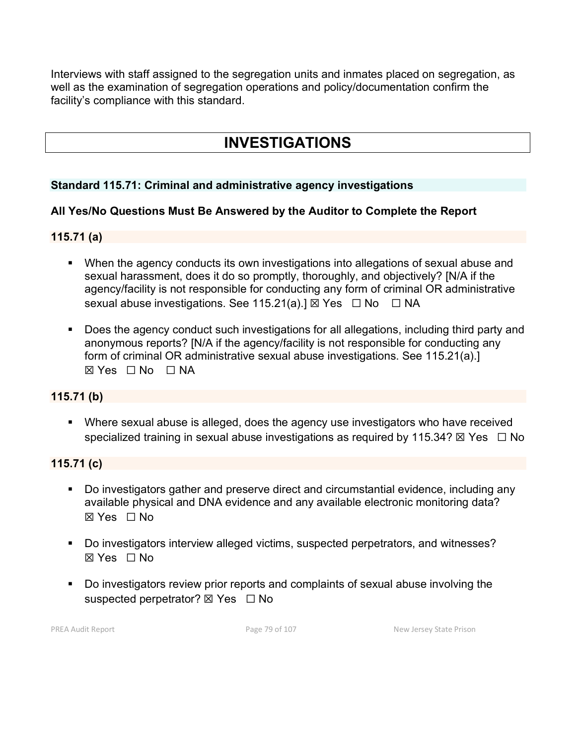Interviews with staff assigned to the segregation units and inmates placed on segregation, as well as the examination of segregation operations and policy/documentation confirm the facility's compliance with this standard.

# INVESTIGATIONS

## Standard 115.71: Criminal and administrative agency investigations

### All Yes/No Questions Must Be Answered by the Auditor to Complete the Report

### 115.71 (a)

- When the agency conducts its own investigations into allegations of sexual abuse and sexual harassment, does it do so promptly, thoroughly, and objectively? [N/A if the agency/facility is not responsible for conducting any form of criminal OR administrative sexual abuse investigations. See 115.21(a).] ☒ Yes ☐ No ☐ NA

- Does the agency conduct such investigations for all allegations, including third party and anonymous reports? [N/A if the agency/facility is not responsible for conducting any form of criminal OR administrative sexual abuse investigations. See 115.21(a).] ☒ Yes ☐ No ☐ NA

### 115.71 (b)

- Where sexual abuse is alleged, does the agency use investigators who have received specialized training in sexual abuse investigations as required by 115.34? ☒ Yes ☐ No

### 115.71 (c)

- Do investigators gather and preserve direct and circumstantial evidence, including any available physical and DNA evidence and any available electronic monitoring data? ☒ Yes ☐ No

- Do investigators interview alleged victims, suspected perpetrators, and witnesses? ☒ Yes ☐ No

- Do investigators review prior reports and complaints of sexual abuse involving the suspected perpetrator? ☒ Yes ☐ No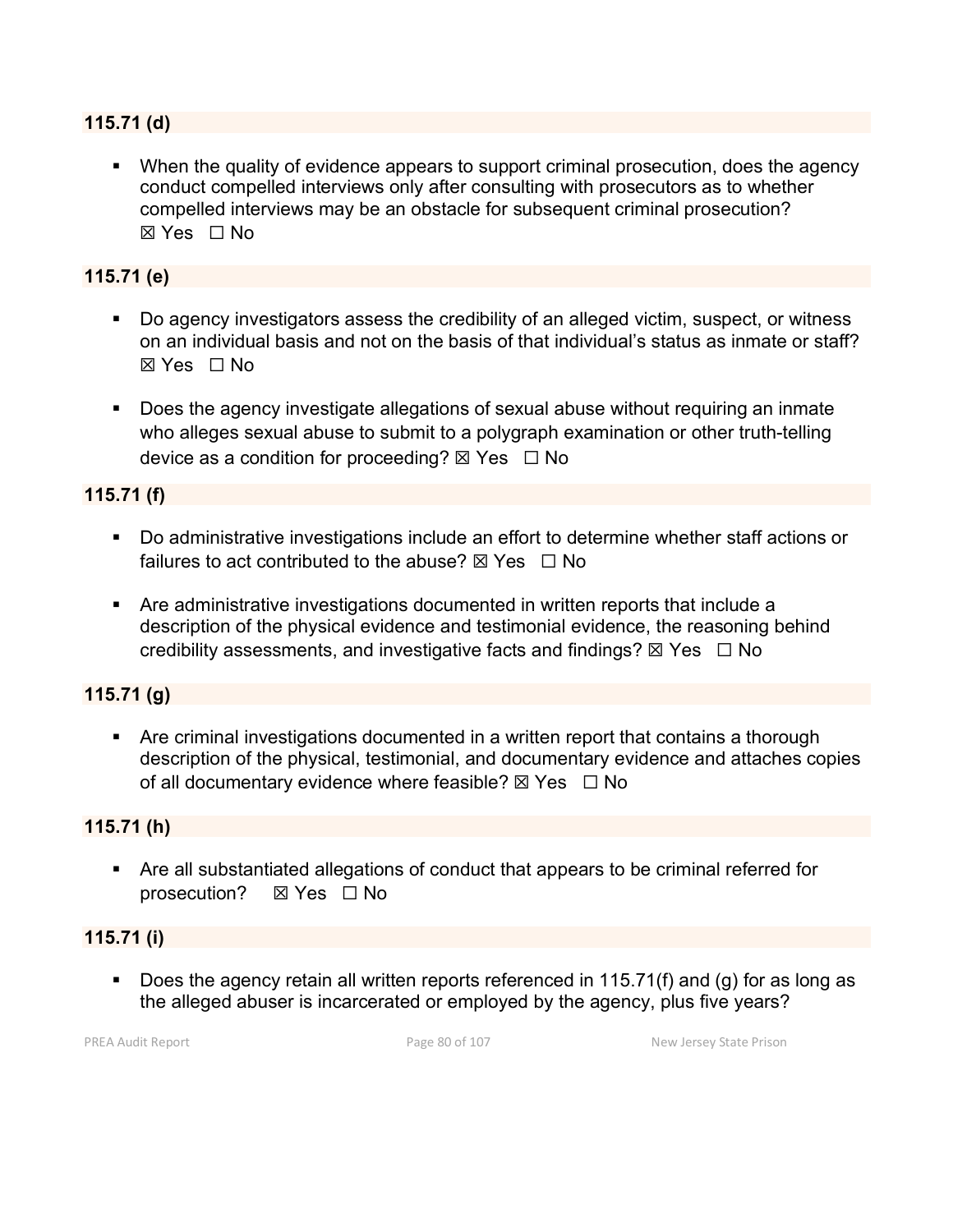**115.71 (d)**

- When the quality of evidence appears to support criminal prosecution, does the agency conduct compelled interviews only after consulting with prosecutors as to whether compelled interviews may be an obstacle for subsequent criminal prosecution? ☒ Yes ☐ No

**115.71 (e)**

- Do agency investigators assess the credibility of an alleged victim, suspect, or witness on an individual basis and not on the basis of that individual's status as inmate or staff? ☒ Yes ☐ No

- Does the agency investigate allegations of sexual abuse without requiring an inmate who alleges sexual abuse to submit to a polygraph examination or other truth-telling device as a condition for proceeding? ☒ Yes ☐ No

**115.71 (f)**

- Do administrative investigations include an effort to determine whether staff actions or failures to act contributed to the abuse? ☒ Yes ☐ No

- Are administrative investigations documented in written reports that include a description of the physical evidence and testimonial evidence, the reasoning behind credibility assessments, and investigative facts and findings? ☒ Yes ☐ No

**115.71 (g)**

- Are criminal investigations documented in a written report that contains a thorough description of the physical, testimonial, and documentary evidence and attaches copies of all documentary evidence where feasible? ☒ Yes ☐ No

**115.71 (h)**

- Are all substantiated allegations of conduct that appears to be criminal referred for prosecution? ☒ Yes ☐ No

**115.71 (i)**

- Does the agency retain all written reports referenced in 115.71(f) and (g) for as long as the alleged abuser is incarcerated or employed by the agency, plus five years?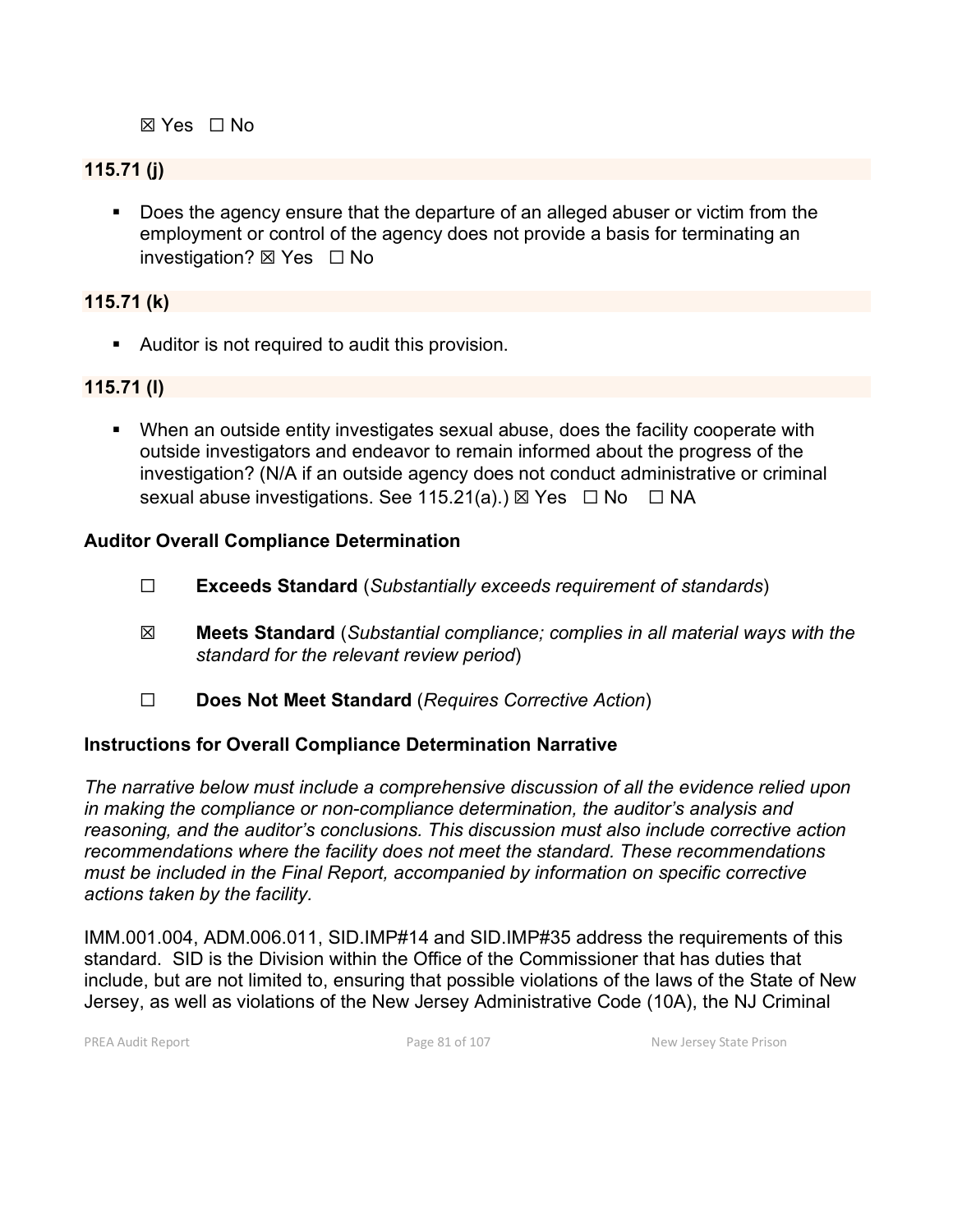☒ Yes ☐ No

**115.71 (j)**

- Does the agency ensure that the departure of an alleged abuser or victim from the employment or control of the agency does not provide a basis for terminating an investigation? ☒ Yes ☐ No

**115.71 (k)**

- Auditor is not required to audit this provision.

**115.71 (l)**

- When an outside entity investigates sexual abuse, does the facility cooperate with outside investigators and endeavor to remain informed about the progress of the investigation? (N/A if an outside agency does not conduct administrative or criminal sexual abuse investigations. See 115.21(a).) ☒ Yes ☐ No ☐ NA

**Auditor Overall Compliance Determination**

☐ **Exceeds Standard** (*Substantially exceeds requirement of standards*)

☒ **Meets Standard** (*Substantial compliance; complies in all material ways with the standard for the relevant review period*)

☐ **Does Not Meet Standard** (*Requires Corrective Action*)

**Instructions for Overall Compliance Determination Narrative**

*The narrative below must include a comprehensive discussion of all the evidence relied upon in making the compliance or non-compliance determination, the auditor's analysis and reasoning, and the auditor's conclusions. This discussion must also include corrective action recommendations where the facility does not meet the standard. These recommendations must be included in the Final Report, accompanied by information on specific corrective actions taken by the facility.*

IMM.001.004, ADM.006.011, SID.IMP#14 and SID.IMP#35 address the requirements of this standard. SID is the Division within the Office of the Commissioner that has duties that include, but are not limited to, ensuring that possible violations of the laws of the State of New Jersey, as well as violations of the New Jersey Administrative Code (10A), the NJ Criminal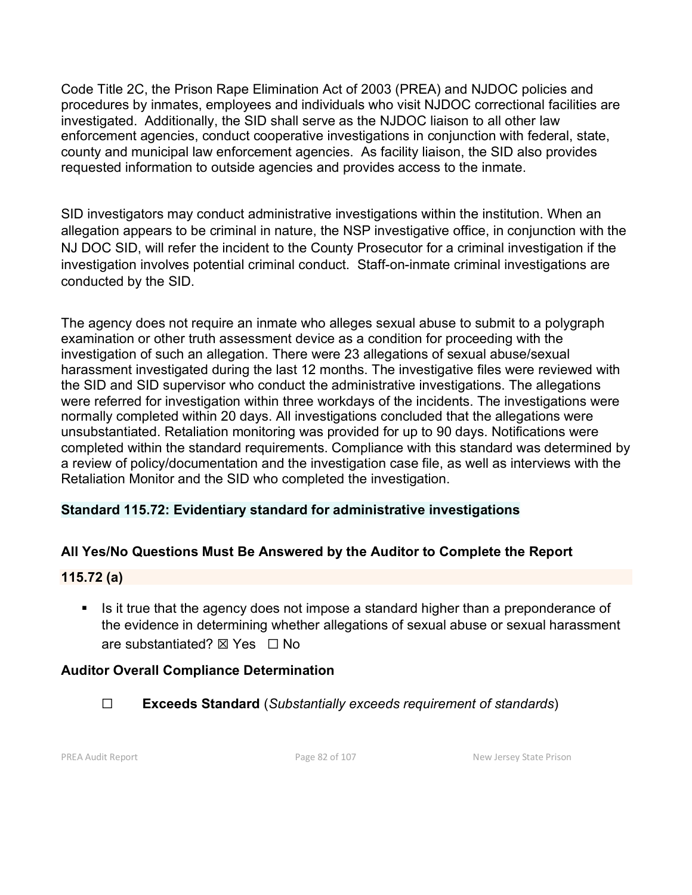Code Title 2C, the Prison Rape Elimination Act of 2003 (PREA) and NJDOC policies and procedures by inmates, employees and individuals who visit NJDOC correctional facilities are investigated. Additionally, the SID shall serve as the NJDOC liaison to all other law enforcement agencies, conduct cooperative investigations in conjunction with federal, state, county and municipal law enforcement agencies. As facility liaison, the SID also provides requested information to outside agencies and provides access to the inmate.

SID investigators may conduct administrative investigations within the institution. When an allegation appears to be criminal in nature, the NSP investigative office, in conjunction with the NJ DOC SID, will refer the incident to the County Prosecutor for a criminal investigation if the investigation involves potential criminal conduct. Staff-on-inmate criminal investigations are conducted by the SID.

The agency does not require an inmate who alleges sexual abuse to submit to a polygraph examination or other truth assessment device as a condition for proceeding with the investigation of such an allegation. There were 23 allegations of sexual abuse/sexual harassment investigated during the last 12 months. The investigative files were reviewed with the SID and SID supervisor who conduct the administrative investigations. The allegations were referred for investigation within three workdays of the incidents. The investigations were normally completed within 20 days. All investigations concluded that the allegations were unsubstantiated. Retaliation monitoring was provided for up to 90 days. Notifications were completed within the standard requirements. Compliance with this standard was determined by a review of policy/documentation and the investigation case file, as well as interviews with the Retaliation Monitor and the SID who completed the investigation.

### Standard 115.72: Evidentiary standard for administrative investigations

### All Yes/No Questions Must Be Answered by the Auditor to Complete the Report

#### 115.72 (a)

- Is it true that the agency does not impose a standard higher than a preponderance of the evidence in determining whether allegations of sexual abuse or sexual harassment are substantiated? ☒ Yes ☐ No

### Auditor Overall Compliance Determination

☐ **Exceeds Standard** (*Substantially exceeds requirement of standards*)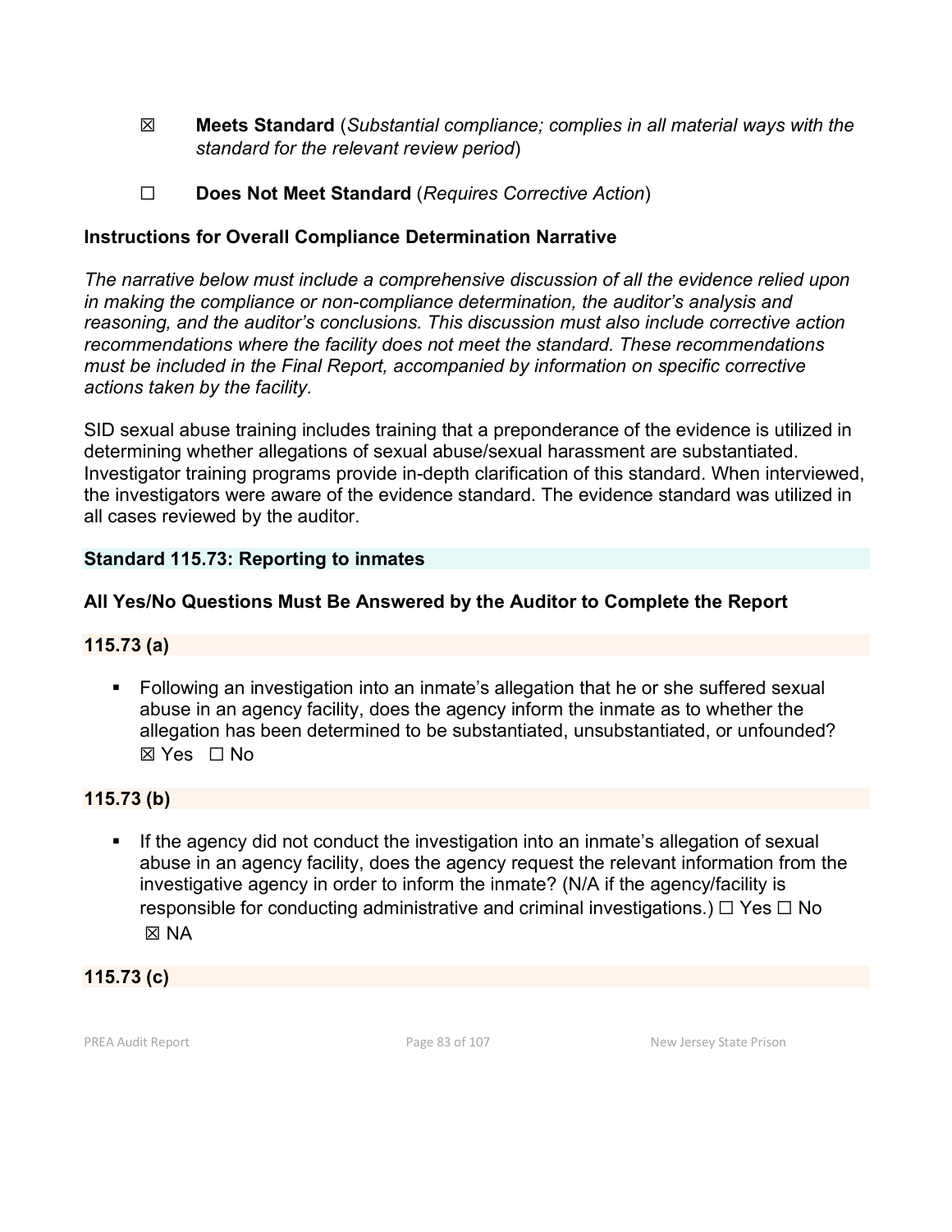☒ **Meets Standard** (*Substantial compliance; complies in all material ways with the standard for the relevant review period*)

☐ **Does Not Meet Standard** (*Requires Corrective Action*)

**Instructions for Overall Compliance Determination Narrative**

*The narrative below must include a comprehensive discussion of all the evidence relied upon in making the compliance or non-compliance determination, the auditor's analysis and reasoning, and the auditor's conclusions. This discussion must also include corrective action recommendations where the facility does not meet the standard. These recommendations must be included in the Final Report, accompanied by information on specific corrective actions taken by the facility.*

SID sexual abuse training includes training that a preponderance of the evidence is utilized in determining whether allegations of sexual abuse/sexual harassment are substantiated. Investigator training programs provide in-depth clarification of this standard. When interviewed, the investigators were aware of the evidence standard. The evidence standard was utilized in all cases reviewed by the auditor.

### Standard 115.73: Reporting to inmates

**All Yes/No Questions Must Be Answered by the Auditor to Complete the Report**

**115.73 (a)**

- Following an investigation into an inmate's allegation that he or she suffered sexual abuse in an agency facility, does the agency inform the inmate as to whether the allegation has been determined to be substantiated, unsubstantiated, or unfounded? ☒ Yes ☐ No

**115.73 (b)**

- If the agency did not conduct the investigation into an inmate's allegation of sexual abuse in an agency facility, does the agency request the relevant information from the investigative agency in order to inform the inmate? (N/A if the agency/facility is responsible for conducting administrative and criminal investigations.) ☐ Yes ☐ No ☒ NA

**115.73 (c)**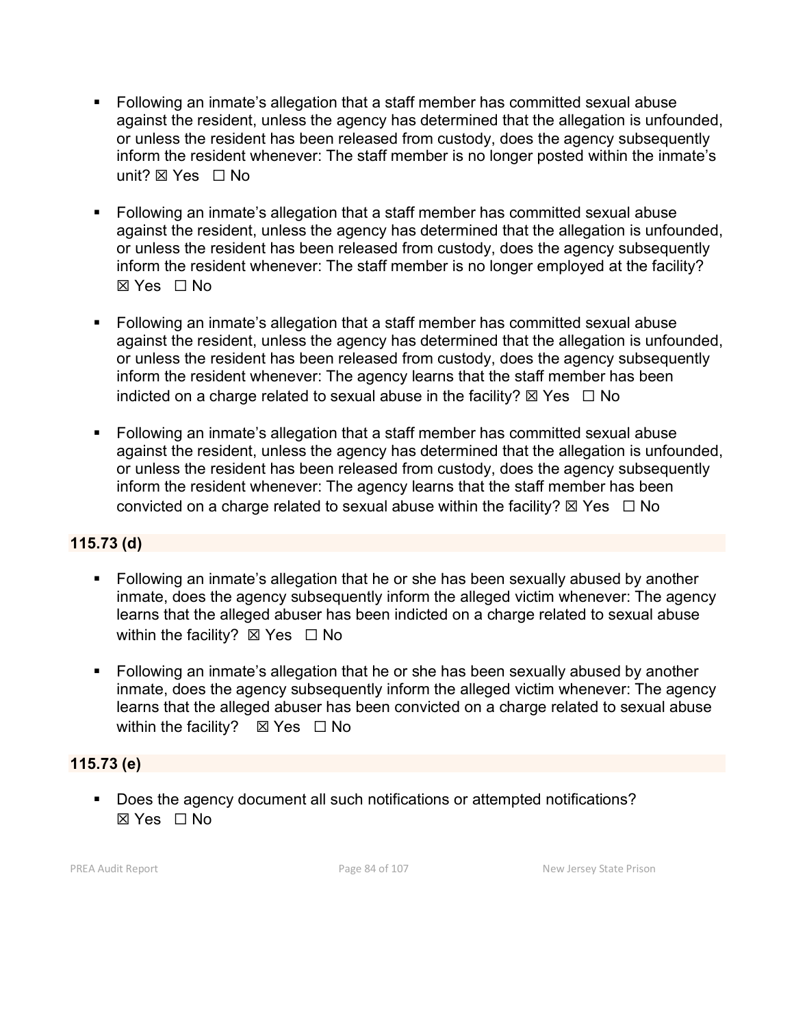- Following an inmate's allegation that a staff member has committed sexual abuse against the resident, unless the agency has determined that the allegation is unfounded, or unless the resident has been released from custody, does the agency subsequently inform the resident whenever: The staff member is no longer posted within the inmate's unit? ☒ Yes ☐ No

- Following an inmate's allegation that a staff member has committed sexual abuse against the resident, unless the agency has determined that the allegation is unfounded, or unless the resident has been released from custody, does the agency subsequently inform the resident whenever: The staff member is no longer employed at the facility? ☒ Yes ☐ No

- Following an inmate's allegation that a staff member has committed sexual abuse against the resident, unless the agency has determined that the allegation is unfounded, or unless the resident has been released from custody, does the agency subsequently inform the resident whenever: The agency learns that the staff member has been indicted on a charge related to sexual abuse in the facility? ☒ Yes ☐ No

- Following an inmate's allegation that a staff member has committed sexual abuse against the resident, unless the agency has determined that the allegation is unfounded, or unless the resident has been released from custody, does the agency subsequently inform the resident whenever: The agency learns that the staff member has been convicted on a charge related to sexual abuse within the facility? ☒ Yes ☐ No

**115.73 (d)**

- Following an inmate's allegation that he or she has been sexually abused by another inmate, does the agency subsequently inform the alleged victim whenever: The agency learns that the alleged abuser has been indicted on a charge related to sexual abuse within the facility? ☒ Yes ☐ No

- Following an inmate's allegation that he or she has been sexually abused by another inmate, does the agency subsequently inform the alleged victim whenever: The agency learns that the alleged abuser has been convicted on a charge related to sexual abuse within the facility? ☒ Yes ☐ No

**115.73 (e)**

- Does the agency document all such notifications or attempted notifications? ☒ Yes ☐ No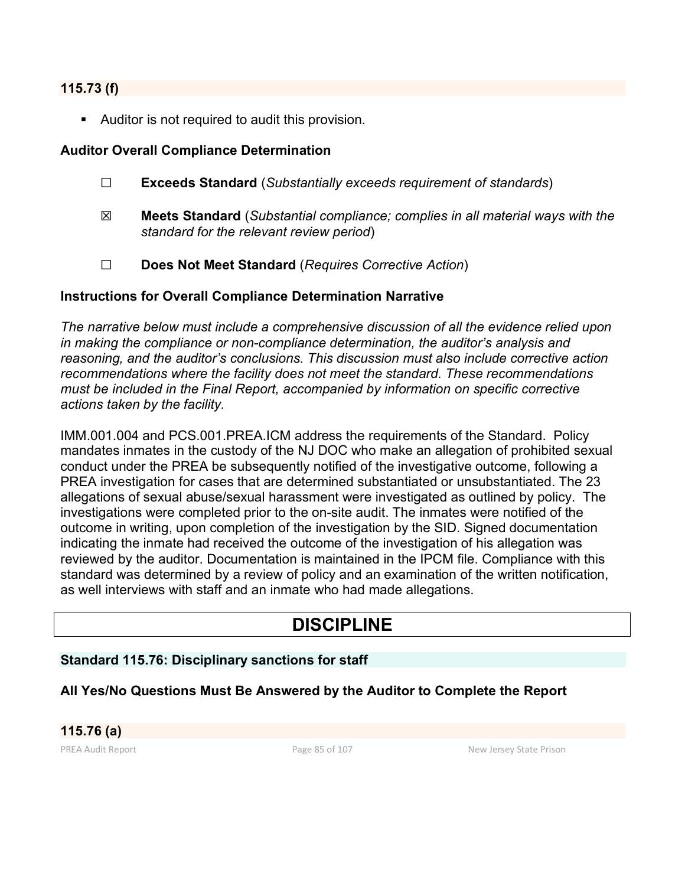**115.73 (f)**

- Auditor is not required to audit this provision.

**Auditor Overall Compliance Determination**

☐ **Exceeds Standard** (*Substantially exceeds requirement of standards*)

☒ **Meets Standard** (*Substantial compliance; complies in all material ways with the standard for the relevant review period*)

☐ **Does Not Meet Standard** (*Requires Corrective Action*)

**Instructions for Overall Compliance Determination Narrative**

*The narrative below must include a comprehensive discussion of all the evidence relied upon in making the compliance or non-compliance determination, the auditor's analysis and reasoning, and the auditor's conclusions. This discussion must also include corrective action recommendations where the facility does not meet the standard. These recommendations must be included in the Final Report, accompanied by information on specific corrective actions taken by the facility.*

IMM.001.004 and PCS.001.PREA.ICM address the requirements of the Standard. Policy mandates inmates in the custody of the NJ DOC who make an allegation of prohibited sexual conduct under the PREA be subsequently notified of the investigative outcome, following a PREA investigation for cases that are determined substantiated or unsubstantiated. The 23 allegations of sexual abuse/sexual harassment were investigated as outlined by policy. The investigations were completed prior to the on-site audit. The inmates were notified of the outcome in writing, upon completion of the investigation by the SID. Signed documentation indicating the inmate had received the outcome of the investigation of his allegation was reviewed by the auditor. Documentation is maintained in the IPCM file. Compliance with this standard was determined by a review of policy and an examination of the written notification, as well interviews with staff and an inmate who had made allegations.

# DISCIPLINE

## Standard 115.76: Disciplinary sanctions for staff

**All Yes/No Questions Must Be Answered by the Auditor to Complete the Report**

**115.76 (a)**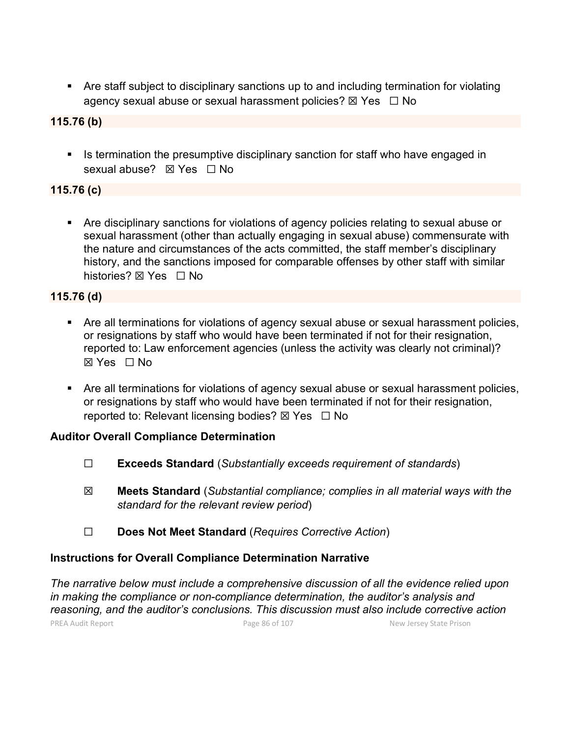- Are staff subject to disciplinary sanctions up to and including termination for violating agency sexual abuse or sexual harassment policies? ☒ Yes ☐ No

**115.76 (b)**

- Is termination the presumptive disciplinary sanction for staff who have engaged in sexual abuse? ☒ Yes ☐ No

**115.76 (c)**

- Are disciplinary sanctions for violations of agency policies relating to sexual abuse or sexual harassment (other than actually engaging in sexual abuse) commensurate with the nature and circumstances of the acts committed, the staff member's disciplinary history, and the sanctions imposed for comparable offenses by other staff with similar histories? ☒ Yes ☐ No

**115.76 (d)**

- Are all terminations for violations of agency sexual abuse or sexual harassment policies, or resignations by staff who would have been terminated if not for their resignation, reported to: Law enforcement agencies (unless the activity was clearly not criminal)? ☒ Yes ☐ No
- Are all terminations for violations of agency sexual abuse or sexual harassment policies, or resignations by staff who would have been terminated if not for their resignation, reported to: Relevant licensing bodies? ☒ Yes ☐ No

**Auditor Overall Compliance Determination**

☐ **Exceeds Standard** (*Substantially exceeds requirement of standards*)

☒ **Meets Standard** (*Substantial compliance; complies in all material ways with the standard for the relevant review period*)

☐ **Does Not Meet Standard** (*Requires Corrective Action*)

**Instructions for Overall Compliance Determination Narrative**

*The narrative below must include a comprehensive discussion of all the evidence relied upon in making the compliance or non-compliance determination, the auditor's analysis and reasoning, and the auditor's conclusions. This discussion must also include corrective action*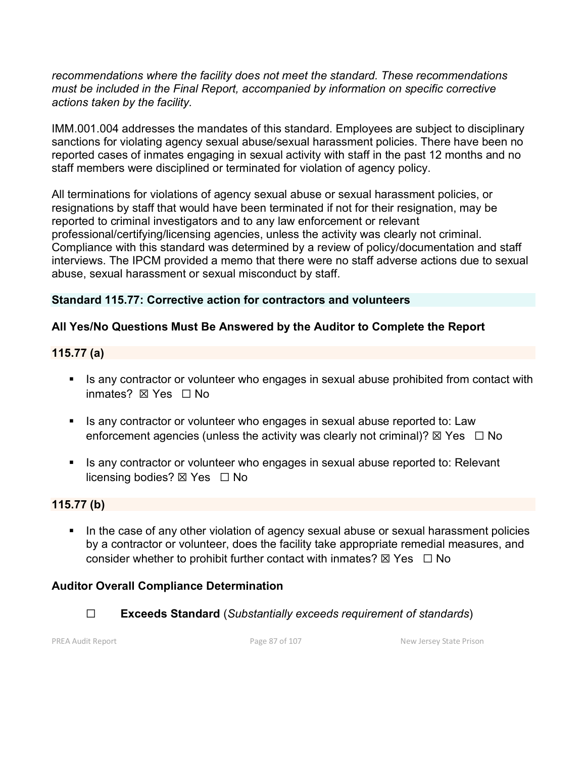*recommendations where the facility does not meet the standard. These recommendations must be included in the Final Report, accompanied by information on specific corrective actions taken by the facility.*

IMM.001.004 addresses the mandates of this standard. Employees are subject to disciplinary sanctions for violating agency sexual abuse/sexual harassment policies. There have been no reported cases of inmates engaging in sexual activity with staff in the past 12 months and no staff members were disciplined or terminated for violation of agency policy.

All terminations for violations of agency sexual abuse or sexual harassment policies, or resignations by staff that would have been terminated if not for their resignation, may be reported to criminal investigators and to any law enforcement or relevant professional/certifying/licensing agencies, unless the activity was clearly not criminal. Compliance with this standard was determined by a review of policy/documentation and staff interviews. The IPCM provided a memo that there were no staff adverse actions due to sexual abuse, sexual harassment or sexual misconduct by staff.

### Standard 115.77: Corrective action for contractors and volunteers

**All Yes/No Questions Must Be Answered by the Auditor to Complete the Report**

#### 115.77 (a)

- Is any contractor or volunteer who engages in sexual abuse prohibited from contact with inmates? ☒ Yes ☐ No
- Is any contractor or volunteer who engages in sexual abuse reported to: Law enforcement agencies (unless the activity was clearly not criminal)? ☒ Yes ☐ No
- Is any contractor or volunteer who engages in sexual abuse reported to: Relevant licensing bodies? ☒ Yes ☐ No

#### 115.77 (b)

- In the case of any other violation of agency sexual abuse or sexual harassment policies by a contractor or volunteer, does the facility take appropriate remedial measures, and consider whether to prohibit further contact with inmates? ☒ Yes ☐ No

**Auditor Overall Compliance Determination**

☐ **Exceeds Standard** (*Substantially exceeds requirement of standards*)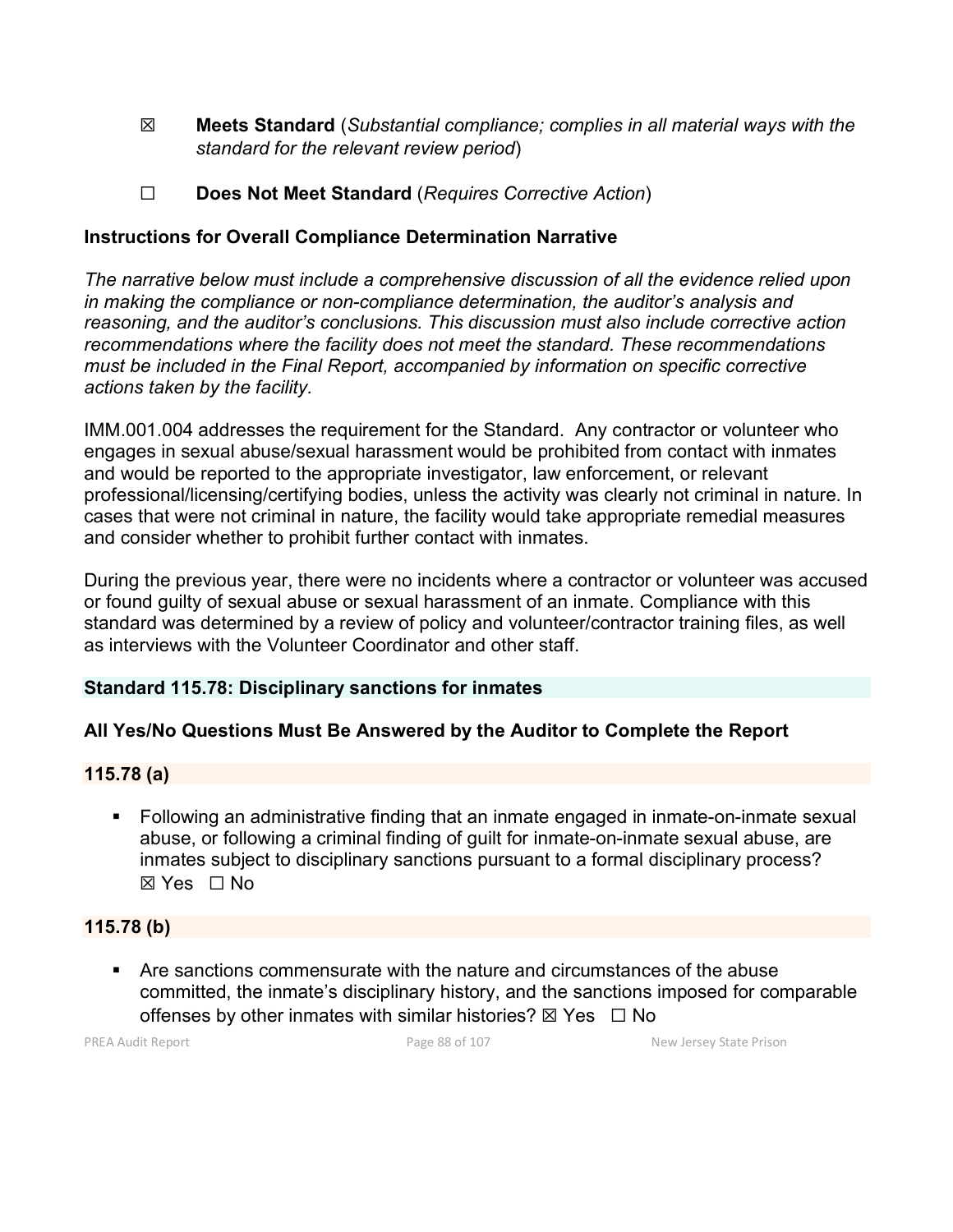☒ **Meets Standard** (*Substantial compliance; complies in all material ways with the standard for the relevant review period*)

☐ **Does Not Meet Standard** (*Requires Corrective Action*)

**Instructions for Overall Compliance Determination Narrative**

*The narrative below must include a comprehensive discussion of all the evidence relied upon in making the compliance or non-compliance determination, the auditor's analysis and reasoning, and the auditor's conclusions. This discussion must also include corrective action recommendations where the facility does not meet the standard. These recommendations must be included in the Final Report, accompanied by information on specific corrective actions taken by the facility.*

IMM.001.004 addresses the requirement for the Standard. Any contractor or volunteer who engages in sexual abuse/sexual harassment would be prohibited from contact with inmates and would be reported to the appropriate investigator, law enforcement, or relevant professional/licensing/certifying bodies, unless the activity was clearly not criminal in nature. In cases that were not criminal in nature, the facility would take appropriate remedial measures and consider whether to prohibit further contact with inmates.

During the previous year, there were no incidents where a contractor or volunteer was accused or found guilty of sexual abuse or sexual harassment of an inmate. Compliance with this standard was determined by a review of policy and volunteer/contractor training files, as well as interviews with the Volunteer Coordinator and other staff.

## Standard 115.78: Disciplinary sanctions for inmates

### All Yes/No Questions Must Be Answered by the Auditor to Complete the Report

### 115.78 (a)

- Following an administrative finding that an inmate engaged in inmate-on-inmate sexual abuse, or following a criminal finding of guilt for inmate-on-inmate sexual abuse, are inmates subject to disciplinary sanctions pursuant to a formal disciplinary process? ☒ Yes ☐ No

### 115.78 (b)

- Are sanctions commensurate with the nature and circumstances of the abuse committed, the inmate's disciplinary history, and the sanctions imposed for comparable offenses by other inmates with similar histories? ☒ Yes ☐ No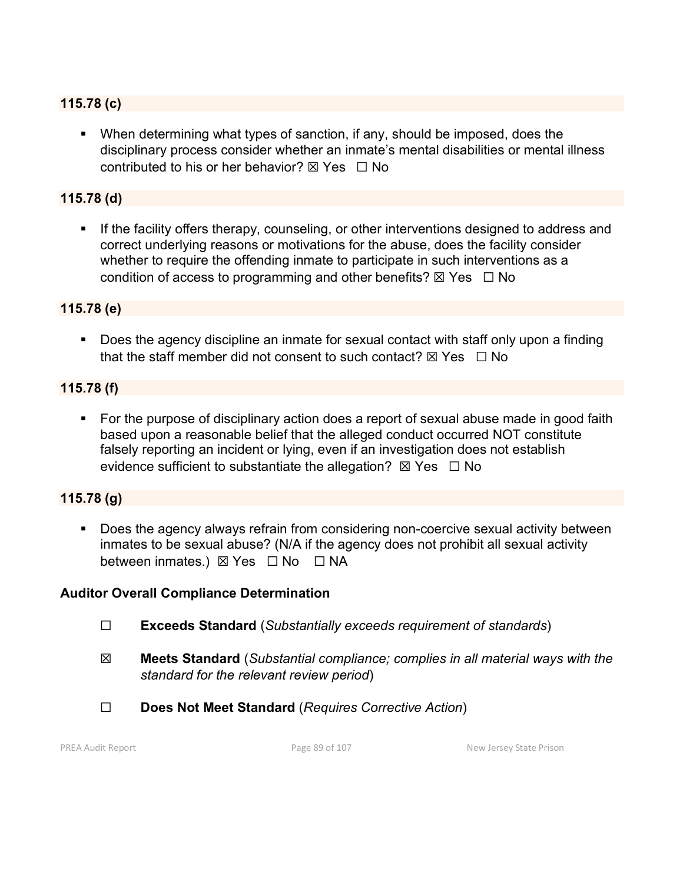### 115.78 (c)

- When determining what types of sanction, if any, should be imposed, does the disciplinary process consider whether an inmate's mental disabilities or mental illness contributed to his or her behavior? ☒ Yes ☐ No

### 115.78 (d)

- If the facility offers therapy, counseling, or other interventions designed to address and correct underlying reasons or motivations for the abuse, does the facility consider whether to require the offending inmate to participate in such interventions as a condition of access to programming and other benefits? ☒ Yes ☐ No

### 115.78 (e)

- Does the agency discipline an inmate for sexual contact with staff only upon a finding that the staff member did not consent to such contact? ☒ Yes ☐ No

### 115.78 (f)

- For the purpose of disciplinary action does a report of sexual abuse made in good faith based upon a reasonable belief that the alleged conduct occurred NOT constitute falsely reporting an incident or lying, even if an investigation does not establish evidence sufficient to substantiate the allegation? ☒ Yes ☐ No

### 115.78 (g)

- Does the agency always refrain from considering non-coercive sexual activity between inmates to be sexual abuse? (N/A if the agency does not prohibit all sexual activity between inmates.) ☒ Yes ☐ No ☐ NA

**Auditor Overall Compliance Determination**

☐ **Exceeds Standard** (*Substantially exceeds requirement of standards*)

☒ **Meets Standard** (*Substantial compliance; complies in all material ways with the standard for the relevant review period*)

☐ **Does Not Meet Standard** (*Requires Corrective Action*)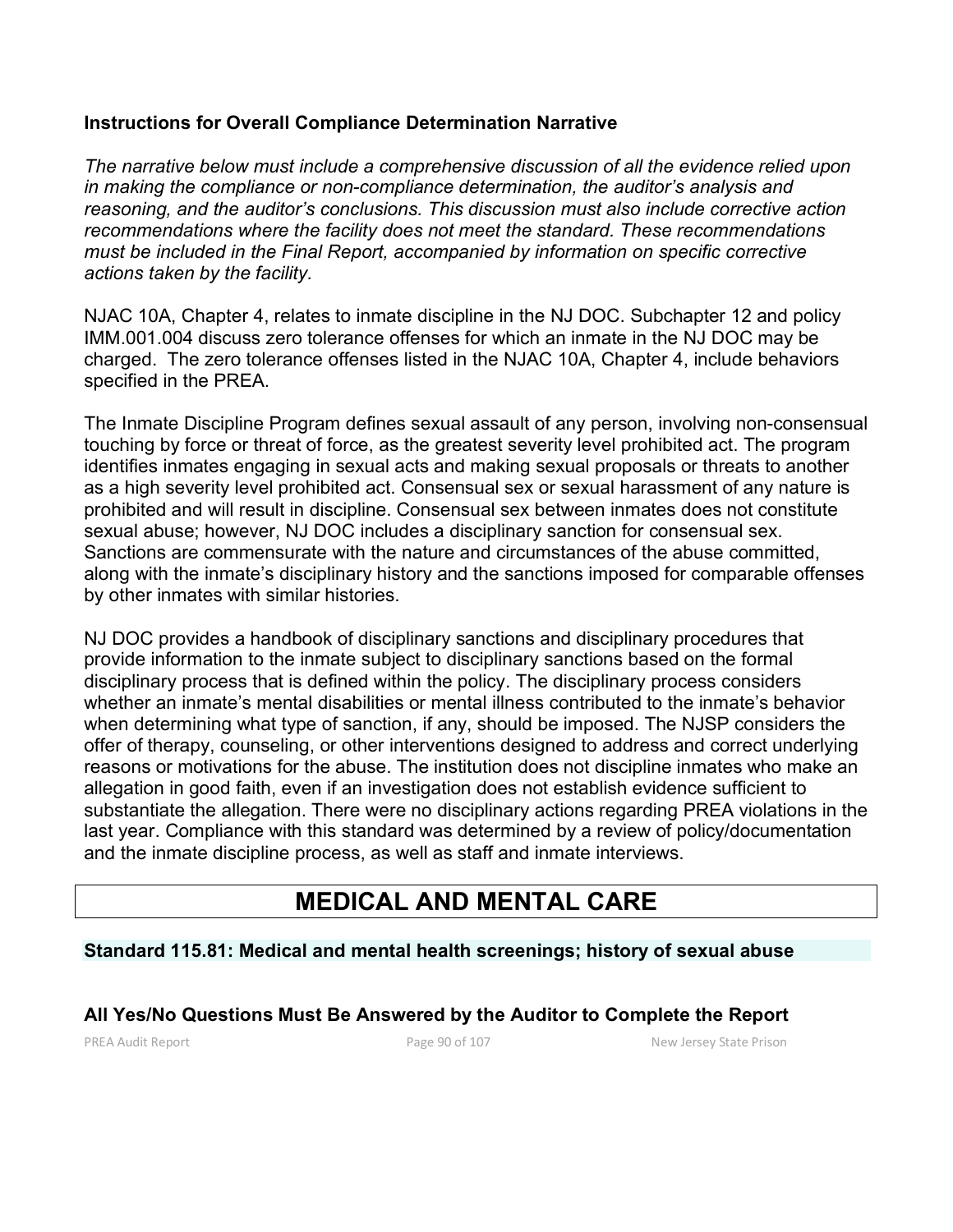### Instructions for Overall Compliance Determination Narrative

*The narrative below must include a comprehensive discussion of all the evidence relied upon in making the compliance or non-compliance determination, the auditor's analysis and reasoning, and the auditor's conclusions. This discussion must also include corrective action recommendations where the facility does not meet the standard. These recommendations must be included in the Final Report, accompanied by information on specific corrective actions taken by the facility.*

NJAC 10A, Chapter 4, relates to inmate discipline in the NJ DOC. Subchapter 12 and policy IMM.001.004 discuss zero tolerance offenses for which an inmate in the NJ DOC may be charged. The zero tolerance offenses listed in the NJAC 10A, Chapter 4, include behaviors specified in the PREA.

The Inmate Discipline Program defines sexual assault of any person, involving non-consensual touching by force or threat of force, as the greatest severity level prohibited act. The program identifies inmates engaging in sexual acts and making sexual proposals or threats to another as a high severity level prohibited act. Consensual sex or sexual harassment of any nature is prohibited and will result in discipline. Consensual sex between inmates does not constitute sexual abuse; however, NJ DOC includes a disciplinary sanction for consensual sex. Sanctions are commensurate with the nature and circumstances of the abuse committed, along with the inmate's disciplinary history and the sanctions imposed for comparable offenses by other inmates with similar histories.

NJ DOC provides a handbook of disciplinary sanctions and disciplinary procedures that provide information to the inmate subject to disciplinary sanctions based on the formal disciplinary process that is defined within the policy. The disciplinary process considers whether an inmate's mental disabilities or mental illness contributed to the inmate's behavior when determining what type of sanction, if any, should be imposed. The NJSP considers the offer of therapy, counseling, or other interventions designed to address and correct underlying reasons or motivations for the abuse. The institution does not discipline inmates who make an allegation in good faith, even if an investigation does not establish evidence sufficient to substantiate the allegation. There were no disciplinary actions regarding PREA violations in the last year. Compliance with this standard was determined by a review of policy/documentation and the inmate discipline process, as well as staff and inmate interviews.

# MEDICAL AND MENTAL CARE

### Standard 115.81: Medical and mental health screenings; history of sexual abuse

### All Yes/No Questions Must Be Answered by the Auditor to Complete the Report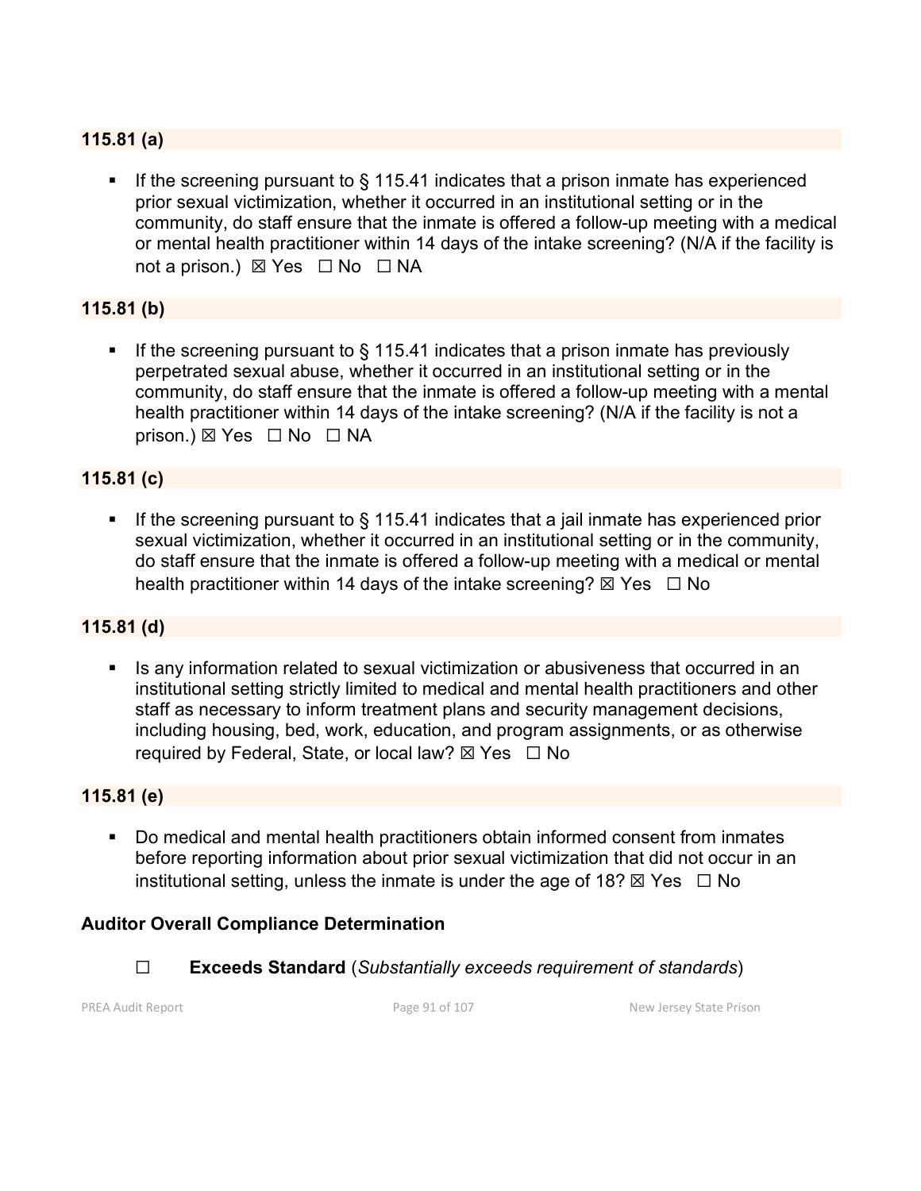### 115.81 (a)

- If the screening pursuant to § 115.41 indicates that a prison inmate has experienced prior sexual victimization, whether it occurred in an institutional setting or in the community, do staff ensure that the inmate is offered a follow-up meeting with a medical or mental health practitioner within 14 days of the intake screening? (N/A if the facility is not a prison.) ☒ Yes ☐ No ☐ NA

### 115.81 (b)

- If the screening pursuant to § 115.41 indicates that a prison inmate has previously perpetrated sexual abuse, whether it occurred in an institutional setting or in the community, do staff ensure that the inmate is offered a follow-up meeting with a mental health practitioner within 14 days of the intake screening? (N/A if the facility is not a prison.) ☒ Yes ☐ No ☐ NA

### 115.81 (c)

- If the screening pursuant to § 115.41 indicates that a jail inmate has experienced prior sexual victimization, whether it occurred in an institutional setting or in the community, do staff ensure that the inmate is offered a follow-up meeting with a medical or mental health practitioner within 14 days of the intake screening? ☒ Yes ☐ No

### 115.81 (d)

- Is any information related to sexual victimization or abusiveness that occurred in an institutional setting strictly limited to medical and mental health practitioners and other staff as necessary to inform treatment plans and security management decisions, including housing, bed, work, education, and program assignments, or as otherwise required by Federal, State, or local law? ☒ Yes ☐ No

### 115.81 (e)

- Do medical and mental health practitioners obtain informed consent from inmates before reporting information about prior sexual victimization that did not occur in an institutional setting, unless the inmate is under the age of 18? ☒ Yes ☐ No

### Auditor Overall Compliance Determination

☐ **Exceeds Standard** (*Substantially exceeds requirement of standards*)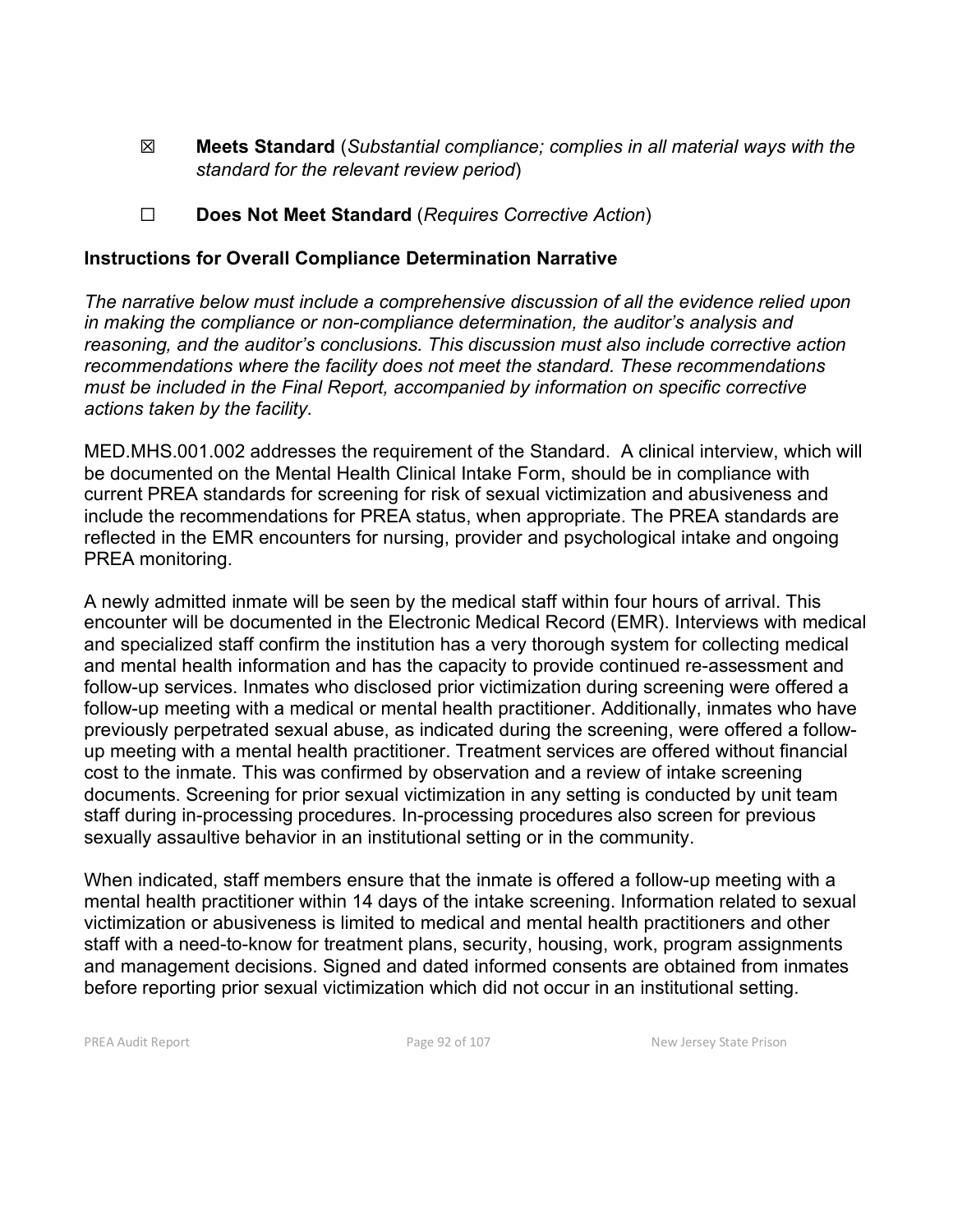☒ **Meets Standard** (*Substantial compliance; complies in all material ways with the standard for the relevant review period*)

☐ **Does Not Meet Standard** (*Requires Corrective Action*)

**Instructions for Overall Compliance Determination Narrative**

*The narrative below must include a comprehensive discussion of all the evidence relied upon in making the compliance or non-compliance determination, the auditor's analysis and reasoning, and the auditor's conclusions. This discussion must also include corrective action recommendations where the facility does not meet the standard. These recommendations must be included in the Final Report, accompanied by information on specific corrective actions taken by the facility.*

MED.MHS.001.002 addresses the requirement of the Standard. A clinical interview, which will be documented on the Mental Health Clinical Intake Form, should be in compliance with current PREA standards for screening for risk of sexual victimization and abusiveness and include the recommendations for PREA status, when appropriate. The PREA standards are reflected in the EMR encounters for nursing, provider and psychological intake and ongoing PREA monitoring.

A newly admitted inmate will be seen by the medical staff within four hours of arrival. This encounter will be documented in the Electronic Medical Record (EMR). Interviews with medical and specialized staff confirm the institution has a very thorough system for collecting medical and mental health information and has the capacity to provide continued re-assessment and follow-up services. Inmates who disclosed prior victimization during screening were offered a follow-up meeting with a medical or mental health practitioner. Additionally, inmates who have previously perpetrated sexual abuse, as indicated during the screening, were offered a follow-up meeting with a mental health practitioner. Treatment services are offered without financial cost to the inmate. This was confirmed by observation and a review of intake screening documents. Screening for prior sexual victimization in any setting is conducted by unit team staff during in-processing procedures. In-processing procedures also screen for previous sexually assaultive behavior in an institutional setting or in the community.

When indicated, staff members ensure that the inmate is offered a follow-up meeting with a mental health practitioner within 14 days of the intake screening. Information related to sexual victimization or abusiveness is limited to medical and mental health practitioners and other staff with a need-to-know for treatment plans, security, housing, work, program assignments and management decisions. Signed and dated informed consents are obtained from inmates before reporting prior sexual victimization which did not occur in an institutional setting.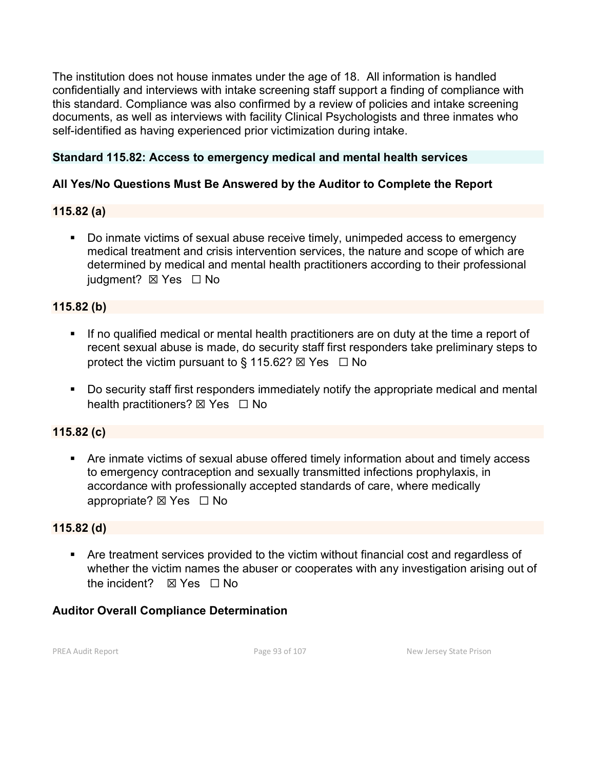The institution does not house inmates under the age of 18. All information is handled confidentially and interviews with intake screening staff support a finding of compliance with this standard. Compliance was also confirmed by a review of policies and intake screening documents, as well as interviews with facility Clinical Psychologists and three inmates who self-identified as having experienced prior victimization during intake.

### Standard 115.82: Access to emergency medical and mental health services

**All Yes/No Questions Must Be Answered by the Auditor to Complete the Report**

**115.82 (a)**

- Do inmate victims of sexual abuse receive timely, unimpeded access to emergency medical treatment and crisis intervention services, the nature and scope of which are determined by medical and mental health practitioners according to their professional judgment? ☒ Yes ☐ No

**115.82 (b)**

- If no qualified medical or mental health practitioners are on duty at the time a report of recent sexual abuse is made, do security staff first responders take preliminary steps to protect the victim pursuant to § 115.62? ☒ Yes ☐ No
- Do security staff first responders immediately notify the appropriate medical and mental health practitioners? ☒ Yes ☐ No

**115.82 (c)**

- Are inmate victims of sexual abuse offered timely information about and timely access to emergency contraception and sexually transmitted infections prophylaxis, in accordance with professionally accepted standards of care, where medically appropriate? ☒ Yes ☐ No

**115.82 (d)**

- Are treatment services provided to the victim without financial cost and regardless of whether the victim names the abuser or cooperates with any investigation arising out of the incident? ☒ Yes ☐ No

**Auditor Overall Compliance Determination**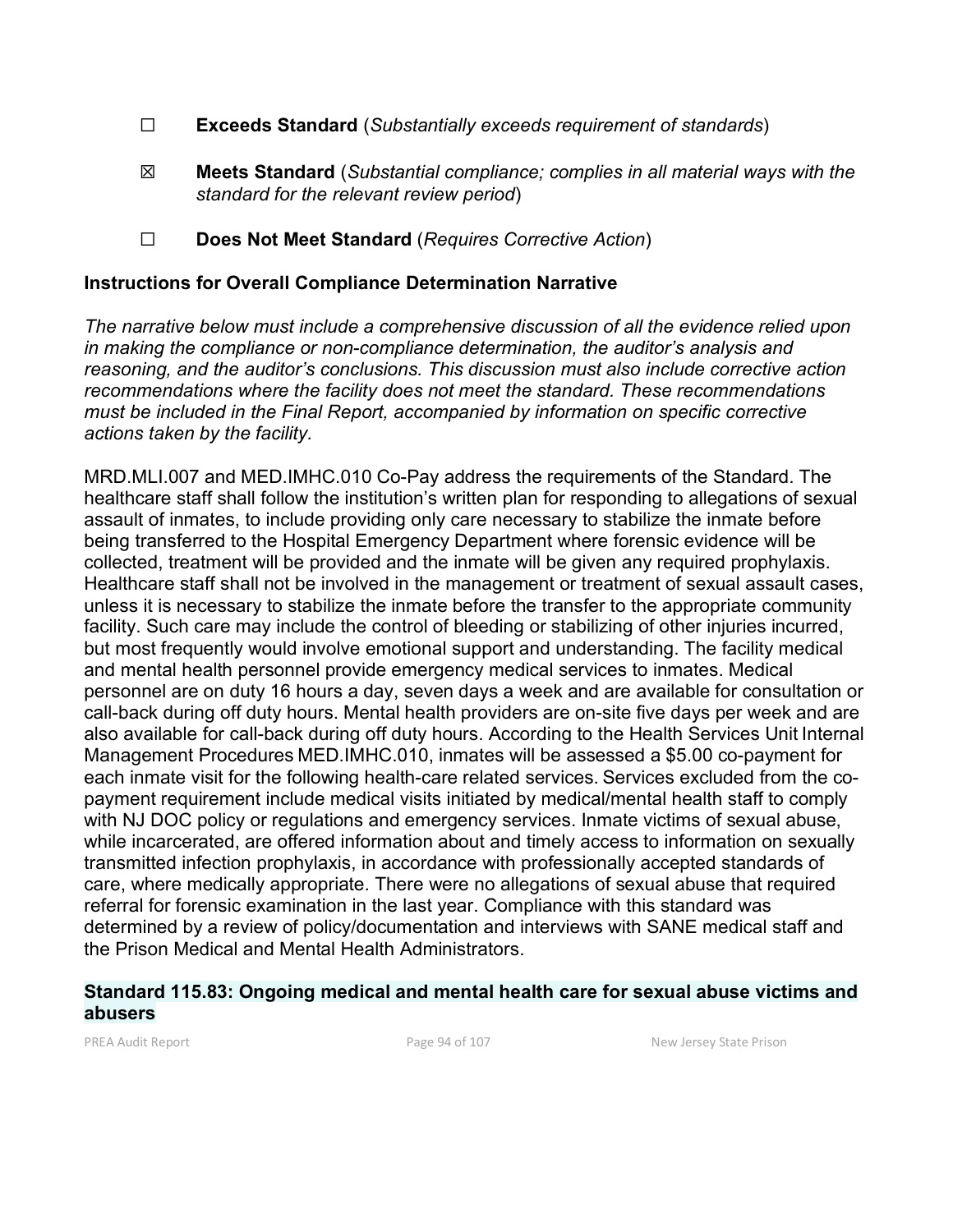☐ **Exceeds Standard** (*Substantially exceeds requirement of standards*)

☒ **Meets Standard** (*Substantial compliance; complies in all material ways with the standard for the relevant review period*)

☐ **Does Not Meet Standard** (*Requires Corrective Action*)

### Instructions for Overall Compliance Determination Narrative

*The narrative below must include a comprehensive discussion of all the evidence relied upon in making the compliance or non-compliance determination, the auditor's analysis and reasoning, and the auditor's conclusions. This discussion must also include corrective action recommendations where the facility does not meet the standard. These recommendations must be included in the Final Report, accompanied by information on specific corrective actions taken by the facility.*

MRD.MLI.007 and MED.IMHC.010 Co-Pay address the requirements of the Standard. The healthcare staff shall follow the institution's written plan for responding to allegations of sexual assault of inmates, to include providing only care necessary to stabilize the inmate before being transferred to the Hospital Emergency Department where forensic evidence will be collected, treatment will be provided and the inmate will be given any required prophylaxis. Healthcare staff shall not be involved in the management or treatment of sexual assault cases, unless it is necessary to stabilize the inmate before the transfer to the appropriate community facility. Such care may include the control of bleeding or stabilizing of other injuries incurred, but most frequently would involve emotional support and understanding. The facility medical and mental health personnel provide emergency medical services to inmates. Medical personnel are on duty 16 hours a day, seven days a week and are available for consultation or call-back during off duty hours. Mental health providers are on-site five days per week and are also available for call-back during off duty hours. According to the Health Services Unit Internal Management Procedures MED.IMHC.010, inmates will be assessed a $5.00 co-payment for each inmate visit for the following health-care related services. Services excluded from the co-payment requirement include medical visits initiated by medical/mental health staff to comply with NJ DOC policy or regulations and emergency services. Inmate victims of sexual abuse, while incarcerated, are offered information about and timely access to information on sexually transmitted infection prophylaxis, in accordance with professionally accepted standards of care, where medically appropriate. There were no allegations of sexual abuse that required referral for forensic examination in the last year. Compliance with this standard was determined by a review of policy/documentation and interviews with SANE medical staff and the Prison Medical and Mental Health Administrators.

### Standard 115.83: Ongoing medical and mental health care for sexual abuse victims and abusers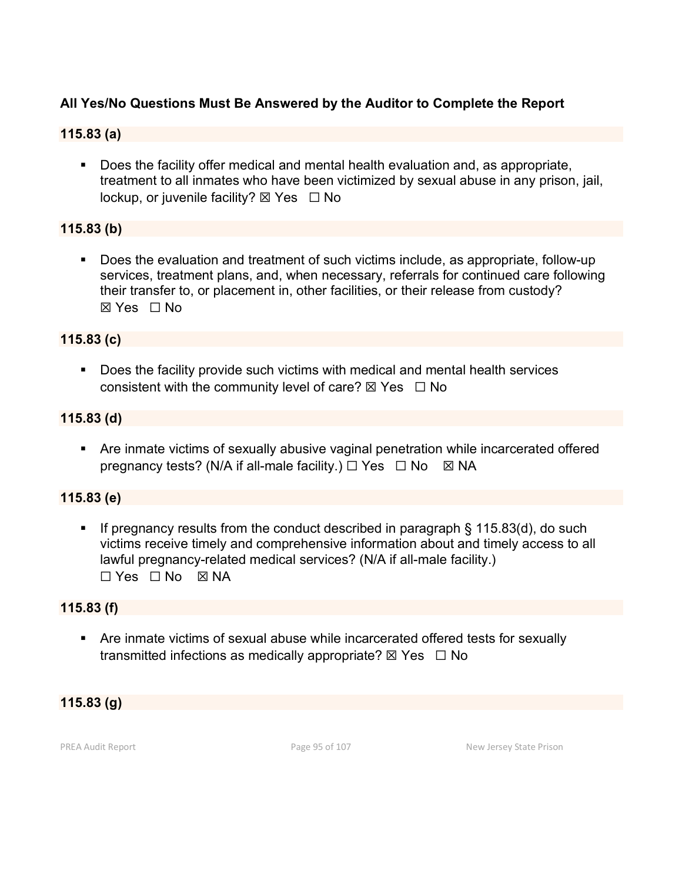**All Yes/No Questions Must Be Answered by the Auditor to Complete the Report**

**115.83 (a)**

- Does the facility offer medical and mental health evaluation and, as appropriate, treatment to all inmates who have been victimized by sexual abuse in any prison, jail, lockup, or juvenile facility? ☒ Yes ☐ No

**115.83 (b)**

- Does the evaluation and treatment of such victims include, as appropriate, follow-up services, treatment plans, and, when necessary, referrals for continued care following their transfer to, or placement in, other facilities, or their release from custody? ☒ Yes ☐ No

**115.83 (c)**

- Does the facility provide such victims with medical and mental health services consistent with the community level of care? ☒ Yes ☐ No

**115.83 (d)**

- Are inmate victims of sexually abusive vaginal penetration while incarcerated offered pregnancy tests? (N/A if all-male facility.) ☐ Yes ☐ No ☒ NA

**115.83 (e)**

- If pregnancy results from the conduct described in paragraph § 115.83(d), do such victims receive timely and comprehensive information about and timely access to all lawful pregnancy-related medical services? (N/A if all-male facility.) ☐ Yes ☐ No ☒ NA

**115.83 (f)**

- Are inmate victims of sexual abuse while incarcerated offered tests for sexually transmitted infections as medically appropriate? ☒ Yes ☐ No

**115.83 (g)**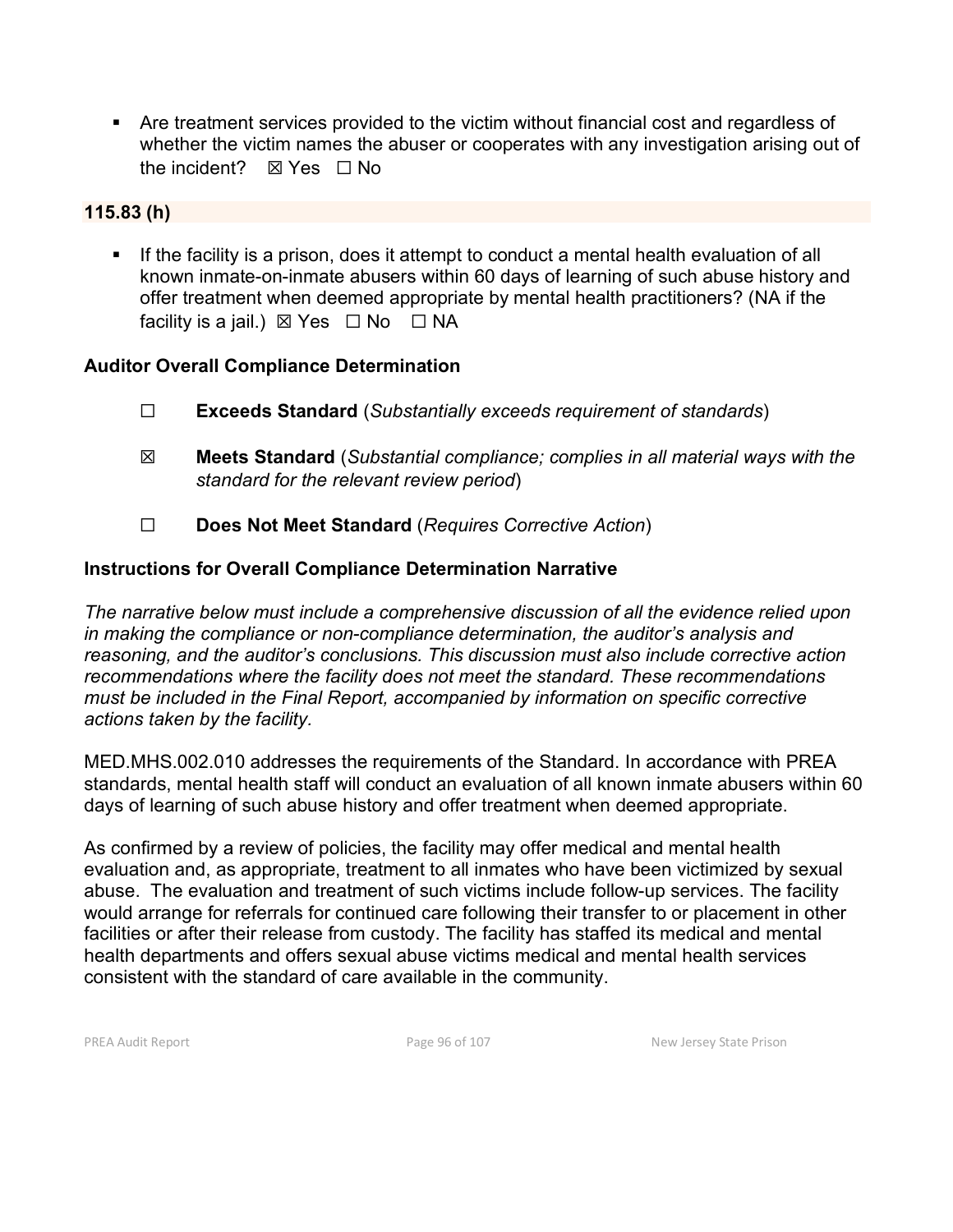- Are treatment services provided to the victim without financial cost and regardless of whether the victim names the abuser or cooperates with any investigation arising out of the incident? ☒ Yes ☐ No

**115.83 (h)**

- If the facility is a prison, does it attempt to conduct a mental health evaluation of all known inmate-on-inmate abusers within 60 days of learning of such abuse history and offer treatment when deemed appropriate by mental health practitioners? (NA if the facility is a jail.) ☒ Yes ☐ No ☐ NA

**Auditor Overall Compliance Determination**

☐ **Exceeds Standard** (*Substantially exceeds requirement of standards*)

☒ **Meets Standard** (*Substantial compliance; complies in all material ways with the standard for the relevant review period*)

☐ **Does Not Meet Standard** (*Requires Corrective Action*)

**Instructions for Overall Compliance Determination Narrative**

*The narrative below must include a comprehensive discussion of all the evidence relied upon in making the compliance or non-compliance determination, the auditor's analysis and reasoning, and the auditor's conclusions. This discussion must also include corrective action recommendations where the facility does not meet the standard. These recommendations must be included in the Final Report, accompanied by information on specific corrective actions taken by the facility.*

MED.MHS.002.010 addresses the requirements of the Standard. In accordance with PREA standards, mental health staff will conduct an evaluation of all known inmate abusers within 60 days of learning of such abuse history and offer treatment when deemed appropriate.

As confirmed by a review of policies, the facility may offer medical and mental health evaluation and, as appropriate, treatment to all inmates who have been victimized by sexual abuse. The evaluation and treatment of such victims include follow-up services. The facility would arrange for referrals for continued care following their transfer to or placement in other facilities or after their release from custody. The facility has staffed its medical and mental health departments and offers sexual abuse victims medical and mental health services consistent with the standard of care available in the community.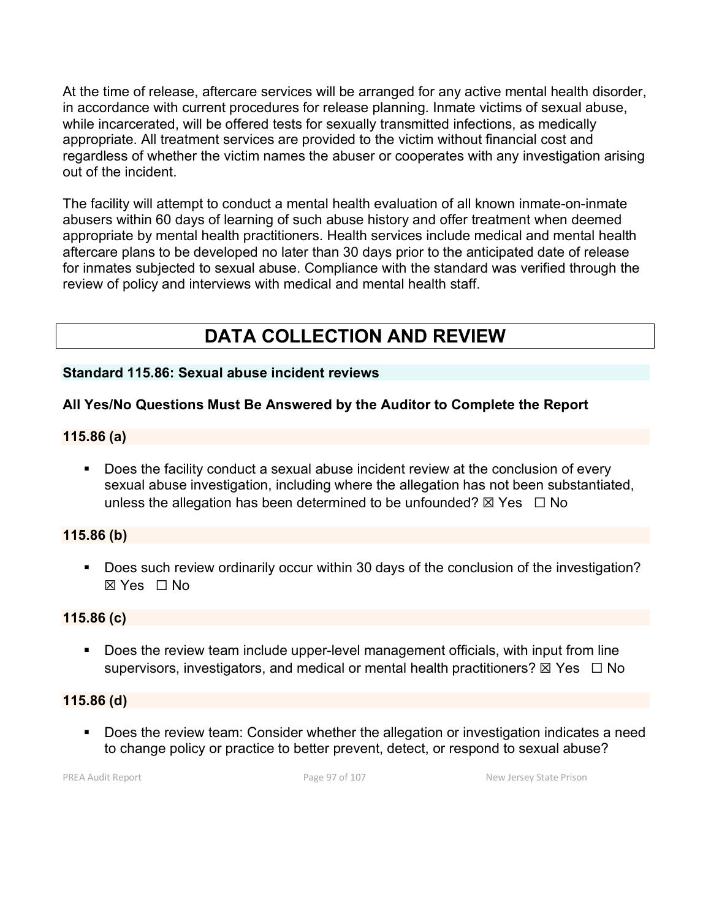At the time of release, aftercare services will be arranged for any active mental health disorder, in accordance with current procedures for release planning. Inmate victims of sexual abuse, while incarcerated, will be offered tests for sexually transmitted infections, as medically appropriate. All treatment services are provided to the victim without financial cost and regardless of whether the victim names the abuser or cooperates with any investigation arising out of the incident.

The facility will attempt to conduct a mental health evaluation of all known inmate-on-inmate abusers within 60 days of learning of such abuse history and offer treatment when deemed appropriate by mental health practitioners. Health services include medical and mental health aftercare plans to be developed no later than 30 days prior to the anticipated date of release for inmates subjected to sexual abuse. Compliance with the standard was verified through the review of policy and interviews with medical and mental health staff.

# DATA COLLECTION AND REVIEW

### Standard 115.86: Sexual abuse incident reviews

**All Yes/No Questions Must Be Answered by the Auditor to Complete the Report**

**115.86 (a)**

- Does the facility conduct a sexual abuse incident review at the conclusion of every sexual abuse investigation, including where the allegation has not been substantiated, unless the allegation has been determined to be unfounded? ☒ Yes ☐ No

**115.86 (b)**

- Does such review ordinarily occur within 30 days of the conclusion of the investigation? ☒ Yes ☐ No

**115.86 (c)**

- Does the review team include upper-level management officials, with input from line supervisors, investigators, and medical or mental health practitioners? ☒ Yes ☐ No

**115.86 (d)**

- Does the review team: Consider whether the allegation or investigation indicates a need to change policy or practice to better prevent, detect, or respond to sexual abuse?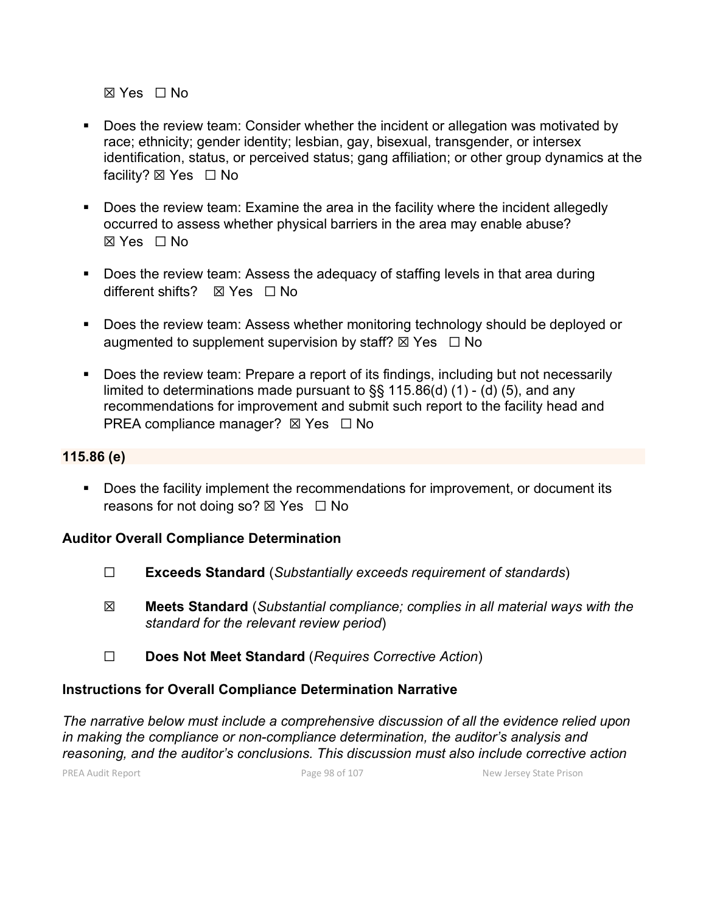☒ Yes ☐ No

- Does the review team: Consider whether the incident or allegation was motivated by race; ethnicity; gender identity; lesbian, gay, bisexual, transgender, or intersex identification, status, or perceived status; gang affiliation; or other group dynamics at the facility? ☒ Yes ☐ No

- Does the review team: Examine the area in the facility where the incident allegedly occurred to assess whether physical barriers in the area may enable abuse? ☒ Yes ☐ No

- Does the review team: Assess the adequacy of staffing levels in that area during different shifts? ☒ Yes ☐ No

- Does the review team: Assess whether monitoring technology should be deployed or augmented to supplement supervision by staff? ☒ Yes ☐ No

- Does the review team: Prepare a report of its findings, including but not necessarily limited to determinations made pursuant to §§ 115.86(d) (1) - (d) (5), and any recommendations for improvement and submit such report to the facility head and PREA compliance manager? ☒ Yes ☐ No

### 115.86 (e)

- Does the facility implement the recommendations for improvement, or document its reasons for not doing so? ☒ Yes ☐ No

### Auditor Overall Compliance Determination

☐ **Exceeds Standard** (*Substantially exceeds requirement of standards*)

☒ **Meets Standard** (*Substantial compliance; complies in all material ways with the standard for the relevant review period*)

☐ **Does Not Meet Standard** (*Requires Corrective Action*)

### Instructions for Overall Compliance Determination Narrative

*The narrative below must include a comprehensive discussion of all the evidence relied upon in making the compliance or non-compliance determination, the auditor's analysis and reasoning, and the auditor's conclusions. This discussion must also include corrective action*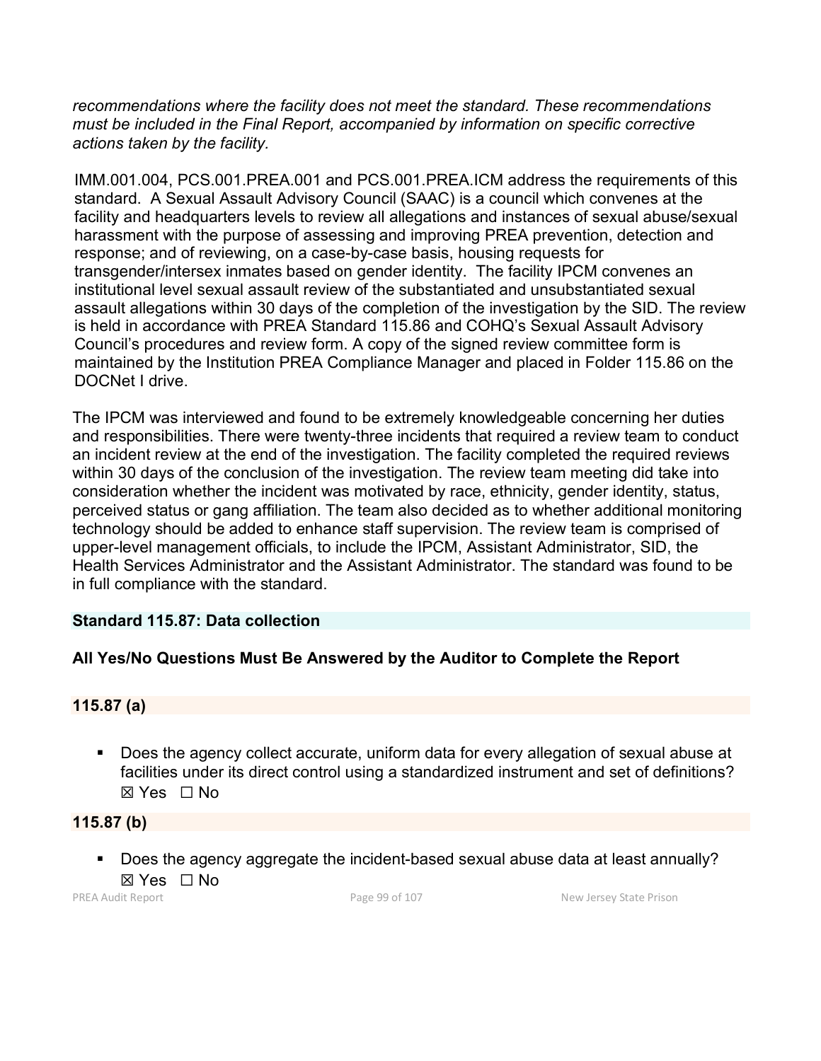*recommendations where the facility does not meet the standard. These recommendations must be included in the Final Report, accompanied by information on specific corrective actions taken by the facility.*

IMM.001.004, PCS.001.PREA.001 and PCS.001.PREA.ICM address the requirements of this standard. A Sexual Assault Advisory Council (SAAC) is a council which convenes at the facility and headquarters levels to review all allegations and instances of sexual abuse/sexual harassment with the purpose of assessing and improving PREA prevention, detection and response; and of reviewing, on a case-by-case basis, housing requests for transgender/intersex inmates based on gender identity. The facility IPCM convenes an institutional level sexual assault review of the substantiated and unsubstantiated sexual assault allegations within 30 days of the completion of the investigation by the SID. The review is held in accordance with PREA Standard 115.86 and COHQ's Sexual Assault Advisory Council's procedures and review form. A copy of the signed review committee form is maintained by the Institution PREA Compliance Manager and placed in Folder 115.86 on the DOCNet I drive.

The IPCM was interviewed and found to be extremely knowledgeable concerning her duties and responsibilities. There were twenty-three incidents that required a review team to conduct an incident review at the end of the investigation. The facility completed the required reviews within 30 days of the conclusion of the investigation. The review team meeting did take into consideration whether the incident was motivated by race, ethnicity, gender identity, status, perceived status or gang affiliation. The team also decided as to whether additional monitoring technology should be added to enhance staff supervision. The review team is comprised of upper-level management officials, to include the IPCM, Assistant Administrator, SID, the Health Services Administrator and the Assistant Administrator. The standard was found to be in full compliance with the standard.

## Standard 115.87: Data collection

### All Yes/No Questions Must Be Answered by the Auditor to Complete the Report

### 115.87 (a)

- Does the agency collect accurate, uniform data for every allegation of sexual abuse at facilities under its direct control using a standardized instrument and set of definitions? ☒ Yes ☐ No

### 115.87 (b)

- Does the agency aggregate the incident-based sexual abuse data at least annually? ☒ Yes ☐ No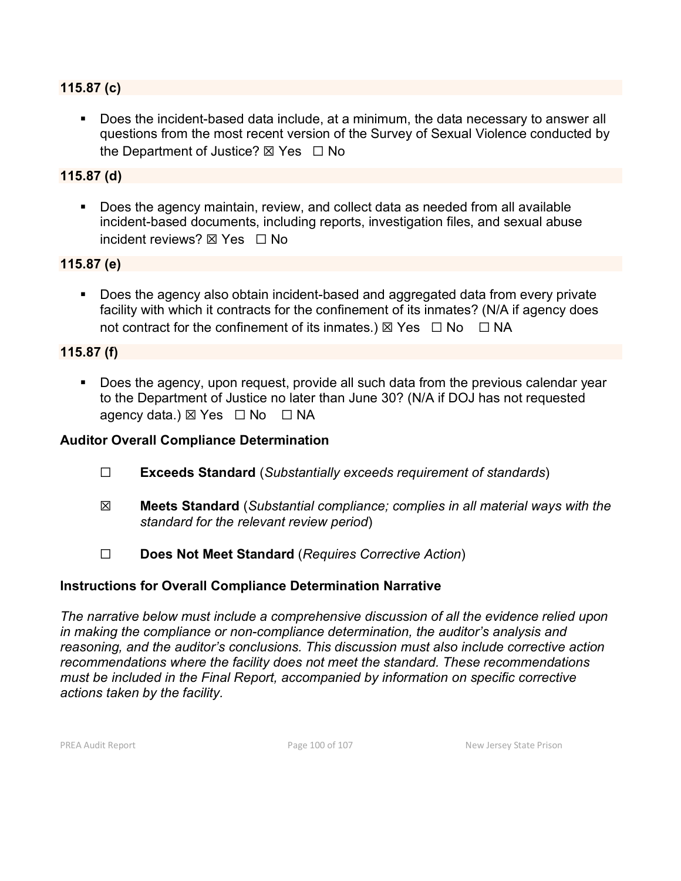### 115.87 (c)

- Does the incident-based data include, at a minimum, the data necessary to answer all questions from the most recent version of the Survey of Sexual Violence conducted by the Department of Justice? ☒ Yes ☐ No

### 115.87 (d)

- Does the agency maintain, review, and collect data as needed from all available incident-based documents, including reports, investigation files, and sexual abuse incident reviews? ☒ Yes ☐ No

### 115.87 (e)

- Does the agency also obtain incident-based and aggregated data from every private facility with which it contracts for the confinement of its inmates? (N/A if agency does not contract for the confinement of its inmates.) ☒ Yes ☐ No ☐ NA

### 115.87 (f)

- Does the agency, upon request, provide all such data from the previous calendar year to the Department of Justice no later than June 30? (N/A if DOJ has not requested agency data.) ☒ Yes ☐ No ☐ NA

### Auditor Overall Compliance Determination

☐ **Exceeds Standard** (*Substantially exceeds requirement of standards*)

☒ **Meets Standard** (*Substantial compliance; complies in all material ways with the standard for the relevant review period*)

☐ **Does Not Meet Standard** (*Requires Corrective Action*)

### Instructions for Overall Compliance Determination Narrative

*The narrative below must include a comprehensive discussion of all the evidence relied upon in making the compliance or non-compliance determination, the auditor's analysis and reasoning, and the auditor's conclusions. This discussion must also include corrective action recommendations where the facility does not meet the standard. These recommendations must be included in the Final Report, accompanied by information on specific corrective actions taken by the facility.*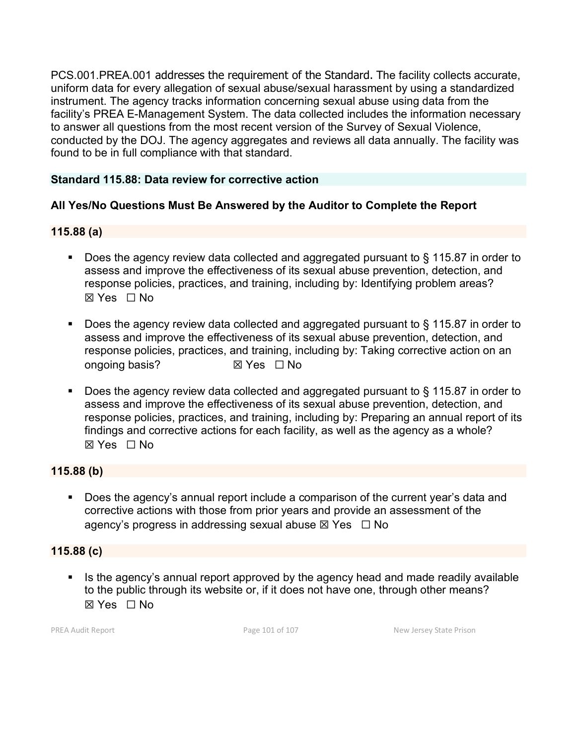PCS.001.PREA.001 addresses the requirement of the Standard. The facility collects accurate, uniform data for every allegation of sexual abuse/sexual harassment by using a standardized instrument. The agency tracks information concerning sexual abuse using data from the facility's PREA E-Management System. The data collected includes the information necessary to answer all questions from the most recent version of the Survey of Sexual Violence, conducted by the DOJ. The agency aggregates and reviews all data annually. The facility was found to be in full compliance with that standard.

### Standard 115.88: Data review for corrective action

**All Yes/No Questions Must Be Answered by the Auditor to Complete the Report**

#### 115.88 (a)

- Does the agency review data collected and aggregated pursuant to § 115.87 in order to assess and improve the effectiveness of its sexual abuse prevention, detection, and response policies, practices, and training, including by: Identifying problem areas? ☒ Yes ☐ No

- Does the agency review data collected and aggregated pursuant to § 115.87 in order to assess and improve the effectiveness of its sexual abuse prevention, detection, and response policies, practices, and training, including by: Taking corrective action on an ongoing basis? ☒ Yes ☐ No

- Does the agency review data collected and aggregated pursuant to § 115.87 in order to assess and improve the effectiveness of its sexual abuse prevention, detection, and response policies, practices, and training, including by: Preparing an annual report of its findings and corrective actions for each facility, as well as the agency as a whole? ☒ Yes ☐ No

#### 115.88 (b)

- Does the agency's annual report include a comparison of the current year's data and corrective actions with those from prior years and provide an assessment of the agency's progress in addressing sexual abuse ☒ Yes ☐ No

#### 115.88 (c)

- Is the agency's annual report approved by the agency head and made readily available to the public through its website or, if it does not have one, through other means? ☒ Yes ☐ No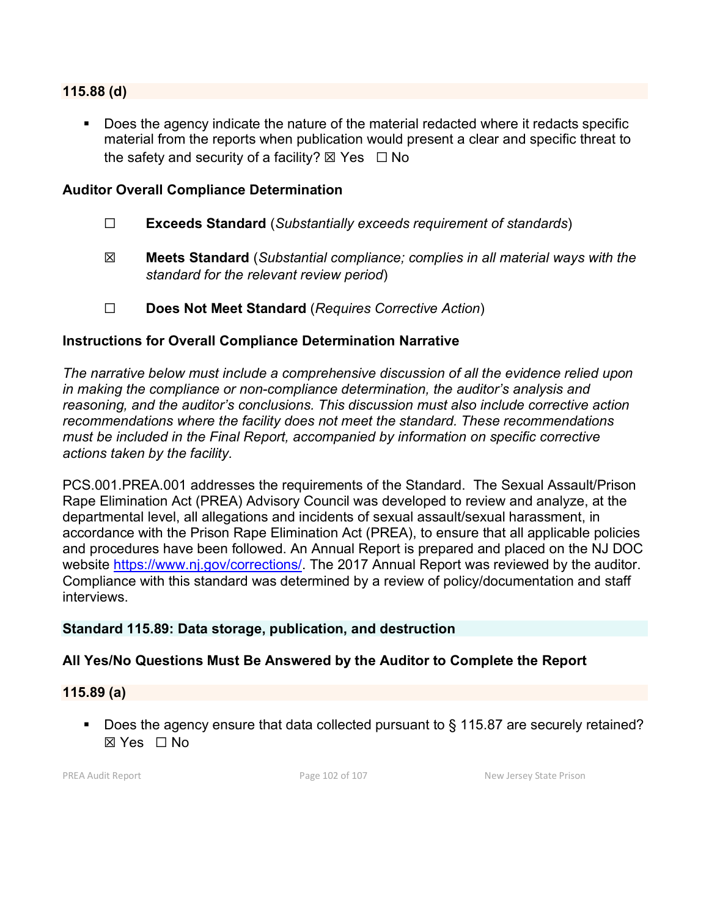### 115.88 (d)

- Does the agency indicate the nature of the material redacted where it redacts specific material from the reports when publication would present a clear and specific threat to the safety and security of a facility? ☒ Yes ☐ No

### Auditor Overall Compliance Determination

☐ **Exceeds Standard** (*Substantially exceeds requirement of standards*)

☒ **Meets Standard** (*Substantial compliance; complies in all material ways with the standard for the relevant review period*)

☐ **Does Not Meet Standard** (*Requires Corrective Action*)

### Instructions for Overall Compliance Determination Narrative

*The narrative below must include a comprehensive discussion of all the evidence relied upon in making the compliance or non-compliance determination, the auditor's analysis and reasoning, and the auditor's conclusions. This discussion must also include corrective action recommendations where the facility does not meet the standard. These recommendations must be included in the Final Report, accompanied by information on specific corrective actions taken by the facility.*

PCS.001.PREA.001 addresses the requirements of the Standard. The Sexual Assault/Prison Rape Elimination Act (PREA) Advisory Council was developed to review and analyze, at the departmental level, all allegations and incidents of sexual assault/sexual harassment, in accordance with the Prison Rape Elimination Act (PREA), to ensure that all applicable policies and procedures have been followed. An Annual Report is prepared and placed on the NJ DOC website https://www.nj.gov/corrections/. The 2017 Annual Report was reviewed by the auditor. Compliance with this standard was determined by a review of policy/documentation and staff interviews.

## Standard 115.89: Data storage, publication, and destruction

### All Yes/No Questions Must Be Answered by the Auditor to Complete the Report

### 115.89 (a)

- Does the agency ensure that data collected pursuant to § 115.87 are securely retained? ☒ Yes ☐ No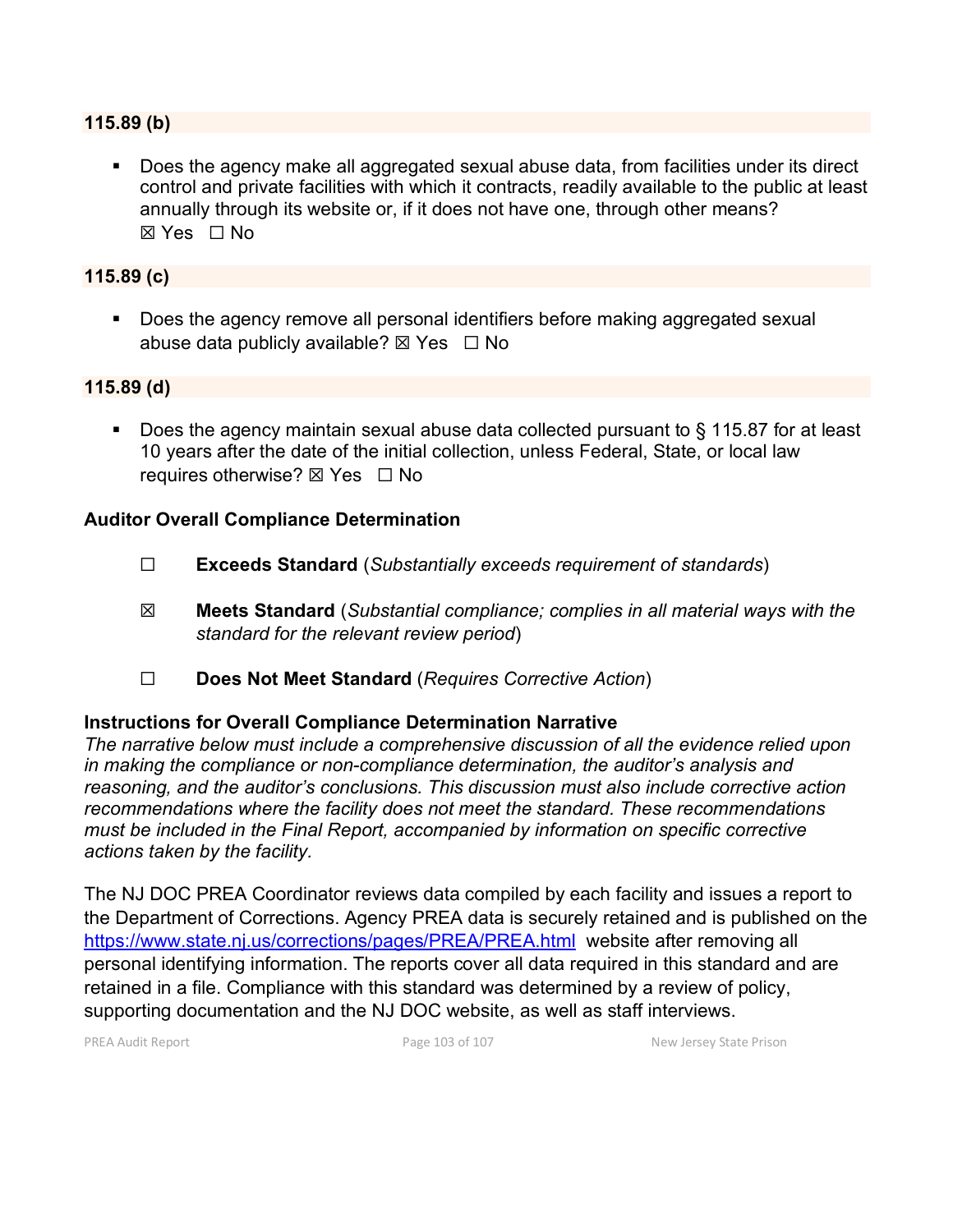**115.89 (b)**

- Does the agency make all aggregated sexual abuse data, from facilities under its direct control and private facilities with which it contracts, readily available to the public at least annually through its website or, if it does not have one, through other means? ☒ Yes ☐ No

**115.89 (c)**

- Does the agency remove all personal identifiers before making aggregated sexual abuse data publicly available? ☒ Yes ☐ No

**115.89 (d)**

- Does the agency maintain sexual abuse data collected pursuant to § 115.87 for at least 10 years after the date of the initial collection, unless Federal, State, or local law requires otherwise? ☒ Yes ☐ No

**Auditor Overall Compliance Determination**

☐ **Exceeds Standard** (*Substantially exceeds requirement of standards*)

☒ **Meets Standard** (*Substantial compliance; complies in all material ways with the standard for the relevant review period*)

☐ **Does Not Meet Standard** (*Requires Corrective Action*)

**Instructions for Overall Compliance Determination Narrative**

*The narrative below must include a comprehensive discussion of all the evidence relied upon in making the compliance or non-compliance determination, the auditor's analysis and reasoning, and the auditor's conclusions. This discussion must also include corrective action recommendations where the facility does not meet the standard. These recommendations must be included in the Final Report, accompanied by information on specific corrective actions taken by the facility.*

The NJ DOC PREA Coordinator reviews data compiled by each facility and issues a report to the Department of Corrections. Agency PREA data is securely retained and is published on the https://www.state.nj.us/corrections/pages/PREA/PREA.html website after removing all personal identifying information. The reports cover all data required in this standard and are retained in a file. Compliance with this standard was determined by a review of policy, supporting documentation and the NJ DOC website, as well as staff interviews.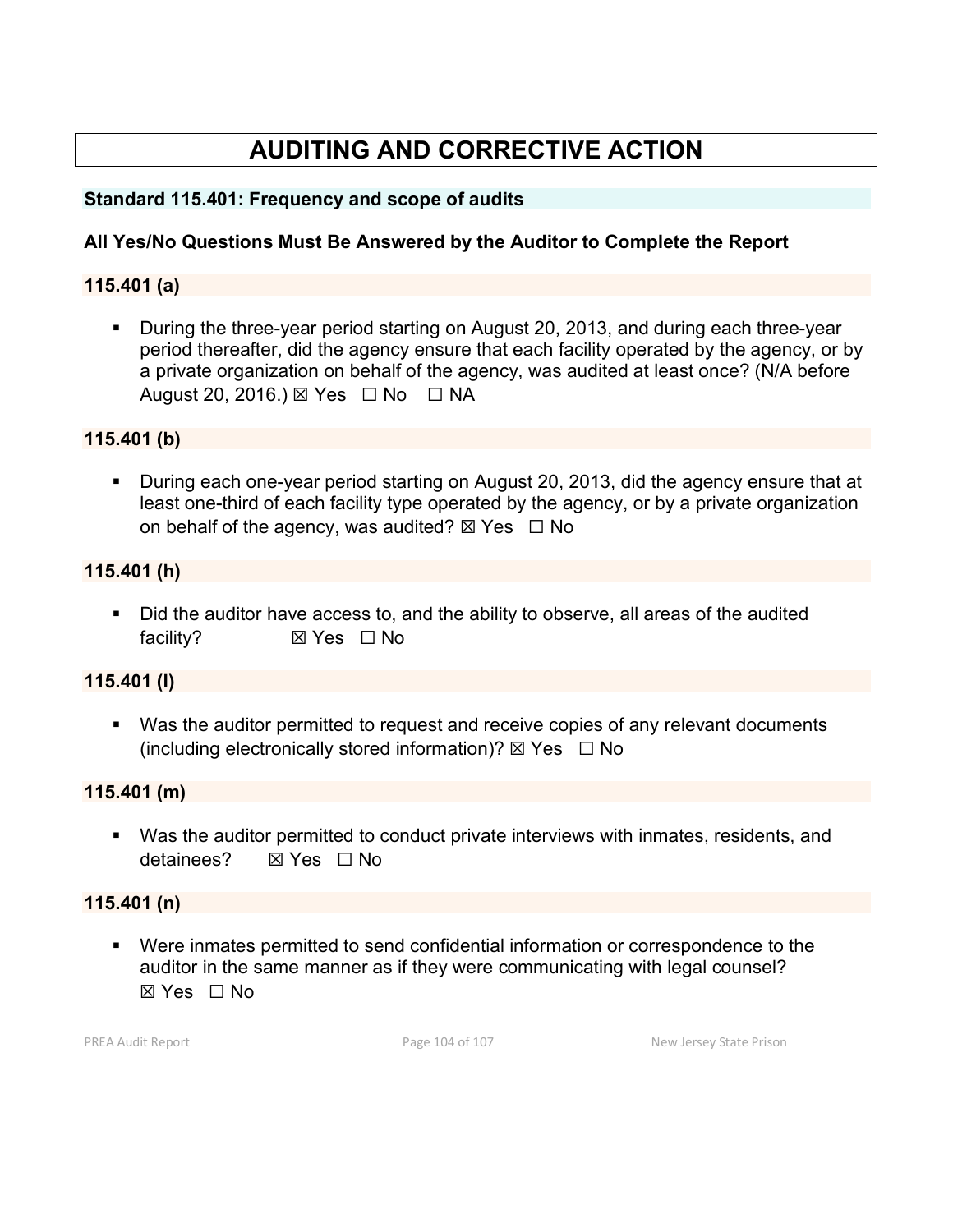# AUDITING AND CORRECTIVE ACTION

## Standard 115.401: Frequency and scope of audits

### All Yes/No Questions Must Be Answered by the Auditor to Complete the Report

#### 115.401 (a)

- During the three-year period starting on August 20, 2013, and during each three-year period thereafter, did the agency ensure that each facility operated by the agency, or by a private organization on behalf of the agency, was audited at least once? (N/A before August 20, 2016.) ☒ Yes ☐ No ☐ NA

#### 115.401 (b)

- During each one-year period starting on August 20, 2013, did the agency ensure that at least one-third of each facility type operated by the agency, or by a private organization on behalf of the agency, was audited? ☒ Yes ☐ No

#### 115.401 (h)

- Did the auditor have access to, and the ability to observe, all areas of the audited facility? ☒ Yes ☐ No

#### 115.401 (I)

- Was the auditor permitted to request and receive copies of any relevant documents (including electronically stored information)? ☒ Yes ☐ No

#### 115.401 (m)

- Was the auditor permitted to conduct private interviews with inmates, residents, and detainees? ☒ Yes ☐ No

#### 115.401 (n)

- Were inmates permitted to send confidential information or correspondence to the auditor in the same manner as if they were communicating with legal counsel? ☒ Yes ☐ No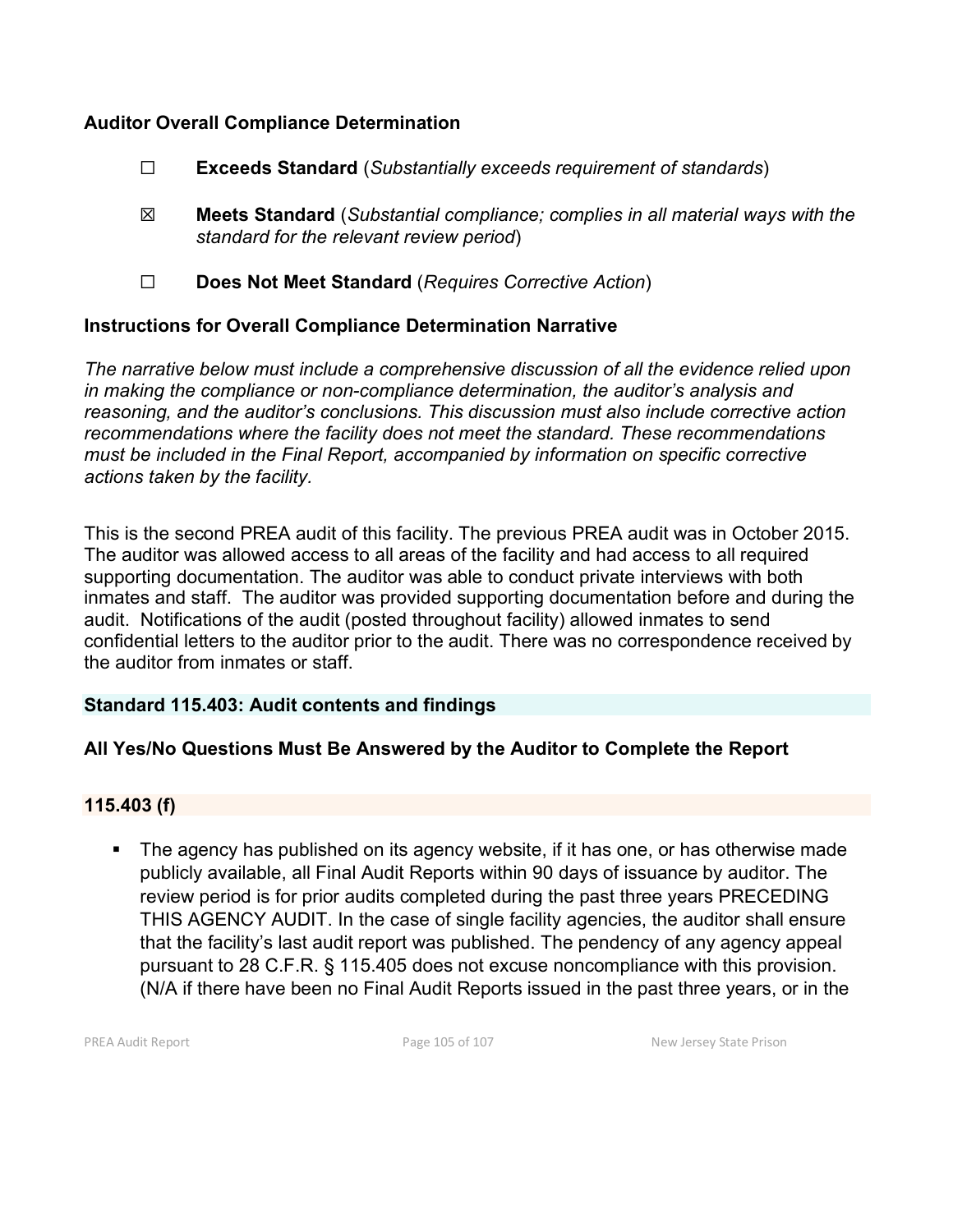### Auditor Overall Compliance Determination

☐ **Exceeds Standard** (*Substantially exceeds requirement of standards*)

☒ **Meets Standard** (*Substantial compliance; complies in all material ways with the standard for the relevant review period*)

☐ **Does Not Meet Standard** (*Requires Corrective Action*)

### Instructions for Overall Compliance Determination Narrative

*The narrative below must include a comprehensive discussion of all the evidence relied upon in making the compliance or non-compliance determination, the auditor's analysis and reasoning, and the auditor's conclusions. This discussion must also include corrective action recommendations where the facility does not meet the standard. These recommendations must be included in the Final Report, accompanied by information on specific corrective actions taken by the facility.*

This is the second PREA audit of this facility. The previous PREA audit was in October 2015. The auditor was allowed access to all areas of the facility and had access to all required supporting documentation. The auditor was able to conduct private interviews with both inmates and staff. The auditor was provided supporting documentation before and during the audit. Notifications of the audit (posted throughout facility) allowed inmates to send confidential letters to the auditor prior to the audit. There was no correspondence received by the auditor from inmates or staff.

## Standard 115.403: Audit contents and findings

### All Yes/No Questions Must Be Answered by the Auditor to Complete the Report

### 115.403 (f)

- The agency has published on its agency website, if it has one, or has otherwise made publicly available, all Final Audit Reports within 90 days of issuance by auditor. The review period is for prior audits completed during the past three years PRECEDING THIS AGENCY AUDIT. In the case of single facility agencies, the auditor shall ensure that the facility's last audit report was published. The pendency of any agency appeal pursuant to 28 C.F.R. § 115.405 does not excuse noncompliance with this provision. (N/A if there have been no Final Audit Reports issued in the past three years, or in the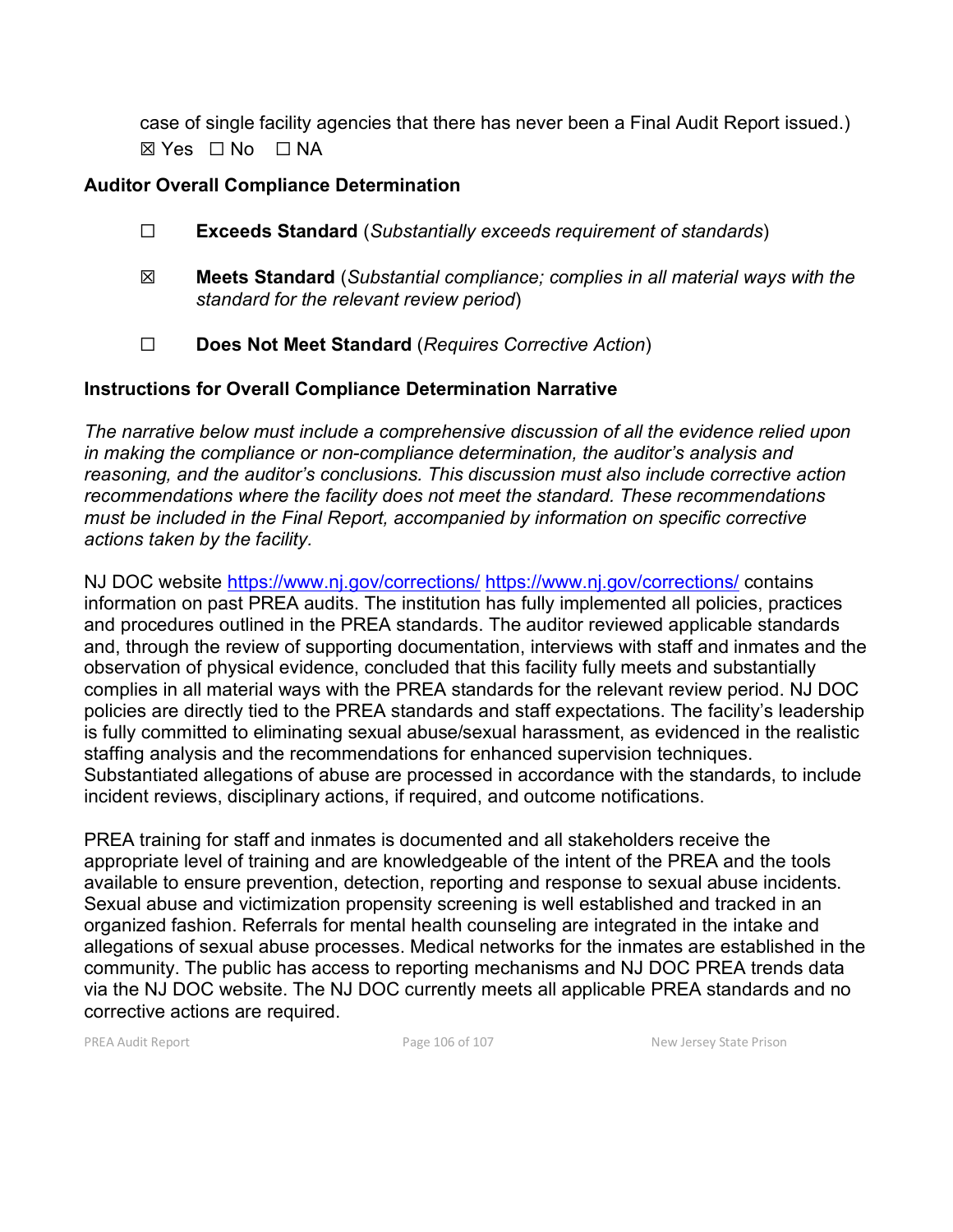case of single facility agencies that there has never been a Final Audit Report issued.)
☒ Yes ☐ No ☐ NA

### Auditor Overall Compliance Determination

☐ **Exceeds Standard** (*Substantially exceeds requirement of standards*)

☒ **Meets Standard** (*Substantial compliance; complies in all material ways with the standard for the relevant review period*)

☐ **Does Not Meet Standard** (*Requires Corrective Action*)

### Instructions for Overall Compliance Determination Narrative

*The narrative below must include a comprehensive discussion of all the evidence relied upon in making the compliance or non-compliance determination, the auditor's analysis and reasoning, and the auditor's conclusions. This discussion must also include corrective action recommendations where the facility does not meet the standard. These recommendations must be included in the Final Report, accompanied by information on specific corrective actions taken by the facility.*

NJ DOC website https://www.nj.gov/corrections/ https://www.nj.gov/corrections/ contains information on past PREA audits. The institution has fully implemented all policies, practices and procedures outlined in the PREA standards. The auditor reviewed applicable standards and, through the review of supporting documentation, interviews with staff and inmates and the observation of physical evidence, concluded that this facility fully meets and substantially complies in all material ways with the PREA standards for the relevant review period. NJ DOC policies are directly tied to the PREA standards and staff expectations. The facility's leadership is fully committed to eliminating sexual abuse/sexual harassment, as evidenced in the realistic staffing analysis and the recommendations for enhanced supervision techniques. Substantiated allegations of abuse are processed in accordance with the standards, to include incident reviews, disciplinary actions, if required, and outcome notifications.

PREA training for staff and inmates is documented and all stakeholders receive the appropriate level of training and are knowledgeable of the intent of the PREA and the tools available to ensure prevention, detection, reporting and response to sexual abuse incidents. Sexual abuse and victimization propensity screening is well established and tracked in an organized fashion. Referrals for mental health counseling are integrated in the intake and allegations of sexual abuse processes. Medical networks for the inmates are established in the community. The public has access to reporting mechanisms and NJ DOC PREA trends data via the NJ DOC website. The NJ DOC currently meets all applicable PREA standards and no corrective actions are required.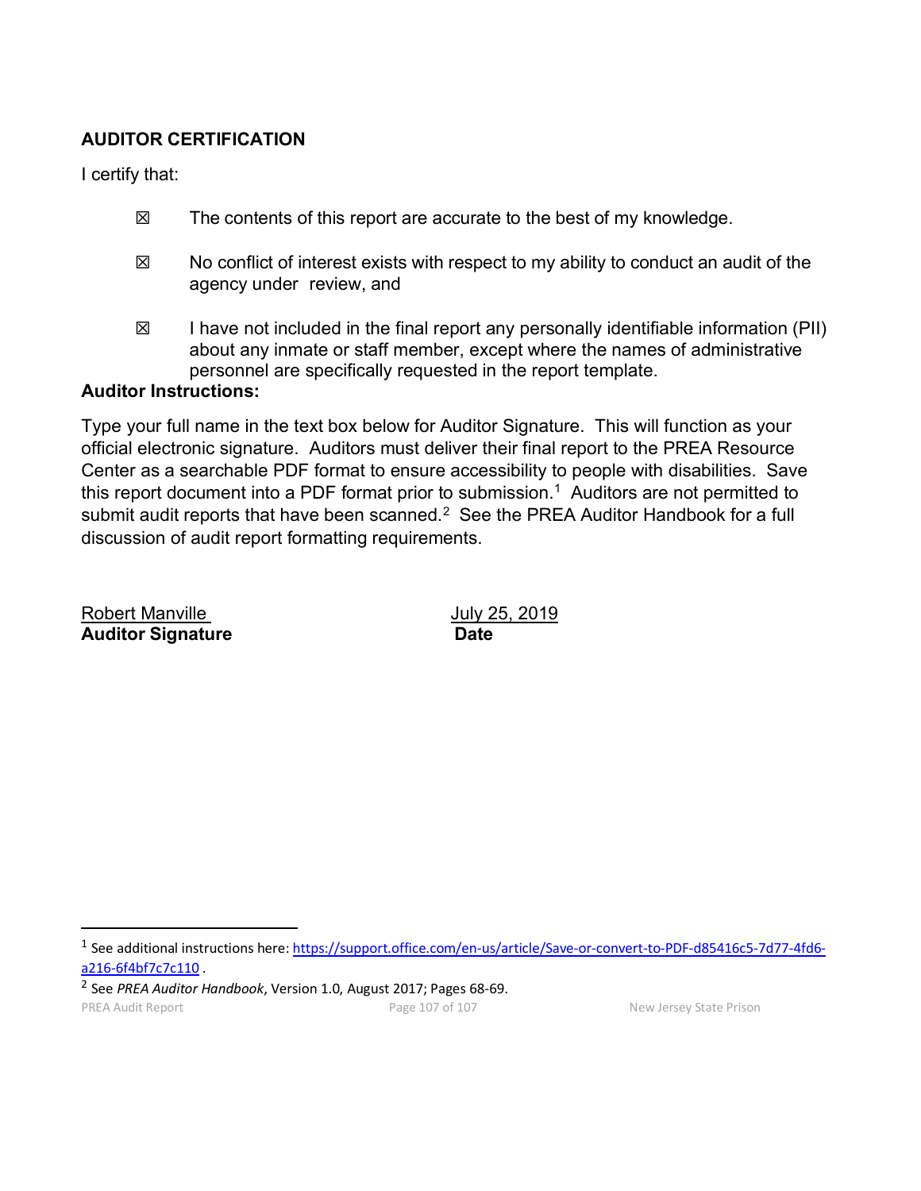## AUDITOR CERTIFICATION

I certify that:

- ☒ The contents of this report are accurate to the best of my knowledge.
- ☒ No conflict of interest exists with respect to my ability to conduct an audit of the agency under review, and
- ☒ I have not included in the final report any personally identifiable information (PII) about any inmate or staff member, except where the names of administrative personnel are specifically requested in the report template.

**Auditor Instructions:**

Type your full name in the text box below for Auditor Signature. This will function as your official electronic signature. Auditors must deliver their final report to the PREA Resource Center as a searchable PDF format to ensure accessibility to people with disabilities. Save this report document into a PDF format prior to submission.[1] Auditors are not permitted to submit audit reports that have been scanned.[2] See the PREA Auditor Handbook for a full discussion of audit report formatting requirements.

| | |
|---|---|
| Robert Manville | July 25, 2019 |
| **Auditor Signature** | **Date** |

---

[1] See additional instructions here: https://support.office.com/en-us/article/Save-or-convert-to-PDF-d85416c5-7d77-4fd6-a216-6f4bf7c7c110 .

[2] See *PREA Auditor Handbook*, Version 1.0, August 2017; Pages 68-69.